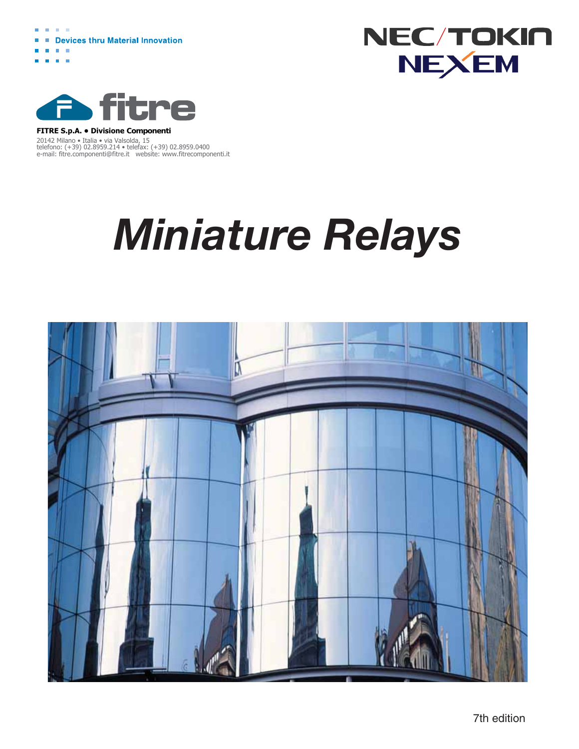Devices thru Material Innovation

NEC/TOKIN

NEXEM

fitre

**FITRE S.p.A. • Divisione Componenti**

20142 Milano • Italia • via Valsolda, 15
telefono: (+39) 02.8959.214 • telefax: (+39) 02.8959.0400
e-mail: fitre.componenti@fitre.it website: www.fitrecomponenti.it

# *Miniature Relays*

7th edition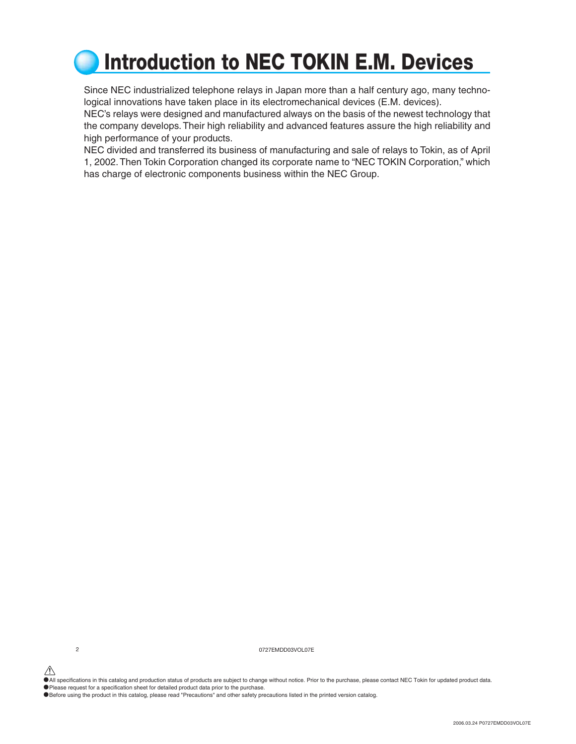# Introduction to NEC TOKIN E.M. Devices

Since NEC industrialized telephone relays in Japan more than a half century ago, many technological innovations have taken place in its electromechanical devices (E.M. devices).
NEC's relays were designed and manufactured always on the basis of the newest technology that the company develops. Their high reliability and advanced features assure the high reliability and high performance of your products.
NEC divided and transferred its business of manufacturing and sale of relays to Tokin, as of April 1, 2002. Then Tokin Corporation changed its corporate name to "NEC TOKIN Corporation," which has charge of electronic components business within the NEC Group.

0727EMDD03VOL07E

⚠
- All specifications in this catalog and production status of products are subject to change without notice. Prior to the purchase, please contact NEC Tokin for updated product data.
- Please request for a specification sheet for detailed product data prior to the purchase.
- Before using the product in this catalog, please read "Precautions" and other safety precautions listed in the printed version catalog.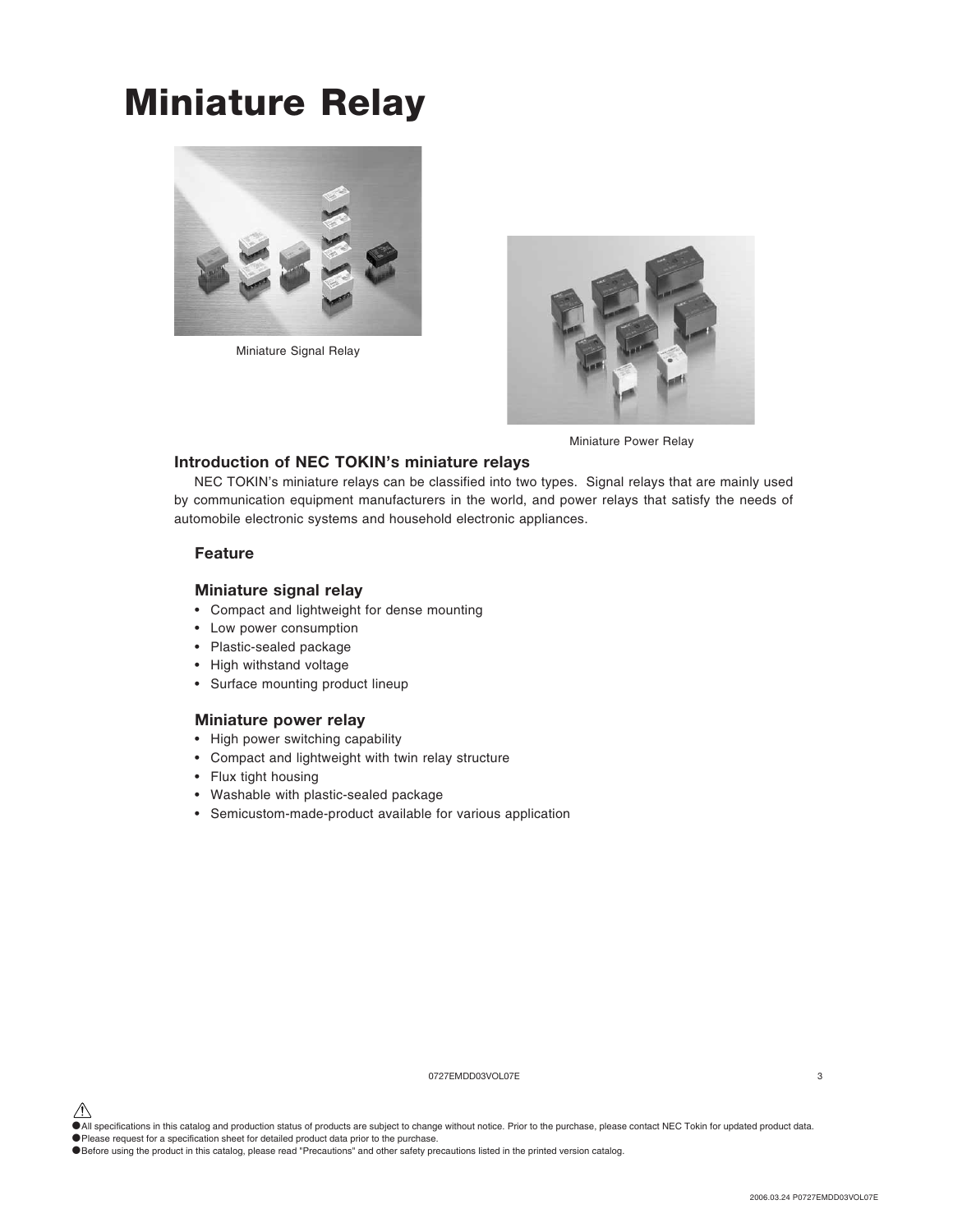# Miniature Relay

Miniature Signal Relay

Miniature Power Relay

## Introduction of NEC TOKIN's miniature relays

NEC TOKIN's miniature relays can be classified into two types. Signal relays that are mainly used by communication equipment manufacturers in the world, and power relays that satisfy the needs of automobile electronic systems and household electronic appliances.

### Feature

### Miniature signal relay

- Compact and lightweight for dense mounting
- Low power consumption
- Plastic-sealed package
- High withstand voltage
- Surface mounting product lineup

### Miniature power relay

- High power switching capability
- Compact and lightweight with twin relay structure
- Flux tight housing
- Washable with plastic-sealed package
- Semicustom-made-product available for various application

0727EMDD03VOL07E

- All specifications in this catalog and production status of products are subject to change without notice. Prior to the purchase, please contact NEC Tokin for updated product data.
- Please request for a specification sheet for detailed product data prior to the purchase.
- Before using the product in this catalog, please read "Precautions" and other safety precautions listed in the printed version catalog.

2006.03.24 P0727EMDD03VOL07E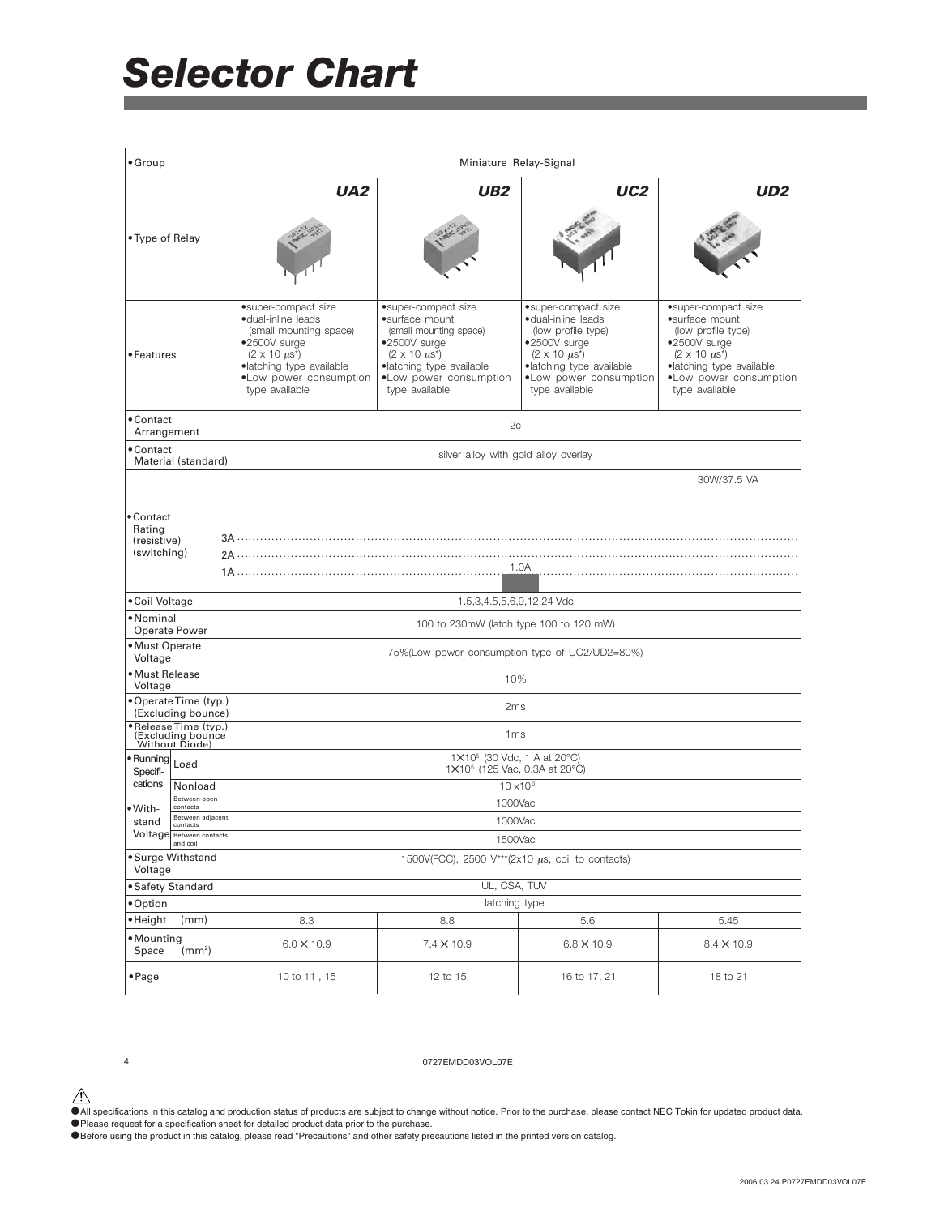# Selector Chart

| •Group | | Miniature Relay-Signal | | | |
|---|---|---|---|---|---|
| •Type of Relay | | ***UA2*** | ***UB2*** | ***UC2*** | ***UD2*** |
| •Features | | •super-compact size<br>•dual-inline leads<br>(small mounting space)<br>•2500V surge<br>(2 x 10 μs*)<br>•latching type available<br>•Low power consumption type available | •super-compact size<br>•surface mount<br>(small mounting space)<br>•2500V surge<br>(2 x 10 μs*)<br>•latching type available<br>•Low power consumption type available | •super-compact size<br>•dual-inline leads<br>(low profile type)<br>•2500V surge<br>(2 x 10 μs*)<br>•latching type available<br>•Low power consumption type available | •super-compact size<br>•surface mount<br>(low profile type)<br>•2500V surge<br>(2 x 10 μs*)<br>•latching type available<br>•Low power consumption type available |
| •Contact Arrangement | | 2c | | | |
| •Contact Material (standard) | | silver alloy with gold alloy overlay | | | |
| •Contact Rating (resistive) (switching) | | 1.0A, 30W/37.5 VA | | | |
| •Coil Voltage | | 1.5,3,4.5,5,6,9,12,24 Vdc | | | |
| •Nominal Operate Power | | 100 to 230mW (latch type 100 to 120 mW) | | | |
| •Must Operate Voltage | | 75%(Low power consumption type of UC2/UD2=80%) | | | |
| •Must Release Voltage | | 10% | | | |
| •Operate Time (typ.) (Excluding bounce) | | 2ms | | | |
| •Release Time (typ.) (Excluding bounce Without Diode) | | 1ms | | | |
| •Running Specifications | Load | 1×10⁵ (30 Vdc, 1 A at 20°C)<br>1×10⁵ (125 Vac, 0.3A at 20°C) | | | |
| | Nonload | 10 x10⁶ | | | |
| •Withstand Voltage | Between open contacts | 1000Vac | | | |
| | Between adjacent contacts | 1000Vac | | | |
| | Between contacts and coil | 1500Vac | | | |
| •Surge Withstand Voltage | | 1500V(FCC), 2500 V***(2x10 μs, coil to contacts) | | | |
| •Safety Standard | | UL, CSA, TUV | | | |
| •Option | | latching type | | | |
| •Height (mm) | | 8.3 | 8.8 | 5.6 | 5.45 |
| •Mounting Space ($mm^2$) | | 6.0 × 10.9 | 7.4 × 10.9 | 6.8 × 10.9 | 8.4 × 10.9 |
| •Page | | 10 to 11 , 15 | 12 to 15 | 16 to 17, 21 | 18 to 21 |

0727EMDD03VOL07E

⚠
- All specifications in this catalog and production status of products are subject to change without notice. Prior to the purchase, please contact NEC Tokin for updated product data.
- Please request for a specification sheet for detailed product data prior to the purchase.
- Before using the product in this catalog, please read "Precautions" and other safety precautions listed in the printed version catalog.

2006.03.24 P0727EMDD03VOL07E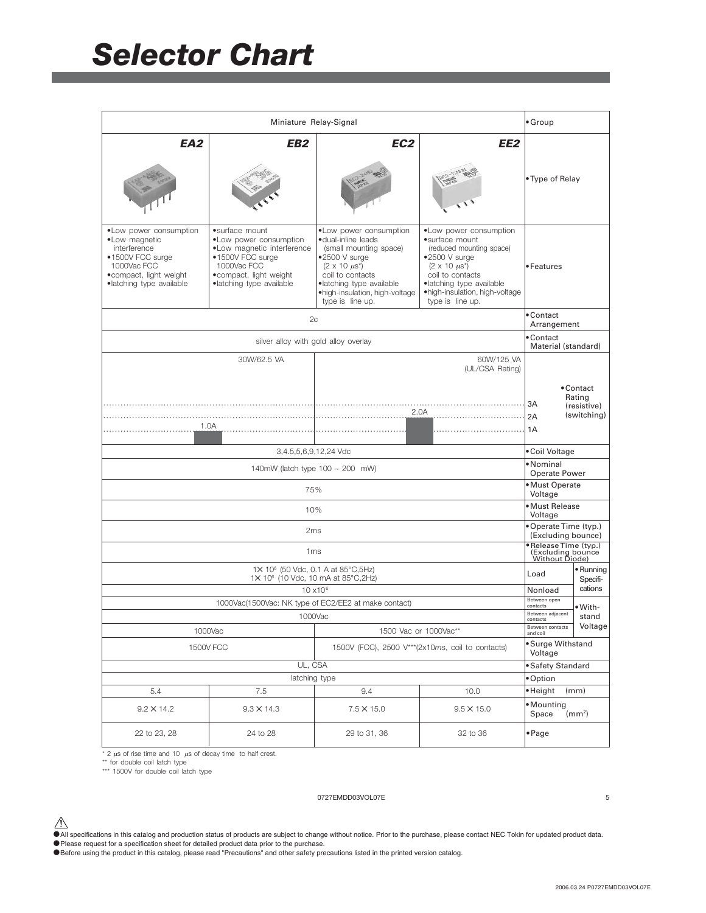# Selector Chart

| Miniature Relay-Signal | | | | •Group |
|---|---|---|---|---|
| ***EA2*** | ***EB2*** | ***EC2*** | ***EE2*** | •Type of Relay |
| •Low power consumption<br>•Low magnetic interference<br>•1500V FCC surge 1000Vac FCC<br>•compact, light weight<br>•latching type available | •surface mount<br>•Low power consumption<br>•Low magnetic interference<br>•1500V FCC surge 1000Vac FCC<br>•compact, light weight<br>•latching type available | •Low power consumption<br>•dual-inline leads (small mounting space)<br>•2500 V surge (2 x 10 μs*) coil to contacts<br>•latching type available<br>•high-insulation, high-voltage type is line up. | •Low power consumption<br>•surface mount (reduced mounting space)<br>•2500 V surge (2 x 10 μs*) coil to contacts<br>•latching type available<br>•high-insulation, high-voltage type is line up. | •Features |
| 2c | | | | •Contact Arrangement |
| silver alloy with gold alloy overlay | | | | •Contact Material (standard) |
| 30W/62.5 VA; 1.0A | | 60W/125 VA (UL/CSA Rating); 2.0A | | •Contact Rating (resistive) (switching) 3A / 2A / 1A |
| 3,4.5,5,6,9,12,24 Vdc | | | | •Coil Voltage |
| 140mW (latch type 100 ~ 200 mW) | | | | •Nominal Operate Power |
| 75% | | | | •Must Operate Voltage |
| 10% | | | | •Must Release Voltage |
| 2ms | | | | •Operate Time (typ.) (Excluding bounce) |
| 1ms | | | | •Release Time (typ.) (Excluding bounce Without Diode) |
| 1× 10⁶ (50 Vdc, 0.1 A at 85°C,5Hz)<br>1× 10⁶ (10 Vdc, 10 mA at 85°C,2Hz) | | | | •Running Specifications: Load |
| 10 x10⁶ | | | | •Running Specifications: Nonload |
| 1000Vac(1500Vac: NK type of EC2/EE2 at make contact) | | | | •Withstand Voltage: Between open contacts |
| 1000Vac | | | | •Withstand Voltage: Between adjacent contacts |
| 1000Vac | | 1500 Vac or 1000Vac** | | •Withstand Voltage: Between contacts and coil |
| 1500V FCC | | 1500V (FCC), 2500 V***(2x10ms, coil to contacts) | | •Surge Withstand Voltage |
| UL, CSA | | | | •Safety Standard |
| latching type | | | | •Option |
| 5.4 | 7.5 | 9.4 | 10.0 | •Height (mm) |
| 9.2 × 14.2 | 9.3 × 14.3 | 7.5 × 15.0 | 9.5 × 15.0 | •Mounting Space ($mm^2$) |
| 22 to 23, 28 | 24 to 28 | 29 to 31, 36 | 32 to 36 | •Page |

\* 2 μs of rise time and 10 μs of decay time to half crest.
** for double coil latch type
*** 1500V for double coil latch type

0727EMDD03VOL07E

⚠
- All specifications in this catalog and production status of products are subject to change without notice. Prior to the purchase, please contact NEC Tokin for updated product data.
- Please request for a specification sheet for detailed product data prior to the purchase.
- Before using the product in this catalog, please read "Precautions" and other safety precautions listed in the printed version catalog.

2006.03.24 P0727EMDD03VOL07E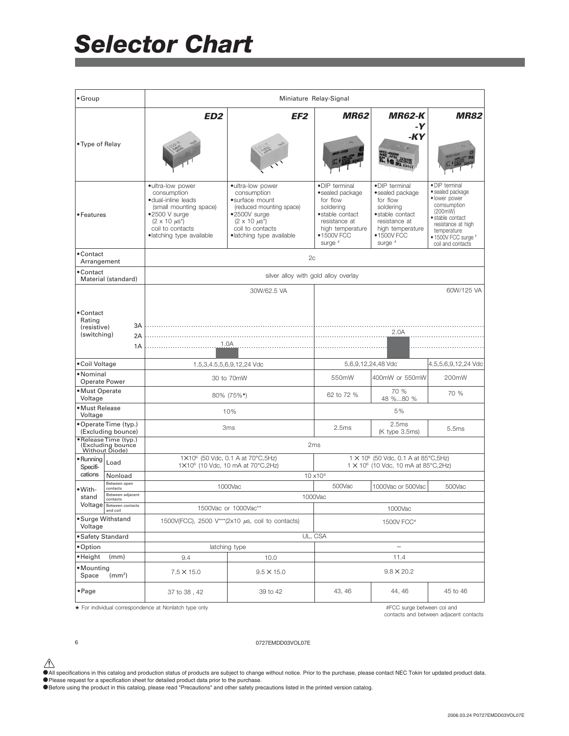# Selector Chart

| •Group | | Miniature Relay-Signal | | | | |
|---|---|---|---|---|---|---|
| •Type of Relay | | **ED2** | **EF2** | **MR62** | **MR62-K -Y -KY** | **MR82** |
| •Features | | •ultra-low power consumption •dual-inline leads (small mounting space) •2500 V surge (2 x 10 μs*) coil to contacts •latching type available | •ultra-low power consumption •surface mount (reduced mounting space) •2500V surge (2 x 10 μs*) coil to contacts •latching type available | •DIP terminal •sealed package for flow soldering •stable contact resistance at high temperature •1500V FCC surge # | •DIP terminal •sealed package for flow soldering •stable contact resistance at high temperature •1500V FCC surge # | •DIP terminal •sealed package •lower power comsumption (200mW) •stable contact resistance at high temperature •1500V FCC surge # coil and contacts |
| •Contact Arrangement | | 2c | | | | |
| •Contact Material (standard) | | silver alloy with gold alloy overlay | | | | |
| •Contact Rating (resistive) (switching) | | 30W/62.5 VA, 1.0A | | 60W/125 VA, 2.0A | | |
| •Coil Voltage | | 1.5,3,4.5,5,6,9,12,24 Vdc | | 5,6,9,12,24,48 Vdc | | 4.5,5,6,9,12,24 Vdc |
| •Nominal Operate Power | | 30 to 70mW | | 550mW | 400mW or 550mW | 200mW |
| •Must Operate Voltage | | 80% (75%★) | | 62 to 72 % | 70 % 48 %...80 % | 70 % |
| •Must Release Voltage | | 10% | | 5% | | |
| •Operate Time (typ.) (Excluding bounce) | | 3ms | | 2.5ms | 2.5ms (K type 3.5ms) | 5.5ms |
| •Release Time (typ.) (Excluding bounce Without Diode) | | 2ms | | | | |
| •Running Specifi-cations | Load | $1 \times 10^6$ (50 Vdc, 0.1 A at 70°C,5Hz) $1 \times 10^6$ (10 Vdc, 10 mA at 70°C,2Hz) | | $1 \times 10^6$ (50 Vdc, 0.1 A at 85°C,5Hz) $1 \times 10^6$ (10 Vdc, 10 mA at 85°C,2Hz) | | |
| | Nonload | $10 \times 10^6$ | | | | |
| •With-stand Voltage | Between open contacts | 1000Vac | | 500Vac | 1000Vac or 500Vac | 500Vac |
| | Between adjacent contacts | 1000Vac | | | | |
| | Between contacts and coil | 1500Vac or 1000Vac** | | 1000Vac | | |
| •Surge Withstand Voltage | | 1500V(FCC), 2500 V***(2x10 μs, coil to contacts) | | 1500V FCC# | | |
| •Safety Standard | | UL, CSA | | | | |
| •Option | | latching type | | – | | |
| •Height (mm) | | 9.4 | 10.0 | 11.4 | | |
| •Mounting Space (mm²) | | 7.5 × 15.0 | 9.5 × 15.0 | 9.8 × 20.2 | | |
| •Page | | 37 to 38 , 42 | 39 to 42 | 43, 46 | 44, 46 | 45 to 46 |

★ For individual correspondence at Nonlatch type only

#FCC surge between coi and contacts and between adjacent contacts

0727EMDD03VOL07E

⚠
- All specifications in this catalog and production status of products are subject to change without notice. Prior to the purchase, please contact NEC Tokin for updated product data.
- Please request for a specification sheet for detailed product data prior to the purchase.
- Before using the product in this catalog, please read "Precautions" and other safety precautions listed in the printed version catalog.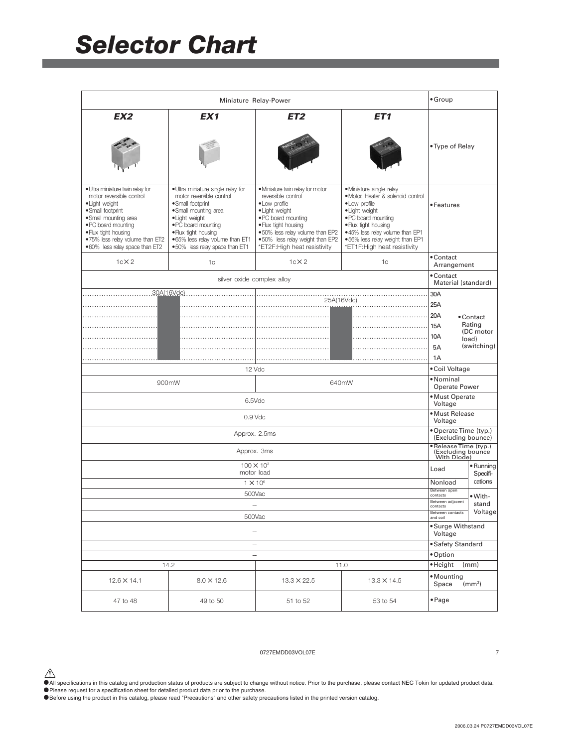# Selector Chart

| Miniature Relay-Power | | | | •Group |
|---|---|---|---|---|
| **EX2** | **EX1** | **ET2** | **ET1** | •Type of Relay |
| •Ultra miniature twin relay for motor reversible control<br>•Light weight<br>•Small footprint<br>•Small mounting area<br>•PC board mounting<br>•Flux tight housing<br>•75% less relay volume than ET2<br>•60% less relay space than ET2 | •Ultra miniature single relay for motor reversible control<br>•Small footprint<br>•Small mounting area<br>•Light weight<br>•PC board mounting<br>•Flux tight housing<br>•65% less relay volume than ET1<br>•50% less relay space than ET1 | •Miniature twin relay for motor reversible control<br>•Low profile<br>•Light weight<br>•PC board mounting<br>•Flux tight housing<br>•50% less relay volume than EP2<br>•50% less relay weight than EP2<br>*ET2F:High heat resistivity | •Miniature single relay<br>•Motor, Heater & solenoid control<br>•Low profile<br>•Light weight<br>•PC board mounting<br>•Flux tight housing<br>•45% less relay volume than EP1<br>•56% less relay weight than EP1<br>*ET1F:High heat resistivity | •Features |
| 1c×2 | 1c | 1c×2 | 1c | •Contact Arrangement |
| silver oxide complex alloy | | | | •Contact Material (standard) |
| 30A(16Vdc) | | 25A(16Vdc) | | •Contact Rating (DC motor load) (switching) |
| 12 Vdc | | | | •Coil Voltage |
| 900mW | | 640mW | | •Nominal Operate Power |
| 6.5Vdc | | | | •Must Operate Voltage |
| 0.9 Vdc | | | | •Must Release Voltage |
| Approx. 2.5ms | | | | •Operate Time (typ.) (Excluding bounce) |
| Approx. 3ms | | | | •Release Time (typ.) (Excluding bounce With Diode) |
| $100 \times 10^3$ motor load | | | | •Running Specifications: Load |
| $1 \times 10^6$ | | | | •Running Specifications: Nonload |
| 500Vac | | | | •Withstand Voltage: Between open contacts |
| – | | | | •Withstand Voltage: Between adjacent contacts |
| 500Vac | | | | •Withstand Voltage: Between contacts and coil |
| – | | | | •Surge Withstand Voltage |
| – | | | | •Safety Standard |
| – | | | | •Option |
| 14.2 | | 11.0 | | •Height (mm) |
| 12.6×14.1 | 8.0×12.6 | 13.3×22.5 | 13.3×14.5 | •Mounting Space ($mm^2$) |
| 47 to 48 | 49 to 50 | 51 to 52 | 53 to 54 | •Page |

0727EMDD03VOL07E

●All specifications in this catalog and production status of products are subject to change without notice. Prior to the purchase, please contact NEC Tokin for updated product data.
●Please request for a specification sheet for detailed product data prior to the purchase.
●Before using the product in this catalog, please read "Precautions" and other safety precautions listed in the printed version catalog.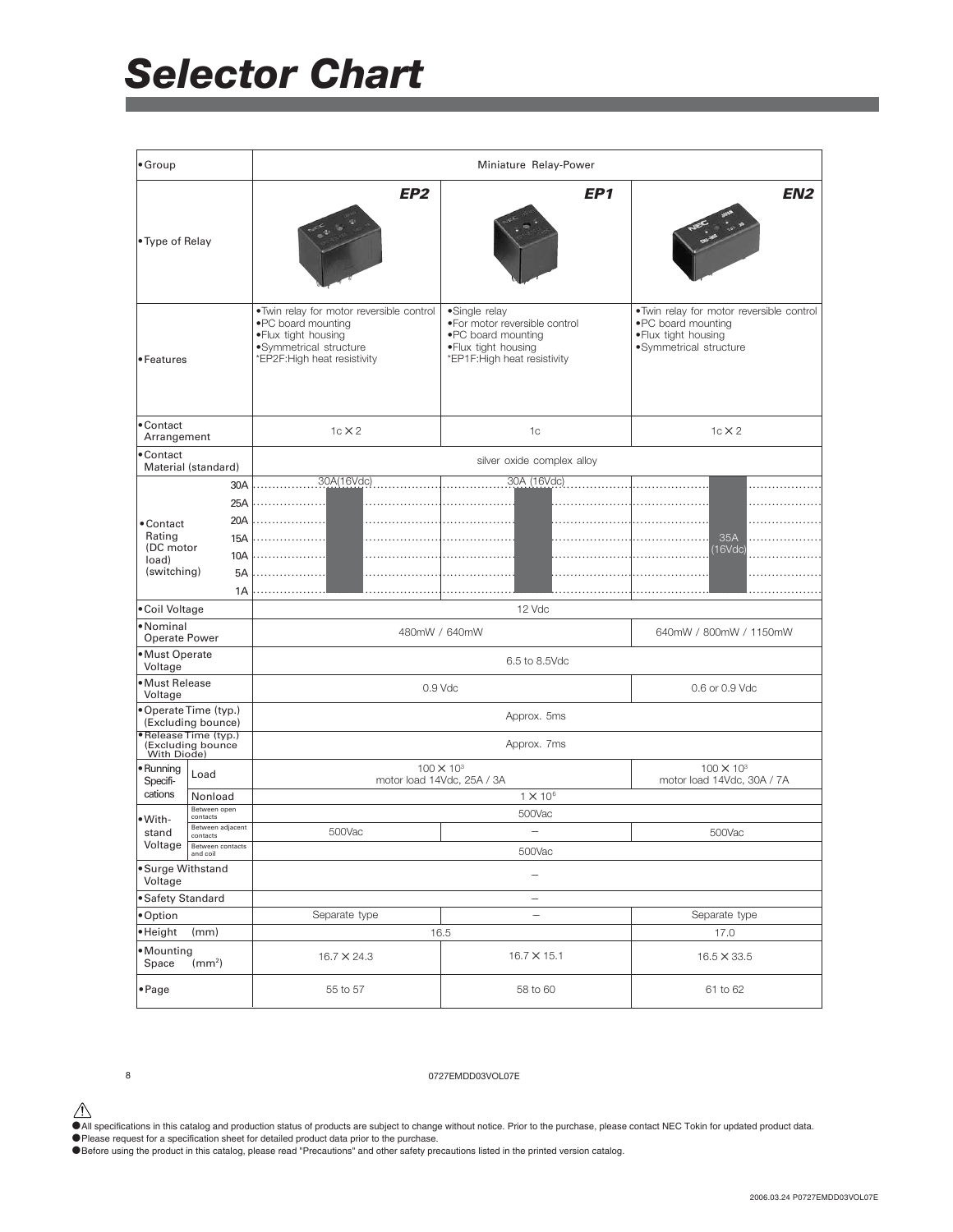# Selector Chart

| •Group | | Miniature Relay-Power | | |
|---|---|---|---|---|
| •Type of Relay | | EP2 | EP1 | EN2 |
| •Features | | •Twin relay for motor reversible control<br>•PC board mounting<br>•Flux tight housing<br>•Symmetrical structure<br>*EP2F:High heat resistivity | •Single relay<br>•For motor reversible control<br>•PC board mounting<br>•Flux tight housing<br>*EP1F:High heat resistivity | •Twin relay for motor reversible control<br>•PC board mounting<br>•Flux tight housing<br>•Symmetrical structure |
| •Contact Arrangement | | 1c × 2 | 1c | 1c × 2 |
| •Contact Material (standard) | | silver oxide complex alloy | | |
| •Contact Rating (DC motor load) (switching) | | 30A(16Vdc) | 30A (16Vdc) | 35A (16Vdc) |
| •Coil Voltage | | 12 Vdc | | |
| •Nominal Operate Power | | 480mW / 640mW | | 640mW / 800mW / 1150mW |
| •Must Operate Voltage | | 6.5 to 8.5Vdc | | |
| •Must Release Voltage | | 0.9 Vdc | | 0.6 or 0.9 Vdc |
| •Operate Time (typ.) (Excluding bounce) | | Approx. 5ms | | |
| •Release Time (typ.) (Excluding bounce With Diode) | | Approx. 7ms | | |
| •Running Specifications | Load | $100 \times 10^3$ motor load 14Vdc, 25A / 3A | | $100 \times 10^3$ motor load 14Vdc, 30A / 7A |
| | Nonload | $1 \times 10^6$ | | |
| •Withstand Voltage | Between open contacts | 500Vac | | |
| | Between adjacent contacts | 500Vac | – | 500Vac |
| | Between contacts and coil | 500Vac | | |
| •Surge Withstand Voltage | | – | | |
| •Safety Standard | | – | | |
| •Option | | Separate type | – | Separate type |
| •Height (mm) | | 16.5 | | 17.0 |
| •Mounting Space ($mm^2$) | | 16.7 × 24.3 | 16.7 × 15.1 | 16.5 × 33.5 |
| •Page | | 55 to 57 | 58 to 60 | 61 to 62 |

0727EMDD03VOL07E

●All specifications in this catalog and production status of products are subject to change without notice. Prior to the purchase, please contact NEC Tokin for updated product data.
●Please request for a specification sheet for detailed product data prior to the purchase.
●Before using the product in this catalog, please read "Precautions" and other safety precautions listed in the printed version catalog.

2006.03.24 P0727EMDD03VOL07E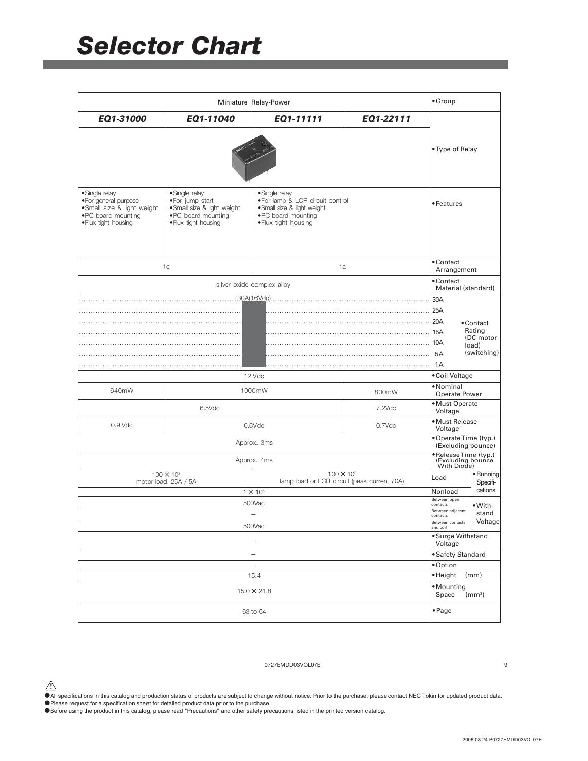# Selector Chart

| EQ1-31000 | EQ1-11040 | EQ1-11111 | EQ1-22111 | •Group: Miniature Relay-Power |
|---|---|---|---|---|
| | | | | •Type of Relay |
| •Single relay<br>•For general purpose<br>•Small size & light weight<br>•PC board mounting<br>•Flux tight housing | •Single relay<br>•For jump start<br>•Small size & light weight<br>•PC board mounting<br>•Flux tight housing | •Single relay<br>•For lamp & LCR circuit control<br>•Small size & light weight<br>•PC board mounting<br>•Flux tight housing | | •Features |
| 1c | | 1a | | •Contact Arrangement |
| silver oxide complex alloy | | | | •Contact Material (standard) |
| 30A(16Vdc) | | | | •Contact Rating (DC motor load) (switching) |
| 12 Vdc | | | | •Coil Voltage |
| 640mW | 1000mW | | 800mW | •Nominal Operate Power |
| 6.5Vdc | | | 7.2Vdc | •Must Operate Voltage |
| 0.9 Vdc | 0.6Vdc | | 0.7Vdc | •Must Release Voltage |
| Approx. 3ms | | | | •Operate Time (typ.) (Excluding bounce) |
| Approx. 4ms | | | | •Release Time (typ.) (Excluding bounce With Diode) |
| 100 × $10^3$ motor load, 25A / 5A | | 100 × $10^3$ lamp load or LCR circuit (peak current 70A) | | •Running Specifications: Load |
| 1 × $10^6$ | | | | •Running Specifications: Nonload |
| 500Vac | | | | •Withstand Voltage: Between open contacts |
| – | | | | •Withstand Voltage: Between adjacent contacts |
| 500Vac | | | | •Withstand Voltage: Between contacts and coil |
| – | | | | •Surge Withstand Voltage |
| – | | | | •Safety Standard |
| – | | | | •Option |
| 15.4 | | | | •Height (mm) |
| 15.0 × 21.8 | | | | •Mounting Space ($mm^2$) |
| 63 to 64 | | | | •Page |

0727EMDD03VOL07E

●All specifications in this catalog and production status of products are subject to change without notice. Prior to the purchase, please contact NEC Tokin for updated product data.
●Please request for a specification sheet for detailed product data prior to the purchase.
●Before using the product in this catalog, please read "Precautions" and other safety precautions listed in the printed version catalog.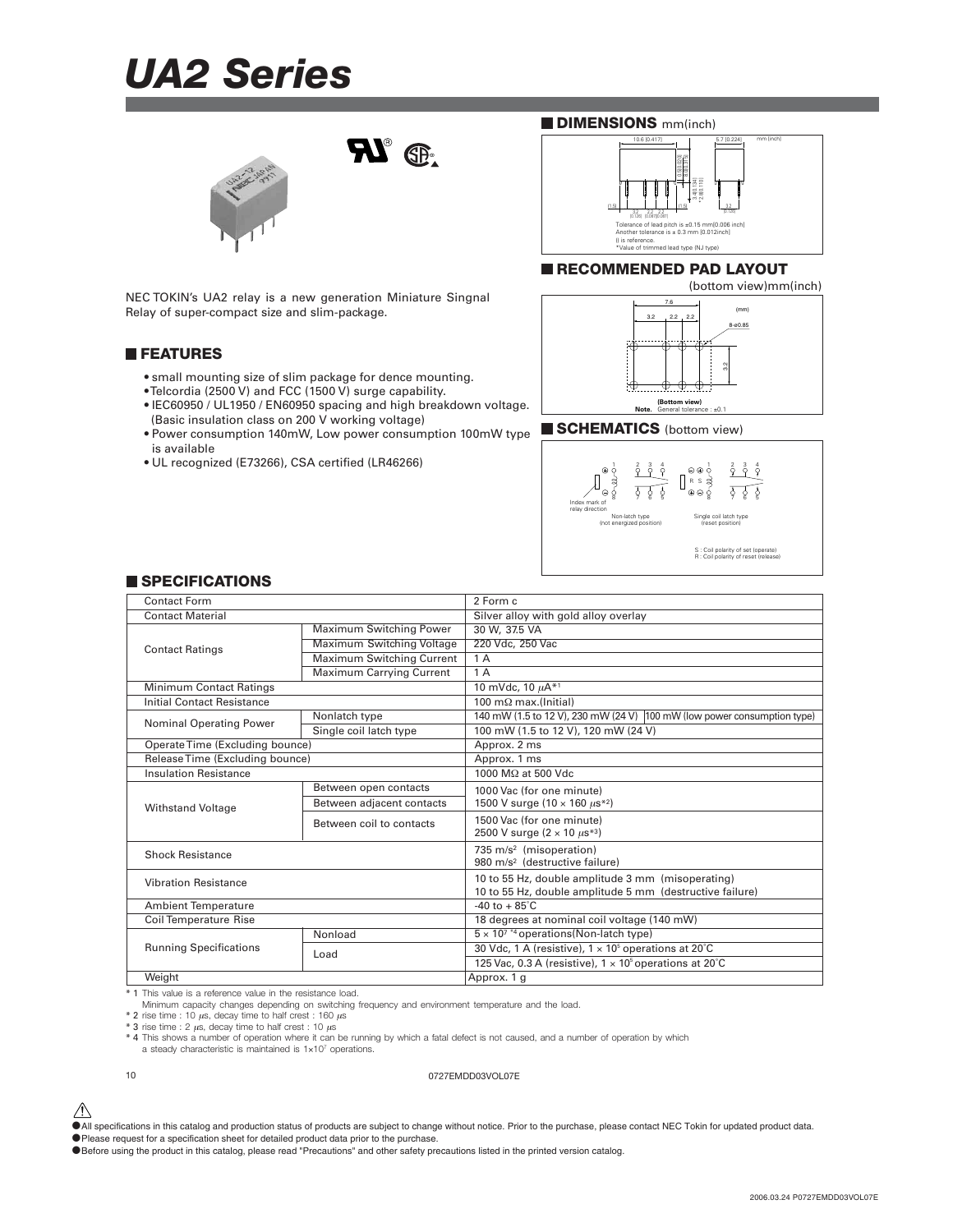# UA2 Series

NEC TOKIN's UA2 relay is a new generation Miniature Singnal Relay of super-compact size and slim-package.

## FEATURES

- small mounting size of slim package for dence mounting.
- Telcordia (2500 V) and FCC (1500 V) surge capability.
- IEC60950 / UL1950 / EN60950 spacing and high breakdown voltage. (Basic insulation class on 200 V working voltage)
- Power consumption 140mW, Low power consumption 100mW type is available
- UL recognized (E73266), CSA certified (LR46266)

## DIMENSIONS mm(inch)

10.6 (0.417)
5.7 (0.224)
mm (inch)

Tolerance of lead pitch is ±0.15 mm(0.006 inch)
Another tolerance is ± 0.3 mm (0.012inch)
() is reference.
*Value of trimmed lead type (NJ type)

## RECOMMENDED PAD LAYOUT

(bottom view)mm(inch)

7.6
3.2 2.2 2.2
(mm)
8-ø0.85
3.2

(Bottom view)
**Note.** General tolerance : ±0.1

## SCHEMATICS (bottom view)

Index mark of relay direction

Non-latch type (not energized position)

Single coil latch type (reset position)

S : Coil polarity of set (operate)
R : Coil polarity of reset (release)

## SPECIFICATIONS

| Contact Form | | 2 Form c |
|---|---|---|
| Contact Material | | Silver alloy with gold alloy overlay |
| Contact Ratings | Maximum Switching Power | 30 W, 37.5 VA |
| | Maximum Switching Voltage | 220 Vdc, 250 Vac |
| | Maximum Switching Current | 1 A |
| | Maximum Carrying Current | 1 A |
| Minimum Contact Ratings | | 10 mVdc, 10 μA*1 |
| Initial Contact Resistance | | 100 mΩ max.(Initial) |
| Nominal Operating Power | Nonlatch type | 140 mW (1.5 to 12 V), 230 mW (24 V) 100 mW (low power consumption type) |
| | Single coil latch type | 100 mW (1.5 to 12 V), 120 mW (24 V) |
| Operate Time (Excluding bounce) | | Approx. 2 ms |
| Release Time (Excluding bounce) | | Approx. 1 ms |
| Insulation Resistance | | 1000 MΩ at 500 Vdc |
| Withstand Voltage | Between open contacts | 1000 Vac (for one minute) 1500 V surge ($10 \times 160$ μs*2) |
| | Between adjacent contacts | |
| | Between coil to contacts | 1500 Vac (for one minute) 2500 V surge ($2 \times 10$ μs*3) |
| Shock Resistance | | 735 m/s² (misoperation) 980 m/s² (destructive failure) |
| Vibration Resistance | | 10 to 55 Hz, double amplitude 3 mm (misoperating) 10 to 55 Hz, double amplitude 5 mm (destructive failure) |
| Ambient Temperature | | -40 to + 85°C |
| Coil Temperature Rise | | 18 degrees at nominal coil voltage (140 mW) |
| Running Specifications | Nonload | $5 \times 10^7$ *4 operations(Non-latch type) |
| | Load | 30 Vdc, 1 A (resistive), $1 \times 10^5$ operations at 20°C |
| | | 125 Vac, 0.3 A (resistive), $1 \times 10^5$ operations at 20°C |
| Weight | | Approx. 1 g |

\* 1 This value is a reference value in the resistance load.
Minimum capacity changes depending on switching frequency and environment temperature and the load.
\* 2 rise time : 10 μs, decay time to half crest : 160 μs
\* 3 rise time : 2 μs, decay time to half crest : 10 μs
\* 4 This shows a number of operation where it can be running by which a fatal defect is not caused, and a number of operation by which a steady characteristic is maintained is $1 \times 10^7$ operations.

0727EMDD03VOL07E

⚠
- All specifications in this catalog and production status of products are subject to change without notice. Prior to the purchase, please contact NEC Tokin for updated product data.
- Please request for a specification sheet for detailed product data prior to the purchase.
- Before using the product in this catalog, please read "Precautions" and other safety precautions listed in the printed version catalog.

2006.03.24 P0727EMDD03VOL07E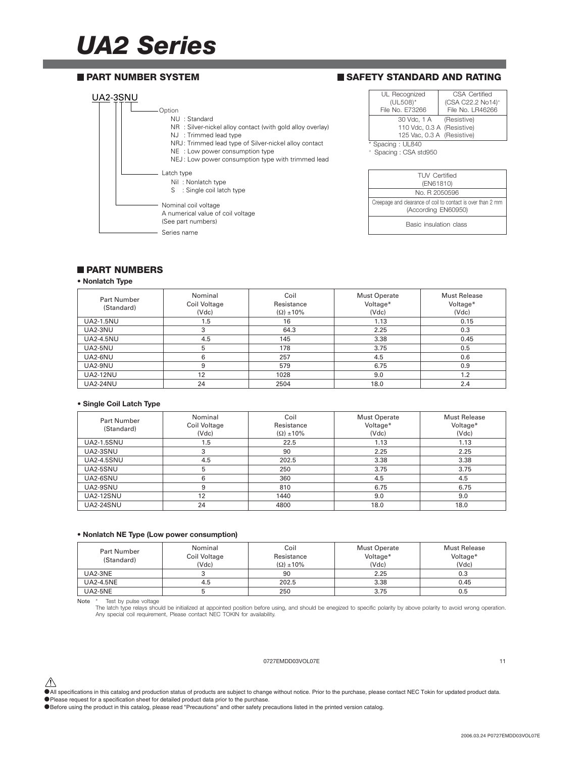# UA2 Series

## PART NUMBER SYSTEM

UA2-3SNU

- Option
  - NU : Standard
  - NR : Silver-nickel alloy contact (with gold alloy overlay)
  - NJ : Trimmed lead type
  - NRJ: Trimmed lead type of Silver-nickel alloy contact
  - NE : Low power consumption type
  - NEJ: Low power consumption type with trimmed lead
- Latch type
  - Nil : Nonlatch type
  - S : Single coil latch type
- Nominal coil voltage
  - A numerical value of coil voltage
  - (See part numbers)
- Series name

## SAFETY STANDARD AND RATING

| UL Recognized (UL508)* File No. E73266 | CSA Certified (CSA C22.2 No14)+ File No. LR46266 |
|---|---|
| 30 Vdc, 1 A (Resistive)<br>110 Vdc, 0.3 A (Resistive)<br>125 Vac, 0.3 A (Resistive) | |

\* Spacing : UL840

+ Spacing : CSA std950

| TUV Certified (EN61810) |
|---|
| No. R 2050596 |
| Creepage and clearance of coil to contact is over than 2 mm (According EN60950) |
| Basic insulation class |

## PART NUMBERS

**• Nonlatch Type**

| Part Number (Standard) | Nominal Coil Voltage (Vdc) | Coil Resistance (Ω) ±10% | Must Operate Voltage* (Vdc) | Must Release Voltage* (Vdc) |
|---|---|---|---|---|
| UA2-1.5NU | 1.5 | 16 | 1.13 | 0.15 |
| UA2-3NU | 3 | 64.3 | 2.25 | 0.3 |
| UA2-4.5NU | 4.5 | 145 | 3.38 | 0.45 |
| UA2-5NU | 5 | 178 | 3.75 | 0.5 |
| UA2-6NU | 6 | 257 | 4.5 | 0.6 |
| UA2-9NU | 9 | 579 | 6.75 | 0.9 |
| UA2-12NU | 12 | 1028 | 9.0 | 1.2 |
| UA2-24NU | 24 | 2504 | 18.0 | 2.4 |

**• Single Coil Latch Type**

| Part Number (Standard) | Nominal Coil Voltage (Vdc) | Coil Resistance (Ω) ±10% | Must Operate Voltage* (Vdc) | Must Release Voltage* (Vdc) |
|---|---|---|---|---|
| UA2-1.5SNU | 1.5 | 22.5 | 1.13 | 1.13 |
| UA2-3SNU | 3 | 90 | 2.25 | 2.25 |
| UA2-4.5SNU | 4.5 | 202.5 | 3.38 | 3.38 |
| UA2-5SNU | 5 | 250 | 3.75 | 3.75 |
| UA2-6SNU | 6 | 360 | 4.5 | 4.5 |
| UA2-9SNU | 9 | 810 | 6.75 | 6.75 |
| UA2-12SNU | 12 | 1440 | 9.0 | 9.0 |
| UA2-24SNU | 24 | 4800 | 18.0 | 18.0 |

**• Nonlatch NE Type (Low power consumption)**

| Part Number (Standard) | Nominal Coil Voltage (Vdc) | Coil Resistance (Ω) ±10% | Must Operate Voltage* (Vdc) | Must Release Voltage* (Vdc) |
|---|---|---|---|---|
| UA2-3NE | 3 | 90 | 2.25 | 0.3 |
| UA2-4.5NE | 4.5 | 202.5 | 3.38 | 0.45 |
| UA2-5NE | 5 | 250 | 3.75 | 0.5 |

Note * Test by pulse voltage

The latch type relays should be initialized at appointed position before using, and should be enegized to specific polarity by above polarity to avoid wrong operation.

Any special coil requirement, Please contact NEC TOKIN for availability.

0727EMDD03VOL07E

- All specifications in this catalog and production status of products are subject to change without notice. Prior to the purchase, please contact NEC Tokin for updated product data.
- Please request for a specification sheet for detailed product data prior to the purchase.
- Before using the product in this catalog, please read "Precautions" and other safety precautions listed in the printed version catalog.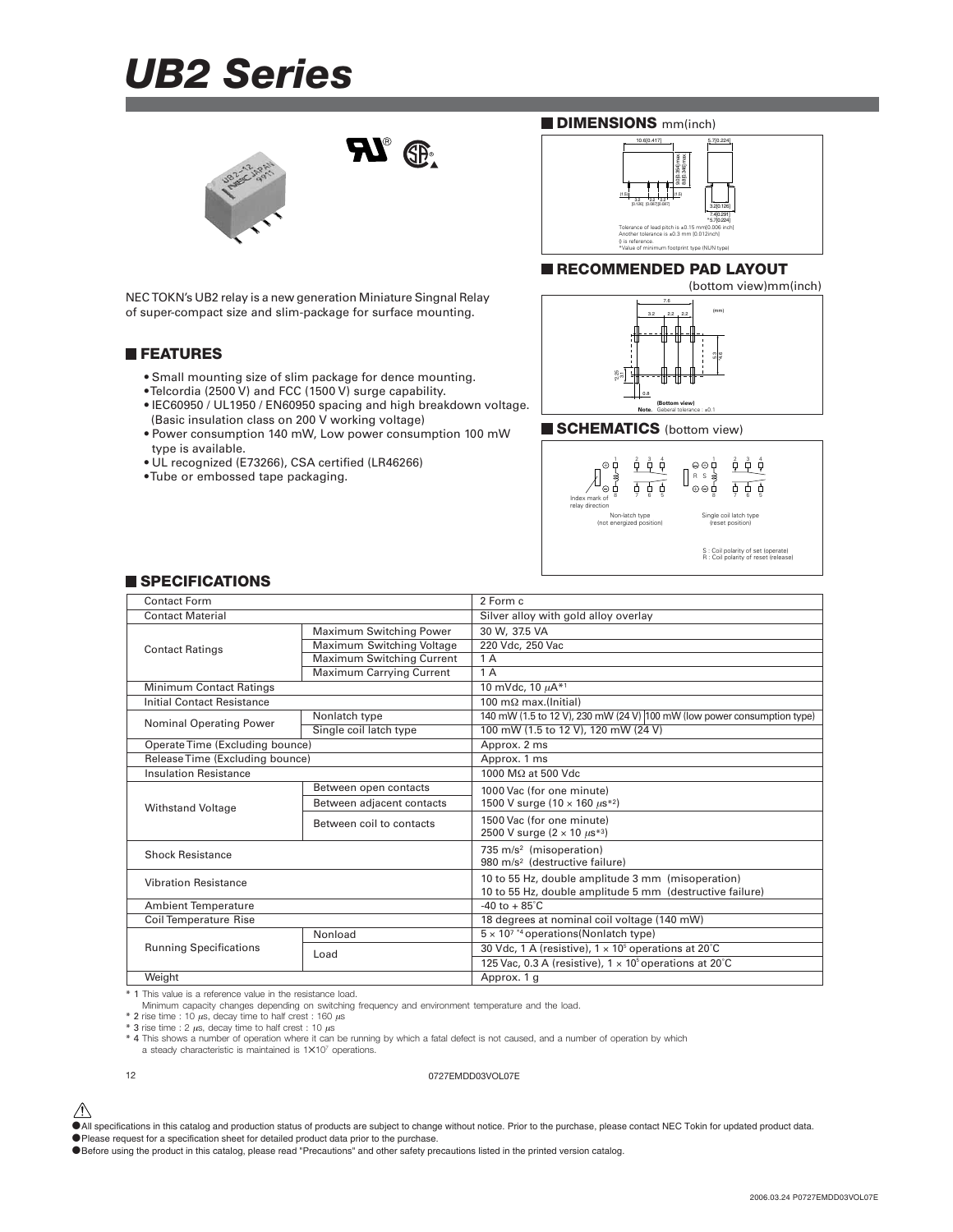# UB2 Series

## DIMENSIONS mm(inch)

Tolerance of lead pitch is ±0.15 mm[0.006 inch]
Another tolerance is ±0.3 mm [0.012inch]
() is reference.
*Value of minimum footprint type (NUN type)

## RECOMMENDED PAD LAYOUT

(bottom view)mm(inch)

Note. Geberal tolerance : ±0.1

## SCHEMATICS (bottom view)

Index mark of relay direction

Non-latch type (not energized position)

Single coil latch type (reset position)

S : Coil polarity of set (operate)
R : Coil polarity of reset (release)

NEC TOKN's UB2 relay is a new generation Miniature Singnal Relay of super-compact size and slim-package for surface mounting.

## FEATURES

- Small mounting size of slim package for dence mounting.
- Telcordia (2500 V) and FCC (1500 V) surge capability.
- IEC60950 / UL1950 / EN60950 spacing and high breakdown voltage. (Basic insulation class on 200 V working voltage)
- Power consumption 140 mW, Low power consumption 100 mW type is available.
- UL recognized (E73266), CSA certified (LR46266)
- Tube or embossed tape packaging.

## SPECIFICATIONS

| Contact Form | | 2 Form c |
|---|---|---|
| Contact Material | | Silver alloy with gold alloy overlay |
| Contact Ratings | Maximum Switching Power | 30 W, 37.5 VA |
| | Maximum Switching Voltage | 220 Vdc, 250 Vac |
| | Maximum Switching Current | 1 A |
| | Maximum Carrying Current | 1 A |
| Minimum Contact Ratings | | 10 mVdc, 10 μA*1 |
| Initial Contact Resistance | | 100 mΩ max.(Initial) |
| Nominal Operating Power | Nonlatch type | 140 mW (1.5 to 12 V), 230 mW (24 V) 100 mW (low power consumption type) |
| | Single coil latch type | 100 mW (1.5 to 12 V), 120 mW (24 V) |
| Operate Time (Excluding bounce) | | Approx. 2 ms |
| Release Time (Excluding bounce) | | Approx. 1 ms |
| Insulation Resistance | | 1000 MΩ at 500 Vdc |
| Withstand Voltage | Between open contacts | 1000 Vac (for one minute) |
| | Between adjacent contacts | 1500 V surge (10 × 160 μs*2) |
| | Between coil to contacts | 1500 Vac (for one minute)<br>2500 V surge (2 × 10 μs*3) |
| Shock Resistance | | 735 m/s² (misoperation)<br>980 m/s² (destructive failure) |
| Vibration Resistance | | 10 to 55 Hz, double amplitude 3 mm (misoperation)<br>10 to 55 Hz, double amplitude 5 mm (destructive failure) |
| Ambient Temperature | | -40 to + 85˚C |
| Coil Temperature Rise | | 18 degrees at nominal coil voltage (140 mW) |
| Running Specifications | Nonload | $5 \times 10^7$ *4 operations(Nonlatch type) |
| | Load | 30 Vdc, 1 A (resistive), $1 \times 10^5$ operations at 20˚C |
| | | 125 Vac, 0.3 A (resistive), $1 \times 10^5$ operations at 20˚C |
| Weight | | Approx. 1 g |

\* 1 This value is a reference value in the resistance load.
Minimum capacity changes depending on switching frequency and environment temperature and the load.
\* 2 rise time : 10 μs, decay time to half crest : 160 μs
\* 3 rise time : 2 μs, decay time to half crest : 10 μs
\* 4 This shows a number of operation where it can be running by which a fatal defect is not caused, and a number of operation by which a steady characteristic is maintained is $1 \times 10^7$ operations.

0727EMDD03VOL07E

- All specifications in this catalog and production status of products are subject to change without notice. Prior to the purchase, please contact NEC Tokin for updated product data.
- Please request for a specification sheet for detailed product data prior to the purchase.
- Before using the product in this catalog, please read "Precautions" and other safety precautions listed in the printed version catalog.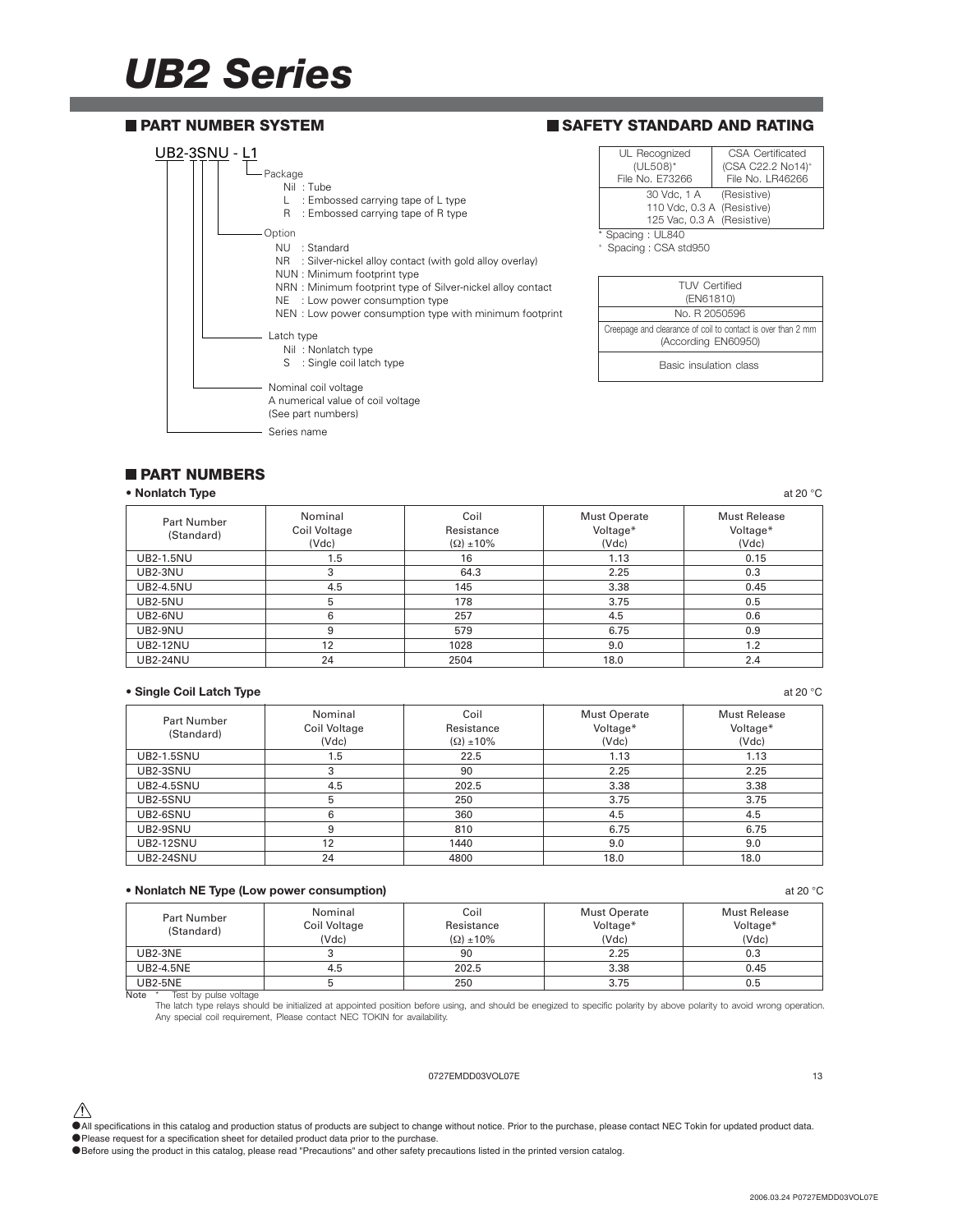# UB2 Series

## PART NUMBER SYSTEM

UB2-3SNU - L1

- Package
  - Nil : Tube
  - L : Embossed carrying tape of L type
  - R : Embossed carrying tape of R type
- Option
  - NU : Standard
  - NR : Silver-nickel alloy contact (with gold alloy overlay)
  - NUN : Minimum footprint type
  - NRN : Minimum footprint type of Silver-nickel alloy contact
  - NE : Low power consumption type
  - NEN : Low power consumption type with minimum footprint
- Latch type
  - Nil : Nonlatch type
  - S : Single coil latch type
- Nominal coil voltage
  - A numerical value of coil voltage (See part numbers)
- Series name

## SAFETY STANDARD AND RATING

| UL Recognized (UL508)* File No. E73266 | CSA Certificated (CSA C22.2 No14)+ File No. LR46266 |
|---|---|
| 30 Vdc, 1 A (Resistive) 110 Vdc, 0.3 A (Resistive) 125 Vac, 0.3 A (Resistive) | |

\* Spacing : UL840
+ Spacing : CSA std950

| TUV Certified (EN61810) |
|---|
| No. R 2050596 |
| Creepage and clearance of coil to contact is over than 2 mm (According EN60950) |
| Basic insulation class |

## PART NUMBERS

**• Nonlatch Type** at 20 °C

| Part Number (Standard) | Nominal Coil Voltage (Vdc) | Coil Resistance (Ω) ±10% | Must Operate Voltage* (Vdc) | Must Release Voltage* (Vdc) |
|---|---|---|---|---|
| UB2-1.5NU | 1.5 | 16 | 1.13 | 0.15 |
| UB2-3NU | 3 | 64.3 | 2.25 | 0.3 |
| UB2-4.5NU | 4.5 | 145 | 3.38 | 0.45 |
| UB2-5NU | 5 | 178 | 3.75 | 0.5 |
| UB2-6NU | 6 | 257 | 4.5 | 0.6 |
| UB2-9NU | 9 | 579 | 6.75 | 0.9 |
| UB2-12NU | 12 | 1028 | 9.0 | 1.2 |
| UB2-24NU | 24 | 2504 | 18.0 | 2.4 |

**• Single Coil Latch Type** at 20 °C

| Part Number (Standard) | Nominal Coil Voltage (Vdc) | Coil Resistance (Ω) ±10% | Must Operate Voltage* (Vdc) | Must Release Voltage* (Vdc) |
|---|---|---|---|---|
| UB2-1.5SNU | 1.5 | 22.5 | 1.13 | 1.13 |
| UB2-3SNU | 3 | 90 | 2.25 | 2.25 |
| UB2-4.5SNU | 4.5 | 202.5 | 3.38 | 3.38 |
| UB2-5SNU | 5 | 250 | 3.75 | 3.75 |
| UB2-6SNU | 6 | 360 | 4.5 | 4.5 |
| UB2-9SNU | 9 | 810 | 6.75 | 6.75 |
| UB2-12SNU | 12 | 1440 | 9.0 | 9.0 |
| UB2-24SNU | 24 | 4800 | 18.0 | 18.0 |

**• Nonlatch NE Type (Low power consumption)** at 20 °C

| Part Number (Standard) | Nominal Coil Voltage (Vdc) | Coil Resistance (Ω) ±10% | Must Operate Voltage* (Vdc) | Must Release Voltage* (Vdc) |
|---|---|---|---|---|
| UB2-3NE | 3 | 90 | 2.25 | 0.3 |
| UB2-4.5NE | 4.5 | 202.5 | 3.38 | 0.45 |
| UB2-5NE | 5 | 250 | 3.75 | 0.5 |

Note * Test by pulse voltage
The latch type relays should be initialized at appointed position before using, and should be enegized to specific polarity by above polarity to avoid wrong operation.
Any special coil requirement, Please contact NEC TOKIN for availability.

0727EMDD03VOL07E

⚠
- All specifications in this catalog and production status of products are subject to change without notice. Prior to the purchase, please contact NEC Tokin for updated product data.
- Please request for a specification sheet for detailed product data prior to the purchase.
- Before using the product in this catalog, please read "Precautions" and other safety precautions listed in the printed version catalog.

2006.03.24 P0727EMDD03VOL07E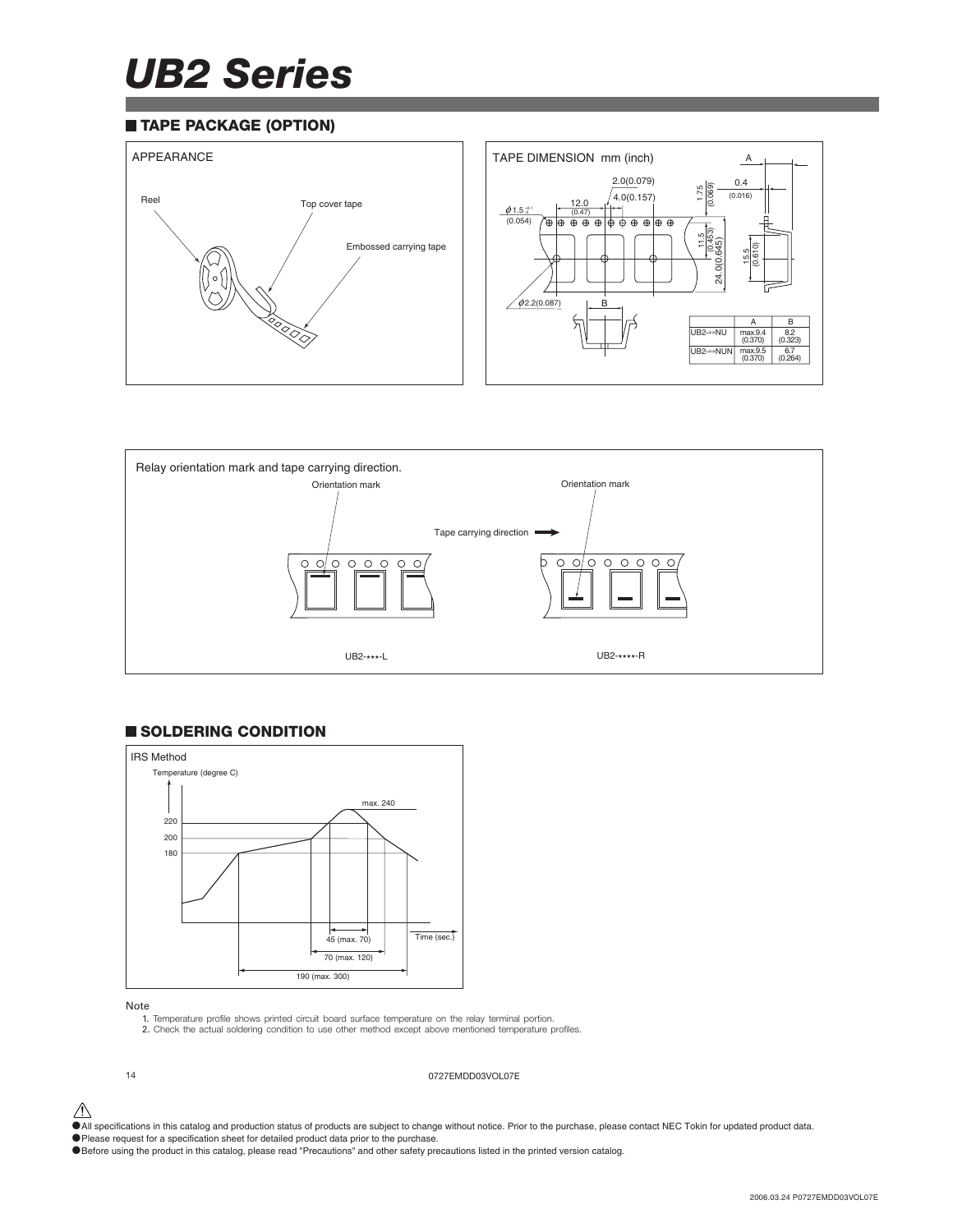# UB2 Series

## TAPE PACKAGE (OPTION)

APPEARANCE

Reel

Top cover tape

Embossed carrying tape

TAPE DIMENSION mm (inch)

|  | A | B |
|---|---|---|
| UB2-**NU | max.9.4 (0.370) | 8.2 (0.323) |
| UB2-**NUN | max.9.5 (0.370) | 6.7 (0.264) |

Relay orientation mark and tape carrying direction.

Orientation mark

Tape carrying direction

UB2-***-L

UB2-****-R

## SOLDERING CONDITION

IRS Method

Temperature (degree C)

max. 240

220

200

180

45 (max. 70)

70 (max. 120)

190 (max. 300)

Time (sec.)

Note

1. Temperature profile shows printed circuit board surface temperature on the relay terminal portion.
2. Check the actual soldering condition to use other method except above mentioned temperature profiles.

0727EMDD03VOL07E

- All specifications in this catalog and production status of products are subject to change without notice. Prior to the purchase, please contact NEC Tokin for updated product data.
- Please request for a specification sheet for detailed product data prior to the purchase.
- Before using the product in this catalog, please read "Precautions" and other safety precautions listed in the printed version catalog.

2006.03.24 P0727EMDD03VOL07E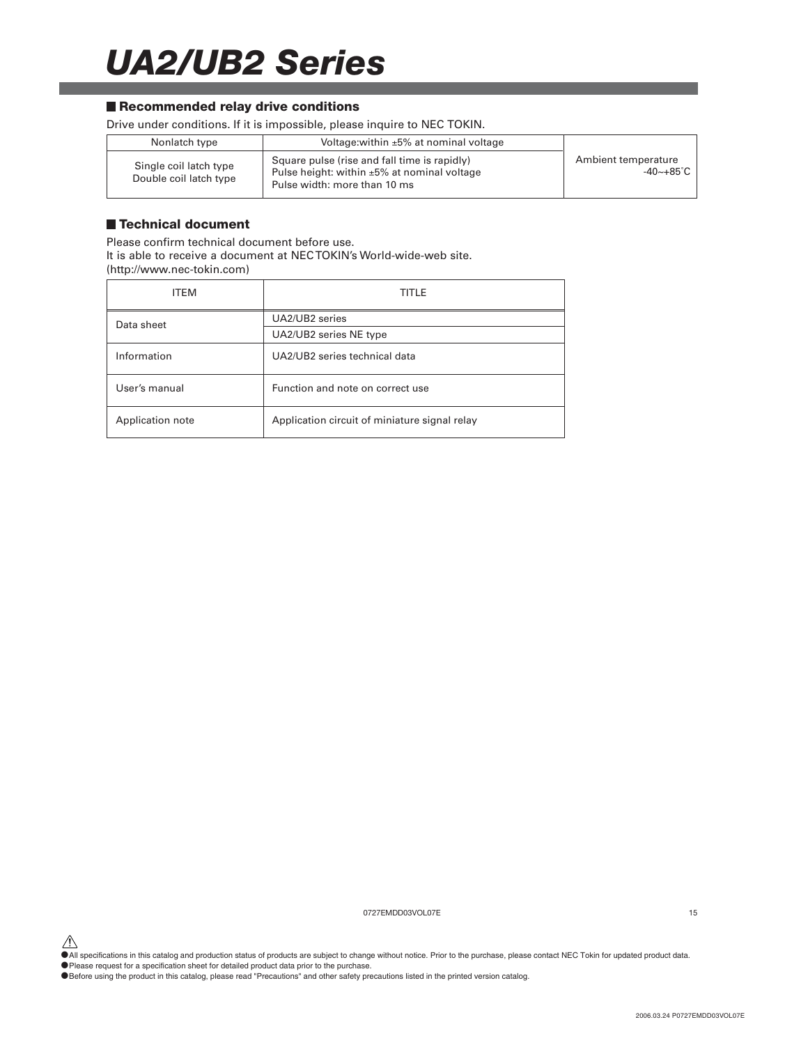# UA2/UB2 Series

## Recommended relay drive conditions

Drive under conditions. If it is impossible, please inquire to NEC TOKIN.

| | | |
|---|---|---|
| Nonlatch type | Voltage:within ±5% at nominal voltage | Ambient temperature -40~+85˚C |
| Single coil latch type<br>Double coil latch type | Square pulse (rise and fall time is rapidly)<br>Pulse height: within ±5% at nominal voltage<br>Pulse width: more than 10 ms | |

## Technical document

Please confirm technical document before use.
It is able to receive a document at NEC TOKIN's World-wide-web site.
(http://www.nec-tokin.com)

| ITEM | TITLE |
|---|---|
| Data sheet | UA2/UB2 series |
| | UA2/UB2 series NE type |
| Information | UA2/UB2 series technical data |
| User's manual | Function and note on correct use |
| Application note | Application circuit of miniature signal relay |

0727EMDD03VOL07E

● All specifications in this catalog and production status of products are subject to change without notice. Prior to the purchase, please contact NEC Tokin for updated product data.
● Please request for a specification sheet for detailed product data prior to the purchase.
● Before using the product in this catalog, please read "Precautions" and other safety precautions listed in the printed version catalog.

2006.03.24 P0727EMDD03VOL07E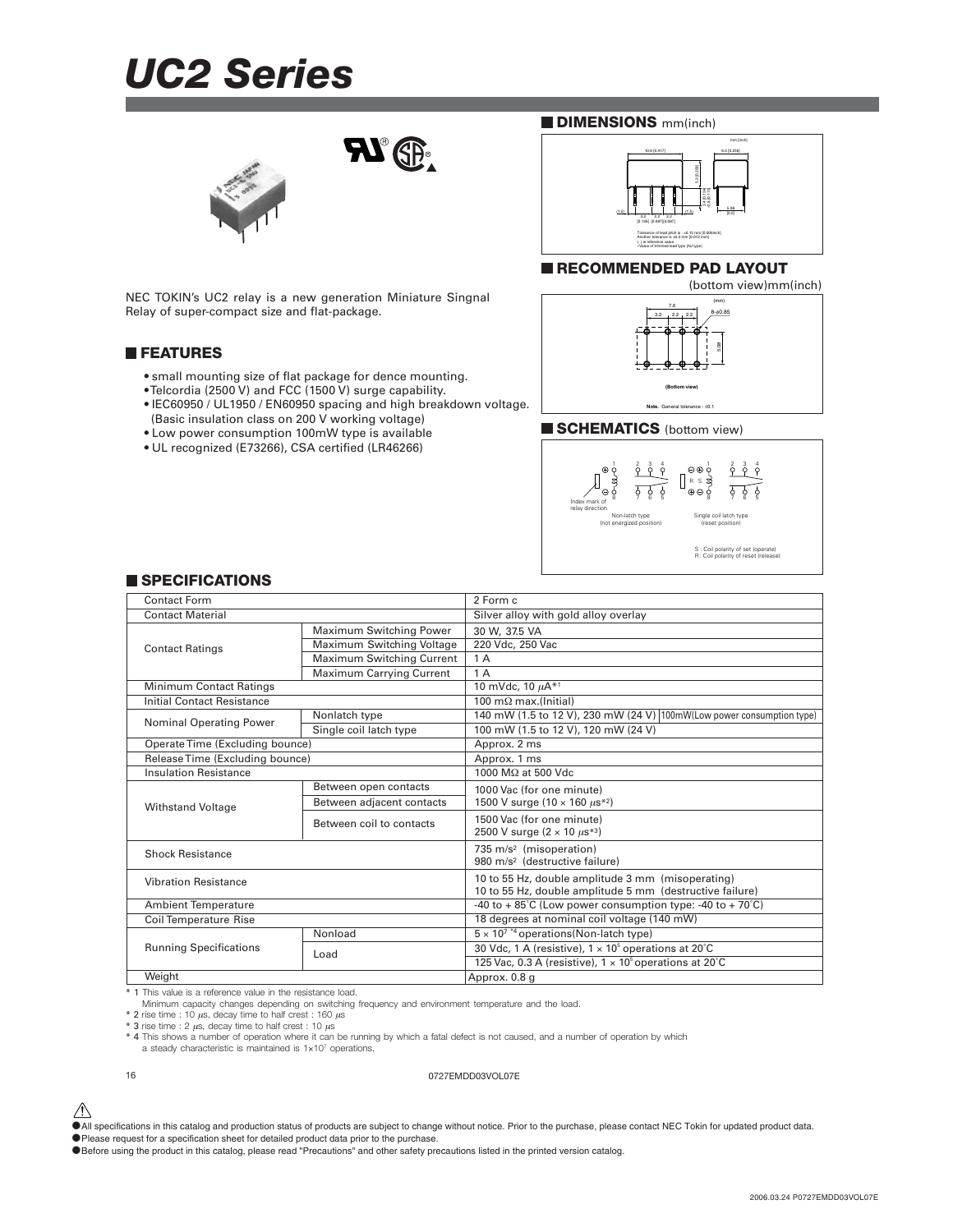# UC2 Series

## DIMENSIONS mm(inch)

Tolerance of lead pitch ≥ : ±0.15 mm [0.006inch]
Another tolerance is ±0.3 mm [0.012 inch]
( ) is reference value.
*Value of trimmed lead type (NJ type)

## RECOMMENDED PAD LAYOUT

(bottom view)mm(inch)

Note. General tolerance : ±0.1

## SCHEMATICS (bottom view)

Index mark of relay direction

Non-latch type (not energized position)

Single coil latch type (reset position)

S : Coil polarity of set (operate)
R : Coil polarity of reset (release)

NEC TOKIN's UC2 relay is a new generation Miniature Singnal Relay of super-compact size and flat-package.

## FEATURES

- small mounting size of flat package for dence mounting.
- Telcordia (2500 V) and FCC (1500 V) surge capability.
- IEC60950 / UL1950 / EN60950 spacing and high breakdown voltage. (Basic insulation class on 200 V working voltage)
- Low power consumption 100mW type is available
- UL recognized (E73266), CSA certified (LR46266)

## SPECIFICATIONS

| Item | | Specification |
|---|---|---|
| Contact Form | | 2 Form c |
| Contact Material | | Silver alloy with gold alloy overlay |
| Contact Ratings | Maximum Switching Power | 30 W, 37.5 VA |
| | Maximum Switching Voltage | 220 Vdc, 250 Vac |
| | Maximum Switching Current | 1 A |
| | Maximum Carrying Current | 1 A |
| Minimum Contact Ratings | | 10 mVdc, 10 μA*1 |
| Initial Contact Resistance | | 100 mΩ max.(Initial) |
| Nominal Operating Power | Nonlatch type | 140 mW (1.5 to 12 V), 230 mW (24 V) 100mW(Low power consumption type) |
| | Single coil latch type | 100 mW (1.5 to 12 V), 120 mW (24 V) |
| Operate Time (Excluding bounce) | | Approx. 2 ms |
| Release Time (Excluding bounce) | | Approx. 1 ms |
| Insulation Resistance | | 1000 MΩ at 500 Vdc |
| Withstand Voltage | Between open contacts | 1000 Vac (for one minute) 1500 V surge (10 × 160 μs*2) |
| | Between adjacent contacts | |
| | Between coil to contacts | 1500 Vac (for one minute) 2500 V surge (2 × 10 μs*3) |
| Shock Resistance | | $735\ m/s^2$ (misoperation) $980\ m/s^2$ (destructive failure) |
| Vibration Resistance | | 10 to 55 Hz, double amplitude 3 mm (misoperating) 10 to 55 Hz, double amplitude 5 mm (destructive failure) |
| Ambient Temperature | | -40 to + 85°C (Low power consumption type: -40 to + 70°C) |
| Coil Temperature Rise | | 18 degrees at nominal coil voltage (140 mW) |
| Running Specifications | Nonload | $5 \times 10^7$ *4 operations(Non-latch type) |
| | Load | 30 Vdc, 1 A (resistive), $1 \times 10^5$ operations at 20°C |
| | | 125 Vac, 0.3 A (resistive), $1 \times 10^5$ operations at 20°C |
| Weight | | Approx. 0.8 g |

\* 1 This value is a reference value in the resistance load.
Minimum capacity changes depending on switching frequency and environment temperature and the load.
\* 2 rise time : 10 μs, decay time to half crest : 160 μs
\* 3 rise time : 2 μs, decay time to half crest : 10 μs
\* 4 This shows a number of operation where it can be running by which a fatal defect is not caused, and a number of operation by which a steady characteristic is maintained is $1\times10^7$ operations.

0727EMDD03VOL07E

- All specifications in this catalog and production status of products are subject to change without notice. Prior to the purchase, please contact NEC Tokin for updated product data.
- Please request for a specification sheet for detailed product data prior to the purchase.
- Before using the product in this catalog, please read "Precautions" and other safety precautions listed in the printed version catalog.

2006.03.24 P0727EMDD03VOL07E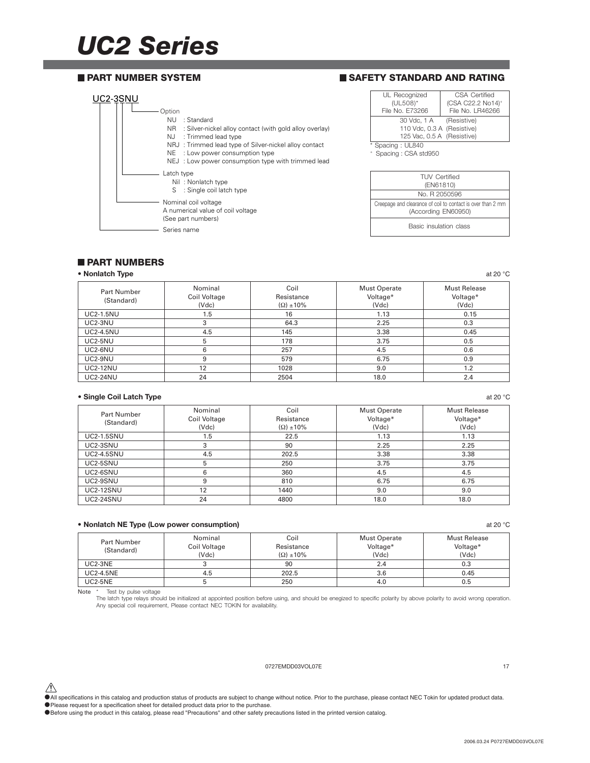# UC2 Series

## PART NUMBER SYSTEM

UC2-3SNU

- Option
  - NU : Standard
  - NR : Silver-nickel alloy contact (with gold alloy overlay)
  - NJ : Trimmed lead type
  - NRJ : Trimmed lead type of Silver-nickel alloy contact
  - NE : Low power consumption type
  - NEJ : Low power consumption type with trimmed lead
- Latch type
  - Nil : Nonlatch type
  - S : Single coil latch type
- Nominal coil voltage
  A numerical value of coil voltage
  (See part numbers)
- Series name

## SAFETY STANDARD AND RATING

| UL Recognized (UL508)* File No. E73266 | CSA Certified (CSA C22.2 No14)+ File No. LR46266 |
|---|---|
| 30 Vdc, 1 A (Resistive) | |
| 110 Vdc, 0.3 A (Resistive) | |
| 125 Vac, 0.5 A (Resistive) | |

\* Spacing : UL840
+ Spacing : CSA std950

| TUV Certified (EN61810) |
|---|
| No. R 2050596 |
| Creepage and clearance of coil to contact is over than 2 mm (According EN60950) |
| Basic insulation class |

## PART NUMBERS

**• Nonlatch Type** at 20 °C

| Part Number (Standard) | Nominal Coil Voltage (Vdc) | Coil Resistance (Ω) ±10% | Must Operate Voltage* (Vdc) | Must Release Voltage* (Vdc) |
|---|---|---|---|---|
| UC2-1.5NU | 1.5 | 16 | 1.13 | 0.15 |
| UC2-3NU | 3 | 64.3 | 2.25 | 0.3 |
| UC2-4.5NU | 4.5 | 145 | 3.38 | 0.45 |
| UC2-5NU | 5 | 178 | 3.75 | 0.5 |
| UC2-6NU | 6 | 257 | 4.5 | 0.6 |
| UC2-9NU | 9 | 579 | 6.75 | 0.9 |
| UC2-12NU | 12 | 1028 | 9.0 | 1.2 |
| UC2-24NU | 24 | 2504 | 18.0 | 2.4 |

**• Single Coil Latch Type** at 20 °C

| Part Number (Standard) | Nominal Coil Voltage (Vdc) | Coil Resistance (Ω) ±10% | Must Operate Voltage* (Vdc) | Must Release Voltage* (Vdc) |
|---|---|---|---|---|
| UC2-1.5SNU | 1.5 | 22.5 | 1.13 | 1.13 |
| UC2-3SNU | 3 | 90 | 2.25 | 2.25 |
| UC2-4.5SNU | 4.5 | 202.5 | 3.38 | 3.38 |
| UC2-5SNU | 5 | 250 | 3.75 | 3.75 |
| UC2-6SNU | 6 | 360 | 4.5 | 4.5 |
| UC2-9SNU | 9 | 810 | 6.75 | 6.75 |
| UC2-12SNU | 12 | 1440 | 9.0 | 9.0 |
| UC2-24SNU | 24 | 4800 | 18.0 | 18.0 |

**• Nonlatch NE Type (Low power consumption)** at 20 °C

| Part Number (Standard) | Nominal Coil Voltage (Vdc) | Coil Resistance (Ω) ±10% | Must Operate Voltage* (Vdc) | Must Release Voltage* (Vdc) |
|---|---|---|---|---|
| UC2-3NE | 3 | 90 | 2.4 | 0.3 |
| UC2-4.5NE | 4.5 | 202.5 | 3.6 | 0.45 |
| UC2-5NE | 5 | 250 | 4.0 | 0.5 |

Note \* Test by pulse voltage
The latch type relays should be initialized at appointed position before using, and should be enegized to specific polarity by above polarity to avoid wrong operation.
Any special coil requirement, Please contact NEC TOKIN for availability.

- All specifications in this catalog and production status of products are subject to change without notice. Prior to the purchase, please contact NEC Tokin for updated product data.
- Please request for a specification sheet for detailed product data prior to the purchase.
- Before using the product in this catalog, please read "Precautions" and other safety precautions listed in the printed version catalog.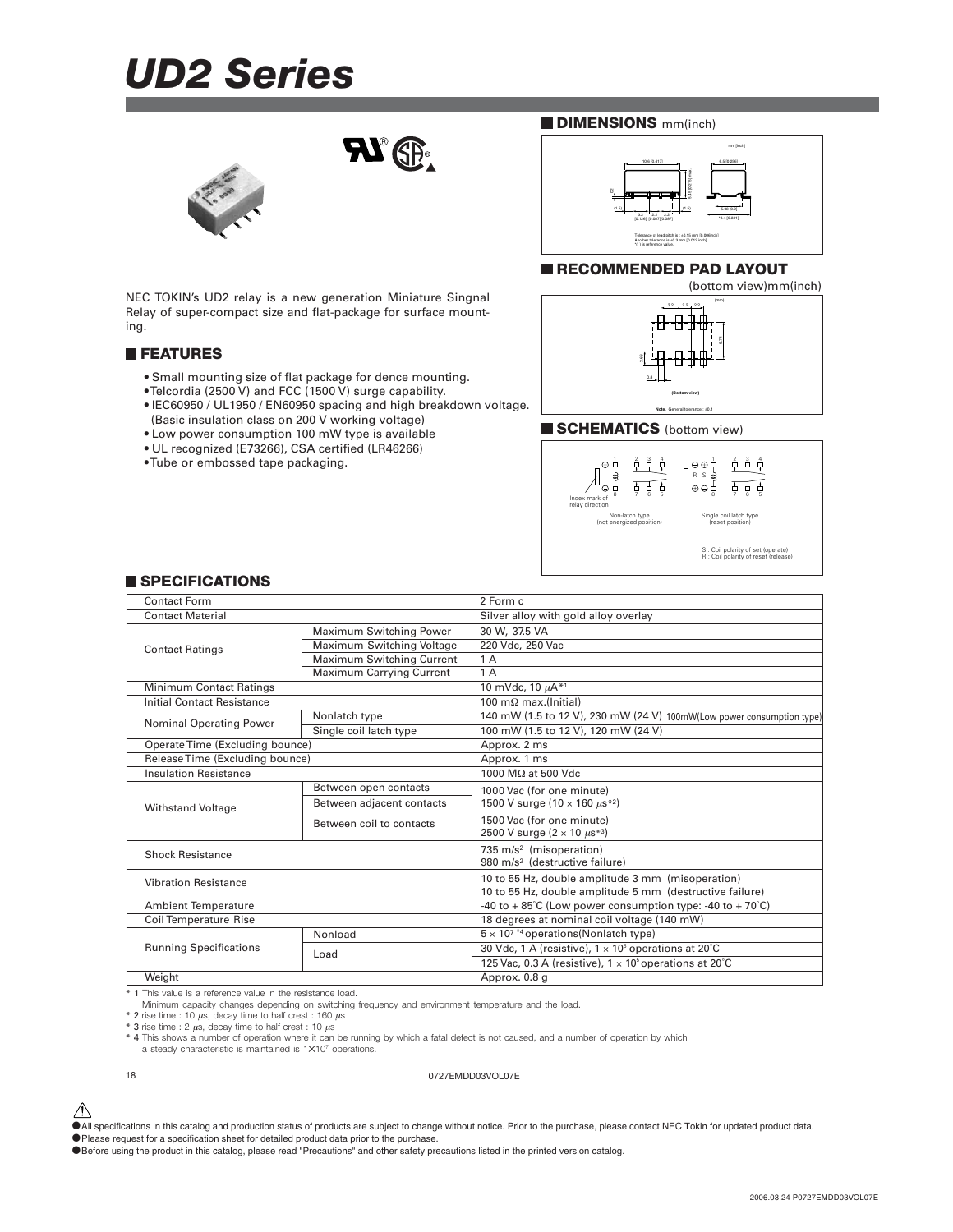# UD2 Series

NEC TOKIN's UD2 relay is a new generation Miniature Singnal Relay of super-compact size and flat-package for surface mounting.

## FEATURES

- Small mounting size of flat package for dence mounting.
- Telcordia (2500 V) and FCC (1500 V) surge capability.
- IEC60950 / UL1950 / EN60950 spacing and high breakdown voltage. (Basic insulation class on 200 V working voltage)
- Low power consumption 100 mW type is available
- UL recognized (E73266), CSA certified (LR46266)
- Tube or embossed tape packaging.

## DIMENSIONS mm(inch)

Tolerance of lead pitch is : ±0.15 mm [0.006inch]
Another tolerance is ±0.3 mm [0.012 inch]
*( ) is reference value.

## RECOMMENDED PAD LAYOUT

(bottom view)mm(inch)

Note. General tolerance : ±0.1

## SCHEMATICS (bottom view)

Index mark of relay direction

Non-latch type (not energized position)

Single coil latch type (reset position)

S : Coil polarity of set (operate)
R : Coil polarity of reset (release)

## SPECIFICATIONS

| | | |
|---|---|---|
| Contact Form | | 2 Form c |
| Contact Material | | Silver alloy with gold alloy overlay |
| Contact Ratings | Maximum Switching Power | 30 W, 37.5 VA |
| | Maximum Switching Voltage | 220 Vdc, 250 Vac |
| | Maximum Switching Current | 1 A |
| | Maximum Carrying Current | 1 A |
| Minimum Contact Ratings | | 10 mVdc, 10 $\mu$A*1 |
| Initial Contact Resistance | | 100 m$\Omega$ max.(Initial) |
| Nominal Operating Power | Nonlatch type | 140 mW (1.5 to 12 V), 230 mW (24 V) 100mW(Low power consumption type) |
| | Single coil latch type | 100 mW (1.5 to 12 V), 120 mW (24 V) |
| Operate Time (Excluding bounce) | | Approx. 2 ms |
| Release Time (Excluding bounce) | | Approx. 1 ms |
| Insulation Resistance | | 1000 M$\Omega$ at 500 Vdc |
| Withstand Voltage | Between open contacts | 1000 Vac (for one minute) 1500 V surge (10 × 160 $\mu$s*2) |
| | Between adjacent contacts | |
| | Between coil to contacts | 1500 Vac (for one minute) 2500 V surge (2 × 10 $\mu$s*3) |
| Shock Resistance | | 735 m/s$^2$ (misoperation) 980 m/s$^2$ (destructive failure) |
| Vibration Resistance | | 10 to 55 Hz, double amplitude 3 mm (misoperation) 10 to 55 Hz, double amplitude 5 mm (destructive failure) |
| Ambient Temperature | | -40 to + 85°C (Low power consumption type: -40 to + 70°C) |
| Coil Temperature Rise | | 18 degrees at nominal coil voltage (140 mW) |
| Running Specifications | Nonload | $5 \times 10^7$ *4 operations(Nonlatch type) |
| | Load | 30 Vdc, 1 A (resistive), $1 \times 10^5$ operations at 20°C |
| | | 125 Vac, 0.3 A (resistive), $1 \times 10^5$ operations at 20°C |
| Weight | | Approx. 0.8 g |

\* 1 This value is a reference value in the resistance load.
Minimum capacity changes depending on switching frequency and environment temperature and the load.
\* 2 rise time : 10 $\mu$s, decay time to half crest : 160 $\mu$s
\* 3 rise time : 2 $\mu$s, decay time to half crest : 10 $\mu$s
\* 4 This shows a number of operation where it can be running by which a fatal defect is not caused, and a number of operation by which a steady characteristic is maintained is 1×$10^7$ operations.

0727EMDD03VOL07E

- All specifications in this catalog and production status of products are subject to change without notice. Prior to the purchase, please contact NEC Tokin for updated product data.
- Please request for a specification sheet for detailed product data prior to the purchase.
- Before using the product in this catalog, please read "Precautions" and other safety precautions listed in the printed version catalog.

2006.03.24 P0727EMDD03VOL07E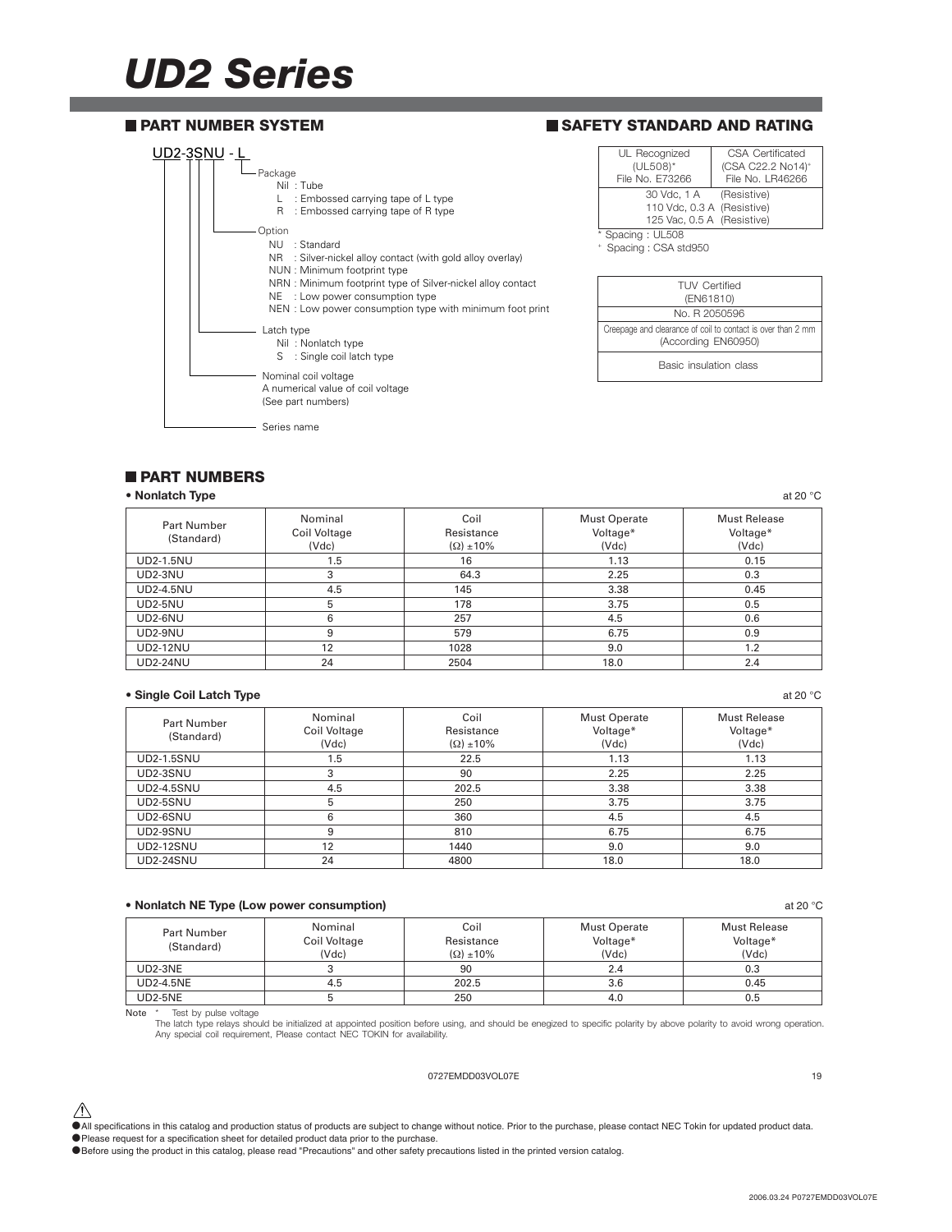# UD2 Series

## PART NUMBER SYSTEM

UD2-3SNU - L

- Package
  - Nil : Tube
  - L : Embossed carrying tape of L type
  - R : Embossed carrying tape of R type
- Option
  - NU : Standard
  - NR : Silver-nickel alloy contact (with gold alloy overlay)
  - NUN : Minimum footprint type
  - NRN : Minimum footprint type of Silver-nickel alloy contact
  - NE : Low power consumption type
  - NEN : Low power consumption type with minimum foot print
- Latch type
  - Nil : Nonlatch type
  - S : Single coil latch type
- Nominal coil voltage
  A numerical value of coil voltage
  (See part numbers)
- Series name

## SAFETY STANDARD AND RATING

| UL Recognized (UL508)* File No. E73266 | CSA Certificated (CSA C22.2 No14)+ File No. LR46266 |
|---|---|
| 30 Vdc, 1 A (Resistive)<br>110 Vdc, 0.3 A (Resistive)<br>125 Vac, 0.5 A (Resistive) | |

\* Spacing : UL508
+ Spacing : CSA std950

| TUV Certified (EN61810) |
|---|
| No. R 2050596 |
| Creepage and clearance of coil to contact is over than 2 mm (According EN60950) |
| Basic insulation class |

## PART NUMBERS

**• Nonlatch Type** at 20 °C

| Part Number (Standard) | Nominal Coil Voltage (Vdc) | Coil Resistance (Ω) ±10% | Must Operate Voltage* (Vdc) | Must Release Voltage* (Vdc) |
|---|---|---|---|---|
| UD2-1.5NU | 1.5 | 16 | 1.13 | 0.15 |
| UD2-3NU | 3 | 64.3 | 2.25 | 0.3 |
| UD2-4.5NU | 4.5 | 145 | 3.38 | 0.45 |
| UD2-5NU | 5 | 178 | 3.75 | 0.5 |
| UD2-6NU | 6 | 257 | 4.5 | 0.6 |
| UD2-9NU | 9 | 579 | 6.75 | 0.9 |
| UD2-12NU | 12 | 1028 | 9.0 | 1.2 |
| UD2-24NU | 24 | 2504 | 18.0 | 2.4 |

**• Single Coil Latch Type** at 20 °C

| Part Number (Standard) | Nominal Coil Voltage (Vdc) | Coil Resistance (Ω) ±10% | Must Operate Voltage* (Vdc) | Must Release Voltage* (Vdc) |
|---|---|---|---|---|
| UD2-1.5SNU | 1.5 | 22.5 | 1.13 | 1.13 |
| UD2-3SNU | 3 | 90 | 2.25 | 2.25 |
| UD2-4.5SNU | 4.5 | 202.5 | 3.38 | 3.38 |
| UD2-5SNU | 5 | 250 | 3.75 | 3.75 |
| UD2-6SNU | 6 | 360 | 4.5 | 4.5 |
| UD2-9SNU | 9 | 810 | 6.75 | 6.75 |
| UD2-12SNU | 12 | 1440 | 9.0 | 9.0 |
| UD2-24SNU | 24 | 4800 | 18.0 | 18.0 |

**• Nonlatch NE Type (Low power consumption)** at 20 °C

| Part Number (Standard) | Nominal Coil Voltage (Vdc) | Coil Resistance (Ω) ±10% | Must Operate Voltage* (Vdc) | Must Release Voltage* (Vdc) |
|---|---|---|---|---|
| UD2-3NE | 3 | 90 | 2.4 | 0.3 |
| UD2-4.5NE | 4.5 | 202.5 | 3.6 | 0.45 |
| UD2-5NE | 5 | 250 | 4.0 | 0.5 |

Note \* Test by pulse voltage
The latch type relays should be initialized at appointed position before using, and should be enegized to specific polarity by above polarity to avoid wrong operation.
Any special coil requirement, Please contact NEC TOKIN for availability.

0727EMDD03VOL07E

- All specifications in this catalog and production status of products are subject to change without notice. Prior to the purchase, please contact NEC Tokin for updated product data.
- Please request for a specification sheet for detailed product data prior to the purchase.
- Before using the product in this catalog, please read "Precautions" and other safety precautions listed in the printed version catalog.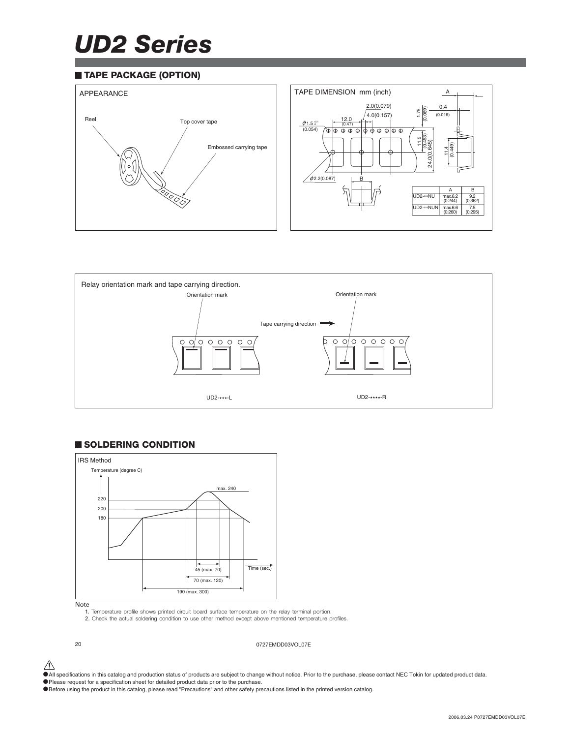# UD2 Series

## TAPE PACKAGE (OPTION)

APPEARANCE

Reel

Top cover tape

Embossed carrying tape

TAPE DIMENSION mm (inch)

|  | A | B |
|---|---|---|
| UD2-**NU | max.6.2 (0.244) | 9.2 (0.362) |
| UD2-**NUN | max.6.6 (0.260) | 7.5 (0.295) |

Relay orientation mark and tape carrying direction.

Orientation mark

Tape carrying direction

UD2-***-L

UD2-****-R

## SOLDERING CONDITION

IRS Method

Temperature (degree C)

max. 240

220

200

180

45 (max. 70)

70 (max. 120)

190 (max. 300)

Time (sec.)

Note

1. Temperature profile shows printed circuit board surface temperature on the relay terminal portion.
2. Check the actual soldering condition to use other method except above mentioned temperature profiles.

0727EMDD03VOL07E

- All specifications in this catalog and production status of products are subject to change without notice. Prior to the purchase, please contact NEC Tokin for updated product data.
- Please request for a specification sheet for detailed product data prior to the purchase.
- Before using the product in this catalog, please read "Precautions" and other safety precautions listed in the printed version catalog.

2006.03.24 P0727EMDD03VOL07E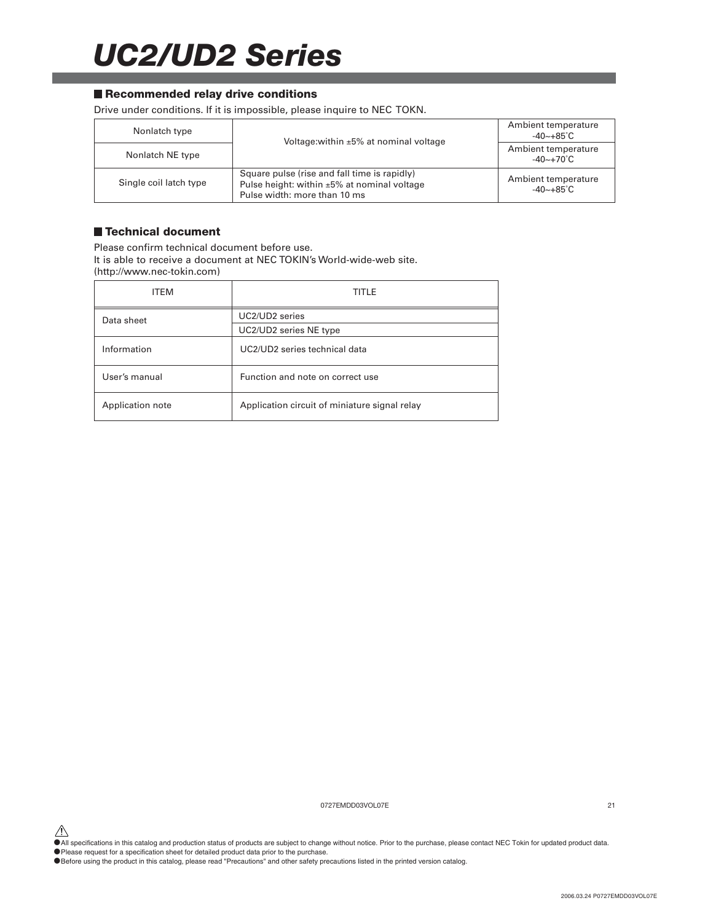# UC2/UD2 Series

## ■ Recommended relay drive conditions

Drive under conditions. If it is impossible, please inquire to NEC TOKN.

| | | |
|---|---|---|
| Nonlatch type | Voltage:within ±5% at nominal voltage | Ambient temperature -40~+85°C |
| Nonlatch NE type | | Ambient temperature -40~+70°C |
| Single coil latch type | Square pulse (rise and fall time is rapidly)<br>Pulse height: within ±5% at nominal voltage<br>Pulse width: more than 10 ms | Ambient temperature -40~+85°C |

## ■ Technical document

Please confirm technical document before use.
It is able to receive a document at NEC TOKIN's World-wide-web site.
(http://www.nec-tokin.com)

| ITEM | TITLE |
|---|---|
| Data sheet | UC2/UD2 series |
| | UC2/UD2 series NE type |
| Information | UC2/UD2 series technical data |
| User's manual | Function and note on correct use |
| Application note | Application circuit of miniature signal relay |

0727EMDD03VOL07E

⚠
- All specifications in this catalog and production status of products are subject to change without notice. Prior to the purchase, please contact NEC Tokin for updated product data.
- Please request for a specification sheet for detailed product data prior to the purchase.
- Before using the product in this catalog, please read "Precautions" and other safety precautions listed in the printed version catalog.

2006.03.24 P0727EMDD03VOL07E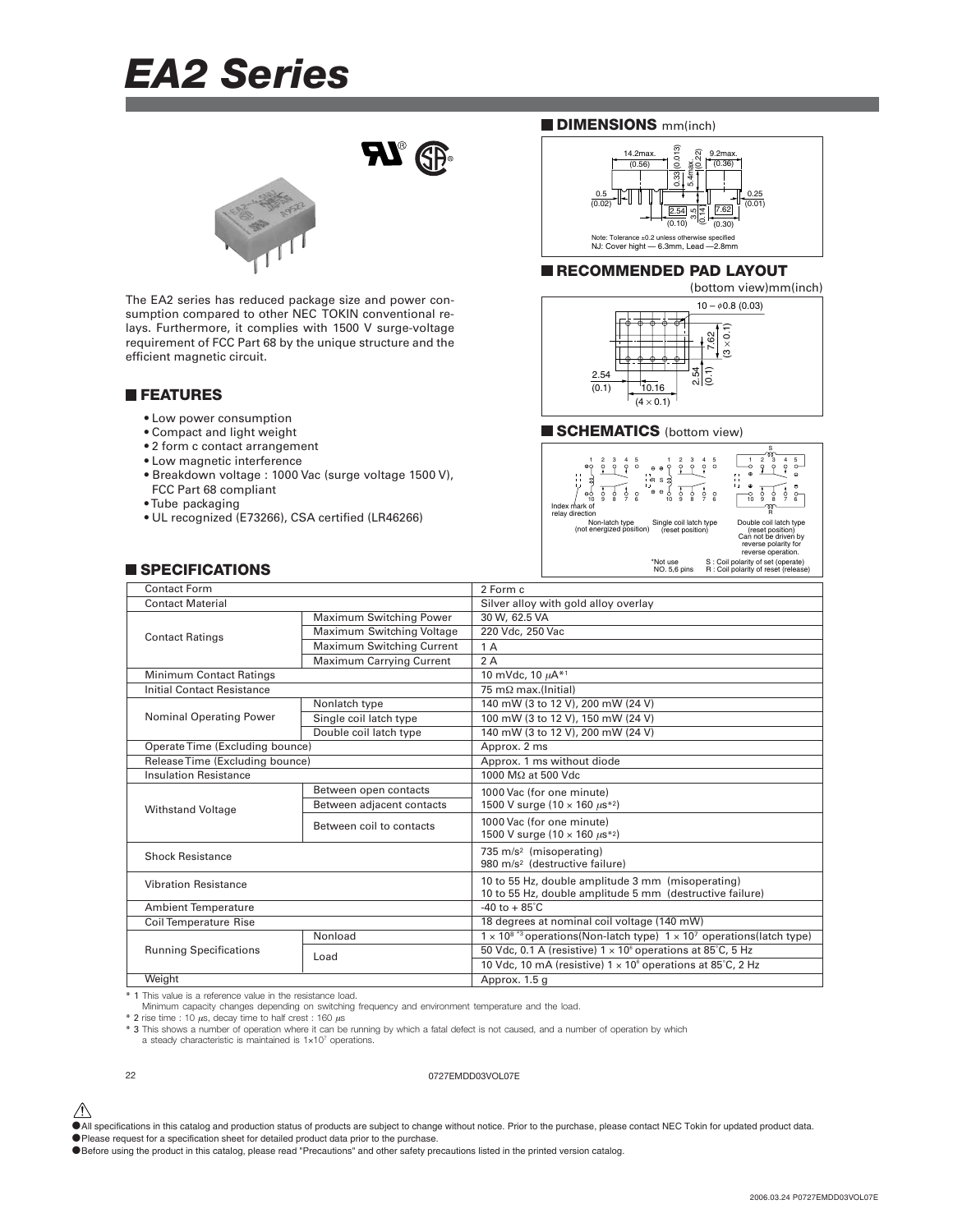# EA2 Series

The EA2 series has reduced package size and power consumption compared to other NEC TOKIN conventional relays. Furthermore, it complies with 1500 V surge-voltage requirement of FCC Part 68 by the unique structure and the efficient magnetic circuit.

## FEATURES

- Low power consumption
- Compact and light weight
- 2 form c contact arrangement
- Low magnetic interference
- Breakdown voltage : 1000 Vac (surge voltage 1500 V), FCC Part 68 compliant
- Tube packaging
- UL recognized (E73266), CSA certified (LR46266)

## DIMENSIONS mm(inch)

14.2max. (0.56) | 0.33 (0.013) | 5.4max. (0.22) | 9.2max. (0.36) | 0.5 (0.02) | 0.25 (0.01) | 2.54 (0.10) | 3.5 (0.14) | 7.62 (0.30)

Note: Tolerance ±0.2 unless otherwise specified
NJ: Cover hight — 6.3mm, Lead —2.8mm

## RECOMMENDED PAD LAYOUT

(bottom view)mm(inch)

10 – ϕ0.8 (0.03) | 7.62 (3 × 0.1) | 2.54 (0.1) | 10.16 (4 × 0.1) | 2.54 (0.1)

## SCHEMATICS (bottom view)

Index mark of relay direction

Non-latch type (not energized position) | Single coil latch type (reset position) | Double coil latch type (reset position) Can not be driven by reverse polarity for reverse operation.

*Not use NO. 5,6 pins
S : Coil polarity of set (operate)
R : Coil polarity of reset (release)

## SPECIFICATIONS

| | | |
|---|---|---|
| Contact Form | | 2 Form c |
| Contact Material | | Silver alloy with gold alloy overlay |
| Contact Ratings | Maximum Switching Power | 30 W, 62.5 VA |
| | Maximum Switching Voltage | 220 Vdc, 250 Vac |
| | Maximum Switching Current | 1 A |
| | Maximum Carrying Current | 2 A |
| Minimum Contact Ratings | | 10 mVdc, 10 μA*1 |
| Initial Contact Resistance | | 75 mΩ max.(Initial) |
| Nominal Operating Power | Nonlatch type | 140 mW (3 to 12 V), 200 mW (24 V) |
| | Single coil latch type | 100 mW (3 to 12 V), 150 mW (24 V) |
| | Double coil latch type | 140 mW (3 to 12 V), 200 mW (24 V) |
| Operate Time (Excluding bounce) | | Approx. 2 ms |
| Release Time (Excluding bounce) | | Approx. 1 ms without diode |
| Insulation Resistance | | 1000 MΩ at 500 Vdc |
| Withstand Voltage | Between open contacts | 1000 Vac (for one minute) 1500 V surge (10 × 160 μs*2) |
| | Between adjacent contacts | |
| | Between coil to contacts | 1000 Vac (for one minute) 1500 V surge (10 × 160 μs*2) |
| Shock Resistance | | 735 m/s² (misoperating) 980 m/s² (destructive failure) |
| Vibration Resistance | | 10 to 55 Hz, double amplitude 3 mm (misoperating) 10 to 55 Hz, double amplitude 5 mm (destructive failure) |
| Ambient Temperature | | -40 to + 85°C |
| Coil Temperature Rise | | 18 degrees at nominal coil voltage (140 mW) |
| Running Specifications | Nonload | $1 \times 10^8$ *3 operations(Non-latch type) $1 \times 10^7$ operations(latch type) |
| | Load | 50 Vdc, 0.1 A (resistive) $1 \times 10^6$ operations at 85°C, 5 Hz |
| | | 10 Vdc, 10 mA (resistive) $1 \times 10^6$ operations at 85°C, 2 Hz |
| Weight | | Approx. 1.5 g |

\* 1 This value is a reference value in the resistance load.
Minimum capacity changes depending on switching frequency and environment temperature and the load.

\* 2 rise time : 10 μs, decay time to half crest : 160 μs

\* 3 This shows a number of operation where it can be running by which a fatal defect is not caused, and a number of operation by which a steady characteristic is maintained is $1 \times 10^7$ operations.

0727EMDD03VOL07E

- All specifications in this catalog and production status of products are subject to change without notice. Prior to the purchase, please contact NEC Tokin for updated product data.
- Please request for a specification sheet for detailed product data prior to the purchase.
- Before using the product in this catalog, please read "Precautions" and other safety precautions listed in the printed version catalog.

2006.03.24 P0727EMDD03VOL07E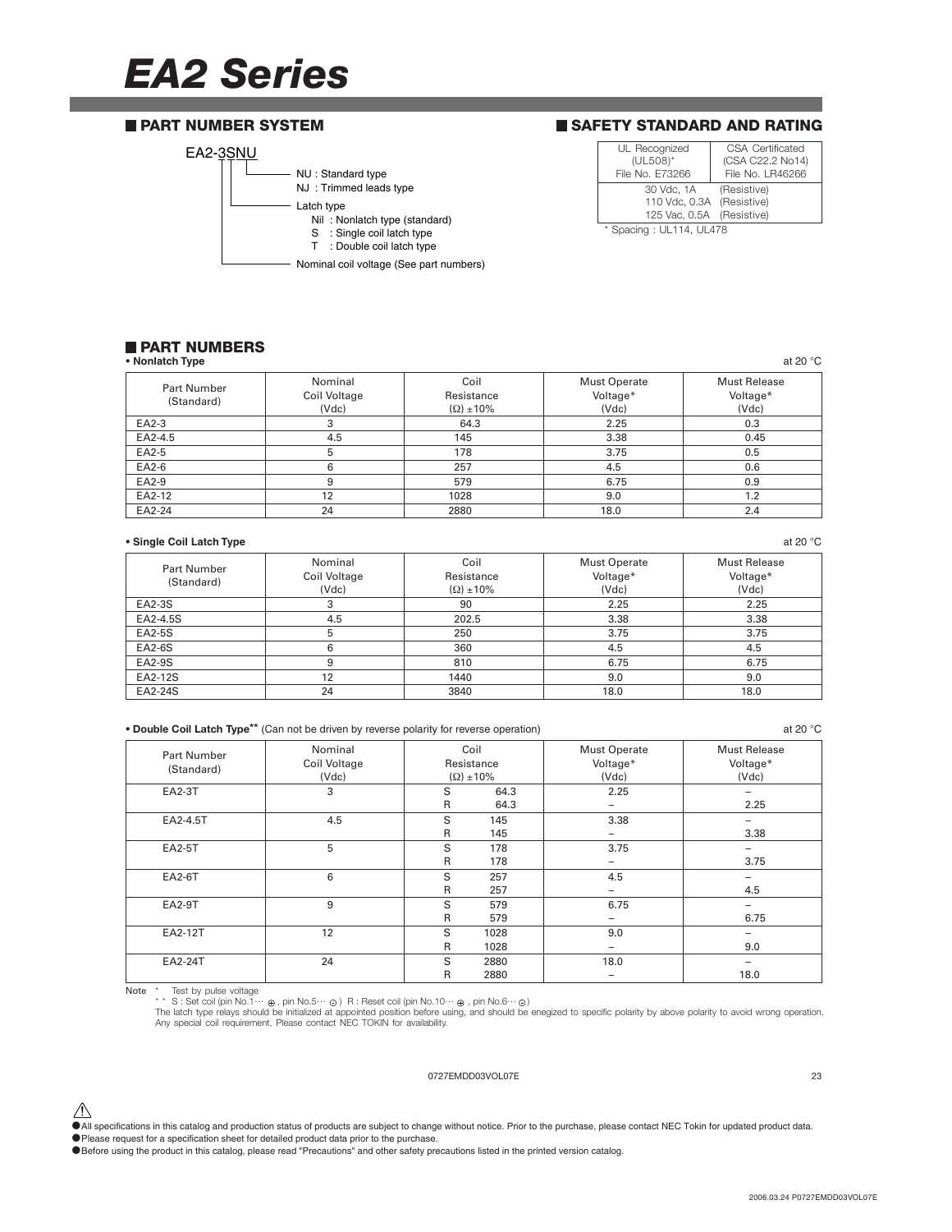# EA2 Series

## ■ PART NUMBER SYSTEM

EA2-3SNU

- NU : Standard type
- NJ : Trimmed leads type
- Latch type
  - Nil : Nonlatch type (standard)
  - S : Single coil latch type
  - T : Double coil latch type
- Nominal coil voltage (See part numbers)

## ■ SAFETY STANDARD AND RATING

| UL Recognized (UL508)* File No. E73266 | CSA Certificated (CSA C22.2 No14) File No. LR46266 |
|---|---|
| 30 Vdc, 1A (Resistive) 110 Vdc, 0.3A (Resistive) 125 Vac, 0.5A (Resistive) | |

* Spacing : UL114, UL478

## ■ PART NUMBERS

**• Nonlatch Type** at 20 °C

| Part Number (Standard) | Nominal Coil Voltage (Vdc) | Coil Resistance (Ω) ±10% | Must Operate Voltage* (Vdc) | Must Release Voltage* (Vdc) |
|---|---|---|---|---|
| EA2-3 | 3 | 64.3 | 2.25 | 0.3 |
| EA2-4.5 | 4.5 | 145 | 3.38 | 0.45 |
| EA2-5 | 5 | 178 | 3.75 | 0.5 |
| EA2-6 | 6 | 257 | 4.5 | 0.6 |
| EA2-9 | 9 | 579 | 6.75 | 0.9 |
| EA2-12 | 12 | 1028 | 9.0 | 1.2 |
| EA2-24 | 24 | 2880 | 18.0 | 2.4 |

**• Single Coil Latch Type** at 20 °C

| Part Number (Standard) | Nominal Coil Voltage (Vdc) | Coil Resistance (Ω) ±10% | Must Operate Voltage* (Vdc) | Must Release Voltage* (Vdc) |
|---|---|---|---|---|
| EA2-3S | 3 | 90 | 2.25 | 2.25 |
| EA2-4.5S | 4.5 | 202.5 | 3.38 | 3.38 |
| EA2-5S | 5 | 250 | 3.75 | 3.75 |
| EA2-6S | 6 | 360 | 4.5 | 4.5 |
| EA2-9S | 9 | 810 | 6.75 | 6.75 |
| EA2-12S | 12 | 1440 | 9.0 | 9.0 |
| EA2-24S | 24 | 3840 | 18.0 | 18.0 |

**• Double Coil Latch Type**** (Can not be driven by reverse polarity for reverse operation) at 20 °C

| Part Number (Standard) | Nominal Coil Voltage (Vdc) | Coil Resistance (Ω) ±10% | Must Operate Voltage* (Vdc) | Must Release Voltage* (Vdc) |
|---|---|---|---|---|
| EA2-3T | 3 | S 64.3 | 2.25 | – |
| | | R 64.3 | – | 2.25 |
| EA2-4.5T | 4.5 | S 145 | 3.38 | – |
| | | R 145 | – | 3.38 |
| EA2-5T | 5 | S 178 | 3.75 | – |
| | | R 178 | – | 3.75 |
| EA2-6T | 6 | S 257 | 4.5 | – |
| | | R 257 | – | 4.5 |
| EA2-9T | 9 | S 579 | 6.75 | – |
| | | R 579 | – | 6.75 |
| EA2-12T | 12 | S 1028 | 9.0 | – |
| | | R 1028 | – | 9.0 |
| EA2-24T | 24 | S 2880 | 18.0 | – |
| | | R 2880 | – | 18.0 |

Note
* Test by pulse voltage
** S : Set coil (pin No.1··· ⊕ , pin No.5··· ⊖ ) R : Reset coil (pin No.10··· ⊕ , pin No.6··· ⊖ )

The latch type relays should be initialized at appointed position before using, and should be enegized to specific polarity by above polarity to avoid wrong operation.
Any special coil requirement, Please contact NEC TOKIN for availability.

0727EMDD03VOL07E

⚠

- All specifications in this catalog and production status of products are subject to change without notice. Prior to the purchase, please contact NEC Tokin for updated product data.
- Please request for a specification sheet for detailed product data prior to the purchase.
- Before using the product in this catalog, please read "Precautions" and other safety precautions listed in the printed version catalog.

2006.03.24 P0727EMDD03VOL07E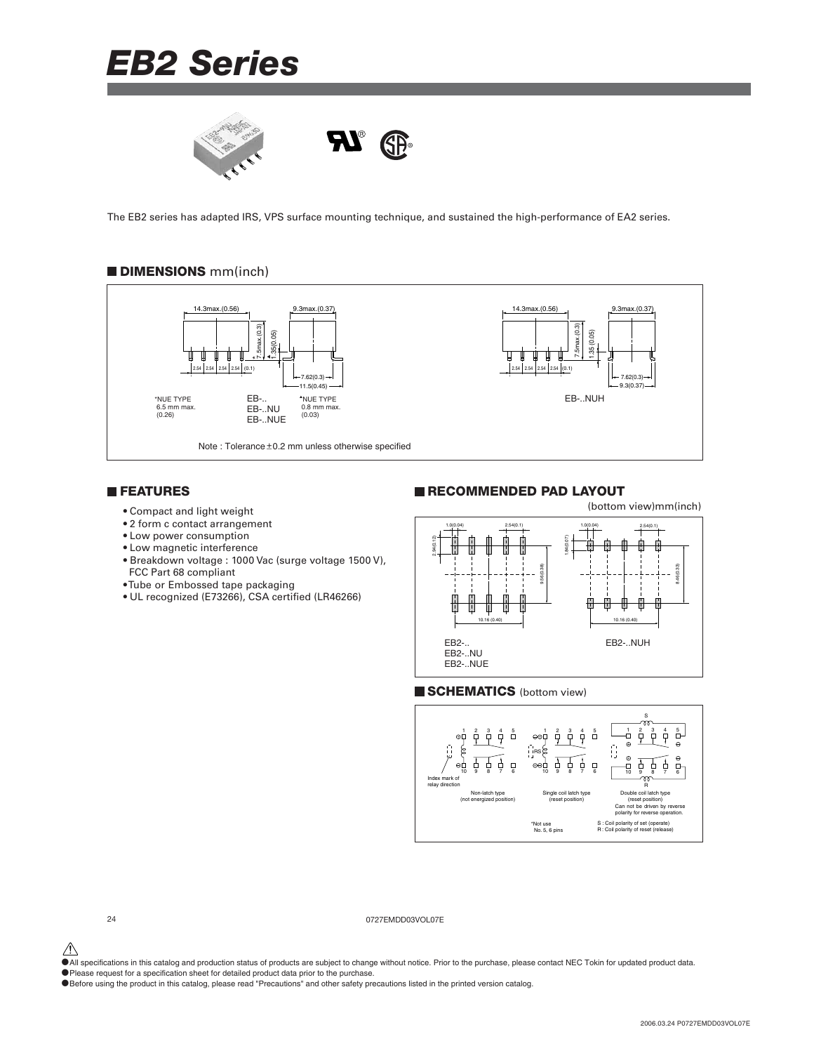# EB2 Series

The EB2 series has adapted IRS, VPS surface mounting technique, and sustained the high-performance of EA2 series.

## ■ DIMENSIONS mm(inch)

EB-..
EB-..NU
EB-..NUE

*NUE TYPE 6.5 mm max. (0.26)

*NUE TYPE 0.8 mm max. (0.03)

EB-..NUH

Note : Tolerance ±0.2 mm unless otherwise specified

## ■ FEATURES

- Compact and light weight
- 2 form c contact arrangement
- Low power consumption
- Low magnetic interference
- Breakdown voltage : 1000 Vac (surge voltage 1500 V), FCC Part 68 compliant
- Tube or Embossed tape packaging
- UL recognized (E73266), CSA certified (LR46266)

## ■ RECOMMENDED PAD LAYOUT

(bottom view)mm(inch)

EB2-..
EB2-..NU
EB2-..NUE

EB2-..NUH

## ■ SCHEMATICS (bottom view)

Index mark of relay direction

Non-latch type (not energized position)

Single coil latch type (reset position)

Double coil latch type (reset position) Can not be driven by reverse polarity for reverse operation.

*Not use No. 5, 6 pins

S : Coil polarity of set (operate)
R : Coil polarity of reset (release)

0727EMDD03VOL07E

- All specifications in this catalog and production status of products are subject to change without notice. Prior to the purchase, please contact NEC Tokin for updated product data.
- Please request for a specification sheet for detailed product data prior to the purchase.
- Before using the product in this catalog, please read "Precautions" and other safety precautions listed in the printed version catalog.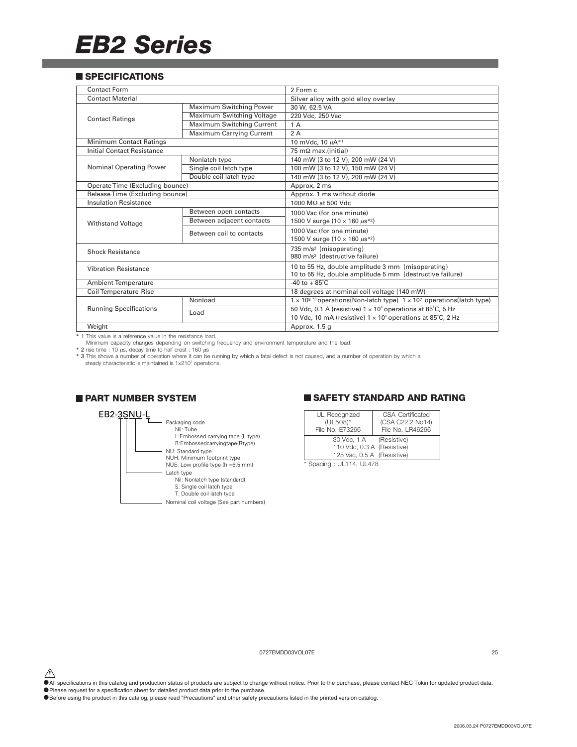# EB2 Series

## SPECIFICATIONS

| | | |
|---|---|---|
| Contact Form | | 2 Form c |
| Contact Material | | Silver alloy with gold alloy overlay |
| Contact Ratings | Maximum Switching Power | 30 W, 62.5 VA |
| | Maximum Switching Voltage | 220 Vdc, 250 Vac |
| | Maximum Switching Current | 1 A |
| | Maximum Carrying Current | 2 A |
| Minimum Contact Ratings | | 10 mVdc, 10 μA*1 |
| Initial Contact Resistance | | 75 mΩ max.(Initial) |
| Nominal Operating Power | Nonlatch type | 140 mW (3 to 12 V), 200 mW (24 V) |
| | Single coil latch type | 100 mW (3 to 12 V), 150 mW (24 V) |
| | Double coil latch type | 140 mW (3 to 12 V), 200 mW (24 V) |
| Operate Time (Excluding bounce) | | Approx. 2 ms |
| Release Time (Excluding bounce) | | Approx. 1 ms without diode |
| Insulation Resistance | | 1000 MΩ at 500 Vdc |
| Withstand Voltage | Between open contacts | 1000 Vac (for one minute)<br>1500 V surge (10 × 160 μs*2) |
| | Between adjacent contacts | |
| | Between coil to contacts | 1000 Vac (for one minute)<br>1500 V surge (10 × 160 μs*2) |
| Shock Resistance | | 735 m/s² (misoperating)<br>980 m/s² (destructive failure) |
| Vibration Resistance | | 10 to 55 Hz, double amplitude 3 mm (misoperating)<br>10 to 55 Hz, double amplitude 5 mm (destructive failure) |
| Ambient Temperature | | -40 to + 85°C |
| Coil Temperature Rise | | 18 degrees at nominal coil voltage (140 mW) |
| Running Specifications | Nonload | $1 \times 10^8$ *3 operations(Non-latch type) $1 \times 10^7$ operations(latch type) |
| | Load | 50 Vdc, 0.1 A (resistive) $1 \times 10^6$ operations at 85°C, 5 Hz |
| | | 10 Vdc, 10 mA (resistive) $1 \times 10^6$ operations at 85°C, 2 Hz |
| Weight | | Approx. 1.5 g |

\* 1 This value is a reference value in the resistance load.
Minimum capacity changes depending on switching frequency and environment temperature and the load.

\* 2 rise time : 10 μs, decay time to half crest : 160 μs

\* 3 This shows a number of operation where it can be running by which a fatal defect is not caused, and a number of operation by which a steady characteristic is maintained is $1 \times 210^7$ operations.

## PART NUMBER SYSTEM

EB2-3SNU-L

- Packaging code
  - Nil: Tube
  - L:Embossed carrying tape (L type)
  - R:Embossedcarryingtape(Rtype)
- NU: Standard type
- NUH: Minimum footprint type
- NUE: Low profile type (h =6.5 mm)
- Latch type
  - Nil: Nonlatch type (standard)
  - S: Single coil latch type
  - T: Double coil latch type
- Nominal coil voltage (See part numbers)

## SAFETY STANDARD AND RATING

| UL Recognized (UL508)* File No. E73266 | CSA Certificated (CSA C22.2 No14) File No. LR46266 |
|---|---|
| 30 Vdc, 1 A (Resistive)<br>110 Vdc, 0.3 A (Resistive)<br>125 Vac, 0.5 A (Resistive) | |

\* Spacing : UL114, UL478

0727EMDD03VOL07E

⚠

- All specifications in this catalog and production status of products are subject to change without notice. Prior to the purchase, please contact NEC Tokin for updated product data.
- Please request for a specification sheet for detailed product data prior to the purchase.
- Before using the product in this catalog, please read "Precautions" and other safety precautions listed in the printed version catalog.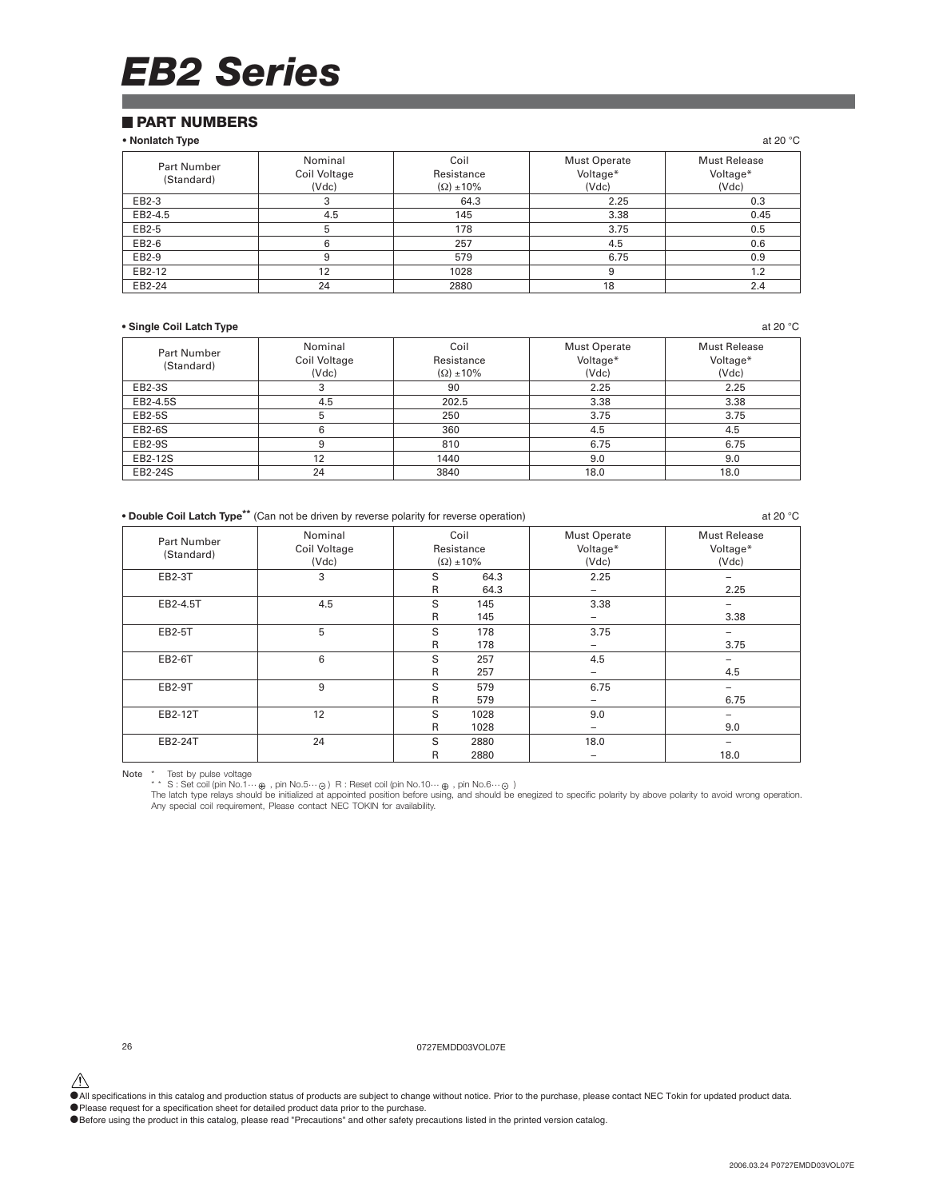# EB2 Series

## PART NUMBERS

**• Nonlatch Type**

at 20 °C

| Part Number (Standard) | Nominal Coil Voltage (Vdc) | Coil Resistance (Ω) ±10% | Must Operate Voltage* (Vdc) | Must Release Voltage* (Vdc) |
|---|---|---|---|---|
| EB2-3 | 3 | 64.3 | 2.25 | 0.3 |
| EB2-4.5 | 4.5 | 145 | 3.38 | 0.45 |
| EB2-5 | 5 | 178 | 3.75 | 0.5 |
| EB2-6 | 6 | 257 | 4.5 | 0.6 |
| EB2-9 | 9 | 579 | 6.75 | 0.9 |
| EB2-12 | 12 | 1028 | 9 | 1.2 |
| EB2-24 | 24 | 2880 | 18 | 2.4 |

**• Single Coil Latch Type**

at 20 °C

| Part Number (Standard) | Nominal Coil Voltage (Vdc) | Coil Resistance (Ω) ±10% | Must Operate Voltage* (Vdc) | Must Release Voltage* (Vdc) |
|---|---|---|---|---|
| EB2-3S | 3 | 90 | 2.25 | 2.25 |
| EB2-4.5S | 4.5 | 202.5 | 3.38 | 3.38 |
| EB2-5S | 5 | 250 | 3.75 | 3.75 |
| EB2-6S | 6 | 360 | 4.5 | 4.5 |
| EB2-9S | 9 | 810 | 6.75 | 6.75 |
| EB2-12S | 12 | 1440 | 9.0 | 9.0 |
| EB2-24S | 24 | 3840 | 18.0 | 18.0 |

**• Double Coil Latch Type**** (Can not be driven by reverse polarity for reverse operation)

at 20 °C

| Part Number (Standard) | Nominal Coil Voltage (Vdc) | Coil Resistance (Ω) ±10% | Must Operate Voltage* (Vdc) | Must Release Voltage* (Vdc) |
|---|---|---|---|---|
| EB2-3T | 3 | S 64.3 | 2.25 | – |
| | | R 64.3 | – | 2.25 |
| EB2-4.5T | 4.5 | S 145 | 3.38 | – |
| | | R 145 | – | 3.38 |
| EB2-5T | 5 | S 178 | 3.75 | – |
| | | R 178 | – | 3.75 |
| EB2-6T | 6 | S 257 | 4.5 | – |
| | | R 257 | – | 4.5 |
| EB2-9T | 9 | S 579 | 6.75 | – |
| | | R 579 | – | 6.75 |
| EB2-12T | 12 | S 1028 | 9.0 | – |
| | | R 1028 | – | 9.0 |
| EB2-24T | 24 | S 2880 | 18.0 | – |
| | | R 2880 | – | 18.0 |

Note * Test by pulse voltage

** S : Set coil (pin No.1··· ⊕ , pin No.5··· ⊖ ) R : Reset coil (pin No.10··· ⊕ , pin No.6··· ⊖ )

The latch type relays should be initialized at appointed position before using, and should be enegized to specific polarity by above polarity to avoid wrong operation.

Any special coil requirement, Please contact NEC TOKIN for availability.

0727EMDD03VOL07E

⚠

● All specifications in this catalog and production status of products are subject to change without notice. Prior to the purchase, please contact NEC Tokin for updated product data.

● Please request for a specification sheet for detailed product data prior to the purchase.

● Before using the product in this catalog, please read "Precautions" and other safety precautions listed in the printed version catalog.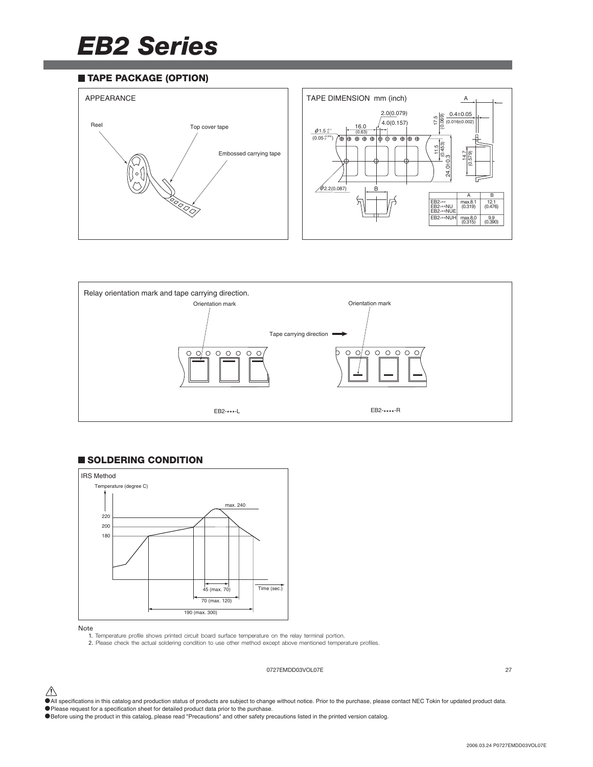# EB2 Series

## TAPE PACKAGE (OPTION)

APPEARANCE

Reel

Top cover tape

Embossed carrying tape

TAPE DIMENSION mm (inch)

|  | A | B |
|---|---|---|
| EB2-** EB2-**NU EB2-**NUE | max.8.1 (0.319) | 12.1 (0.476) |
| EB2-**NUH | max.8.0 (0.315) | 9.9 (0.390) |

Relay orientation mark and tape carrying direction.

Orientation mark

Tape carrying direction

EB2-***-L

EB2-****-R

## SOLDERING CONDITION

IRS Method

Temperature (degree C)

max. 240

220

200

180

45 (max. 70)

70 (max. 120)

190 (max. 300)

Time (sec.)

Note

1. Temperature profile shows printed circuit board surface temperature on the relay terminal portion.
2. Please check the actual soldering condition to use other method except above mentioned temperature profiles.

0727EMDD03VOL07E

- All specifications in this catalog and production status of products are subject to change without notice. Prior to the purchase, please contact NEC Tokin for updated product data.
- Please request for a specification sheet for detailed product data prior to the purchase.
- Before using the product in this catalog, please read "Precautions" and other safety precautions listed in the printed version catalog.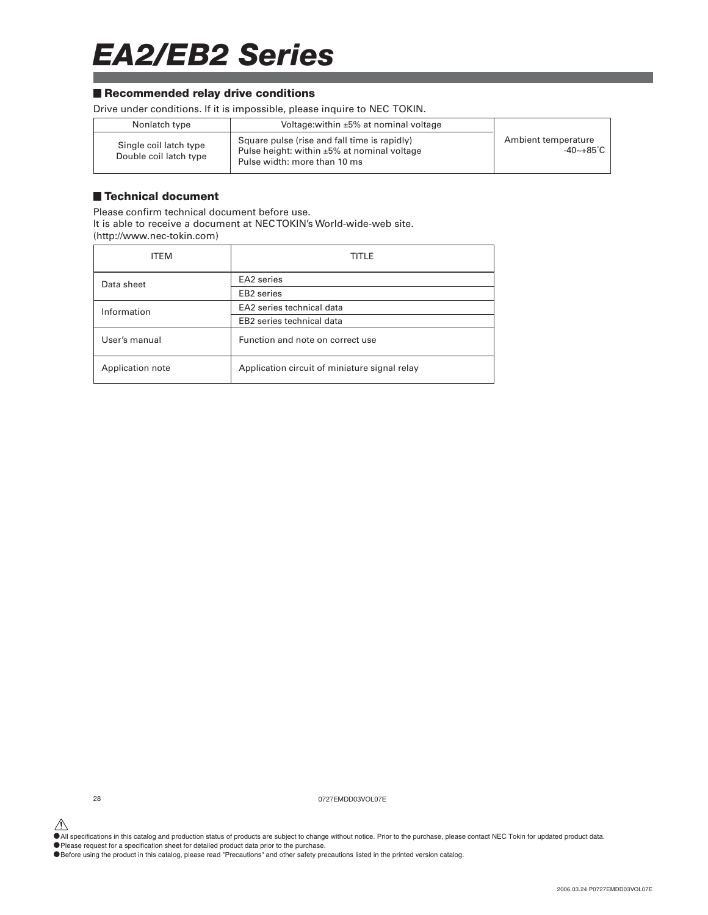# EA2/EB2 Series

## Recommended relay drive conditions

Drive under conditions. If it is impossible, please inquire to NEC TOKIN.

| | | |
|---|---|---|
| Nonlatch type | Voltage:within ±5% at nominal voltage | Ambient temperature -40~+85˚C |
| Single coil latch type<br>Double coil latch type | Square pulse (rise and fall time is rapidly)<br>Pulse height: within ±5% at nominal voltage<br>Pulse width: more than 10 ms | |

## Technical document

Please confirm technical document before use.
It is able to receive a document at NEC TOKIN's World-wide-web site.
(http://www.nec-tokin.com)

| ITEM | TITLE |
|---|---|
| Data sheet | EA2 series |
| | EB2 series |
| Information | EA2 series technical data |
| | EB2 series technical data |
| User's manual | Function and note on correct use |
| Application note | Application circuit of miniature signal relay |

0727EMDD03VOL07E

- All specifications in this catalog and production status of products are subject to change without notice. Prior to the purchase, please contact NEC Tokin for updated product data.
- Please request for a specification sheet for detailed product data prior to the purchase.
- Before using the product in this catalog, please read "Precautions" and other safety precautions listed in the printed version catalog.

2006.03.24 P0727EMDD03VOL07E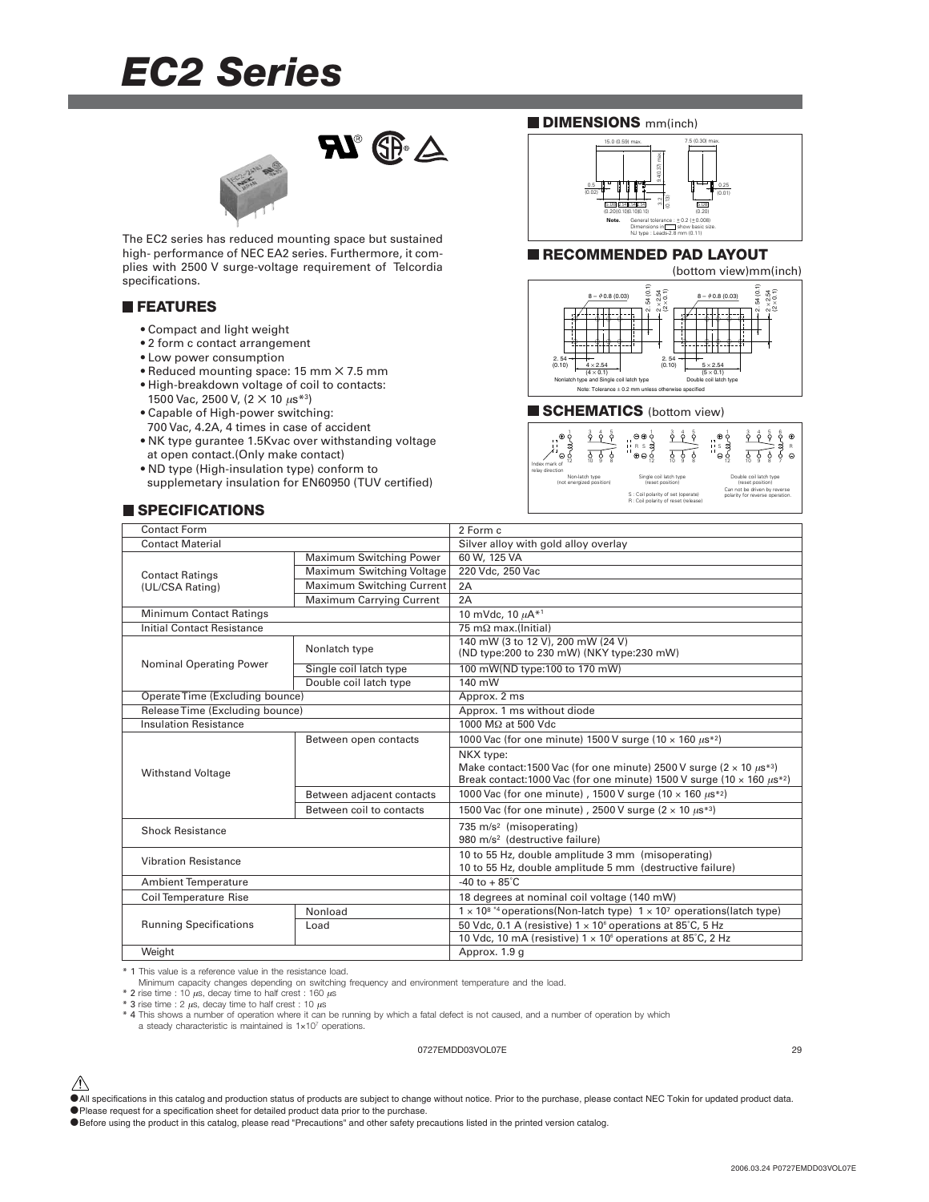# EC2 Series

The EC2 series has reduced mounting space but sustained high- performance of NEC EA2 series. Furthermore, it complies with 2500 V surge-voltage requirement of Telcordia specifications.

## FEATURES

- Compact and light weight
- 2 form c contact arrangement
- Low power consumption
- Reduced mounting space: 15 mm × 7.5 mm
- High-breakdown voltage of coil to contacts: 1500 Vac, 2500 V, (2 × 10 μs*3)
- Capable of High-power switching: 700 Vac, 4.2A, 4 times in case of accident
- NK type gurantee 1.5Kvac over withstanding voltage at open contact.(Only make contact)
- ND type (High-insulation type) conform to supplemetary insulation for EN60950 (TUV certified)

## DIMENSIONS mm(inch)

15.0 (0.59) max. 7.5 (0.30) max. 9.4 (0.37) max. 0.5 (0.02) 0.25 (0.01) 3.2 (0.13) 5.08 2.54 2.54 2.54 (0.20)(0.10)(0.10)(0.10) 5.08 (0.20)

**Note.** General tolerance : ±0.2 (±0.008)
Dimensions in □ show basic size.
NJ type : Leads-2.8 mm (0.11)

## RECOMMENDED PAD LAYOUT

(bottom view)mm(inch)

8 – φ0.8 (0.03) 2.54 (0.1) 2 × 2.54 (2 × 0.1) 2.54 (0.10) 4 × 2.54 (4 × 0.1)

Nonlatch type and Single coil latch type

8 – φ0.8 (0.03) 2.54 (0.1) 2 × 2.54 (2 × 0.1) 2.54 (0.10) 5 × 2.54 (5 × 0.1)

Double coil latch type

Note: Tolerance ± 0.2 mm unless otherwise specified

## SCHEMATICS (bottom view)

Index mark of relay direction

Non-latch type (not energized position)

Single coil latch type (reset position)

S : Coil polarity of set (operate)
R : Coil polarity of reset (release)

Double coil latch type (reset position)
Can not be driven by reverse polarity for reverse operation.

## SPECIFICATIONS

| Item | | Specification |
|---|---|---|
| Contact Form | | 2 Form c |
| Contact Material | | Silver alloy with gold alloy overlay |
| Contact Ratings (UL/CSA Rating) | Maximum Switching Power | 60 W, 125 VA |
| | Maximum Switching Voltage | 220 Vdc, 250 Vac |
| | Maximum Switching Current | 2A |
| | Maximum Carrying Current | 2A |
| Minimum Contact Ratings | | 10 mVdc, 10 μA*1 |
| Initial Contact Resistance | | 75 mΩ max.(Initial) |
| Nominal Operating Power | Nonlatch type | 140 mW (3 to 12 V), 200 mW (24 V) (ND type:200 to 230 mW) (NKY type:230 mW) |
| | Single coil latch type | 100 mW(ND type:100 to 170 mW) |
| | Double coil latch type | 140 mW |
| Operate Time (Excluding bounce) | | Approx. 2 ms |
| Release Time (Excluding bounce) | | Approx. 1 ms without diode |
| Insulation Resistance | | 1000 MΩ at 500 Vdc |
| Withstand Voltage | Between open contacts | 1000 Vac (for one minute) 1500 V surge (10 × 160 μs*2) |
| | | NKX type: Make contact:1500 Vac (for one minute) 2500 V surge (2 × 10 μs*3) Break contact:1000 Vac (for one minute) 1500 V surge (10 × 160 μs*2) |
| | Between adjacent contacts | 1000 Vac (for one minute) , 1500 V surge (10 × 160 μs*2) |
| | Between coil to contacts | 1500 Vac (for one minute) , 2500 V surge (2 × 10 μs*3) |
| Shock Resistance | | 735 m/s² (misoperating) 980 m/s² (destructive failure) |
| Vibration Resistance | | 10 to 55 Hz, double amplitude 3 mm (misoperating) 10 to 55 Hz, double amplitude 5 mm (destructive failure) |
| Ambient Temperature | | -40 to + 85°C |
| Coil Temperature Rise | | 18 degrees at nominal coil voltage (140 mW) |
| Running Specifications | Nonload | $1 \times 10^8$ *4 operations(Non-latch type) $1 \times 10^7$ operations(latch type) |
| | Load | 50 Vdc, 0.1 A (resistive) $1 \times 10^6$ operations at 85°C, 5 Hz |
| | | 10 Vdc, 10 mA (resistive) $1 \times 10^6$ operations at 85°C, 2 Hz |
| Weight | | Approx. 1.9 g |

\* 1 This value is a reference value in the resistance load.
Minimum capacity changes depending on switching frequency and environment temperature and the load.
\* 2 rise time : 10 μs, decay time to half crest : 160 μs
\* 3 rise time : 2 μs, decay time to half crest : 10 μs
\* 4 This shows a number of operation where it can be running by which a fatal defect is not caused, and a number of operation by which a steady characteristic is maintained is $1\times10^7$ operations.

0727EMDD03VOL07E

- All specifications in this catalog and production status of products are subject to change without notice. Prior to the purchase, please contact NEC Tokin for updated product data.
- Please request for a specification sheet for detailed product data prior to the purchase.
- Before using the product in this catalog, please read "Precautions" and other safety precautions listed in the printed version catalog.

2006.03.24 P0727EMDD03VOL07E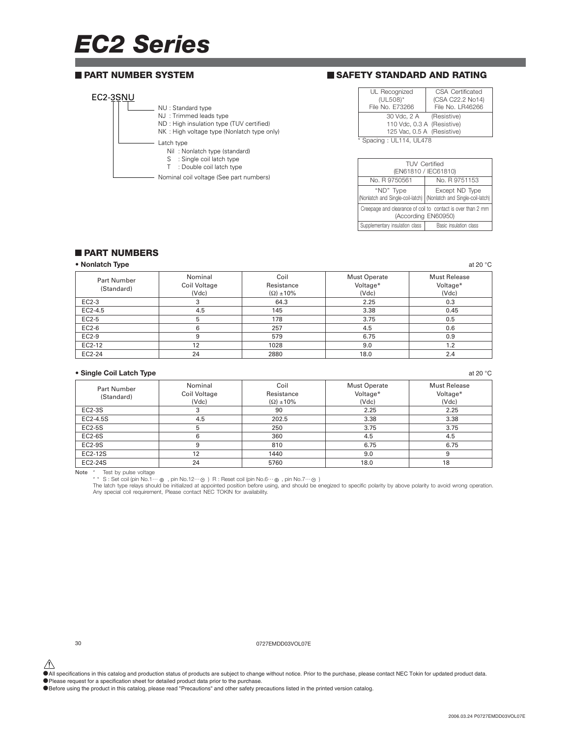# EC2 Series

## PART NUMBER SYSTEM

EC2-3SNU

- NU : Standard type
- NJ : Trimmed leads type
- ND : High insulation type (TUV certified)
- NK : High voltage type (Nonlatch type only)

Latch type
- Nil : Nonlatch type (standard)
- S : Single coil latch type
- T : Double coil latch type

Nominal coil voltage (See part numbers)

## SAFETY STANDARD AND RATING

| UL Recognized (UL508)* File No. E73266 | CSA Certificated (CSA C22.2 No14) File No. LR46266 |
|---|---|
| 30 Vdc, 2 A (Resistive)<br>110 Vdc, 0.3 A (Resistive)<br>125 Vac, 0.5 A (Resistive) | |

* Spacing : UL114, UL478

| TUV Certified (EN61810 / IEC61810) | |
|---|---|
| No. R 9750561 | No. R 9751153 |
| "ND" Type (Nonlatch and Single-coil-latch) | Except ND Type (Nonlatch and Single-coil-latch) |
| Creepage and clearance of coil to contact is over than 2 mm (According EN60950) | |
| Supplementary insulation class | Basic insulation class |

## PART NUMBERS

**• Nonlatch Type** at 20 °C

| Part Number (Standard) | Nominal Coil Voltage (Vdc) | Coil Resistance (Ω) ±10% | Must Operate Voltage* (Vdc) | Must Release Voltage* (Vdc) |
|---|---|---|---|---|
| EC2-3 | 3 | 64.3 | 2.25 | 0.3 |
| EC2-4.5 | 4.5 | 145 | 3.38 | 0.45 |
| EC2-5 | 5 | 178 | 3.75 | 0.5 |
| EC2-6 | 6 | 257 | 4.5 | 0.6 |
| EC2-9 | 9 | 579 | 6.75 | 0.9 |
| EC2-12 | 12 | 1028 | 9.0 | 1.2 |
| EC2-24 | 24 | 2880 | 18.0 | 2.4 |

**• Single Coil Latch Type** at 20 °C

| Part Number (Standard) | Nominal Coil Voltage (Vdc) | Coil Resistance (Ω) ±10% | Must Operate Voltage* (Vdc) | Must Release Voltage* (Vdc) |
|---|---|---|---|---|
| EC2-3S | 3 | 90 | 2.25 | 2.25 |
| EC2-4.5S | 4.5 | 202.5 | 3.38 | 3.38 |
| EC2-5S | 5 | 250 | 3.75 | 3.75 |
| EC2-6S | 6 | 360 | 4.5 | 4.5 |
| EC2-9S | 9 | 810 | 6.75 | 6.75 |
| EC2-12S | 12 | 1440 | 9.0 | 9 |
| EC2-24S | 24 | 5760 | 18.0 | 18 |

Note * Test by pulse voltage

** S : Set coil (pin No.1··· ⊕ , pin No.12··· ⊖ ) R : Reset coil (pin No.6··· ⊕ , pin No.7··· ⊖ )

The latch type relays should be initialized at appointed position before using, and should be enegized to specific polarity by above polarity to avoid wrong operation.
Any special coil requirement, Please contact NEC TOKIN for availability.

0727EMDD03VOL07E

- All specifications in this catalog and production status of products are subject to change without notice. Prior to the purchase, please contact NEC Tokin for updated product data.
- Please request for a specification sheet for detailed product data prior to the purchase.
- Before using the product in this catalog, please read "Precautions" and other safety precautions listed in the printed version catalog.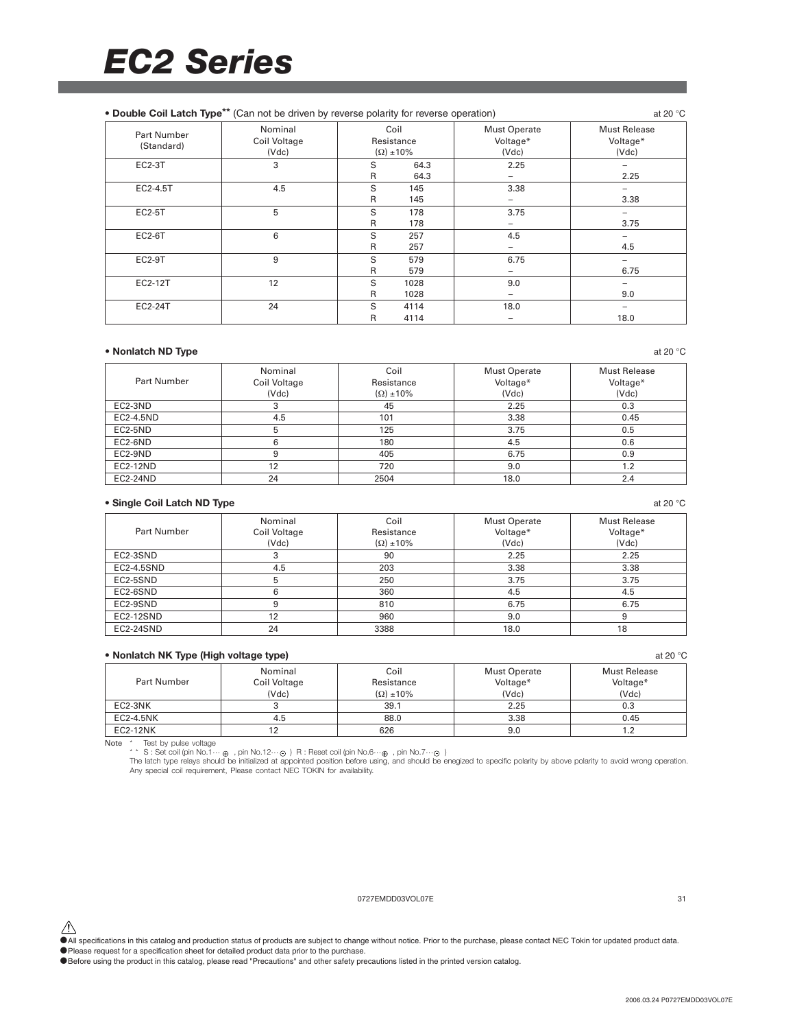# EC2 Series

**• Double Coil Latch Type**[**] (Can not be driven by reverse polarity for reverse operation)

at 20 °C

| Part Number (Standard) | Nominal Coil Voltage (Vdc) | Coil Resistance (Ω) ±10% | Must Operate Voltage* (Vdc) | Must Release Voltage* (Vdc) |
|---|---|---|---|---|
| EC2-3T | 3 | S 64.3 | 2.25 | – |
| | | R 64.3 | – | 2.25 |
| EC2-4.5T | 4.5 | S 145 | 3.38 | – |
| | | R 145 | – | 3.38 |
| EC2-5T | 5 | S 178 | 3.75 | – |
| | | R 178 | – | 3.75 |
| EC2-6T | 6 | S 257 | 4.5 | – |
| | | R 257 | – | 4.5 |
| EC2-9T | 9 | S 579 | 6.75 | – |
| | | R 579 | – | 6.75 |
| EC2-12T | 12 | S 1028 | 9.0 | – |
| | | R 1028 | – | 9.0 |
| EC2-24T | 24 | S 4114 | 18.0 | – |
| | | R 4114 | – | 18.0 |

**• Nonlatch ND Type**

at 20 °C

| Part Number | Nominal Coil Voltage (Vdc) | Coil Resistance (Ω) ±10% | Must Operate Voltage* (Vdc) | Must Release Voltage* (Vdc) |
|---|---|---|---|---|
| EC2-3ND | 3 | 45 | 2.25 | 0.3 |
| EC2-4.5ND | 4.5 | 101 | 3.38 | 0.45 |
| EC2-5ND | 5 | 125 | 3.75 | 0.5 |
| EC2-6ND | 6 | 180 | 4.5 | 0.6 |
| EC2-9ND | 9 | 405 | 6.75 | 0.9 |
| EC2-12ND | 12 | 720 | 9.0 | 1.2 |
| EC2-24ND | 24 | 2504 | 18.0 | 2.4 |

**• Single Coil Latch ND Type**

at 20 °C

| Part Number | Nominal Coil Voltage (Vdc) | Coil Resistance (Ω) ±10% | Must Operate Voltage* (Vdc) | Must Release Voltage* (Vdc) |
|---|---|---|---|---|
| EC2-3SND | 3 | 90 | 2.25 | 2.25 |
| EC2-4.5SND | 4.5 | 203 | 3.38 | 3.38 |
| EC2-5SND | 5 | 250 | 3.75 | 3.75 |
| EC2-6SND | 6 | 360 | 4.5 | 4.5 |
| EC2-9SND | 9 | 810 | 6.75 | 6.75 |
| EC2-12SND | 12 | 960 | 9.0 | 9 |
| EC2-24SND | 24 | 3388 | 18.0 | 18 |

**• Nonlatch NK Type (High voltage type)**

at 20 °C

| Part Number | Nominal Coil Voltage (Vdc) | Coil Resistance (Ω) ±10% | Must Operate Voltage* (Vdc) | Must Release Voltage* (Vdc) |
|---|---|---|---|---|
| EC2-3NK | 3 | 39.1 | 2.25 | 0.3 |
| EC2-4.5NK | 4.5 | 88.0 | 3.38 | 0.45 |
| EC2-12NK | 12 | 626 | 9.0 | 1.2 |

Note * Test by pulse voltage
** S : Set coil (pin No.1··· ⊕ , pin No.12··· ⊖ ) R : Reset coil (pin No.6··· ⊕ , pin No.7··· ⊖ )
The latch type relays should be initialized at appointed position before using, and should be enegized to specific polarity by above polarity to avoid wrong operation.
Any special coil requirement, Please contact NEC TOKIN for availability.

0727EMDD03VOL07E

● All specifications in this catalog and production status of products are subject to change without notice. Prior to the purchase, please contact NEC Tokin for updated product data.
● Please request for a specification sheet for detailed product data prior to the purchase.
● Before using the product in this catalog, please read "Precautions" and other safety precautions listed in the printed version catalog.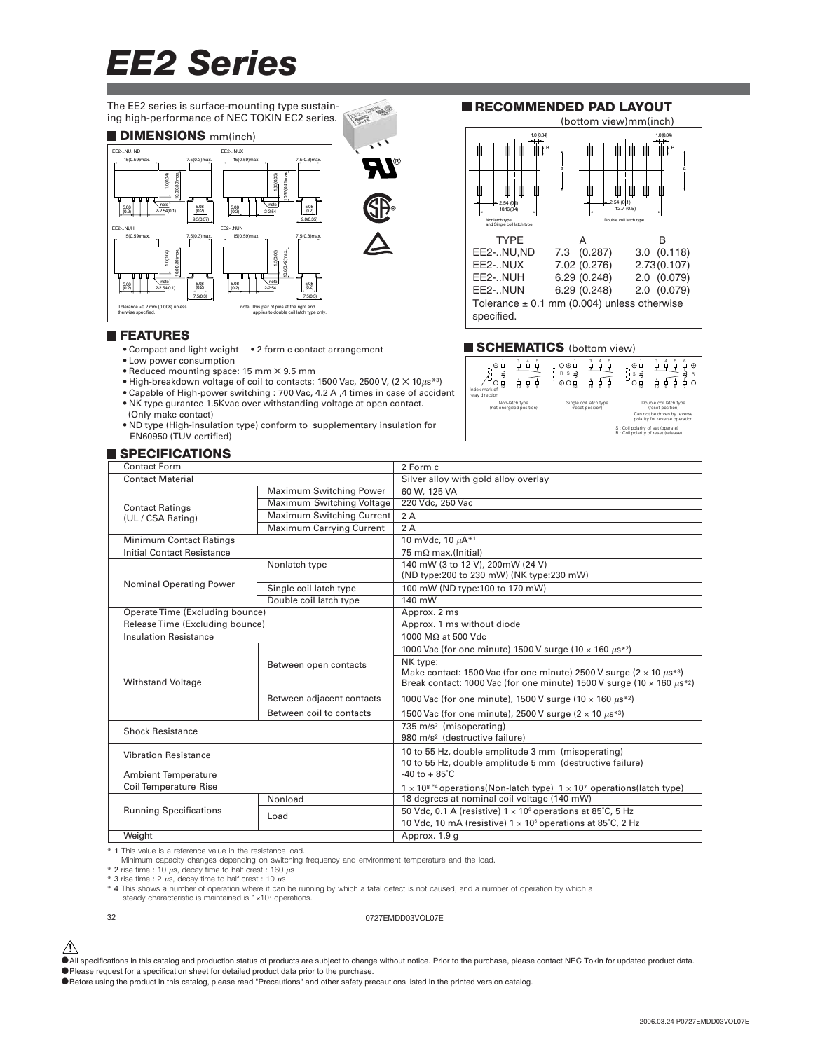# EE2 Series

The EE2 series is surface-mounting type sustaining high-performance of NEC TOKIN EC2 series.

## DIMENSIONS mm(inch)

EE2-..NU, ND — 15(0.59)max., 7.5(0.3)max., 10.0(0.39)max., 1.0(0.04), 5.08 (0.2), note 2-2.54(0.1), 9.5(0.37)

EE2-..NUX — 15(0.59)max., 7.5(0.3)max., 10.5(0.41)max., 1.5(0.06), 5.08 (0.2), note 2-2.54, 9.0(0.35)

EE2-..NUH — 15(0.59)max., 7.5(0.3)max., 10.0(0.39)max., 1.0(0.04), 5.08 (0.2), note 2-2.54(0.1), 7.5(0.3)

EE2-..NUN — 15(0.59)max., 7.5(0.3)max., 10.6(0.42)max., 1.5(0.06), 5.08 (0.2), note 2-2.54, 7.5(0.3)

Tolerance ±0.2 mm (0.008) unless therwise specified.

note: This pair of pins at the right end applies to double coil latch type only.

## RECOMMENDED PAD LAYOUT

(bottom view)mm(inch)

1.0(0.04), 2.54 (0.1), 10.16(0.4) — Nonlatch type and Single coil latch type

1.0(0.04), 2.54 (0.1), 12.7 (0.5) — Double coil latch type

| TYPE | A | B |
|---|---|---|
| EE2-..NU,ND | 7.3 (0.287) | 3.0 (0.118) |
| EE2-..NUX | 7.02 (0.276) | 2.73 (0.107) |
| EE2-..NUH | 6.29 (0.248) | 2.0 (0.079) |
| EE2-..NUN | 6.29 (0.248) | 2.0 (0.079) |

Tolerance ± 0.1 mm (0.004) unless otherwise specified.

## FEATURES

- Compact and light weight
- 2 form c contact arrangement
- Low power consumption
- Reduced mounting space: 15 mm × 9.5 mm
- High-breakdown voltage of coil to contacts: 1500 Vac, 2500 V, (2 × 10μs*3)
- Capable of High-power switching : 700 Vac, 4.2 A ,4 times in case of accident
- NK type gurantee 1.5Kvac over withstanding voltage at open contact. (Only make contact)
- ND type (High-insulation type) conform to supplementary insulation for EN60950 (TUV certified)

## SCHEMATICS (bottom view)

Index mark of relay direction

Non-latch type (not energized position)

Single coil latch type (reset position)

Double coil latch type (reset position) Can not be driven by reverse polarity for reverse operation.

S : Coil polarity of set (operate)
R : Coil polarity of reset (release)

## SPECIFICATIONS

| | | |
|---|---|---|
| Contact Form | | 2 Form c |
| Contact Material | | Silver alloy with gold alloy overlay |
| Contact Ratings (UL / CSA Rating) | Maximum Switching Power | 60 W, 125 VA |
| | Maximum Switching Voltage | 220 Vdc, 250 Vac |
| | Maximum Switching Current | 2 A |
| | Maximum Carrying Current | 2 A |
| Minimum Contact Ratings | | 10 mVdc, 10 μA*1 |
| Initial Contact Resistance | | 75 mΩ max.(Initial) |
| Nominal Operating Power | Nonlatch type | 140 mW (3 to 12 V), 200mW (24 V) (ND type:200 to 230 mW) (NK type:230 mW) |
| | Single coil latch type | 100 mW (ND type:100 to 170 mW) |
| | Double coil latch type | 140 mW |
| Operate Time (Excluding bounce) | | Approx. 2 ms |
| Release Time (Excluding bounce) | | Approx. 1 ms without diode |
| Insulation Resistance | | 1000 MΩ at 500 Vdc |
| Withstand Voltage | Between open contacts | 1000 Vac (for one minute) 1500 V surge (10 × 160 μs*2) |
| | | NK type: Make contact: 1500 Vac (for one minute) 2500 V surge (2 × 10 μs*3) Break contact: 1000 Vac (for one minute) 1500 V surge (10 × 160 μs*2) |
| | Between adjacent contacts | 1000 Vac (for one minute), 1500 V surge (10 × 160 μs*2) |
| | Between coil to contacts | 1500 Vac (for one minute), 2500 V surge (2 × 10 μs*3) |
| Shock Resistance | | 735 m/s² (misoperating) 980 m/s² (destructive failure) |
| Vibration Resistance | | 10 to 55 Hz, double amplitude 3 mm (misoperating) 10 to 55 Hz, double amplitude 5 mm (destructive failure) |
| Ambient Temperature | | -40 to + 85°C |
| Coil Temperature Rise | | 1 × 10⁸ *4 operations(Non-latch type) 1 × 10⁷ operations(latch type) |
| Running Specifications | Nonload | 18 degrees at nominal coil voltage (140 mW) |
| | Load | 50 Vdc, 0.1 A (resistive) 1 × 10⁶ operations at 85°C, 5 Hz |
| | | 10 Vdc, 10 mA (resistive) 1 × 10⁶ operations at 85°C, 2 Hz |
| Weight | | Approx. 1.9 g |

\* 1 This value is a reference value in the resistance load.
Minimum capacity changes depending on switching frequency and environment temperature and the load.

\* 2 rise time : 10 μs, decay time to half crest : 160 μs

\* 3 rise time : 2 μs, decay time to half crest : 10 μs

\* 4 This shows a number of operation where it can be running by which a fatal defect is not caused, and a number of operation by which a steady characteristic is maintained is 1×10⁷ operations.

0727EMDD03VOL07E

- All specifications in this catalog and production status of products are subject to change without notice. Prior to the purchase, please contact NEC Tokin for updated product data.
- Please request for a specification sheet for detailed product data prior to the purchase.
- Before using the product in this catalog, please read "Precautions" and other safety precautions listed in the printed version catalog.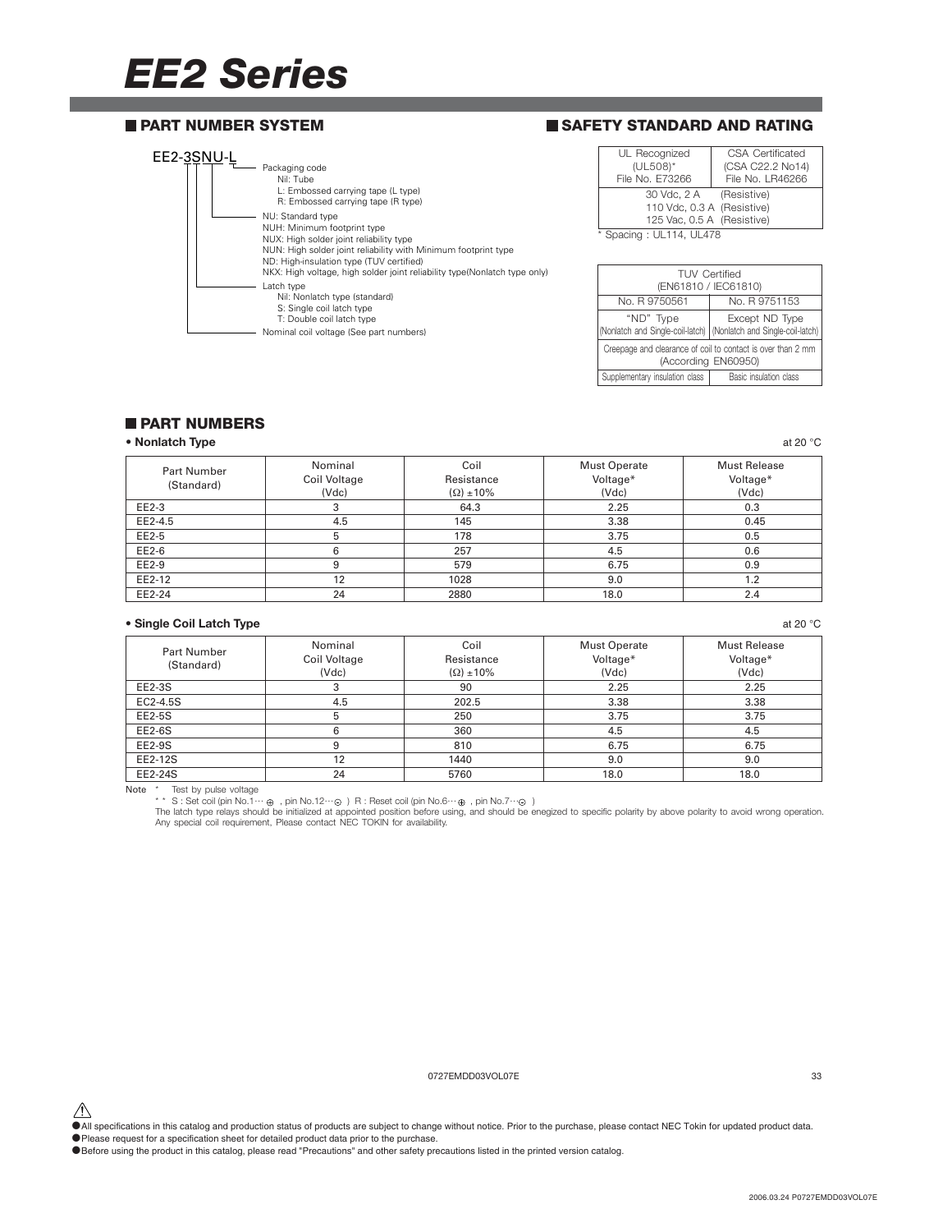# EE2 Series

## ■ PART NUMBER SYSTEM

EE2-3SNU-L

- Packaging code
  - Nil: Tube
  - L: Embossed carrying tape (L type)
  - R: Embossed carrying tape (R type)
- NU: Standard type
  - NUH: Minimum footprint type
  - NUX: High solder joint reliability type
  - NUN: High solder joint reliability with Minimum footprint type
  - ND: High-insulation type (TUV certified)
  - NKX: High voltage, high solder joint reliability type(Nonlatch type only)
- Latch type
  - Nil: Nonlatch type (standard)
  - S: Single coil latch type
  - T: Double coil latch type
- Nominal coil voltage (See part numbers)

## ■ SAFETY STANDARD AND RATING

| UL Recognized (UL508)* File No. E73266 | CSA Certificated (CSA C22.2 No14) File No. LR46266 |
|---|---|
| 30 Vdc, 2 A (Resistive) 110 Vdc, 0.3 A (Resistive) 125 Vac, 0.5 A (Resistive) | |

* Spacing : UL114, UL478

| TUV Certified (EN61810 / IEC61810) | |
|---|---|
| No. R 9750561 | No. R 9751153 |
| "ND" Type (Nonlatch and Single-coil-latch) | Except ND Type (Nonlatch and Single-coil-latch) |
| Creepage and clearance of coil to contact is over than 2 mm (According EN60950) | |
| Supplementary insulation class | Basic insulation class |

## ■ PART NUMBERS

**• Nonlatch Type** at 20 °C

| Part Number (Standard) | Nominal Coil Voltage (Vdc) | Coil Resistance (Ω) ±10% | Must Operate Voltage* (Vdc) | Must Release Voltage* (Vdc) |
|---|---|---|---|---|
| EE2-3 | 3 | 64.3 | 2.25 | 0.3 |
| EE2-4.5 | 4.5 | 145 | 3.38 | 0.45 |
| EE2-5 | 5 | 178 | 3.75 | 0.5 |
| EE2-6 | 6 | 257 | 4.5 | 0.6 |
| EE2-9 | 9 | 579 | 6.75 | 0.9 |
| EE2-12 | 12 | 1028 | 9.0 | 1.2 |
| EE2-24 | 24 | 2880 | 18.0 | 2.4 |

**• Single Coil Latch Type** at 20 °C

| Part Number (Standard) | Nominal Coil Voltage (Vdc) | Coil Resistance (Ω) ±10% | Must Operate Voltage* (Vdc) | Must Release Voltage* (Vdc) |
|---|---|---|---|---|
| EE2-3S | 3 | 90 | 2.25 | 2.25 |
| EC2-4.5S | 4.5 | 202.5 | 3.38 | 3.38 |
| EE2-5S | 5 | 250 | 3.75 | 3.75 |
| EE2-6S | 6 | 360 | 4.5 | 4.5 |
| EE2-9S | 9 | 810 | 6.75 | 6.75 |
| EE2-12S | 12 | 1440 | 9.0 | 9.0 |
| EE2-24S | 24 | 5760 | 18.0 | 18.0 |

Note * Test by pulse voltage

* * S : Set coil (pin No.1··· ⊕ , pin No.12···⊖ ) R : Reset coil (pin No.6···⊕ , pin No.7···⊖ )

The latch type relays should be initialized at appointed position before using, and should be enegized to specific polarity by above polarity to avoid wrong operation. Any special coil requirement, Please contact NEC TOKIN for availability.

⚠

● All specifications in this catalog and production status of products are subject to change without notice. Prior to the purchase, please contact NEC Tokin for updated product data.
● Please request for a specification sheet for detailed product data prior to the purchase.
● Before using the product in this catalog, please read "Precautions" and other safety precautions listed in the printed version catalog.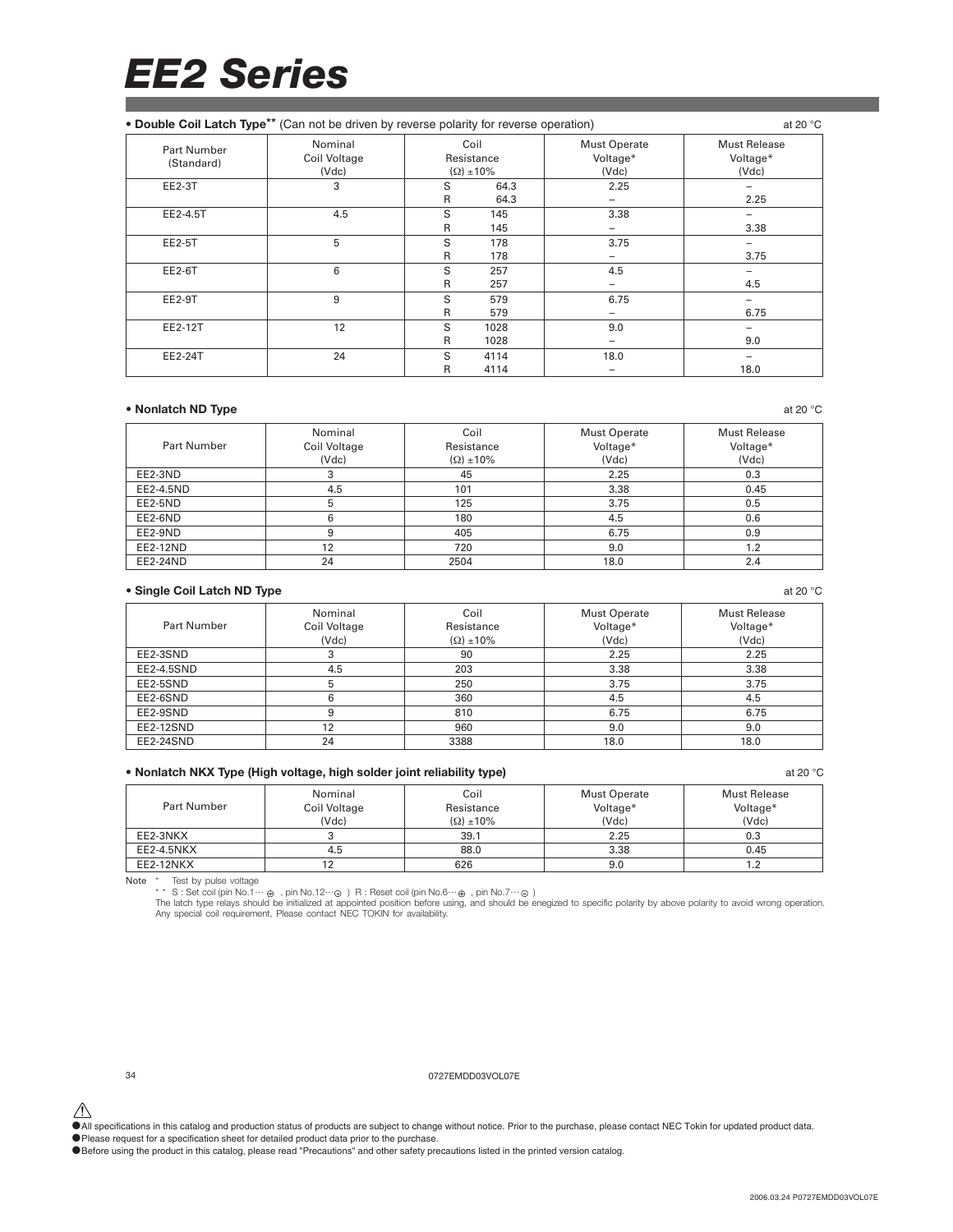# EE2 Series

**• Double Coil Latch Type**[**] (Can not be driven by reverse polarity for reverse operation)

at 20 °C

| Part Number (Standard) | Nominal Coil Voltage (Vdc) | Coil | Resistance (Ω) ±10% | Must Operate Voltage* (Vdc) | Must Release Voltage* (Vdc) |
|---|---|---|---|---|---|
| EE2-3T | 3 | S | 64.3 | 2.25 | – |
| | | R | 64.3 | – | 2.25 |
| EE2-4.5T | 4.5 | S | 145 | 3.38 | – |
| | | R | 145 | – | 3.38 |
| EE2-5T | 5 | S | 178 | 3.75 | – |
| | | R | 178 | – | 3.75 |
| EE2-6T | 6 | S | 257 | 4.5 | – |
| | | R | 257 | – | 4.5 |
| EE2-9T | 9 | S | 579 | 6.75 | – |
| | | R | 579 | – | 6.75 |
| EE2-12T | 12 | S | 1028 | 9.0 | – |
| | | R | 1028 | – | 9.0 |
| EE2-24T | 24 | S | 4114 | 18.0 | – |
| | | R | 4114 | – | 18.0 |

**• Nonlatch ND Type**

at 20 °C

| Part Number | Nominal Coil Voltage (Vdc) | Coil Resistance (Ω) ±10% | Must Operate Voltage* (Vdc) | Must Release Voltage* (Vdc) |
|---|---|---|---|---|
| EE2-3ND | 3 | 45 | 2.25 | 0.3 |
| EE2-4.5ND | 4.5 | 101 | 3.38 | 0.45 |
| EE2-5ND | 5 | 125 | 3.75 | 0.5 |
| EE2-6ND | 6 | 180 | 4.5 | 0.6 |
| EE2-9ND | 9 | 405 | 6.75 | 0.9 |
| EE2-12ND | 12 | 720 | 9.0 | 1.2 |
| EE2-24ND | 24 | 2504 | 18.0 | 2.4 |

**• Single Coil Latch ND Type**

at 20 °C

| Part Number | Nominal Coil Voltage (Vdc) | Coil Resistance (Ω) ±10% | Must Operate Voltage* (Vdc) | Must Release Voltage* (Vdc) |
|---|---|---|---|---|
| EE2-3SND | 3 | 90 | 2.25 | 2.25 |
| EE2-4.5SND | 4.5 | 203 | 3.38 | 3.38 |
| EE2-5SND | 5 | 250 | 3.75 | 3.75 |
| EE2-6SND | 6 | 360 | 4.5 | 4.5 |
| EE2-9SND | 9 | 810 | 6.75 | 6.75 |
| EE2-12SND | 12 | 960 | 9.0 | 9.0 |
| EE2-24SND | 24 | 3388 | 18.0 | 18.0 |

**• Nonlatch NKX Type (High voltage, high solder joint reliability type)**

at 20 °C

| Part Number | Nominal Coil Voltage (Vdc) | Coil Resistance (Ω) ±10% | Must Operate Voltage* (Vdc) | Must Release Voltage* (Vdc) |
|---|---|---|---|---|
| EE2-3NKX | 3 | 39.1 | 2.25 | 0.3 |
| EE2-4.5NKX | 4.5 | 88.0 | 3.38 | 0.45 |
| EE2-12NKX | 12 | 626 | 9.0 | 1.2 |

Note * Test by pulse voltage

** S : Set coil (pin No.1··· ⊕ , pin No.12···⊖ ) R : Reset coil (pin No.6···⊕ , pin No.7···⊖ )

The latch type relays should be initialized at appointed position before using, and should be enegized to specific polarity by above polarity to avoid wrong operation.

Any special coil requirement, Please contact NEC TOKIN for availability.

0727EMDD03VOL07E

- All specifications in this catalog and production status of products are subject to change without notice. Prior to the purchase, please contact NEC Tokin for updated product data.
- Please request for a specification sheet for detailed product data prior to the purchase.
- Before using the product in this catalog, please read "Precautions" and other safety precautions listed in the printed version catalog.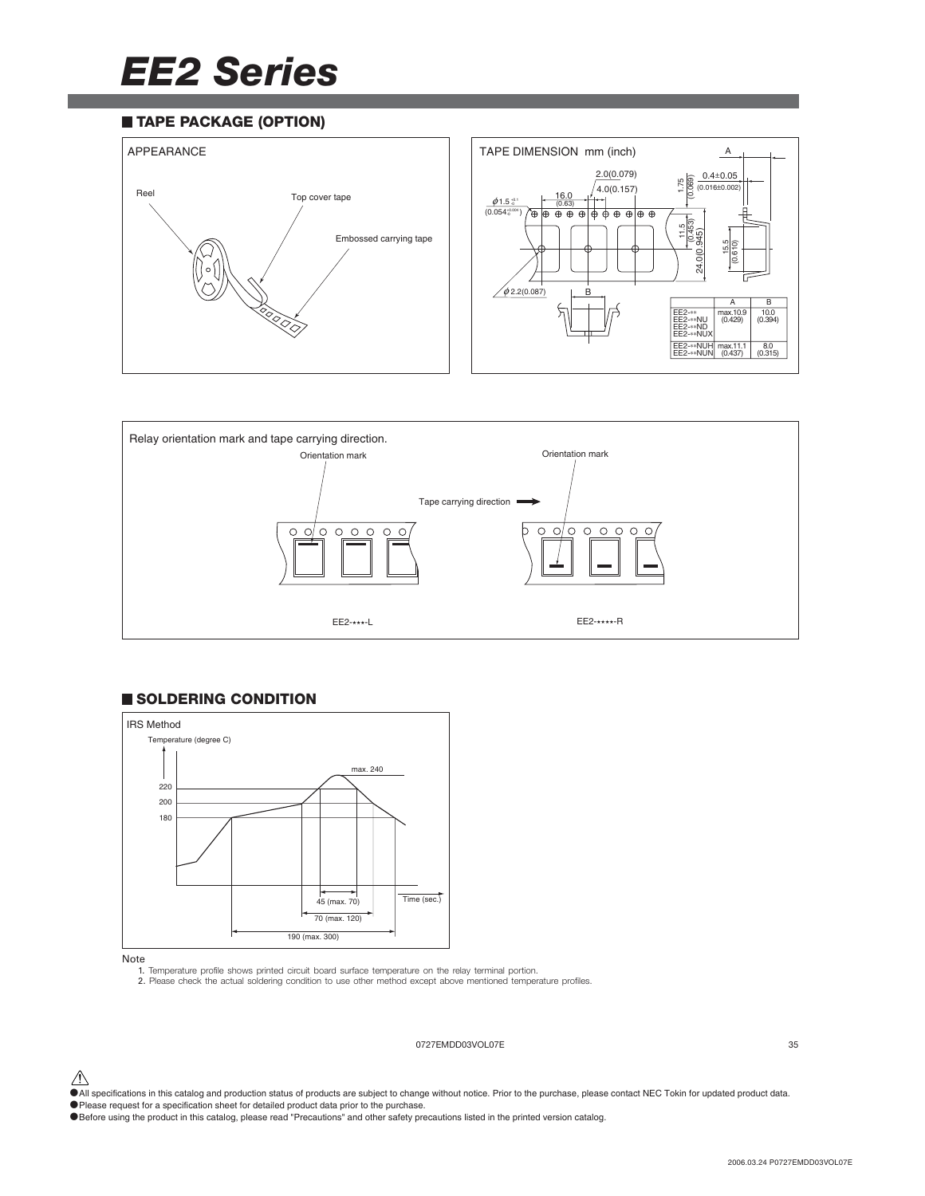# EE2 Series

## TAPE PACKAGE (OPTION)

APPEARANCE

Reel

Top cover tape

Embossed carrying tape

TAPE DIMENSION mm (inch)

|  | A | B |
|---|---|---|
| EE2-** EE2-**NU EE2-**ND EE2-**NUX | max.10.9 (0.429) | 10.0 (0.394) |
| EE2-**NUH EE2-**NUN | max.11.1 (0.437) | 8.0 (0.315) |

Relay orientation mark and tape carrying direction.

Orientation mark

Tape carrying direction

EE2-***-L

EE2-****-R

## SOLDERING CONDITION

IRS Method

Temperature (degree C)

max. 240

220

200

180

45 (max. 70)

70 (max. 120)

190 (max. 300)

Time (sec.)

Note

1. Temperature profile shows printed circuit board surface temperature on the relay terminal portion.
2. Please check the actual soldering condition to use other method except above mentioned temperature profiles.

0727EMDD03VOL07E

- All specifications in this catalog and production status of products are subject to change without notice. Prior to the purchase, please contact NEC Tokin for updated product data.
- Please request for a specification sheet for detailed product data prior to the purchase.
- Before using the product in this catalog, please read "Precautions" and other safety precautions listed in the printed version catalog.

2006.03.24 P0727EMDD03VOL07E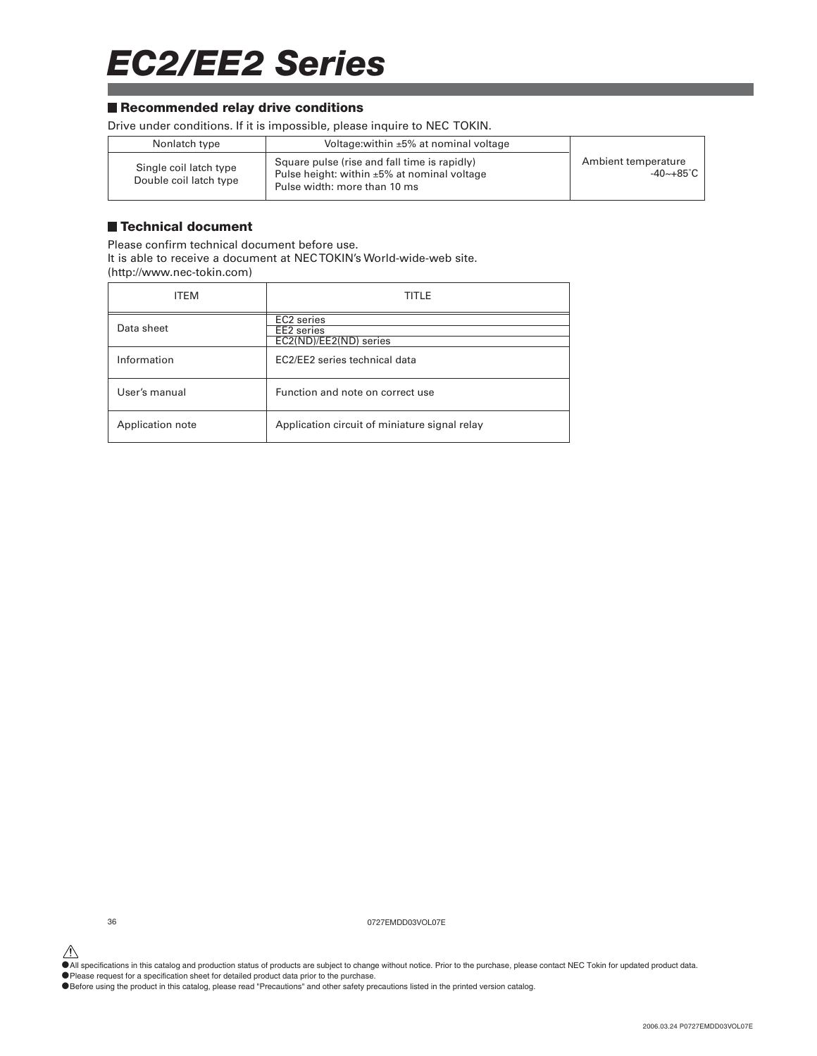# EC2/EE2 Series

## Recommended relay drive conditions

Drive under conditions. If it is impossible, please inquire to NEC TOKIN.

| | | |
|---|---|---|
| Nonlatch type | Voltage:within ±5% at nominal voltage | Ambient temperature -40~+85˚C |
| Single coil latch type<br>Double coil latch type | Square pulse (rise and fall time is rapidly)<br>Pulse height: within ±5% at nominal voltage<br>Pulse width: more than 10 ms | |

## Technical document

Please confirm technical document before use.
It is able to receive a document at NEC TOKIN's World-wide-web site.
(http://www.nec-tokin.com)

| ITEM | TITLE |
|---|---|
| Data sheet | EC2 series<br>EE2 series<br>EC2(ND)/EE2(ND) series |
| Information | EC2/EE2 series technical data |
| User's manual | Function and note on correct use |
| Application note | Application circuit of miniature signal relay |

0727EMDD03VOL07E

- All specifications in this catalog and production status of products are subject to change without notice. Prior to the purchase, please contact NEC Tokin for updated product data.
- Please request for a specification sheet for detailed product data prior to the purchase.
- Before using the product in this catalog, please read "Precautions" and other safety precautions listed in the printed version catalog.

2006.03.24 P0727EMDD03VOL07E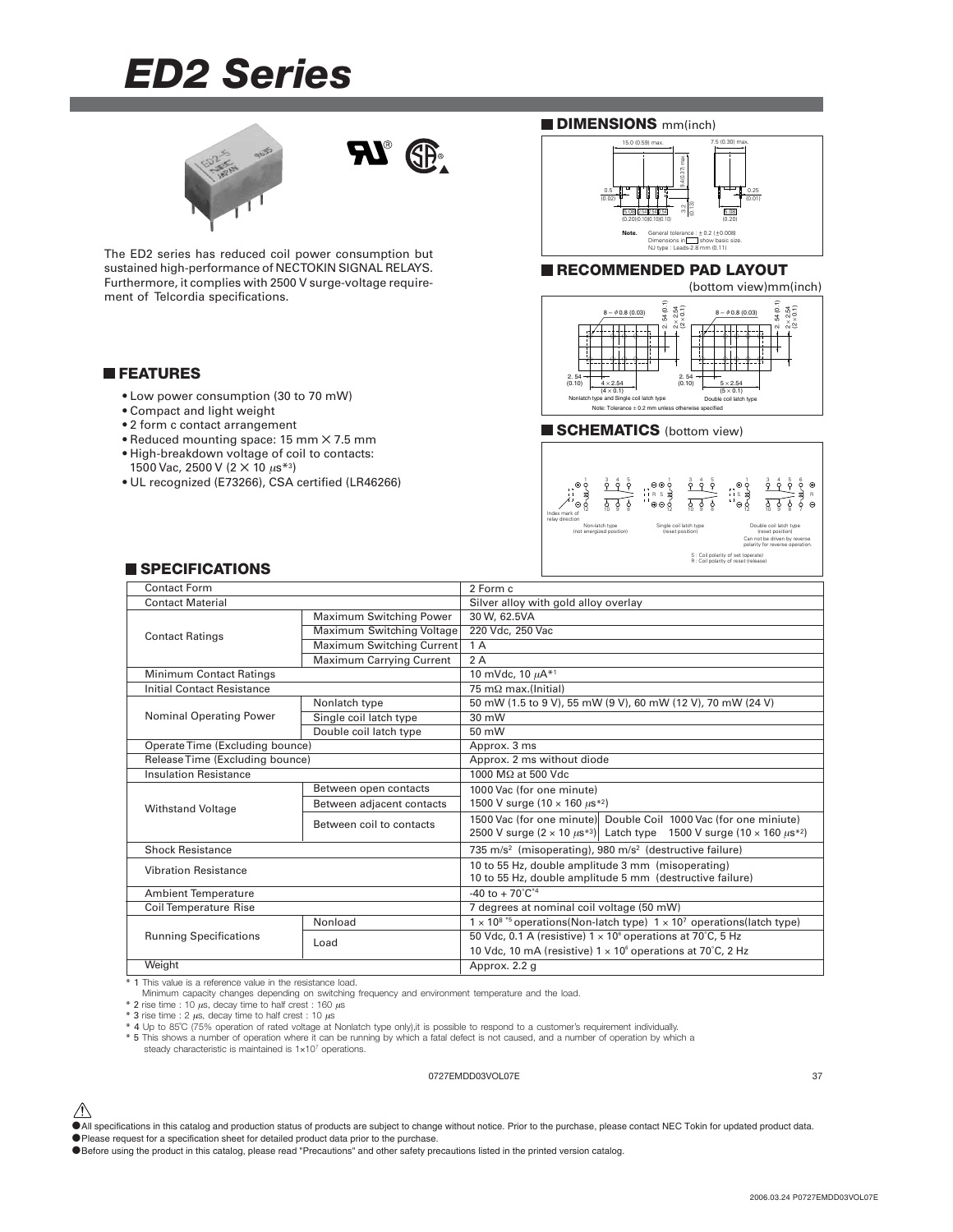# ED2 Series

The ED2 series has reduced coil power consumption but sustained high-performance of NECTOKIN SIGNAL RELAYS. Furthermore, it complies with 2500 V surge-voltage requirement of Telcordia specifications.

## FEATURES

- Low power consumption (30 to 70 mW)
- Compact and light weight
- 2 form c contact arrangement
- Reduced mounting space: 15 mm × 7.5 mm
- High-breakdown voltage of coil to contacts: 1500 Vac, 2500 V (2 × 10 μs*3)
- UL recognized (E73266), CSA certified (LR46266)

## DIMENSIONS mm(inch)

15.0 (0.59) max.    7.5 (0.30) max.    9.4 (0.37) max.    0.5 (0.02)    0.25 (0.01)    3.2 (0.13)    5.08 (0.20)    2.54 (0.10)    2.54 (0.10)    2.54 (0.10)    5.08 (0.20)

**Note.** General tolerance : ± 0.2 (±0.008)
Dimensions in ☐ show basic size.
NJ type : Leads-2.8 mm (0.11)

## RECOMMENDED PAD LAYOUT

(bottom view)mm(inch)

8 – ϕ0.8 (0.03)    2.54 (0.1)    2 × 2.54 (2 × 0.1)    2.54 (0.10)    4 × 2.54 (4 × 0.1)    5 × 2.54 (5 × 0.1)

Nonlatch type and Single coil latch type    Double coil latch type

Note: Tolerance ± 0.2 mm unless otherwise specified

## SCHEMATICS (bottom view)

Index mark of relay direction

Non-latch type (not energized position)    Single coil latch type (reset position)    Double coil latch type (reset position) Can not be driven by reverse polarity for reverse operation.

S : Coil polarity of set (operate)
R : Coil polarity of reset (release)

## SPECIFICATIONS

| Item | | Specification |
|---|---|---|
| Contact Form | | 2 Form c |
| Contact Material | | Silver alloy with gold alloy overlay |
| Contact Ratings | Maximum Switching Power | 30 W, 62.5VA |
| | Maximum Switching Voltage | 220 Vdc, 250 Vac |
| | Maximum Switching Current | 1 A |
| | Maximum Carrying Current | 2 A |
| Minimum Contact Ratings | | 10 mVdc, 10 μA*1 |
| Initial Contact Resistance | | 75 mΩ max.(Initial) |
| Nominal Operating Power | Nonlatch type | 50 mW (1.5 to 9 V), 55 mW (9 V), 60 mW (12 V), 70 mW (24 V) |
| | Single coil latch type | 30 mW |
| | Double coil latch type | 50 mW |
| Operate Time (Excluding bounce) | | Approx. 3 ms |
| Release Time (Excluding bounce) | | Approx. 2 ms without diode |
| Insulation Resistance | | 1000 MΩ at 500 Vdc |
| Withstand Voltage | Between open contacts | 1000 Vac (for one minute) 1500 V surge (10 × 160 μs*2) |
| | Between adjacent contacts | |
| | Between coil to contacts | 1500 Vac (for one minute) Double Coil 1000 Vac (for one miniute) 2500 V surge (2 × 10 μs*3) Latch type 1500 V surge (10 × 160 μs*2) |
| Shock Resistance | | 735 m/s² (misoperating), 980 m/s² (destructive failure) |
| Vibration Resistance | | 10 to 55 Hz, double amplitude 3 mm (misoperating) 10 to 55 Hz, double amplitude 5 mm (destructive failure) |
| Ambient Temperature | | -40 to + 70°C*4 |
| Coil Temperature Rise | | 7 degrees at nominal coil voltage (50 mW) |
| Running Specifications | Nonload | $1 \times 10^8$ *5 operations(Non-latch type) $1 \times 10^7$ operations(latch type) |
| | Load | 50 Vdc, 0.1 A (resistive) $1 \times 10^6$ operations at 70°C, 5 Hz |
| | | 10 Vdc, 10 mA (resistive) $1 \times 10^6$ operations at 70°C, 2 Hz |
| Weight | | Approx. 2.2 g |

\* 1 This value is a reference value in the resistance load.
Minimum capacity changes depending on switching frequency and environment temperature and the load.
\* 2 rise time : 10 μs, decay time to half crest : 160 μs
\* 3 rise time : 2 μs, decay time to half crest : 10 μs
\* 4 Up to 85°C (75% operation of rated voltage at Nonlatch type only),it is possible to respond to a customer's requirement individually.
\* 5 This shows a number of operation where it can be running by which a fatal defect is not caused, and a number of operation by which a steady characteristic is maintained is $1 \times 10^7$ operations.

0727EMDD03VOL07E

⚠
- All specifications in this catalog and production status of products are subject to change without notice. Prior to the purchase, please contact NEC Tokin for updated product data.
- Please request for a specification sheet for detailed product data prior to the purchase.
- Before using the product in this catalog, please read "Precautions" and other safety precautions listed in the printed version catalog.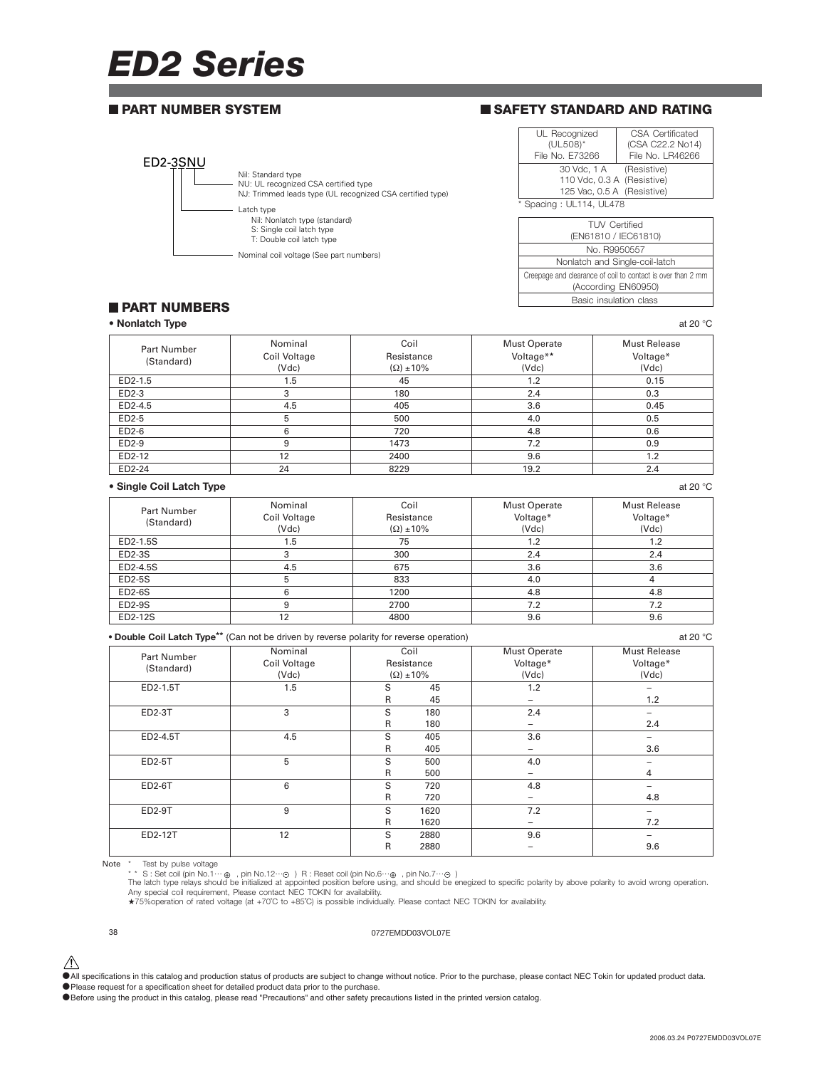# ED2 Series

## ■ PART NUMBER SYSTEM

ED2-3SNU

- Nil: Standard type
  NU: UL recognized CSA certified type
  NJ: Trimmed leads type (UL recognized CSA certified type)
- Latch type
  - Nil: Nonlatch type (standard)
  - S: Single coil latch type
  - T: Double coil latch type
- Nominal coil voltage (See part numbers)

## ■ SAFETY STANDARD AND RATING

| UL Recognized (UL508)* File No. E73266 | CSA Certificated (CSA C22.2 No14) File No. LR46266 |
|---|---|
| 30 Vdc, 1 A (Resistive)<br>110 Vdc, 0.3 A (Resistive)<br>125 Vac, 0.5 A (Resistive) | |

\* Spacing : UL114, UL478

| TUV Certified (EN61810 / IEC61810) |
|---|
| No. R9950557 |
| Nonlatch and Single-coil-latch |
| Creepage and clearance of coil to contact is over than 2 mm (According EN60950) |
| Basic insulation class |

## ■ PART NUMBERS

**• Nonlatch Type** at 20 °C

| Part Number (Standard) | Nominal Coil Voltage (Vdc) | Coil Resistance (Ω) ±10% | Must Operate Voltage** (Vdc) | Must Release Voltage* (Vdc) |
|---|---|---|---|---|
| ED2-1.5 | 1.5 | 45 | 1.2 | 0.15 |
| ED2-3 | 3 | 180 | 2.4 | 0.3 |
| ED2-4.5 | 4.5 | 405 | 3.6 | 0.45 |
| ED2-5 | 5 | 500 | 4.0 | 0.5 |
| ED2-6 | 6 | 720 | 4.8 | 0.6 |
| ED2-9 | 9 | 1473 | 7.2 | 0.9 |
| ED2-12 | 12 | 2400 | 9.6 | 1.2 |
| ED2-24 | 24 | 8229 | 19.2 | 2.4 |

**• Single Coil Latch Type** at 20 °C

| Part Number (Standard) | Nominal Coil Voltage (Vdc) | Coil Resistance (Ω) ±10% | Must Operate Voltage* (Vdc) | Must Release Voltage* (Vdc) |
|---|---|---|---|---|
| ED2-1.5S | 1.5 | 75 | 1.2 | 1.2 |
| ED2-3S | 3 | 300 | 2.4 | 2.4 |
| ED2-4.5S | 4.5 | 675 | 3.6 | 3.6 |
| ED2-5S | 5 | 833 | 4.0 | 4 |
| ED2-6S | 6 | 1200 | 4.8 | 4.8 |
| ED2-9S | 9 | 2700 | 7.2 | 7.2 |
| ED2-12S | 12 | 4800 | 9.6 | 9.6 |

**• Double Coil Latch Type**** (Can not be driven by reverse polarity for reverse operation) at 20 °C

| Part Number (Standard) | Nominal Coil Voltage (Vdc) | Coil Resistance (Ω) ±10% | | Must Operate Voltage* (Vdc) | Must Release Voltage* (Vdc) |
|---|---|---|---|---|---|
| ED2-1.5T | 1.5 | S | 45 | 1.2 | – |
| | | R | 45 | – | 1.2 |
| ED2-3T | 3 | S | 180 | 2.4 | – |
| | | R | 180 | – | 2.4 |
| ED2-4.5T | 4.5 | S | 405 | 3.6 | – |
| | | R | 405 | – | 3.6 |
| ED2-5T | 5 | S | 500 | 4.0 | – |
| | | R | 500 | – | 4 |
| ED2-6T | 6 | S | 720 | 4.8 | – |
| | | R | 720 | – | 4.8 |
| ED2-9T | 9 | S | 1620 | 7.2 | – |
| | | R | 1620 | – | 7.2 |
| ED2-12T | 12 | S | 2880 | 9.6 | – |
| | | R | 2880 | – | 9.6 |

Note \* Test by pulse voltage

\*\* S : Set coil (pin No.1···⊕ , pin No.12···⊖ ) R : Reset coil (pin No.6···⊕ , pin No.7···⊖ )

The latch type relays should be initialized at appointed position before using, and should be enegized to specific polarity by above polarity to avoid wrong operation.

Any special coil requirement, Please contact NEC TOKIN for availability.

★75%operation of rated voltage (at +70˚C to +85˚C) is possible individually. Please contact NEC TOKIN for availability.

0727EMDD03VOL07E

- All specifications in this catalog and production status of products are subject to change without notice. Prior to the purchase, please contact NEC Tokin for updated product data.
- Please request for a specification sheet for detailed product data prior to the purchase.
- Before using the product in this catalog, please read "Precautions" and other safety precautions listed in the printed version catalog.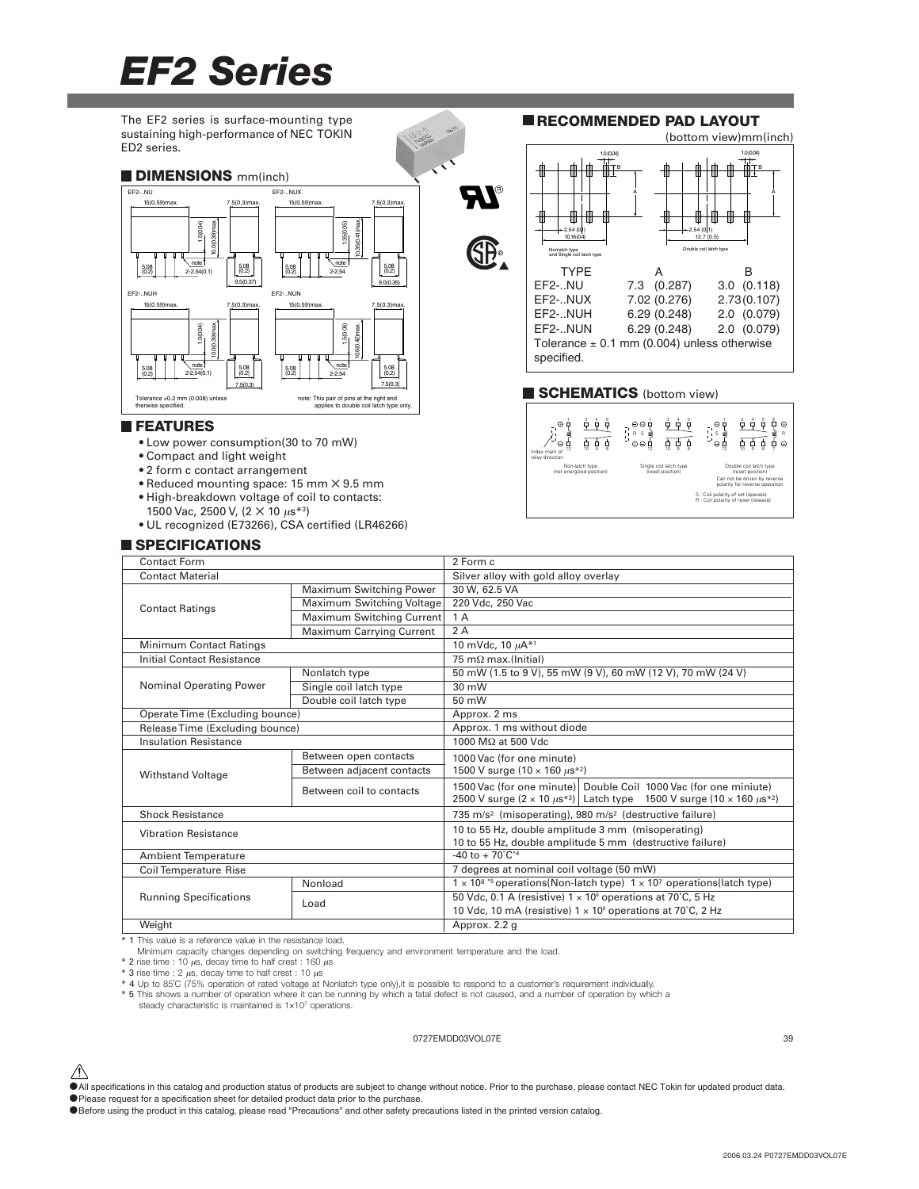# EF2 Series

The EF2 series is surface-mounting type sustaining high-performance of NEC TOKIN ED2 series.

## DIMENSIONS mm(inch)

Tolerance ±0.2 mm (0.008) unless otherwise specified.

note: This pair of pins at the right end applies to double coil latch type only.

## FEATURES

- Low power consumption(30 to 70 mW)
- Compact and light weight
- 2 form c contact arrangement
- Reduced mounting space: 15 mm × 9.5 mm
- High-breakdown voltage of coil to contacts: 1500 Vac, 2500 V, (2 × 10 μs*3)
- UL recognized (E73266), CSA certified (LR46266)

## RECOMMENDED PAD LAYOUT

(bottom view)mm(inch)

| TYPE | A | B |
|---|---|---|
| EF2-..NU | 7.3 (0.287) | 3.0 (0.118) |
| EF2-..NUX | 7.02 (0.276) | 2.73 (0.107) |
| EF2-..NUH | 6.29 (0.248) | 2.0 (0.079) |
| EF2-..NUN | 6.29 (0.248) | 2.0 (0.079) |

Tolerance ± 0.1 mm (0.004) unless otherwise specified.

## SCHEMATICS (bottom view)

Non-latch type (not energized position) / Single coil latch type (reset position) / Double coil latch type (reset position) Can not be driven by reverse polarity for reverse operation.

S : Coil polarity of set (operate)
R : Coil polarity of reset (release)

## SPECIFICATIONS

| Item | | Specification |
|---|---|---|
| Contact Form | | 2 Form c |
| Contact Material | | Silver alloy with gold alloy overlay |
| Contact Ratings | Maximum Switching Power | 30 W, 62.5 VA |
| | Maximum Switching Voltage | 220 Vdc, 250 Vac |
| | Maximum Switching Current | 1 A |
| | Maximum Carrying Current | 2 A |
| Minimum Contact Ratings | | 10 mVdc, 10 μA*1 |
| Initial Contact Resistance | | 75 mΩ max.(Initial) |
| Nominal Operating Power | Nonlatch type | 50 mW (1.5 to 9 V), 55 mW (9 V), 60 mW (12 V), 70 mW (24 V) |
| | Single coil latch type | 30 mW |
| | Double coil latch type | 50 mW |
| Operate Time (Excluding bounce) | | Approx. 2 ms |
| Release Time (Excluding bounce) | | Approx. 1 ms without diode |
| Insulation Resistance | | 1000 MΩ at 500 Vdc |
| Withstand Voltage | Between open contacts | 1000 Vac (for one minute) 1500 V surge (10 × 160 μs*2) |
| | Between adjacent contacts | |
| | Between coil to contacts | 1500 Vac (for one minute) 2500 V surge (2 × 10 μs*3) / Double Coil 1000 Vac (for one miniute) Latch type 1500 V surge (10 × 160 μs*2) |
| Shock Resistance | | 735 m/s² (misoperating), 980 m/s² (destructive failure) |
| Vibration Resistance | | 10 to 55 Hz, double amplitude 3 mm (misoperating) 10 to 55 Hz, double amplitude 5 mm (destructive failure) |
| Ambient Temperature | | -40 to + 70°C*4 |
| Coil Temperature Rise | | 7 degrees at nominal coil voltage (50 mW) |
| Running Specifications | Nonload | $1 \times 10^8$ *5 operations(Non-latch type) $1 \times 10^7$ operations(latch type) |
| | Load | 50 Vdc, 0.1 A (resistive) $1 \times 10^6$ operations at 70°C, 5 Hz 10 Vdc, 10 mA (resistive) $1 \times 10^6$ operations at 70°C, 2 Hz |
| Weight | | Approx. 2.2 g |

\* 1 This value is a reference value in the resistance load.
Minimum capacity changes depending on switching frequency and environment temperature and the load.
\* 2 rise time : 10 μs, decay time to half crest : 160 μs
\* 3 rise time : 2 μs, decay time to half crest : 10 μs
\* 4 Up to 85°C (75% operation of rated voltage at Nonlatch type only),it is possible to respond to a customer's requirement individually.
\* 5 This shows a number of operation where it can be running by which a fatal defect is not caused, and a number of operation by which a steady characteristic is maintained is $1 \times 10^7$ operations.

0727EMDD03VOL07E

- All specifications in this catalog and production status of products are subject to change without notice. Prior to the purchase, please contact NEC Tokin for updated product data.
- Please request for a specification sheet for detailed product data prior to the purchase.
- Before using the product in this catalog, please read "Precautions" and other safety precautions listed in the printed version catalog.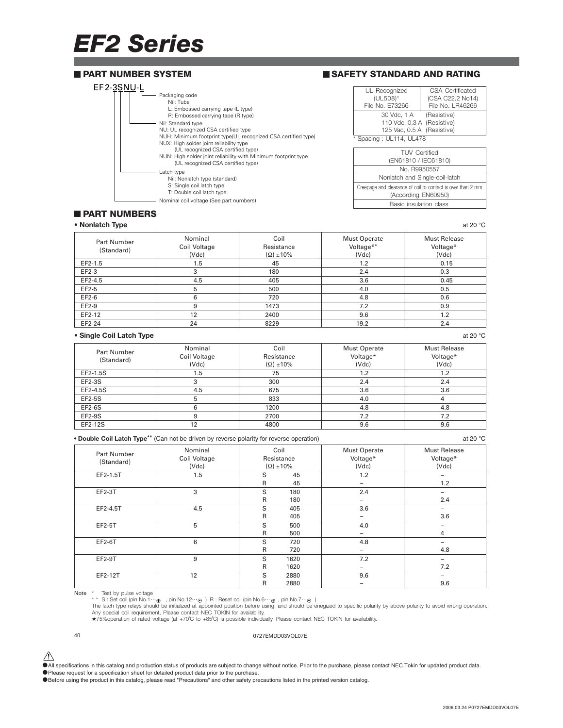# EF2 Series

## PART NUMBER SYSTEM

EF2-3SNU-L

- Packaging code
  - Nil: Tube
  - L: Embossed carrying tape (L type)
  - R: Embossed carrying tape (R type)
- Nil: Standard type
  - NU: UL recognized CSA certified type
  - NUH: Minimum footprint type(UL recognized CSA certified type)
  - NUX: High solder joint reliability type (UL recognized CSA certified type)
  - NUN: High solder joint reliability with Minimum footprint type (UL recognized CSA certified type)
- Latch type
  - Nil: Nonlatch type (standard)
  - S: Single coil latch type
  - T: Double coil latch type
- Nominal coil voltage (See part numbers)

## SAFETY STANDARD AND RATING

| UL Recognized (UL508)* File No. E73266 | CSA Certificated (CSA C22.2 No14) File No. LR46266 |
|---|---|
| 30 Vdc, 1 A (Resistive) 110 Vdc, 0.3 A (Resistive) 125 Vac, 0.5 A (Resistive) | |

\* Spacing : UL114, UL478

| TUV Certified (EN61810 / IEC61810) |
|---|
| No. R9950557 |
| Nonlatch and Single-coil-latch |
| Creepage and clearance of coil to contact is over than 2 mm (According EN60950) |
| Basic insulation class |

## PART NUMBERS

**• Nonlatch Type** at 20 °C

| Part Number (Standard) | Nominal Coil Voltage (Vdc) | Coil Resistance (Ω) ±10% | Must Operate Voltage** (Vdc) | Must Release Voltage* (Vdc) |
|---|---|---|---|---|
| EF2-1.5 | 1.5 | 45 | 1.2 | 0.15 |
| EF2-3 | 3 | 180 | 2.4 | 0.3 |
| EF2-4.5 | 4.5 | 405 | 3.6 | 0.45 |
| EF2-5 | 5 | 500 | 4.0 | 0.5 |
| EF2-6 | 6 | 720 | 4.8 | 0.6 |
| EF2-9 | 9 | 1473 | 7.2 | 0.9 |
| EF2-12 | 12 | 2400 | 9.6 | 1.2 |
| EF2-24 | 24 | 8229 | 19.2 | 2.4 |

**• Single Coil Latch Type** at 20 °C

| Part Number (Standard) | Nominal Coil Voltage (Vdc) | Coil Resistance (Ω) ±10% | Must Operate Voltage* (Vdc) | Must Release Voltage* (Vdc) |
|---|---|---|---|---|
| EF2-1.5S | 1.5 | 75 | 1.2 | 1.2 |
| EF2-3S | 3 | 300 | 2.4 | 2.4 |
| EF2-4.5S | 4.5 | 675 | 3.6 | 3.6 |
| EF2-5S | 5 | 833 | 4.0 | 4 |
| EF2-6S | 6 | 1200 | 4.8 | 4.8 |
| EF2-9S | 9 | 2700 | 7.2 | 7.2 |
| EF2-12S | 12 | 4800 | 9.6 | 9.6 |

**• Double Coil Latch Type**** (Can not be driven by reverse polarity for reverse operation) at 20 °C

| Part Number (Standard) | Nominal Coil Voltage (Vdc) | Coil Resistance (Ω) ±10% | | Must Operate Voltage* (Vdc) | Must Release Voltage* (Vdc) |
|---|---|---|---|---|---|
| EF2-1.5T | 1.5 | S | 45 | 1.2 | – |
| | | R | 45 | – | 1.2 |
| EF2-3T | 3 | S | 180 | 2.4 | – |
| | | R | 180 | – | 2.4 |
| EF2-4.5T | 4.5 | S | 405 | 3.6 | – |
| | | R | 405 | – | 3.6 |
| EF2-5T | 5 | S | 500 | 4.0 | – |
| | | R | 500 | – | 4 |
| EF2-6T | 6 | S | 720 | 4.8 | – |
| | | R | 720 | – | 4.8 |
| EF2-9T | 9 | S | 1620 | 7.2 | – |
| | | R | 1620 | – | 7.2 |
| EF2-12T | 12 | S | 2880 | 9.6 | – |
| | | R | 2880 | – | 9.6 |

Note \* Test by pulse voltage

\*\* S : Set coil (pin No.1···⊕ , pin No.12···⊖ ) R : Reset coil (pin No.6···⊕ , pin No.7···⊖ )

The latch type relays should be initialized at appointed position before using, and should be enegized to specific polarity by above polarity to avoid wrong operation.

Any special coil requirement, Please contact NEC TOKIN for availability.

★75%operation of rated voltage (at +70˚C to +85˚C) is possible individually. Please contact NEC TOKIN for availability.

0727EMDD03VOL07E

- All specifications in this catalog and production status of products are subject to change without notice. Prior to the purchase, please contact NEC Tokin for updated product data.
- Please request for a specification sheet for detailed product data prior to the purchase.
- Before using the product in this catalog, please read "Precautions" and other safety precautions listed in the printed version catalog.

2006.03.24 P0727EMDD03VOL07E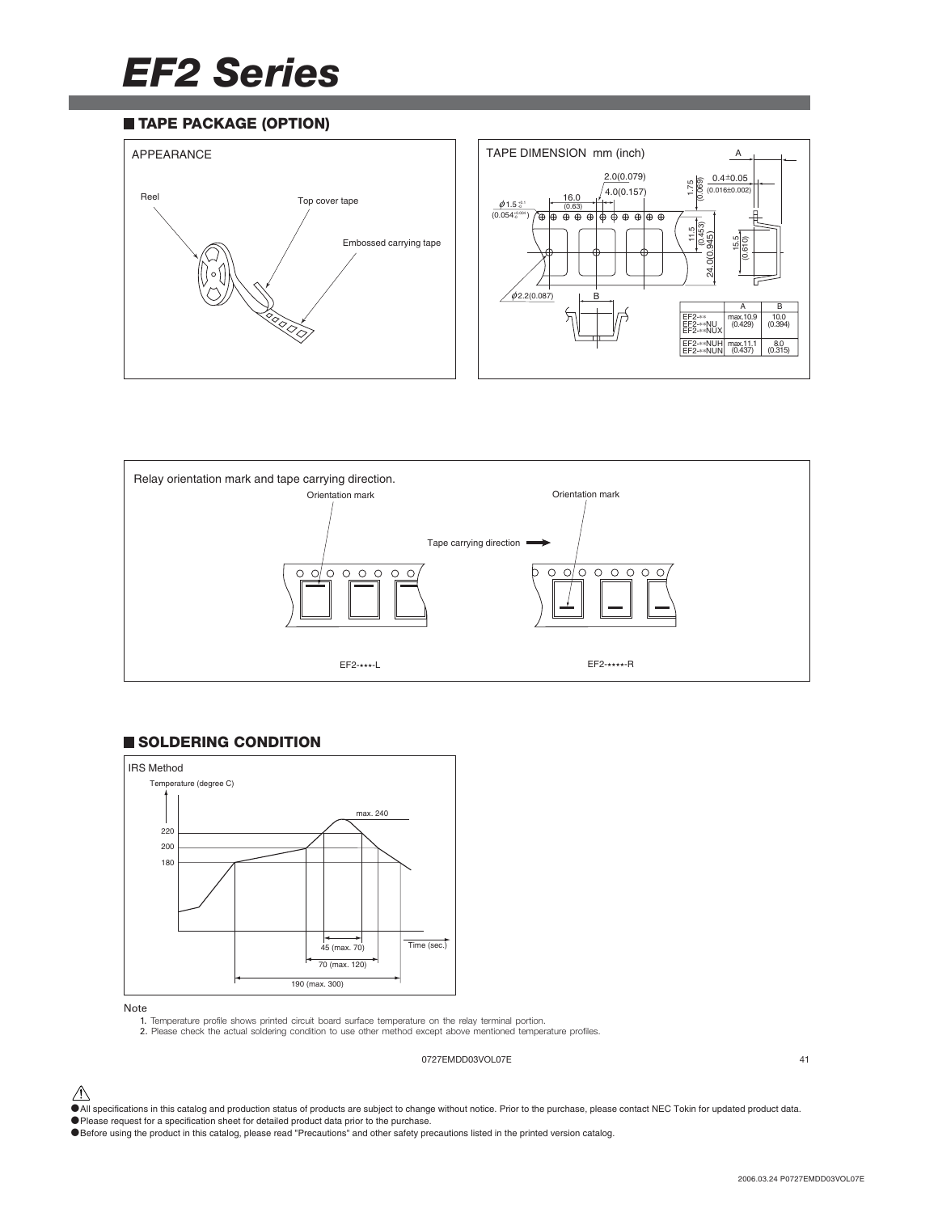# EF2 Series

## TAPE PACKAGE (OPTION)

APPEARANCE

Reel

Top cover tape

Embossed carrying tape

TAPE DIMENSION mm (inch)

|  | A | B |
|---|---|---|
| EF2-※※<br>EF2-※※NU<br>EF2-※※NUX | max.10.9<br>(0.429) | 10.0<br>(0.394) |
| EF2-※※NUH<br>EF2-※※NUN | max.11.1<br>(0.437) | 8.0<br>(0.315) |

Relay orientation mark and tape carrying direction.

Orientation mark

Tape carrying direction

EF2-\*\*\*-L

EF2-\*\*\*\*-R

## SOLDERING CONDITION

IRS Method

Temperature (degree C)

max. 240

220

200

180

45 (max. 70)

70 (max. 120)

190 (max. 300)

Time (sec.)

Note

1. Temperature profile shows printed circuit board surface temperature on the relay terminal portion.
2. Please check the actual soldering condition to use other method except above mentioned temperature profiles.

0727EMDD03VOL07E

- All specifications in this catalog and production status of products are subject to change without notice. Prior to the purchase, please contact NEC Tokin for updated product data.
- Please request for a specification sheet for detailed product data prior to the purchase.
- Before using the product in this catalog, please read "Precautions" and other safety precautions listed in the printed version catalog.

2006.03.24 P0727EMDD03VOL07E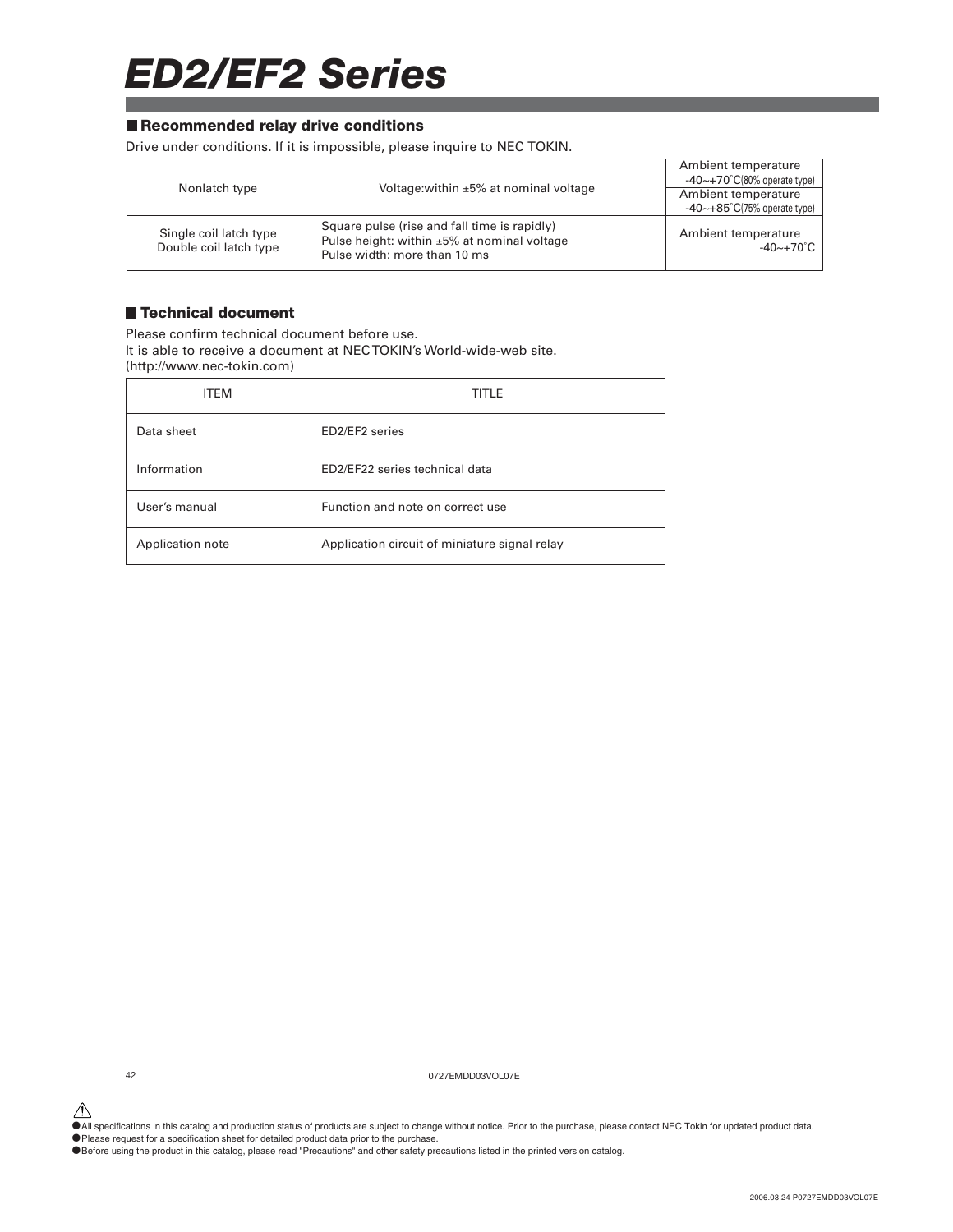# ED2/EF2 Series

## Recommended relay drive conditions

Drive under conditions. If it is impossible, please inquire to NEC TOKIN.

| | | |
|---|---|---|
| Nonlatch type | Voltage:within ±5% at nominal voltage | Ambient temperature -40~+70˚C(80% operate type) |
| | | Ambient temperature -40~+85˚C(75% operate type) |
| Single coil latch type<br>Double coil latch type | Square pulse (rise and fall time is rapidly)<br>Pulse height: within ±5% at nominal voltage<br>Pulse width: more than 10 ms | Ambient temperature -40~+70˚C |

## Technical document

Please confirm technical document before use.
It is able to receive a document at NEC TOKIN's World-wide-web site.
(http://www.nec-tokin.com)

| ITEM | TITLE |
|---|---|
| Data sheet | ED2/EF2 series |
| Information | ED2/EF22 series technical data |
| User's manual | Function and note on correct use |
| Application note | Application circuit of miniature signal relay |

0727EMDD03VOL07E

- All specifications in this catalog and production status of products are subject to change without notice. Prior to the purchase, please contact NEC Tokin for updated product data.
- Please request for a specification sheet for detailed product data prior to the purchase.
- Before using the product in this catalog, please read "Precautions" and other safety precautions listed in the printed version catalog.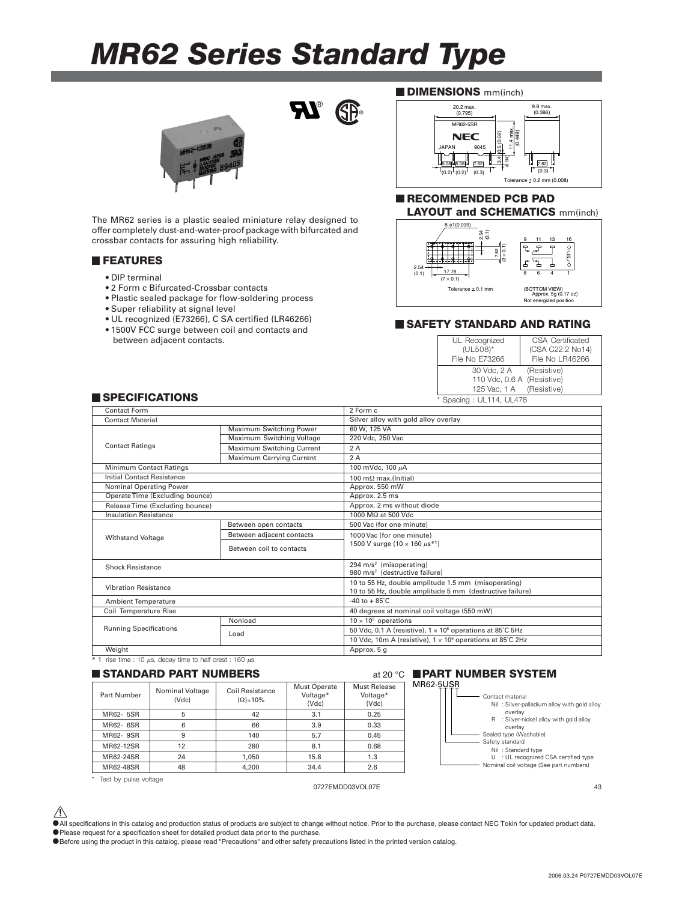# MR62 Series Standard Type

The MR62 series is a plastic sealed miniature relay designed to offer completely dust-and-water-proof package with bifurcated and crossbar contacts for assuring high reliability.

## FEATURES

- DIP terminal
- 2 Form c Bifurcated-Crossbar contacts
- Plastic sealed package for flow-soldering process
- Super reliability at signal level
- UL recognized (E73266), C SA certified (LR46266)
- 1500V FCC surge between coil and contacts and between adjacent contacts.

## DIMENSIONS mm(inch)

20.2 max. (0.795)  
9.8 max. (0.386)  
11.4 max. (0.449)  
0.5 (0.02)  
3.4 (0.134)  
5.08 (0.2) 5.08 (0.2) 7.62 (0.3)  
7.62 (0.3)  
MR62-5SR NEC JAPAN 9045

Tolerance ± 0.2 mm (0.008)

## RECOMMENDED PCB PAD LAYOUT and SCHEMATICS mm(inch)

8-φ1(0.039)  
2.54 (0.1)  
7.62 (3 × 0.1)  
2.54 (0.1)  
17.78 (7 × 0.1)  
Tolerance ± 0.1 mm

9 11 13 16  
8 6 4 1

(BOTTOM VIEW)  
Approx. 5g (0.17 oz)  
Not energized position

## SAFETY STANDARD AND RATING

| UL Recognized (UL508)* File No E73266 | CSA Certificated (CSA C22.2 No14) File No LR46266 |
|---|---|
| 30 Vdc, 2 A (Resistive) | |
| 110 Vdc, 0.6 A (Resistive) | |
| 125 Vac, 1 A (Resistive) | |

\* Spacing : UL114, UL478

## SPECIFICATIONS

| | | |
|---|---|---|
| Contact Form | | 2 Form c |
| Contact Material | | Silver alloy with gold alloy overlay |
| Contact Ratings | Maximum Switching Power | 60 W, 125 VA |
| | Maximum Switching Voltage | 220 Vdc, 250 Vac |
| | Maximum Switching Current | 2 A |
| | Maximum Carrying Current | 2 A |
| Minimum Contact Ratings | | 100 mVdc, 100 μA |
| Initial Contact Resistance | | 100 mΩ max.(Initial) |
| Nominal Operating Power | | Approx. 550 mW |
| Operate Time (Excluding bounce) | | Approx. 2.5 ms |
| Release Time (Excluding bounce) | | Approx. 2 ms without diode |
| Insulation Resistance | | 1000 MΩ at 500 Vdc |
| Withstand Voltage | Between open contacts | 500 Vac (for one minute) |
| | Between adjacent contacts | 1000 Vac (for one minute) 1500 V surge (10 × 160 μs*1) |
| | Between coil to contacts | |
| Shock Resistance | | 294 m/s² (misoperating) 980 m/s² (destructive failure) |
| Vibration Resistance | | 10 to 55 Hz, double amplitude 1.5 mm (misoperating) 10 to 55 Hz, double amplitude 5 mm (destructive failure) |
| Ambient Temperature | | -40 to + 85°C |
| Coil Temperature Rise | | 40 degrees at nominal coil voltage (550 mW) |
| Running Specifications | Nonload | $10 \times 10^6$ operations |
| | Load | 50 Vdc, 0.1 A (resistive), $1 \times 10^6$ operations at 85°C 5Hz |
| | | 10 Vdc, 10m A (resistive), $1 \times 10^6$ operations at 85°C 2Hz |
| Weight | | Approx. 5 g |

\* 1 rise time : 10 μs, decay time to half crest : 160 μs

## STANDARD PART NUMBERS

at 20 °C

| Part Number | Nominal Voltage (Vdc) | Coil Resistance (Ω)±10% | Must Operate Voltage* (Vdc) | Must Release Voltage* (Vdc) |
|---|---|---|---|---|
| MR62- 5SR | 5 | 42 | 3.1 | 0.25 |
| MR62- 6SR | 6 | 66 | 3.9 | 0.33 |
| MR62- 9SR | 9 | 140 | 5.7 | 0.45 |
| MR62-12SR | 12 | 280 | 8.1 | 0.68 |
| MR62-24SR | 24 | 1,050 | 15.8 | 1.3 |
| MR62-48SR | 48 | 4,200 | 34.4 | 2.6 |

\* Test by pulse voltage

## PART NUMBER SYSTEM

MR62-5USR

- Contact material
  - Nil : Silver-palladium alloy with gold alloy overlay
  - R : Silver-nickel alloy with gold alloy overlay
- Sealed type (Washable)
- Safety standard
  - Nil : Standard type
  - U : UL recognized CSA certified type
- Nominal coil voltage (See part numbers)

0727EMDD03VOL07E

- All specifications in this catalog and production status of products are subject to change without notice. Prior to the purchase, please contact NEC Tokin for updated product data.
- Please request for a specification sheet for detailed product data prior to the purchase.
- Before using the product in this catalog, please read "Precautions" and other safety precautions listed in the printed version catalog.

2006.03.24 P0727EMDD03VOL07E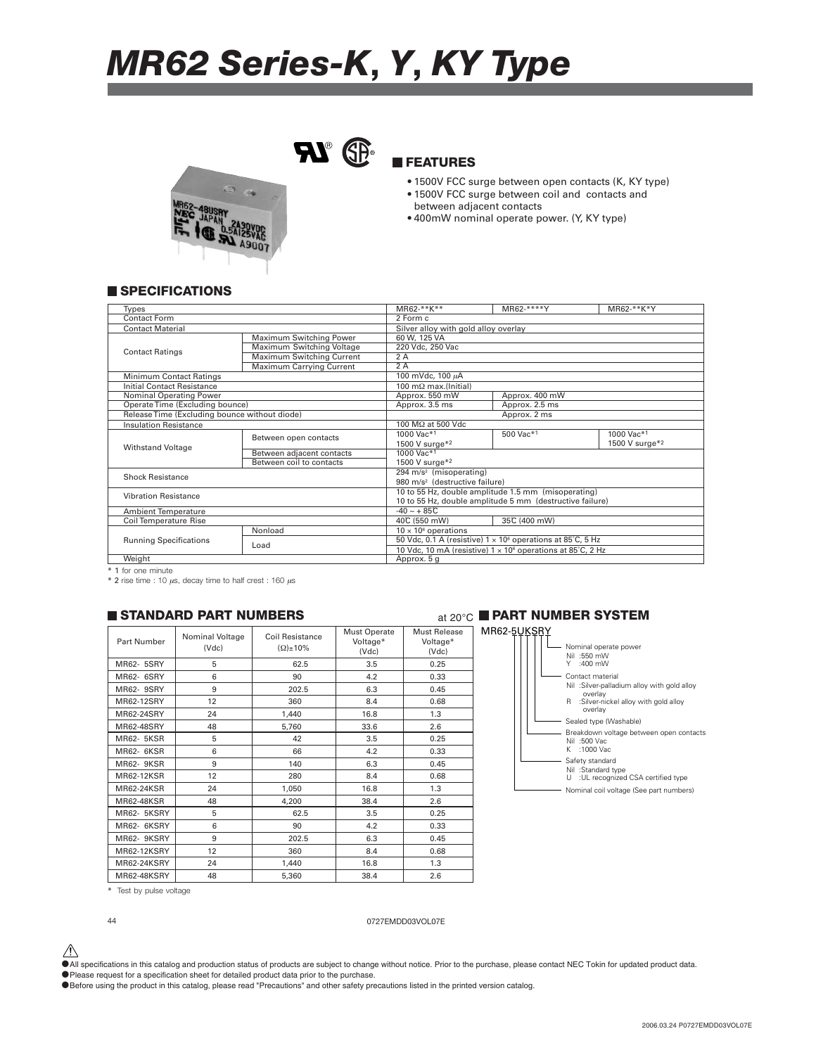# MR62 Series-K, Y, KY Type

## FEATURES

- 1500V FCC surge between open contacts (K, KY type)
- 1500V FCC surge between coil and contacts and between adjacent contacts
- 400mW nominal operate power. (Y, KY type)

## SPECIFICATIONS

| Types | | MR62-**K** | MR62-****Y | MR62-**K*Y |
|---|---|---|---|---|
| Contact Form | | 2 Form c | | |
| Contact Material | | Silver alloy with gold alloy overlay | | |
| Contact Ratings | Maximum Switching Power | 60 W, 125 VA | | |
| | Maximum Switching Voltage | 220 Vdc, 250 Vac | | |
| | Maximum Switching Current | 2 A | | |
| | Maximum Carrying Current | 2 A | | |
| Minimum Contact Ratings | | 100 mVdc, 100 μA | | |
| Initial Contact Resistance | | 100 mΩ max.(Initial) | | |
| Nominal Operating Power | | Approx. 550 mW | Approx. 400 mW | |
| Operate Time (Excluding bounce) | | Approx. 3.5 ms | Approx. 2.5 ms | |
| Release Time (Excluding bounce without diode) | | | Approx. 2 ms | |
| Insulation Resistance | | 100 MΩ at 500 Vdc | | |
| Withstand Voltage | Between open contacts | 1000 Vac*1 1500 V surge*2 | 500 Vac*1 | 1000 Vac*1 1500 V surge*2 |
| | Between adjacent contacts | 1000 Vac*1 | | |
| | Between coil to contacts | 1500 V surge*2 | | |
| Shock Resistance | | 294 m/s² (misoperating) 980 m/s² (destructive failure) | | |
| Vibration Resistance | | 10 to 55 Hz, double amplitude 1.5 mm (misoperating) 10 to 55 Hz, double amplitude 5 mm (destructive failure) | | |
| Ambient Temperature | | -40 ~ + 85C | | |
| Coil Temperature Rise | | 40C (550 mW) | 35C (400 mW) | |
| Running Specifications | Nonload | $10 \times 10^6$ operations | | |
| | Load | 50 Vdc, 0.1 A (resistive) $1 \times 10^6$ operations at 85°C, 5 Hz | | |
| | | 10 Vdc, 10 mA (resistive) $1 \times 10^6$ operations at 85°C, 2 Hz | | |
| Weight | | Approx. 5 g | | |

\* 1 for one minute

\* 2 rise time : 10 μs, decay time to half crest : 160 μs

## STANDARD PART NUMBERS

at 20°C

| Part Number | Nominal Voltage (Vdc) | Coil Resistance (Ω)±10% | Must Operate Voltage* (Vdc) | Must Release Voltage* (Vdc) |
|---|---|---|---|---|
| MR62- 5SRY | 5 | 62.5 | 3.5 | 0.25 |
| MR62- 6SRY | 6 | 90 | 4.2 | 0.33 |
| MR62- 9SRY | 9 | 202.5 | 6.3 | 0.45 |
| MR62-12SRY | 12 | 360 | 8.4 | 0.68 |
| MR62-24SRY | 24 | 1,440 | 16.8 | 1.3 |
| MR62-48SRY | 48 | 5,760 | 33.6 | 2.6 |
| MR62- 5KSR | 5 | 42 | 3.5 | 0.25 |
| MR62- 6KSR | 6 | 66 | 4.2 | 0.33 |
| MR62- 9KSR | 9 | 140 | 6.3 | 0.45 |
| MR62-12KSR | 12 | 280 | 8.4 | 0.68 |
| MR62-24KSR | 24 | 1,050 | 16.8 | 1.3 |
| MR62-48KSR | 48 | 4,200 | 38.4 | 2.6 |
| MR62- 5KSRY | 5 | 62.5 | 3.5 | 0.25 |
| MR62- 6KSRY | 6 | 90 | 4.2 | 0.33 |
| MR62- 9KSRY | 9 | 202.5 | 6.3 | 0.45 |
| MR62-12KSRY | 12 | 360 | 8.4 | 0.68 |
| MR62-24KSRY | 24 | 1,440 | 16.8 | 1.3 |
| MR62-48KSRY | 48 | 5,360 | 38.4 | 2.6 |

\* Test by pulse voltage

## PART NUMBER SYSTEM

MR62-5UKSRY

- Nominal operate power
  - Nil :550 mW
  - Y :400 mW
- Contact material
  - Nil :Silver-palladium alloy with gold alloy overlay
  - R :Silver-nickel alloy with gold alloy overlay
- Sealed type (Washable)
- Breakdown voltage between open contacts
  - Nil :500 Vac
  - K :1000 Vac
- Safety standard
  - Nil :Standard type
  - U :UL recognized CSA certified type
- Nominal coil voltage (See part numbers)

0727EMDD03VOL07E

- All specifications in this catalog and production status of products are subject to change without notice. Prior to the purchase, please contact NEC Tokin for updated product data.
- Please request for a specification sheet for detailed product data prior to the purchase.
- Before using the product in this catalog, please read "Precautions" and other safety precautions listed in the printed version catalog.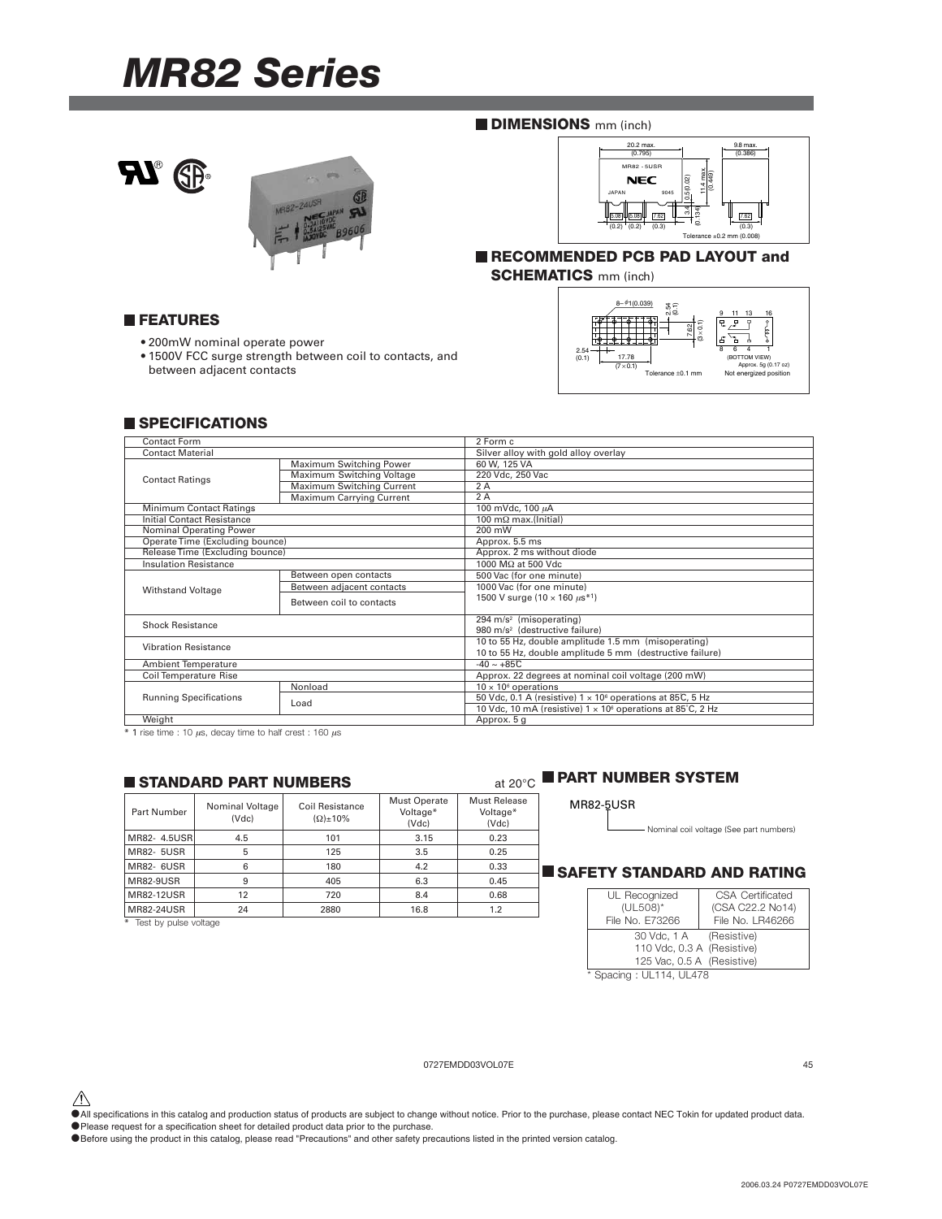# MR82 Series

## DIMENSIONS mm (inch)

Tolerance ±0.2 mm (0.008)

## RECOMMENDED PCB PAD LAYOUT and SCHEMATICS mm (inch)

(BOTTOM VIEW)
Approx. 5g (0.17 oz)
Not energized position

Tolerance ±0.1 mm

## FEATURES

- 200mW nominal operate power
- 1500V FCC surge strength between coil to contacts, and between adjacent contacts

## SPECIFICATIONS

| | | |
|---|---|---|
| Contact Form | | 2 Form c |
| Contact Material | | Silver alloy with gold alloy overlay |
| Contact Ratings | Maximum Switching Power | 60 W, 125 VA |
| | Maximum Switching Voltage | 220 Vdc, 250 Vac |
| | Maximum Switching Current | 2 A |
| | Maximum Carrying Current | 2 A |
| Minimum Contact Ratings | | 100 mVdc, 100 μA |
| Initial Contact Resistance | | 100 mΩ max.(Initial) |
| Nominal Operating Power | | 200 mW |
| Operate Time (Excluding bounce) | | Approx. 5.5 ms |
| Release Time (Excluding bounce) | | Approx. 2 ms without diode |
| Insulation Resistance | | 1000 MΩ at 500 Vdc |
| Withstand Voltage | Between open contacts | 500 Vac (for one minute) |
| | Between adjacent contacts | 1000 Vac (for one minute)<br>1500 V surge (10 × 160 μs*1) |
| | Between coil to contacts | |
| Shock Resistance | | 294 m/s² (misoperating)<br>980 m/s² (destructive failure) |
| Vibration Resistance | | 10 to 55 Hz, double amplitude 1.5 mm (misoperating)<br>10 to 55 Hz, double amplitude 5 mm (destructive failure) |
| Ambient Temperature | | -40 ~ +85C |
| Coil Temperature Rise | | Approx. 22 degrees at nominal coil voltage (200 mW) |
| Running Specifications | Nonload | $10 \times 10^6$ operations |
| | Load | 50 Vdc, 0.1 A (resistive) $1 \times 10^6$ operations at 85C, 5 Hz<br>10 Vdc, 10 mA (resistive) $1 \times 10^6$ operations at 85°C, 2 Hz |
| Weight | | Approx. 5 g |

\* 1 rise time : 10 μs, decay time to half crest : 160 μs

## STANDARD PART NUMBERS

at 20°C

| Part Number | Nominal Voltage (Vdc) | Coil Resistance (Ω)±10% | Must Operate Voltage* (Vdc) | Must Release Voltage* (Vdc) |
|---|---|---|---|---|
| MR82- 4.5USR | 4.5 | 101 | 3.15 | 0.23 |
| MR82- 5USR | 5 | 125 | 3.5 | 0.25 |
| MR82- 6USR | 6 | 180 | 4.2 | 0.33 |
| MR82-9USR | 9 | 405 | 6.3 | 0.45 |
| MR82-12USR | 12 | 720 | 8.4 | 0.68 |
| MR82-24USR | 24 | 2880 | 16.8 | 1.2 |

\* Test by pulse voltage

## PART NUMBER SYSTEM

MR82-5USR

Nominal coil voltage (See part numbers)

## SAFETY STANDARD AND RATING

| UL Recognized (UL508)* File No. E73266 | CSA Certificated (CSA C22.2 No14) File No. LR46266 |
|---|---|
| 30 Vdc, 1 A (Resistive)<br>110 Vdc, 0.3 A (Resistive)<br>125 Vac, 0.5 A (Resistive) | |

\* Spacing : UL114, UL478

0727EMDD03VOL07E

- All specifications in this catalog and production status of products are subject to change without notice. Prior to the purchase, please contact NEC Tokin for updated product data.
- Please request for a specification sheet for detailed product data prior to the purchase.
- Before using the product in this catalog, please read "Precautions" and other safety precautions listed in the printed version catalog.

2006.03.24 P0727EMDD03VOL07E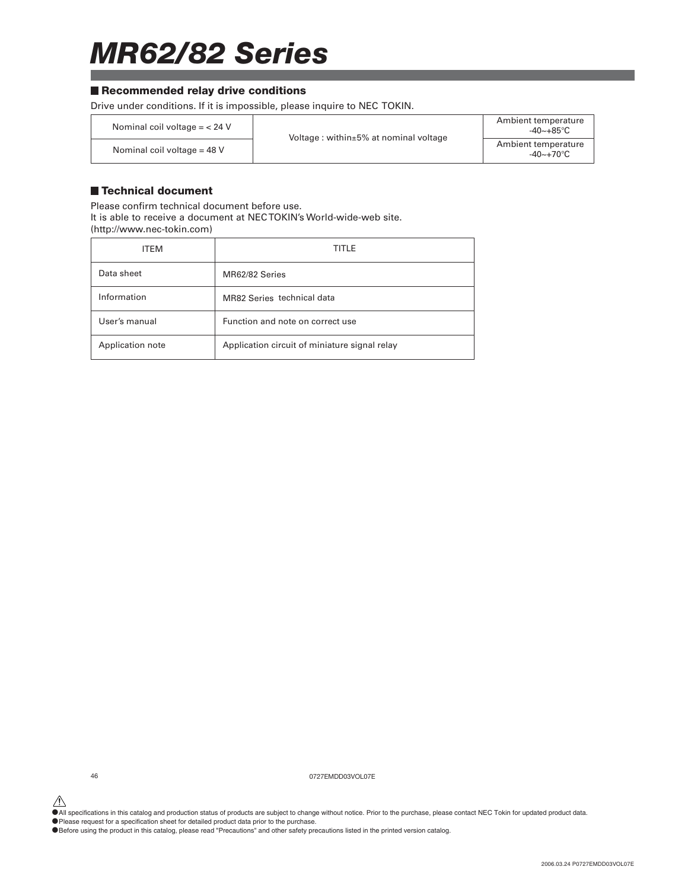# MR62/82 Series

## Recommended relay drive conditions

Drive under conditions. If it is impossible, please inquire to NEC TOKIN.

| | | |
|---|---|---|
| Nominal coil voltage = < 24 V | Voltage : within±5% at nominal voltage | Ambient temperature -40~+85°C |
| Nominal coil voltage = 48 V | | Ambient temperature -40~+70°C |

## Technical document

Please confirm technical document before use.
It is able to receive a document at NEC TOKIN's World-wide-web site.
(http://www.nec-tokin.com)

| ITEM | TITLE |
|---|---|
| Data sheet | MR62/82 Series |
| Information | MR82 Series technical data |
| User's manual | Function and note on correct use |
| Application note | Application circuit of miniature signal relay |

0727EMDD03VOL07E

- All specifications in this catalog and production status of products are subject to change without notice. Prior to the purchase, please contact NEC Tokin for updated product data.
- Please request for a specification sheet for detailed product data prior to the purchase.
- Before using the product in this catalog, please read "Precautions" and other safety precautions listed in the printed version catalog.

2006.03.24 P0727EMDD03VOL07E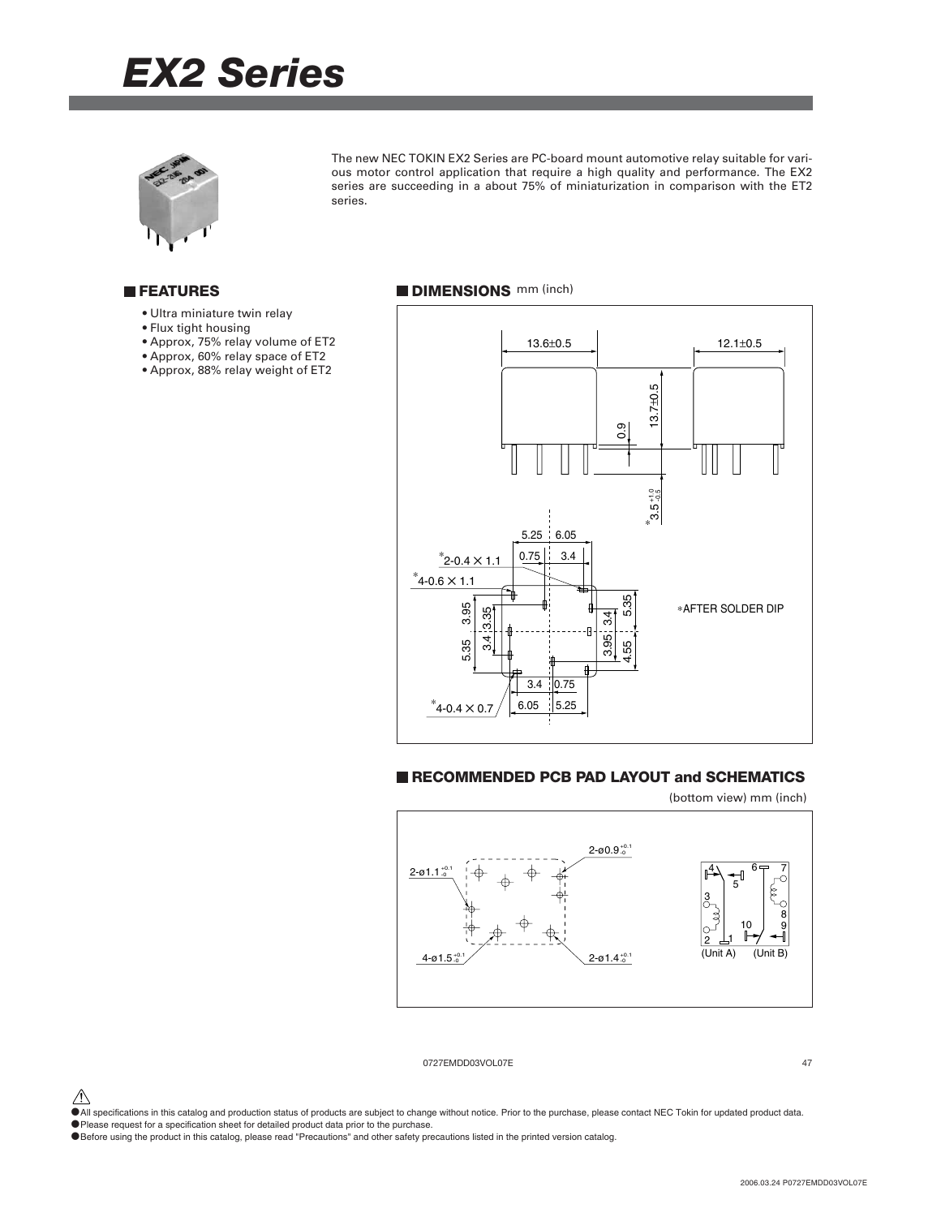# EX2 Series

The new NEC TOKIN EX2 Series are PC-board mount automotive relay suitable for various motor control application that require a high quality and performance. The EX2 series are succeeding in a about 75% of miniaturization in comparison with the ET2 series.

## FEATURES

- Ultra miniature twin relay
- Flux tight housing
- Approx, 75% relay volume of ET2
- Approx, 60% relay space of ET2
- Approx, 88% relay weight of ET2

## DIMENSIONS mm (inch)

13.6±0.5 12.1±0.5 13.7±0.5 0.9 *3.5 $^{+1.0}_{-0.5}$

5.25 6.05 0.75 3.4 *2-0.4 × 1.1 *4-0.6 × 1.1 3.95 3.35 3.4 5.35 5.35 3.4 3.95 4.55 3.4 0.75 6.05 5.25 *4-0.4 × 0.7

*AFTER SOLDER DIP

## RECOMMENDED PCB PAD LAYOUT and SCHEMATICS

(bottom view) mm (inch)

2-ø1.1 $^{+0.1}_{-0}$ 2-ø0.9 $^{+0.1}_{-0}$ 4-ø1.5 $^{+0.1}_{-0}$ 2-ø1.4 $^{+0.1}_{-0}$

4 5 6 7 3 8 10 9 2 1 (Unit A) (Unit B)

0727EMDD03VOL07E

- All specifications in this catalog and production status of products are subject to change without notice. Prior to the purchase, please contact NEC Tokin for updated product data.
- Please request for a specification sheet for detailed product data prior to the purchase.
- Before using the product in this catalog, please read "Precautions" and other safety precautions listed in the printed version catalog.

2006.03.24 P0727EMDD03VOL07E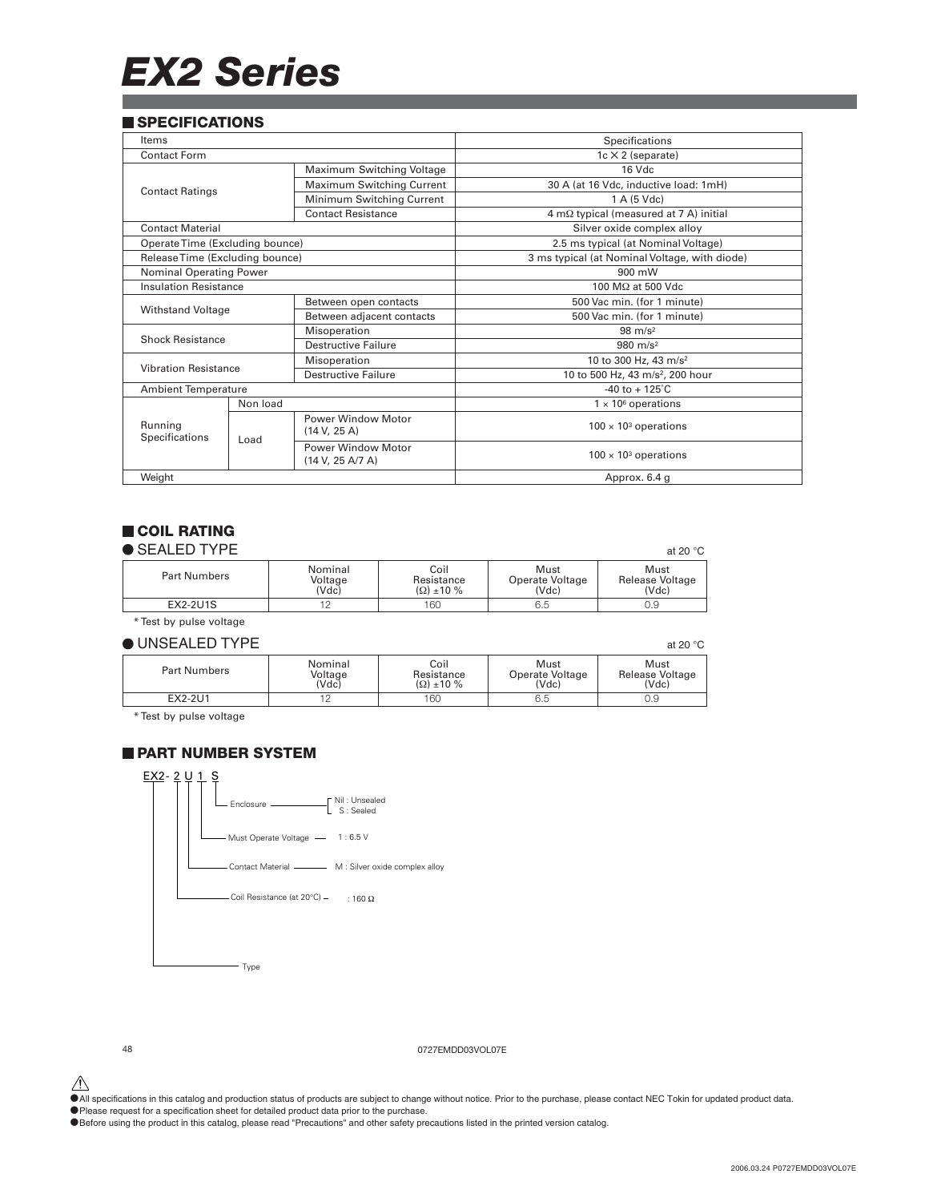# EX2 Series

## SPECIFICATIONS

| Items | | | Specifications |
|---|---|---|---|
| Contact Form | | | 1c × 2 (separate) |
| Contact Ratings | | Maximum Switching Voltage | 16 Vdc |
| | | Maximum Switching Current | 30 A (at 16 Vdc, inductive load: 1mH) |
| | | Minimum Switching Current | 1 A (5 Vdc) |
| | | Contact Resistance | 4 mΩ typical (measured at 7 A) initial |
| Contact Material | | | Silver oxide complex alloy |
| Operate Time (Excluding bounce) | | | 2.5 ms typical (at Nominal Voltage) |
| Release Time (Excluding bounce) | | | 3 ms typical (at Nominal Voltage, with diode) |
| Nominal Operating Power | | | 900 mW |
| Insulation Resistance | | | 100 MΩ at 500 Vdc |
| Withstand Voltage | | Between open contacts | 500 Vac min. (for 1 minute) |
| | | Between adjacent contacts | 500 Vac min. (for 1 minute) |
| Shock Resistance | | Misoperation | 98 $m/s^2$ |
| | | Destructive Failure | 980 $m/s^2$ |
| Vibration Resistance | | Misoperation | 10 to 300 Hz, 43 $m/s^2$ |
| | | Destructive Failure | 10 to 500 Hz, 43 $m/s^2$, 200 hour |
| Ambient Temperature | | | -40 to + 125°C |
| Running Specifications | Non load | | $1 \times 10^6$ operations |
| | Load | Power Window Motor (14 V, 25 A) | $100 \times 10^3$ operations |
| | | Power Window Motor (14 V, 25 A/7 A) | $100 \times 10^3$ operations |
| Weight | | | Approx. 6.4 g |

## COIL RATING

### ● SEALED TYPE

at 20 °C

| Part Numbers | Nominal Voltage (Vdc) | Coil Resistance (Ω) ±10 % | Must Operate Voltage (Vdc) | Must Release Voltage (Vdc) |
|---|---|---|---|---|
| EX2-2U1S | 12 | 160 | 6.5 | 0.9 |

* Test by pulse voltage

### ● UNSEALED TYPE

at 20 °C

| Part Numbers | Nominal Voltage (Vdc) | Coil Resistance (Ω) ±10 % | Must Operate Voltage (Vdc) | Must Release Voltage (Vdc) |
|---|---|---|---|---|
| EX2-2U1 | 12 | 160 | 6.5 | 0.9 |

* Test by pulse voltage

## PART NUMBER SYSTEM

EX2- 2 U 1 S

- S — Enclosure — Nil : Unsealed / S : Sealed
- 1 — Must Operate Voltage — 1 : 6.5 V
- U — Contact Material — M : Silver oxide complex alloy
- 2 — Coil Resistance (at 20°C) — : 160 Ω
- EX2 — Type

0727EMDD03VOL07E

- All specifications in this catalog and production status of products are subject to change without notice. Prior to the purchase, please contact NEC Tokin for updated product data.
- Please request for a specification sheet for detailed product data prior to the purchase.
- Before using the product in this catalog, please read "Precautions" and other safety precautions listed in the printed version catalog.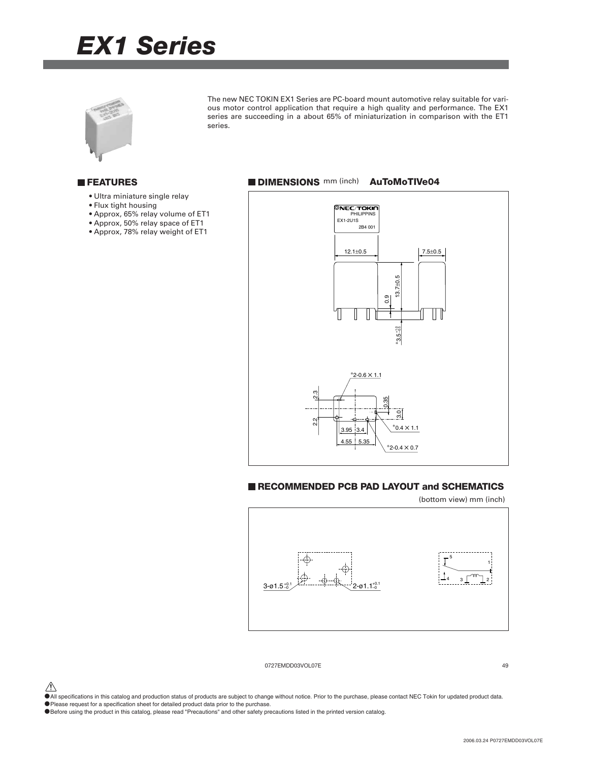# EX1 Series

The new NEC TOKIN EX1 Series are PC-board mount automotive relay suitable for various motor control application that require a high quality and performance. The EX1 series are succeeding in a about 65% of miniaturization in comparison with the ET1 series.

## FEATURES

- Ultra miniature single relay
- Flux tight housing
- Approx, 65% relay volume of ET1
- Approx, 50% relay space of ET1
- Approx, 78% relay weight of ET1

## DIMENSIONS mm (inch) AuToMoTIVe04

NEC/TOKIN
PHILIPPINS
EX1-2U1S
2B4 001

12.1±0.5
7.5±0.5
13.7±0.5
0.9
*3.5 $^{+1.0}_{-0.5}$

*2-0.6 × 1.1
2.3
2.2
0.35
3.0
3.95 3.4
4.55 5.35
*0.4 × 1.1
*2-0.4 × 0.7

## RECOMMENDED PCB PAD LAYOUT and SCHEMATICS

(bottom view) mm (inch)

3-ø1.5 $^{+0.1}_{-0}$
2-ø1.1 $^{+0.1}_{-0}$

5
1
4
3
2

0727EMDD03VOL07E

- All specifications in this catalog and production status of products are subject to change without notice. Prior to the purchase, please contact NEC Tokin for updated product data.
- Please request for a specification sheet for detailed product data prior to the purchase.
- Before using the product in this catalog, please read "Precautions" and other safety precautions listed in the printed version catalog.

2006.03.24 P0727EMDD03VOL07E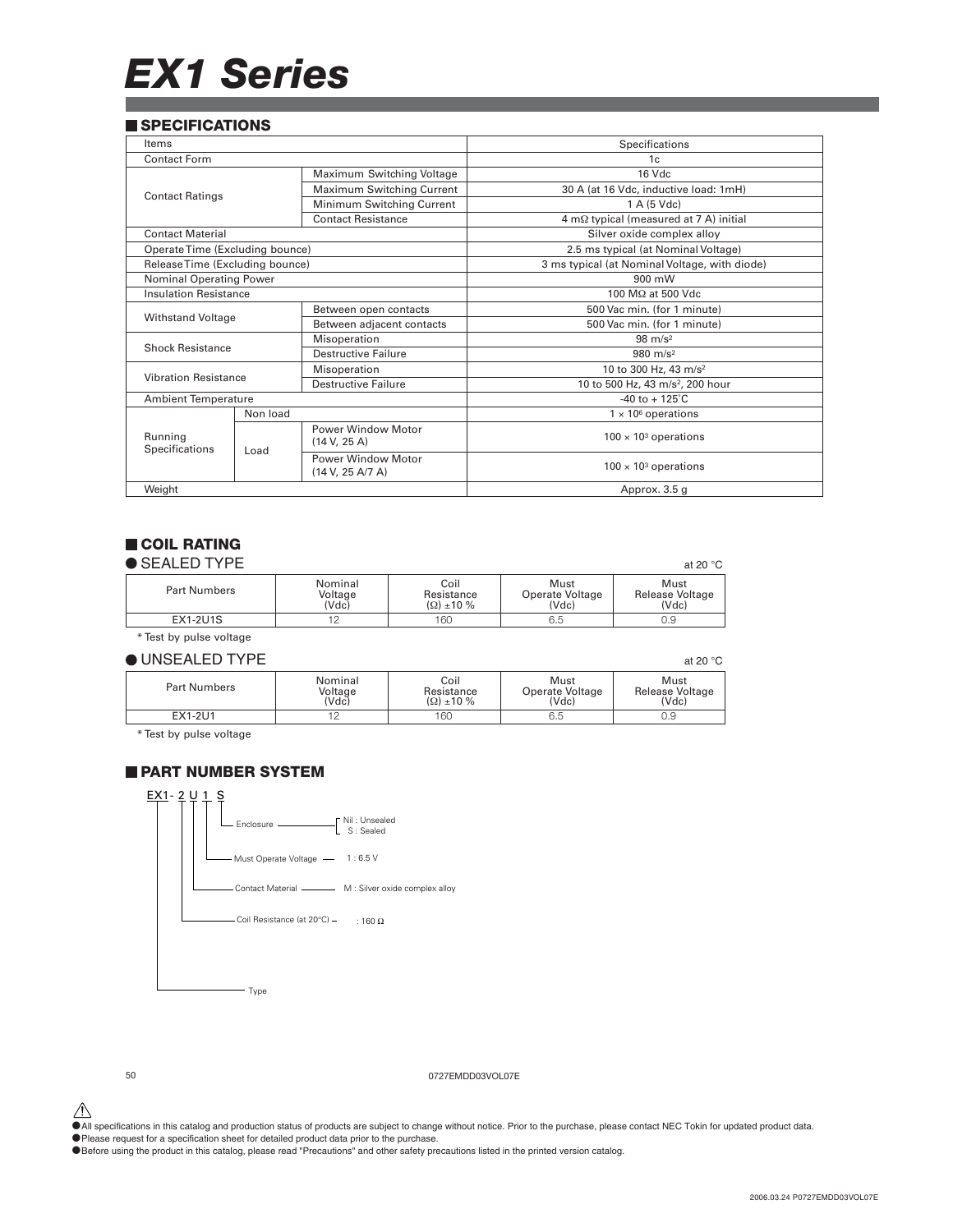# EX1 Series

## SPECIFICATIONS

| Items | | | Specifications |
|---|---|---|---|
| Contact Form | | | 1c |
| Contact Ratings | | Maximum Switching Voltage | 16 Vdc |
| | | Maximum Switching Current | 30 A (at 16 Vdc, inductive load: 1mH) |
| | | Minimum Switching Current | 1 A (5 Vdc) |
| | | Contact Resistance | 4 mΩ typical (measured at 7 A) initial |
| Contact Material | | | Silver oxide complex alloy |
| Operate Time (Excluding bounce) | | | 2.5 ms typical (at Nominal Voltage) |
| Release Time (Excluding bounce) | | | 3 ms typical (at Nominal Voltage, with diode) |
| Nominal Operating Power | | | 900 mW |
| Insulation Resistance | | | 100 MΩ at 500 Vdc |
| Withstand Voltage | | Between open contacts | 500 Vac min. (for 1 minute) |
| | | Between adjacent contacts | 500 Vac min. (for 1 minute) |
| Shock Resistance | | Misoperation | 98 $m/s^2$ |
| | | Destructive Failure | 980 $m/s^2$ |
| Vibration Resistance | | Misoperation | 10 to 300 Hz, 43 $m/s^2$ |
| | | Destructive Failure | 10 to 500 Hz, 43 $m/s^2$, 200 hour |
| Ambient Temperature | | | -40 to + 125°C |
| Running Specifications | Non load | | $1 \times 10^6$ operations |
| | Load | Power Window Motor (14 V, 25 A) | $100 \times 10^3$ operations |
| | | Power Window Motor (14 V, 25 A/7 A) | $100 \times 10^3$ operations |
| Weight | | | Approx. 3.5 g |

## COIL RATING

### ● SEALED TYPE

at 20 °C

| Part Numbers | Nominal Voltage (Vdc) | Coil Resistance (Ω) ±10 % | Must Operate Voltage (Vdc) | Must Release Voltage (Vdc) |
|---|---|---|---|---|
| EX1-2U1S | 12 | 160 | 6.5 | 0.9 |

* Test by pulse voltage

### ● UNSEALED TYPE

at 20 °C

| Part Numbers | Nominal Voltage (Vdc) | Coil Resistance (Ω) ±10 % | Must Operate Voltage (Vdc) | Must Release Voltage (Vdc) |
|---|---|---|---|---|
| EX1-2U1 | 12 | 160 | 6.5 | 0.9 |

* Test by pulse voltage

## PART NUMBER SYSTEM

EX1- 2 U 1 S

- Enclosure — Nil : Unsealed / S : Sealed
- Must Operate Voltage — 1 : 6.5 V
- Contact Material — M : Silver oxide complex alloy
- Coil Resistance (at 20°C) — : 160 Ω
- Type

0727EMDD03VOL07E

● All specifications in this catalog and production status of products are subject to change without notice. Prior to the purchase, please contact NEC Tokin for updated product data.
● Please request for a specification sheet for detailed product data prior to the purchase.
● Before using the product in this catalog, please read "Precautions" and other safety precautions listed in the printed version catalog.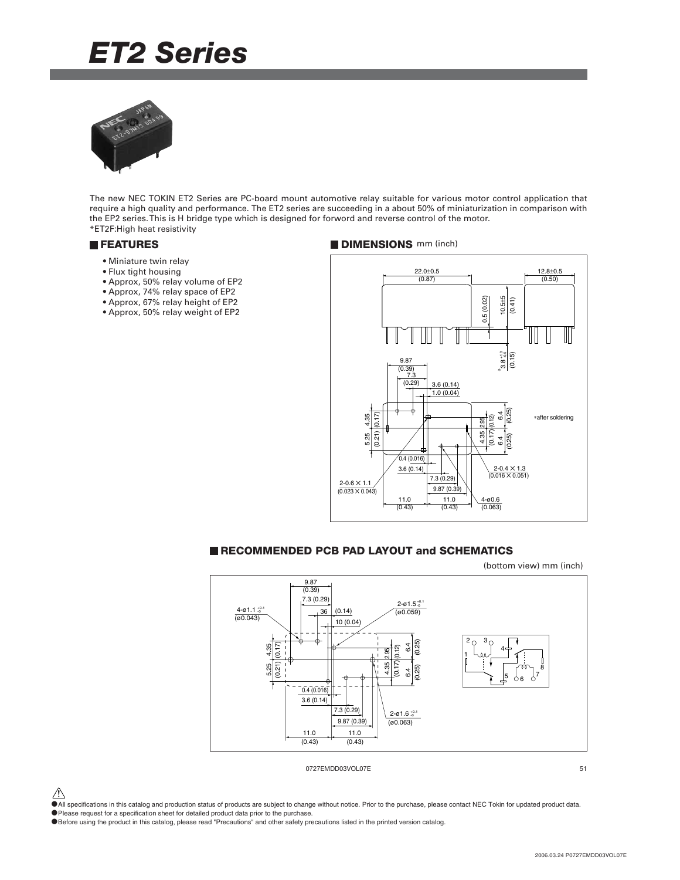# ET2 Series

The new NEC TOKIN ET2 Series are PC-board mount automotive relay suitable for various motor control application that require a high quality and performance. The ET2 series are succeeding in a about 50% of miniaturization in comparison with the EP2 series. This is H bridge type which is designed for forword and reverse control of the motor.
*ET2F:High heat resistivity

## FEATURES

- Miniature twin relay
- Flux tight housing
- Approx, 50% relay volume of EP2
- Approx, 74% relay space of EP2
- Approx, 67% relay height of EP2
- Approx, 50% relay weight of EP2

## DIMENSIONS mm (inch)

22.0±0.5 (0.87)
12.8±0.5 (0.50)
10.5±5 (0.41)
0.5 (0.02)
*3.8 $^{+1.0}_{-0.5}$ (0.15)
*after soldering

9.87 (0.39)
7.3 (0.29)
3.6 (0.14)
1.0 (0.04)
4.35 (0.17)
5.25 (0.21)
2.95 (0.12)
4.35 (0.17)
6.4 (0.25)
6.4 (0.25)
0.4 (0.016)
3.6 (0.14)
7.3 (0.29)
9.87 (0.39)
11.0 (0.43)
11.0 (0.43)
2-0.6 × 1.1 (0.023 × 0.043)
2-0.4 × 1.3 (0.016 × 0.051)
4-ø0.6 (0.063)

## RECOMMENDED PCB PAD LAYOUT and SCHEMATICS

(bottom view) mm (inch)

9.87 (0.39)
7.3 (0.29)
36 (0.14)
10 (0.04)
4-ø1.1 $^{+0.1}_{-0}$ (ø0.043)
2-ø1.5 $^{+0.1}_{-0}$ (ø0.059)
4.35 (0.17)
5.25 (0.21)
2.95 (0.12)
4.35 (0.17)
6.4 (0.25)
6.4 (0.25)
0.4 (0.016)
3.6 (0.14)
7.3 (0.29)
9.87 (0.39)
2-ø1.6 $^{+0.1}_{-0}$ (ø0.063)
11.0 (0.43)
11.0 (0.43)

0727EMDD03VOL07E

- All specifications in this catalog and production status of products are subject to change without notice. Prior to the purchase, please contact NEC Tokin for updated product data.
- Please request for a specification sheet for detailed product data prior to the purchase.
- Before using the product in this catalog, please read "Precautions" and other safety precautions listed in the printed version catalog.

2006.03.24 P0727EMDD03VOL07E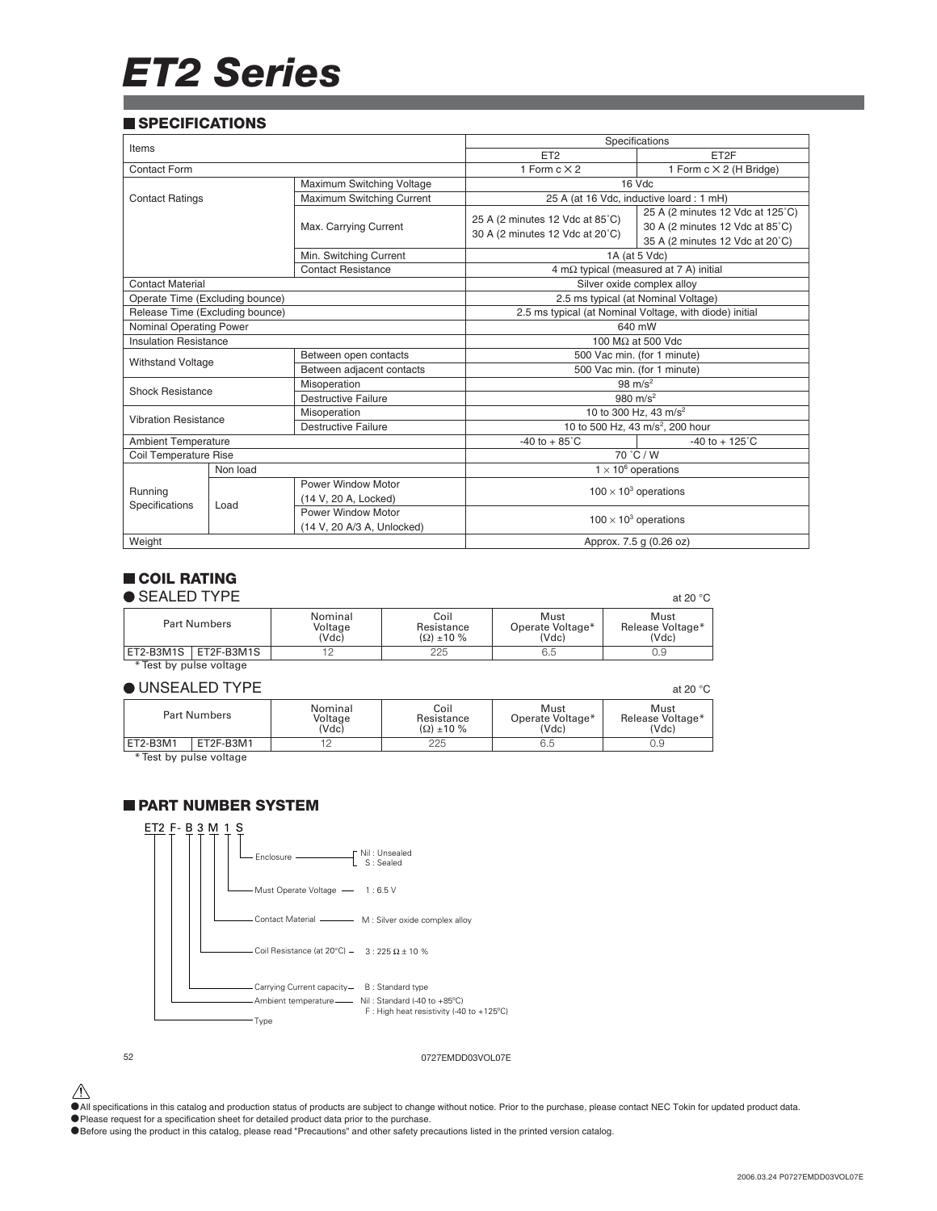# ET2 Series

## SPECIFICATIONS

| Items | | | Specifications | |
|---|---|---|---|---|
| | | | ET2 | ET2F |
| Contact Form | | | 1 Form c × 2 | 1 Form c × 2 (H Bridge) |
| Contact Ratings | | Maximum Switching Voltage | 16 Vdc | |
| | | Maximum Switching Current | 25 A (at 16 Vdc, inductive loard : 1 mH) | |
| | | Max. Carrying Current | 25 A (2 minutes 12 Vdc at 85˚C)<br>30 A (2 minutes 12 Vdc at 20˚C) | 25 A (2 minutes 12 Vdc at 125˚C)<br>30 A (2 minutes 12 Vdc at 85˚C)<br>35 A (2 minutes 12 Vdc at 20˚C) |
| | | Min. Switching Current | 1A (at 5 Vdc) | |
| | | Contact Resistance | 4 mΩ typical (measured at 7 A) initial | |
| Contact Material | | | Silver oxide complex alloy | |
| Operate Time (Excluding bounce) | | | 2.5 ms typical (at Nominal Voltage) | |
| Release Time (Excluding bounce) | | | 2.5 ms typical (at Nominal Voltage, with diode) initial | |
| Nominal Operating Power | | | 640 mW | |
| Insulation Resistance | | | 100 MΩ at 500 Vdc | |
| Withstand Voltage | | Between open contacts | 500 Vac min. (for 1 minute) | |
| | | Between adjacent contacts | 500 Vac min. (for 1 minute) | |
| Shock Resistance | | Misoperation | 98 $m/s^2$ | |
| | | Destructive Failure | 980 $m/s^2$ | |
| Vibration Resistance | | Misoperation | 10 to 300 Hz, 43 $m/s^2$ | |
| | | Destructive Failure | 10 to 500 Hz, 43 $m/s^2$, 200 hour | |
| Ambient Temperature | | | -40 to + 85˚C | -40 to + 125˚C |
| Coil Temperature Rise | | | 70 ˚C / W | |
| Running Specifications | Non load | | $1 \times 10^6$ operations | |
| | Load | Power Window Motor (14 V, 20 A, Locked) | $100 \times 10^3$ operations | |
| | | Power Window Motor (14 V, 20 A/3 A, Unlocked) | $100 \times 10^3$ operations | |
| Weight | | | Approx. 7.5 g (0.26 oz) | |

## COIL RATING

### ● SEALED TYPE

at 20 °C

| Part Numbers | | Nominal Voltage (Vdc) | Coil Resistance (Ω) ±10 % | Must Operate Voltage* (Vdc) | Must Release Voltage* (Vdc) |
|---|---|---|---|---|---|
| ET2-B3M1S | ET2F-B3M1S | 12 | 225 | 6.5 | 0.9 |

* Test by pulse voltage

### ● UNSEALED TYPE

at 20 °C

| Part Numbers | | Nominal Voltage (Vdc) | Coil Resistance (Ω) ±10 % | Must Operate Voltage* (Vdc) | Must Release Voltage* (Vdc) |
|---|---|---|---|---|---|
| ET2-B3M1 | ET2F-B3M1 | 12 | 225 | 6.5 | 0.9 |

* Test by pulse voltage

## PART NUMBER SYSTEM

ET2 F- B 3 M 1 S

- ET2 — Type
- F — Ambient temperature: Nil : Standard (-40 to +85ºC); F : High heat resistivity (-40 to +125ºC)
- B — Carrying Current capacity: B : Standard type
- 3 — Coil Resistance (at 20°C): 3 : 225 Ω ± 10 %
- M — Contact Material: M : Silver oxide complex alloy
- 1 — Must Operate Voltage: 1 : 6.5 V
- S — Enclosure: Nil : Unsealed; S : Sealed

0727EMDD03VOL07E

⚠

- All specifications in this catalog and production status of products are subject to change without notice. Prior to the purchase, please contact NEC Tokin for updated product data.
- Please request for a specification sheet for detailed product data prior to the purchase.
- Before using the product in this catalog, please read "Precautions" and other safety precautions listed in the printed version catalog.

2006.03.24 P0727EMDD03VOL07E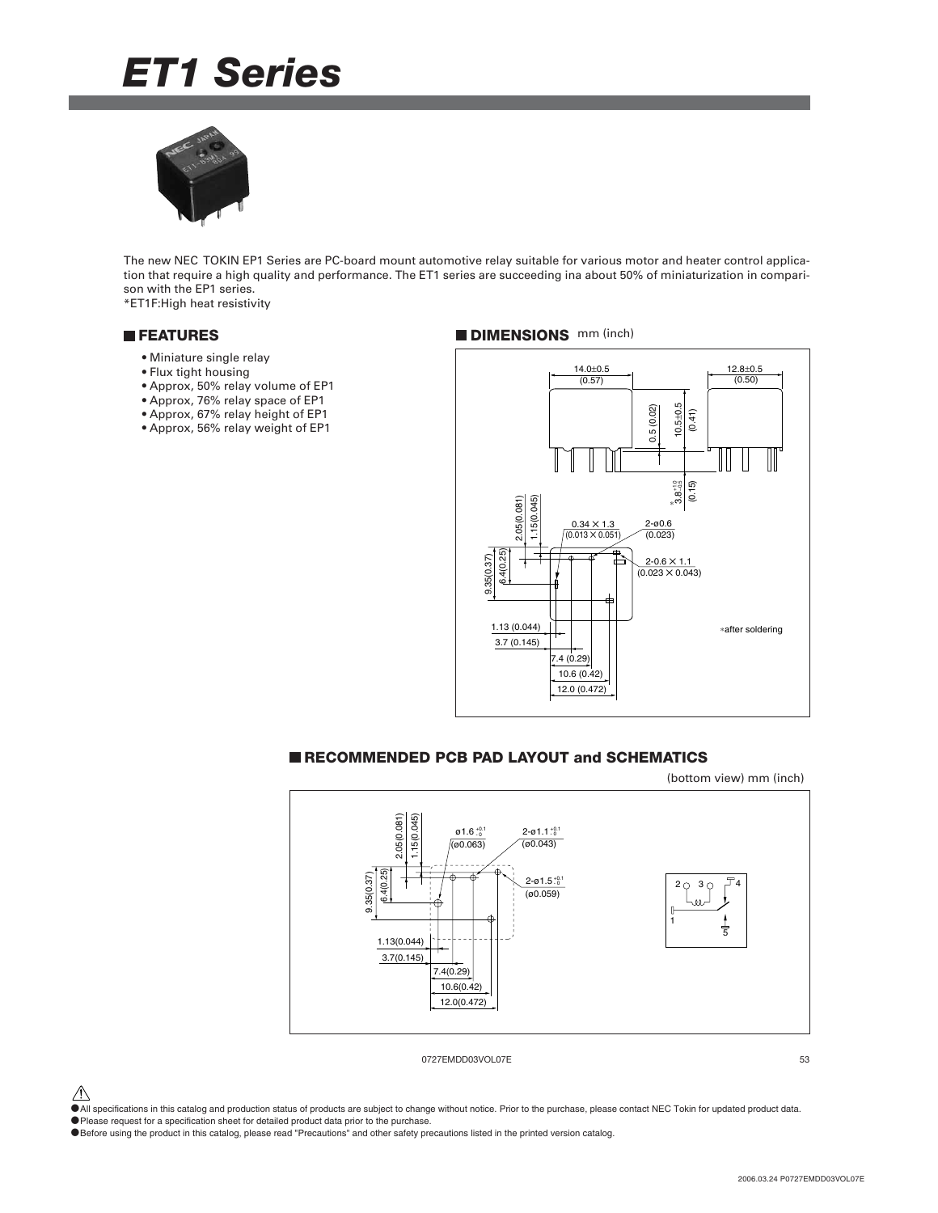# ET1 Series

The new NEC TOKIN EP1 Series are PC-board mount automotive relay suitable for various motor and heater control application that require a high quality and performance. The ET1 series are succeeding ina about 50% of miniaturization in comparison with the EP1 series.
*ET1F:High heat resistivity

## FEATURES

- Miniature single relay
- Flux tight housing
- Approx, 50% relay volume of EP1
- Approx, 76% relay space of EP1
- Approx, 67% relay height of EP1
- Approx, 56% relay weight of EP1

## DIMENSIONS mm (inch)

14.0±0.5 (0.57)
12.8±0.5 (0.50)
0.5 (0.02)
10.5±0.5 (0.41)
* 3.8 $^{+1.0}_{-0.5}$ (0.15)
2.05(0.081)
1.15(0.045)
0.34 × 1.3 (0.013 × 0.051)
2-ø0.6 (0.023)
2-0.6 × 1.1 (0.023 × 0.043)
9.35(0.37)
6.4(0.25)
1.13 (0.044)
3.7 (0.145)
7.4 (0.29)
10.6 (0.42)
12.0 (0.472)

*after soldering

## RECOMMENDED PCB PAD LAYOUT and SCHEMATICS

(bottom view) mm (inch)

2.05(0.081)
1.15(0.045)
ø1.6 $^{+0.1}_{0}$ (ø0.063)
2-ø1.1 $^{+0.1}_{0}$ (ø0.043)
2-ø1.5 $^{+0.1}_{0}$ (ø0.059)
9.35(0.37)
6.4(0.25)
1.13(0.044)
3.7(0.145)
7.4(0.29)
10.6(0.42)
12.0(0.472)

2 3 4 1 5

- All specifications in this catalog and production status of products are subject to change without notice. Prior to the purchase, please contact NEC Tokin for updated product data.
- Please request for a specification sheet for detailed product data prior to the purchase.
- Before using the product in this catalog, please read "Precautions" and other safety precautions listed in the printed version catalog.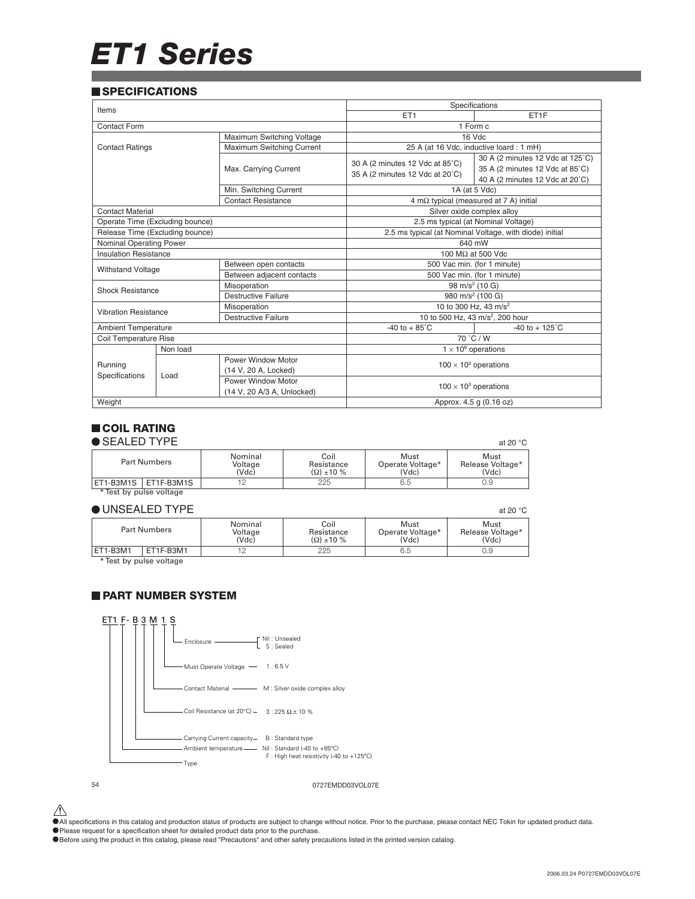# ET1 Series

## SPECIFICATIONS

| Items | | | Specifications | |
|---|---|---|---|---|
| | | | ET1 | ET1F |
| Contact Form | | | 1 Form c | |
| Contact Ratings | | Maximum Switching Voltage | 16 Vdc | |
| | | Maximum Switching Current | 25 A (at 16 Vdc, inductive loard : 1 mH) | |
| | | Max. Carrying Current | 30 A (2 minutes 12 Vdc at 85˚C)<br>35 A (2 minutes 12 Vdc at 20˚C) | 30 A (2 minutes 12 Vdc at 125˚C)<br>35 A (2 minutes 12 Vdc at 85˚C)<br>40 A (2 minutes 12 Vdc at 20˚C) |
| | | Min. Switching Current | 1A (at 5 Vdc) | |
| | | Contact Resistance | 4 mΩ typical (measured at 7 A) initial | |
| Contact Material | | | Silver oxide complex alloy | |
| Operate Time (Excluding bounce) | | | 2.5 ms typical (at Nominal Voltage) | |
| Release Time (Excluding bounce) | | | 2.5 ms typical (at Nominal Voltage, with diode) initial | |
| Nominal Operating Power | | | 640 mW | |
| Insulation Resistance | | | 100 MΩ at 500 Vdc | |
| Withstand Voltage | | Between open contacts | 500 Vac min. (for 1 minute) | |
| | | Between adjacent contacts | 500 Vac min. (for 1 minute) | |
| Shock Resistance | | Misoperation | 98 $m/s^2$ (10 G) | |
| | | Destructive Failure | 980 $m/s^2$ (100 G) | |
| Vibration Resistance | | Misoperation | 10 to 300 Hz, 43 $m/s^2$ | |
| | | Destructive Failure | 10 to 500 Hz, 43 $m/s^2$, 200 hour | |
| Ambient Temperature | | | -40 to + 85˚C | -40 to + 125˚C |
| Coil Temperature Rise | | | 70 ˚C / W | |
| Running Specifications | Non load | | $1 \times 10^6$ operations | |
| | Load | Power Window Motor (14 V, 20 A, Locked) | $100 \times 10^3$ operations | |
| | | Power Window Motor (14 V, 20 A/3 A, Unlocked) | $100 \times 10^3$ operations | |
| Weight | | | Approx. 4.5 g (0.16 oz) | |

## COIL RATING

### ● SEALED TYPE

at 20 °C

| Part Numbers | | Nominal Voltage (Vdc) | Coil Resistance (Ω) ±10 % | Must Operate Voltage* (Vdc) | Must Release Voltage* (Vdc) |
|---|---|---|---|---|---|
| ET1-B3M1S | ET1F-B3M1S | 12 | 225 | 6.5 | 0.9 |

* Test by pulse voltage

### ● UNSEALED TYPE

at 20 °C

| Part Numbers | | Nominal Voltage (Vdc) | Coil Resistance (Ω) ±10 % | Must Operate Voltage* (Vdc) | Must Release Voltage* (Vdc) |
|---|---|---|---|---|---|
| ET1-B3M1 | ET1F-B3M1 | 12 | 225 | 6.5 | 0.9 |

* Test by pulse voltage

## PART NUMBER SYSTEM

ET1 F- B 3 M 1 S

- Enclosure — Nil : Unsealed, S : Sealed
- Must Operate Voltage — 1 : 6.5 V
- Contact Material — M : Silver oxide complex alloy
- Coil Resistance (at 20°C) — 3 : 225 Ω ± 10 %
- Carrying Current capacity — B : Standard type
- Ambient temperature — Nil : Standard (-40 to +85°C), F : High heat resistivity (-40 to +125°C)
- Type

0727EMDD03VOL07E

⚠
- All specifications in this catalog and production status of products are subject to change without notice. Prior to the purchase, please contact NEC Tokin for updated product data.
- Please request for a specification sheet for detailed product data prior to the purchase.
- Before using the product in this catalog, please read "Precautions" and other safety precautions listed in the printed version catalog.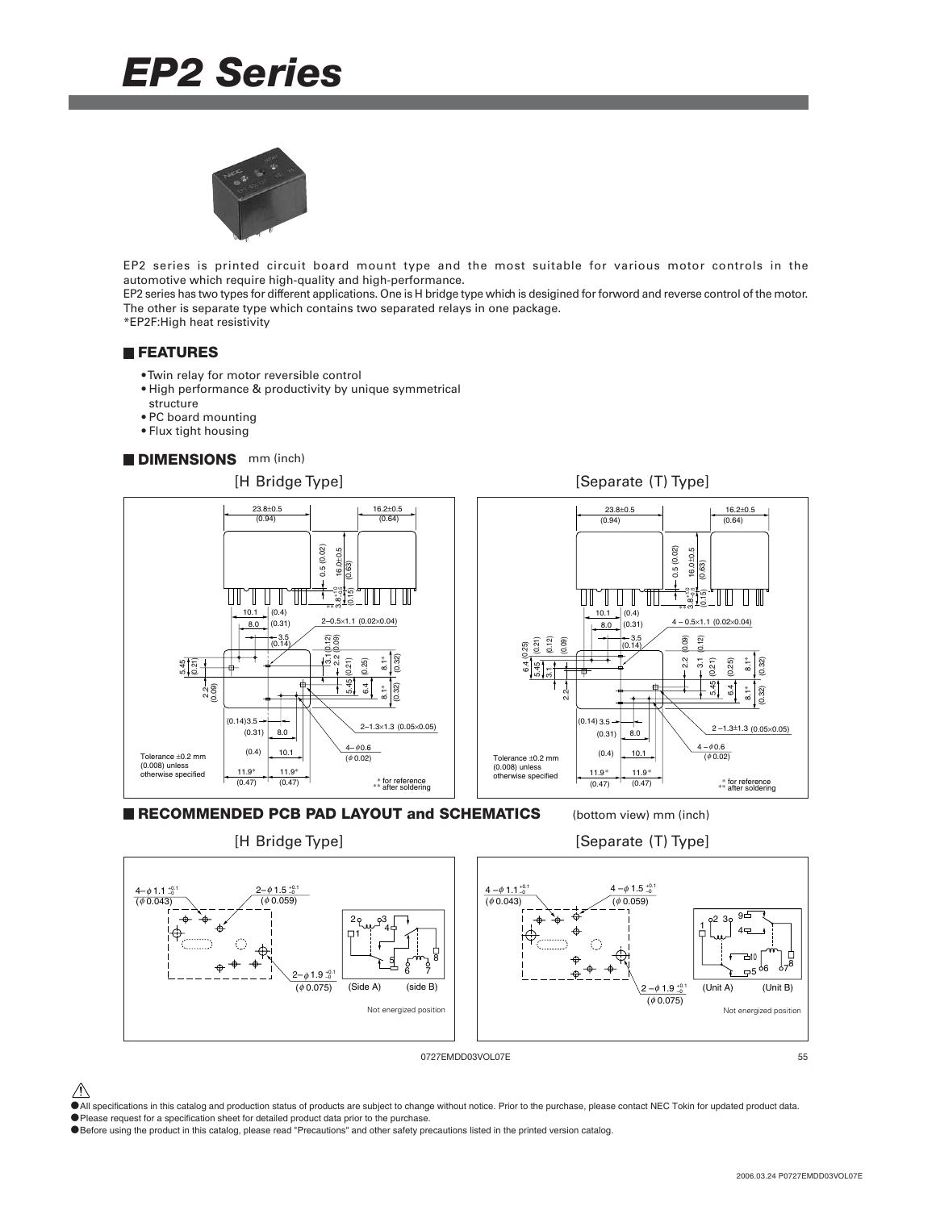# EP2 Series

EP2 series is printed circuit board mount type and the most suitable for various motor controls in the automotive which require high-quality and high-performance.
EP2 series has two types for different applications. One is H bridge type which is designied for forword and reverse control of the motor. The other is separate type which contains two separated relays in one package.
*EP2F:High heat resistivity

## FEATURES

- Twin relay for motor reversible control
- High performance & productivity by unique symmetrical structure
- PC board mounting
- Flux tight housing

## DIMENSIONS mm (inch)

[H Bridge Type]

23.8±0.5 (0.94)
16.2±0.5 (0.64)
0.5 (0.02)
16.0±0.5 (0.63)
3.8 (0.15)
10.1 (0.4)
8.0 (0.31)
2–0.5×1.1 (0.02×0.04)
3.5 (0.14)
5.45 (0.21)
2.2 (0.09)
3.1 (0.12)
2.2 (0.09)
5.45 (0.21)
6.4 (0.25)
8.1* (0.32)
8.1* (0.32)
(0.14) 3.5
(0.31) 8.0
2–1.3×1.3 (0.05×0.05)
(0.4) 10.1
4–φ0.6 (φ0.02)
11.9* (0.47)
11.9* (0.47)

Tolerance ±0.2 mm (0.008) unless otherwise specified

\* for reference
\*\* after soldering

[Separate (T) Type]

23.8±0.5 (0.94)
16.2±0.5 (0.64)
0.5 (0.02)
16.0±0.5 (0.63)
3.8 (0.15)
10.1 (0.4)
8.0 (0.31)
4 – 0.5×1.1 (0.02×0.04)
3.5 (0.14)
6.4 (0.25)
5.45 (0.21)
3.1 (0.12)
2.2 (0.09)
2.2 (0.09)
3.1 (0.12)
5.45 (0.21)
6.4 (0.25)
8.1* (0.32)
8.1* (0.32)
(0.14) 3.5
(0.31) 8.0
2 –1.3×1.3 (0.05×0.05)
(0.4) 10.1
4 – φ0.6 (φ0.02)
11.9* (0.47)
11.9* (0.47)

Tolerance ±0.2 mm (0.008) unless otherwise specified

\* for reference
\*\* after soldering

## RECOMMENDED PCB PAD LAYOUT and SCHEMATICS (bottom view) mm (inch)

[H Bridge Type]

4–φ1.1 $^{+0.1}_{-0}$ (φ0.043)
2–φ1.5 $^{+0.1}_{-0}$ (φ0.059)
2–φ1.9 $^{+0.1}_{-0}$ (φ0.075)

(Side A) (side B)

Not energized position

[Separate (T) Type]

4 –φ1.1 $^{+0.1}_{-0}$ (φ0.043)
4 –φ1.5 $^{+0.1}_{-0}$ (φ0.059)
2 –φ1.9 $^{+0.1}_{-0}$ (φ0.075)

(Unit A) (Unit B)

Not energized position

0727EMDD03VOL07E

- All specifications in this catalog and production status of products are subject to change without notice. Prior to the purchase, please contact NEC Tokin for updated product data.
- Please request for a specification sheet for detailed product data prior to the purchase.
- Before using the product in this catalog, please read "Precautions" and other safety precautions listed in the printed version catalog.

2006.03.24 P0727EMDD03VOL07E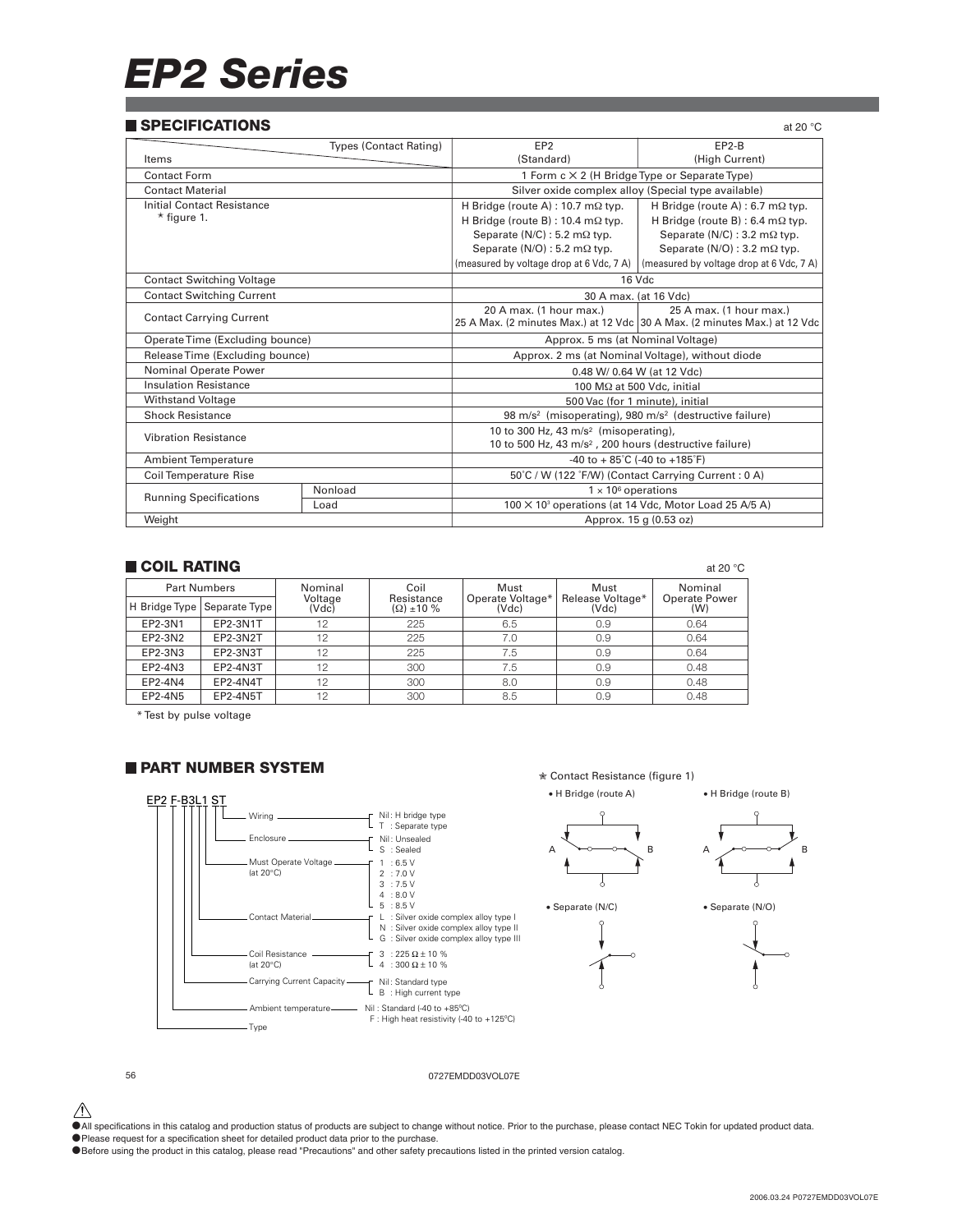# EP2 Series

## SPECIFICATIONS

at 20 °C

| Items | | EP2 (Standard) | EP2-B (High Current) |
|---|---|---|---|
| Contact Form | | 1 Form c × 2 (H Bridge Type or Separate Type) | |
| Contact Material | | Silver oxide complex alloy (Special type available) | |
| Initial Contact Resistance * figure 1. | | H Bridge (route A) : 10.7 mΩ typ.<br>H Bridge (route B) : 10.4 mΩ typ.<br>Separate (N/C) : 5.2 mΩ typ.<br>Separate (N/O) : 5.2 mΩ typ.<br>(measured by voltage drop at 6 Vdc, 7 A) | H Bridge (route A) : 6.7 mΩ typ.<br>H Bridge (route B) : 6.4 mΩ typ.<br>Separate (N/C) : 3.2 mΩ typ.<br>Separate (N/O) : 3.2 mΩ typ.<br>(measured by voltage drop at 6 Vdc, 7 A) |
| Contact Switching Voltage | | 16 Vdc | |
| Contact Switching Current | | 30 A max. (at 16 Vdc) | |
| Contact Carrying Current | | 20 A max. (1 hour max.)<br>25 A Max. (2 minutes Max.) at 12 Vdc | 25 A max. (1 hour max.)<br>30 A Max. (2 minutes Max.) at 12 Vdc |
| Operate Time (Excluding bounce) | | Approx. 5 ms (at Nominal Voltage) | |
| Release Time (Excluding bounce) | | Approx. 2 ms (at Nominal Voltage), without diode | |
| Nominal Operate Power | | 0.48 W/ 0.64 W (at 12 Vdc) | |
| Insulation Resistance | | 100 MΩ at 500 Vdc, initial | |
| Withstand Voltage | | 500 Vac (for 1 minute), initial | |
| Shock Resistance | | 98 $m/s^2$ (misoperating), 980 $m/s^2$ (destructive failure) | |
| Vibration Resistance | | 10 to 300 Hz, 43 $m/s^2$ (misoperating),<br>10 to 500 Hz, 43 $m/s^2$, 200 hours (destructive failure) | |
| Ambient Temperature | | -40 to + 85˚C (-40 to +185˚F) | |
| Coil Temperature Rise | | 50˚C / W (122 ˚F/W) (Contact Carrying Current : 0 A) | |
| Running Specifications | Nonload | $1 \times 10^6$ operations | |
| | Load | $100 \times 10^3$ operations (at 14 Vdc, Motor Load 25 A/5 A) | |
| Weight | | Approx. 15 g (0.53 oz) | |

## COIL RATING

at 20 °C

| Part Numbers | | Nominal Voltage (Vdc) | Coil Resistance (Ω) ±10 % | Must Operate Voltage* (Vdc) | Must Release Voltage* (Vdc) | Nominal Operate Power (W) |
|---|---|---|---|---|---|---|
| H Bridge Type | Separate Type | | | | | |
| EP2-3N1 | EP2-3N1T | 12 | 225 | 6.5 | 0.9 | 0.64 |
| EP2-3N2 | EP2-3N2T | 12 | 225 | 7.0 | 0.9 | 0.64 |
| EP2-3N3 | EP2-3N3T | 12 | 225 | 7.5 | 0.9 | 0.64 |
| EP2-4N3 | EP2-4N3T | 12 | 300 | 7.5 | 0.9 | 0.48 |
| EP2-4N4 | EP2-4N4T | 12 | 300 | 8.0 | 0.9 | 0.48 |
| EP2-4N5 | EP2-4N5T | 12 | 300 | 8.5 | 0.9 | 0.48 |

* Test by pulse voltage

## PART NUMBER SYSTEM

EP2 F-B3L1 ST

- Wiring — Nil : H bridge type; T : Separate type
- Enclosure — Nil : Unsealed; S : Sealed
- Must Operate Voltage (at 20°C) — 1 : 6.5 V; 2 : 7.0 V; 3 : 7.5 V; 4 : 8.0 V; 5 : 8.5 V
- Contact Material — L : Silver oxide complex alloy type I; N : Silver oxide complex alloy type II; G : Silver oxide complex alloy type III
- Coil Resistance (at 20°C) — 3 : 225 Ω ± 10 %; 4 : 300 Ω ± 10 %
- Carrying Current Capacity — Nil : Standard type; B : High current type
- Ambient temperature — Nil : Standard (-40 to +85°C); F : High heat resistivity (-40 to +125°C)
- Type

* Contact Resistance (figure 1)

• H Bridge (route A) • H Bridge (route B)

• Separate (N/C) • Separate (N/O)

● All specifications in this catalog and production status of products are subject to change without notice. Prior to the purchase, please contact NEC Tokin for updated product data.
● Please request for a specification sheet for detailed product data prior to the purchase.
● Before using the product in this catalog, please read "Precautions" and other safety precautions listed in the printed version catalog.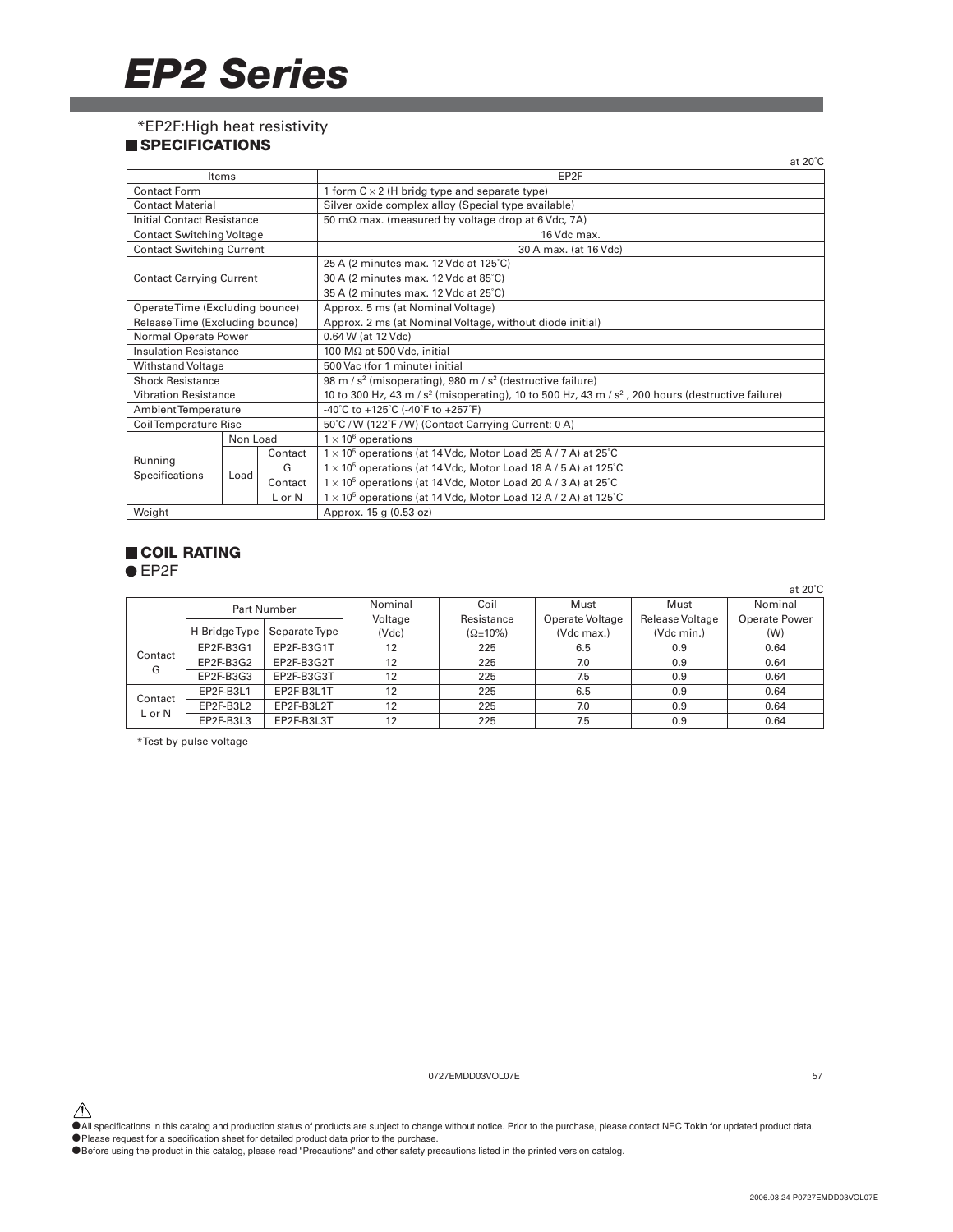# EP2 Series

*EP2F:High heat resistivity

## SPECIFICATIONS

at 20˚C

| Items | | | EP2F |
|---|---|---|---|
| Contact Form | | | 1 form C × 2 (H bridg type and separate type) |
| Contact Material | | | Silver oxide complex alloy (Special type available) |
| Initial Contact Resistance | | | 50 mΩ max. (measured by voltage drop at 6 Vdc, 7A) |
| Contact Switching Voltage | | | 16 Vdc max. |
| Contact Switching Current | | | 30 A max. (at 16 Vdc) |
| Contact Carrying Current | | | 25 A (2 minutes max. 12 Vdc at 125˚C)<br>30 A (2 minutes max. 12 Vdc at 85˚C)<br>35 A (2 minutes max. 12 Vdc at 25˚C) |
| Operate Time (Excluding bounce) | | | Approx. 5 ms (at Nominal Voltage) |
| Release Time (Excluding bounce) | | | Approx. 2 ms (at Nominal Voltage, without diode initial) |
| Normal Operate Power | | | 0.64 W (at 12 Vdc) |
| Insulation Resistance | | | 100 MΩ at 500 Vdc, initial |
| Withstand Voltage | | | 500 Vac (for 1 minute) initial |
| Shock Resistance | | | 98 m / $s^2$ (misoperating), 980 m / $s^2$ (destructive failure) |
| Vibration Resistance | | | 10 to 300 Hz, 43 m / $s^2$ (misoperating), 10 to 500 Hz, 43 m / $s^2$ , 200 hours (destructive failure) |
| Ambient Temperature | | | -40˚C to +125˚C (-40˚F to +257˚F) |
| Coil Temperature Rise | | | 50˚C / W (122˚F / W) (Contact Carrying Current: 0 A) |
| Running Specifications | Non Load | | $1 \times 10^6$ operations |
| | Load | Contact G | $1 \times 10^5$ operations (at 14 Vdc, Motor Load 25 A / 7 A) at 25˚C<br>$1 \times 10^5$ operations (at 14 Vdc, Motor Load 18 A / 5 A) at 125˚C |
| | | Contact L or N | $1 \times 10^5$ operations (at 14 Vdc, Motor Load 20 A / 3 A) at 25˚C<br>$1 \times 10^5$ operations (at 14 Vdc, Motor Load 12 A / 2 A) at 125˚C |
| Weight | | | Approx. 15 g (0.53 oz) |

## COIL RATING

● EP2F

at 20˚C

| | Part Number | | Nominal Voltage (Vdc) | Coil Resistance (Ω±10%) | Must Operate Voltage (Vdc max.) | Must Release Voltage (Vdc min.) | Nominal Operate Power (W) |
|---|---|---|---|---|---|---|---|
| | H Bridge Type | Separate Type | | | | | |
| Contact G | EP2F-B3G1 | EP2F-B3G1T | 12 | 225 | 6.5 | 0.9 | 0.64 |
| | EP2F-B3G2 | EP2F-B3G2T | 12 | 225 | 7.0 | 0.9 | 0.64 |
| | EP2F-B3G3 | EP2F-B3G3T | 12 | 225 | 7.5 | 0.9 | 0.64 |
| Contact L or N | EP2F-B3L1 | EP2F-B3L1T | 12 | 225 | 6.5 | 0.9 | 0.64 |
| | EP2F-B3L2 | EP2F-B3L2T | 12 | 225 | 7.0 | 0.9 | 0.64 |
| | EP2F-B3L3 | EP2F-B3L3T | 12 | 225 | 7.5 | 0.9 | 0.64 |

*Test by pulse voltage

● All specifications in this catalog and production status of products are subject to change without notice. Prior to the purchase, please contact NEC Tokin for updated product data.
● Please request for a specification sheet for detailed product data prior to the purchase.
● Before using the product in this catalog, please read "Precautions" and other safety precautions listed in the printed version catalog.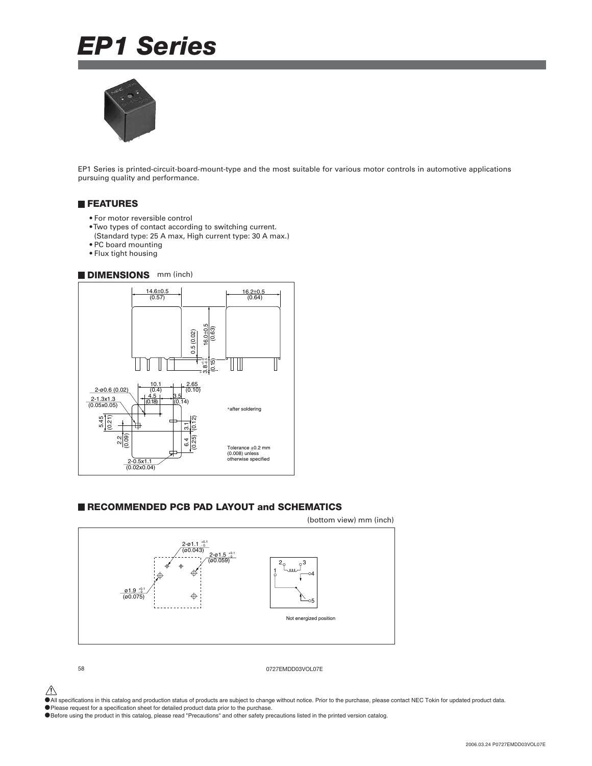# EP1 Series

EP1 Series is printed-circuit-board-mount-type and the most suitable for various motor controls in automotive applications pursuing quality and performance.

## FEATURES

- For motor reversible control
- Two types of contact according to switching current.
  (Standard type: 25 A max, High current type: 30 A max.)
- PC board mounting
- Flux tight housing

## DIMENSIONS mm (inch)

14.6±0.5 (0.57)
16.2±0.5 (0.64)
16.0±0.5 (0.63)
0.5 (0.02)
3.8 (0.15)
10.1 (0.4)
2.65 (0.10)
4.5 (0.18)
3.5 (0.14)
2-ø0.6 (0.02)
2-1.3x1.3 (0.05x0.05)
5.45 (0.21)
2.2 (0.09)
3.1 (0.12)
6.4 (0.25)
2-0.5x1.1 (0.02x0.04)

*after soldering

Tolerance ±0.2 mm (0.008) unless otherwise specified

## RECOMMENDED PCB PAD LAYOUT and SCHEMATICS

(bottom view) mm (inch)

2-ø1.1 $^{+0.1}_{-0}$ (ø0.043)
2-ø1.5 $^{+0.1}_{-0}$ (ø0.059)
ø1.9 $^{+0.1}_{-0}$ (ø0.075)

Not energized position

0727EMDD03VOL07E

- All specifications in this catalog and production status of products are subject to change without notice. Prior to the purchase, please contact NEC Tokin for updated product data.
- Please request for a specification sheet for detailed product data prior to the purchase.
- Before using the product in this catalog, please read "Precautions" and other safety precautions listed in the printed version catalog.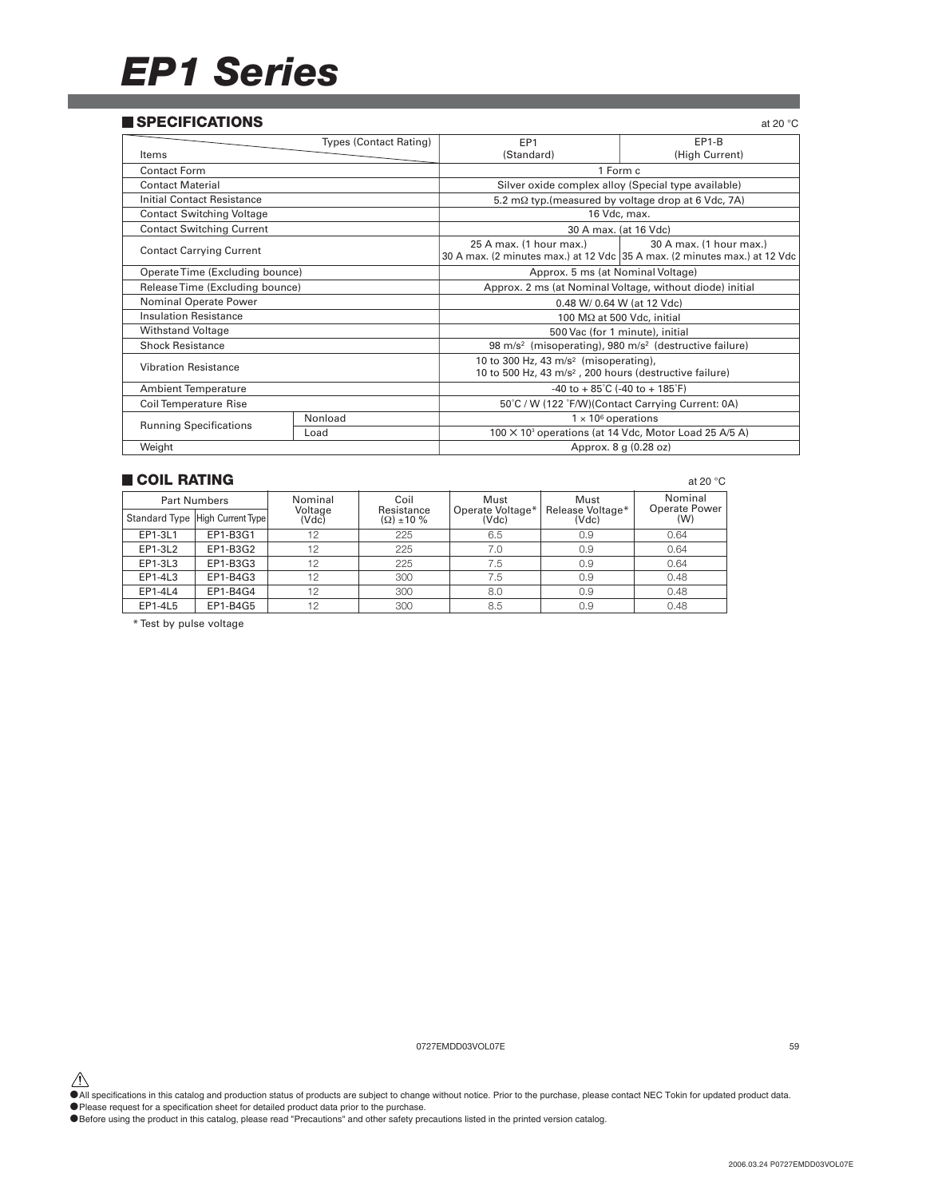# EP1 Series

## SPECIFICATIONS

at 20 °C

| Items \ Types (Contact Rating) | | EP1 (Standard) | EP1-B (High Current) |
|---|---|---|---|
| Contact Form | | 1 Form c | |
| Contact Material | | Silver oxide complex alloy (Special type available) | |
| Initial Contact Resistance | | 5.2 mΩ typ.(measured by voltage drop at 6 Vdc, 7A) | |
| Contact Switching Voltage | | 16 Vdc, max. | |
| Contact Switching Current | | 30 A max. (at 16 Vdc) | |
| Contact Carrying Current | | 25 A max. (1 hour max.) 30 A max. (2 minutes max.) at 12 Vdc | 30 A max. (1 hour max.) 35 A max. (2 minutes max.) at 12 Vdc |
| Operate Time (Excluding bounce) | | Approx. 5 ms (at Nominal Voltage) | |
| Release Time (Excluding bounce) | | Approx. 2 ms (at Nominal Voltage, without diode) initial | |
| Nominal Operate Power | | 0.48 W/ 0.64 W (at 12 Vdc) | |
| Insulation Resistance | | 100 MΩ at 500 Vdc, initial | |
| Withstand Voltage | | 500 Vac (for 1 minute), initial | |
| Shock Resistance | | 98 m/s$^2$ (misoperating), 980 m/s$^2$ (destructive failure) | |
| Vibration Resistance | | 10 to 300 Hz, 43 m/s$^2$ (misoperating), 10 to 500 Hz, 43 m/s$^2$, 200 hours (destructive failure) | |
| Ambient Temperature | | -40 to + 85°C (-40 to + 185°F) | |
| Coil Temperature Rise | | 50°C / W (122 °F/W)(Contact Carrying Current: 0A) | |
| Running Specifications | Nonload | $1 \times 10^6$ operations | |
| | Load | $100 \times 10^3$ operations (at 14 Vdc, Motor Load 25 A/5 A) | |
| Weight | | Approx. 8 g (0.28 oz) | |

## COIL RATING

at 20 °C

| Part Numbers | | Nominal Voltage (Vdc) | Coil Resistance (Ω) ±10 % | Must Operate Voltage* (Vdc) | Must Release Voltage* (Vdc) | Nominal Operate Power (W) |
|---|---|---|---|---|---|---|
| Standard Type | High Current Type | | | | | |
| EP1-3L1 | EP1-B3G1 | 12 | 225 | 6.5 | 0.9 | 0.64 |
| EP1-3L2 | EP1-B3G2 | 12 | 225 | 7.0 | 0.9 | 0.64 |
| EP1-3L3 | EP1-B3G3 | 12 | 225 | 7.5 | 0.9 | 0.64 |
| EP1-4L3 | EP1-B4G3 | 12 | 300 | 7.5 | 0.9 | 0.48 |
| EP1-4L4 | EP1-B4G4 | 12 | 300 | 8.0 | 0.9 | 0.48 |
| EP1-4L5 | EP1-B4G5 | 12 | 300 | 8.5 | 0.9 | 0.48 |

* Test by pulse voltage

0727EMDD03VOL07E

- All specifications in this catalog and production status of products are subject to change without notice. Prior to the purchase, please contact NEC Tokin for updated product data.
- Please request for a specification sheet for detailed product data prior to the purchase.
- Before using the product in this catalog, please read "Precautions" and other safety precautions listed in the printed version catalog.

2006.03.24 P0727EMDD03VOL07E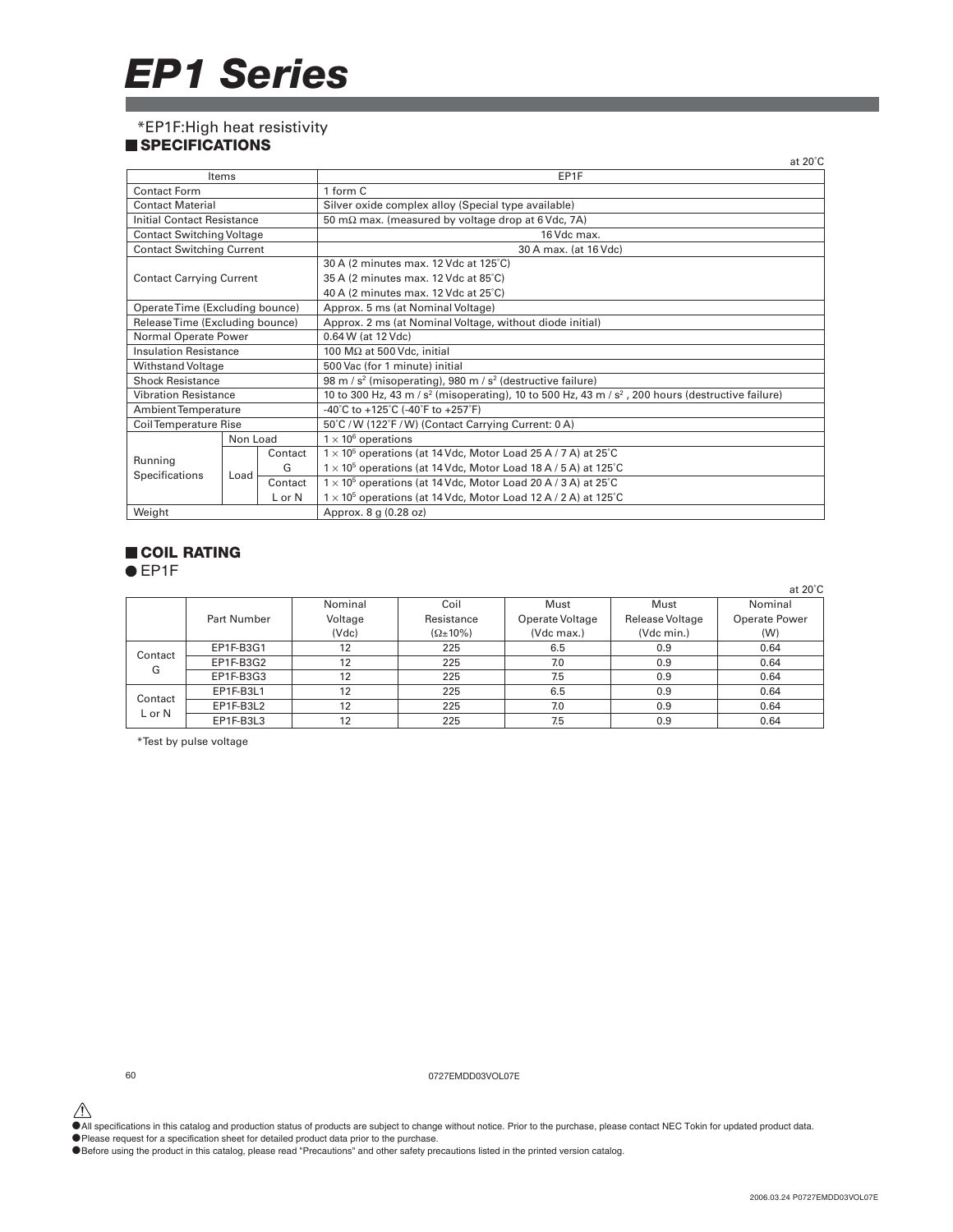# EP1 Series

*EP1F:High heat resistivity

## SPECIFICATIONS

at 20˚C

| Items | | | EP1F |
|---|---|---|---|
| Contact Form | | | 1 form C |
| Contact Material | | | Silver oxide complex alloy (Special type available) |
| Initial Contact Resistance | | | 50 mΩ max. (measured by voltage drop at 6 Vdc, 7A) |
| Contact Switching Voltage | | | 16 Vdc max. |
| Contact Switching Current | | | 30 A max. (at 16 Vdc) |
| Contact Carrying Current | | | 30 A (2 minutes max. 12 Vdc at 125˚C)<br>35 A (2 minutes max. 12 Vdc at 85˚C)<br>40 A (2 minutes max. 12 Vdc at 25˚C) |
| Operate Time (Excluding bounce) | | | Approx. 5 ms (at Nominal Voltage) |
| Release Time (Excluding bounce) | | | Approx. 2 ms (at Nominal Voltage, without diode initial) |
| Normal Operate Power | | | 0.64 W (at 12 Vdc) |
| Insulation Resistance | | | 100 MΩ at 500 Vdc, initial |
| Withstand Voltage | | | 500 Vac (for 1 minute) initial |
| Shock Resistance | | | 98 m / s$^2$ (misoperating), 980 m / s$^2$ (destructive failure) |
| Vibration Resistance | | | 10 to 300 Hz, 43 m / s$^2$ (misoperating), 10 to 500 Hz, 43 m / s$^2$ , 200 hours (destructive failure) |
| Ambient Temperature | | | -40˚C to +125˚C (-40˚F to +257˚F) |
| Coil Temperature Rise | | | 50˚C / W (122˚F / W) (Contact Carrying Current: 0 A) |
| Running Specifications | Non Load | | 1 × 10$^6$ operations |
| | Load | Contact G | 1 × 10$^5$ operations (at 14 Vdc, Motor Load 25 A / 7 A) at 25˚C<br>1 × 10$^5$ operations (at 14 Vdc, Motor Load 18 A / 5 A) at 125˚C |
| | | Contact L or N | 1 × 10$^5$ operations (at 14 Vdc, Motor Load 20 A / 3 A) at 25˚C<br>1 × 10$^5$ operations (at 14 Vdc, Motor Load 12 A / 2 A) at 125˚C |
| Weight | | | Approx. 8 g (0.28 oz) |

## COIL RATING

● EP1F

at 20˚C

| | Part Number | Nominal Voltage (Vdc) | Coil Resistance (Ω±10%) | Must Operate Voltage (Vdc max.) | Must Release Voltage (Vdc min.) | Nominal Operate Power (W) |
|---|---|---|---|---|---|---|
| Contact G | EP1F-B3G1 | 12 | 225 | 6.5 | 0.9 | 0.64 |
| | EP1F-B3G2 | 12 | 225 | 7.0 | 0.9 | 0.64 |
| | EP1F-B3G3 | 12 | 225 | 7.5 | 0.9 | 0.64 |
| Contact L or N | EP1F-B3L1 | 12 | 225 | 6.5 | 0.9 | 0.64 |
| | EP1F-B3L2 | 12 | 225 | 7.0 | 0.9 | 0.64 |
| | EP1F-B3L3 | 12 | 225 | 7.5 | 0.9 | 0.64 |

*Test by pulse voltage

0727EMDD03VOL07E

- All specifications in this catalog and production status of products are subject to change without notice. Prior to the purchase, please contact NEC Tokin for updated product data.
- Please request for a specification sheet for detailed product data prior to the purchase.
- Before using the product in this catalog, please read "Precautions" and other safety precautions listed in the printed version catalog.

2006.03.24 P0727EMDD03VOL07E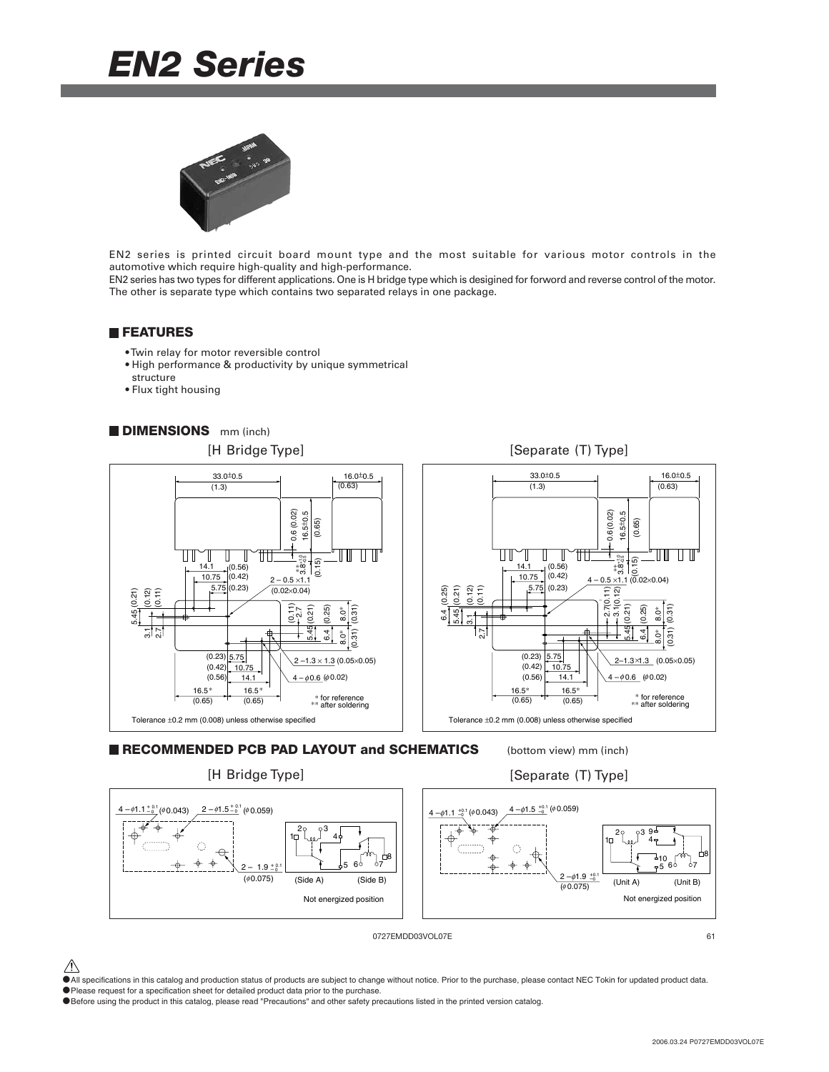# EN2 Series

EN2 series is printed circuit board mount type and the most suitable for various motor controls in the automotive which require high-quality and high-performance.
EN2 series has two types for different applications. One is H bridge type which is desigined for forword and reverse control of the motor. The other is separate type which contains two separated relays in one package.

## FEATURES

- Twin relay for motor reversible control
- High performance & productivity by unique symmetrical structure
- Flux tight housing

## DIMENSIONS mm (inch)

[H Bridge Type]

Tolerance ±0.2 mm (0.008) unless otherwise specified

\* for reference
\*\* after soldering

[Separate (T) Type]

Tolerance ±0.2 mm (0.008) unless otherwise specified

\* for reference
\*\* after soldering

## RECOMMENDED PCB PAD LAYOUT and SCHEMATICS

(bottom view) mm (inch)

[H Bridge Type]

4 – ϕ1.1 $^{+0.1}_{-0}$ (ϕ0.043)
2 – ϕ1.5 $^{+0.1}_{-0}$ (ϕ0.059)
2 – 1.9 $^{+0.1}_{-0}$ (ϕ0.075)

(Side A) (Side B)

Not energized position

[Separate (T) Type]

4 – ϕ1.1 $^{+0.1}_{-0}$ (ϕ0.043)
4 – ϕ1.5 $^{+0.1}_{-0}$ (ϕ0.059)
2 – ϕ1.9 $^{+0.1}_{-0}$ (ϕ0.075)

(Unit A) (Unit B)

Not energized position

0727EMDD03VOL07E

- All specifications in this catalog and production status of products are subject to change without notice. Prior to the purchase, please contact NEC Tokin for updated product data.
- Please request for a specification sheet for detailed product data prior to the purchase.
- Before using the product in this catalog, please read "Precautions" and other safety precautions listed in the printed version catalog.

2006.03.24 P0727EMDD03VOL07E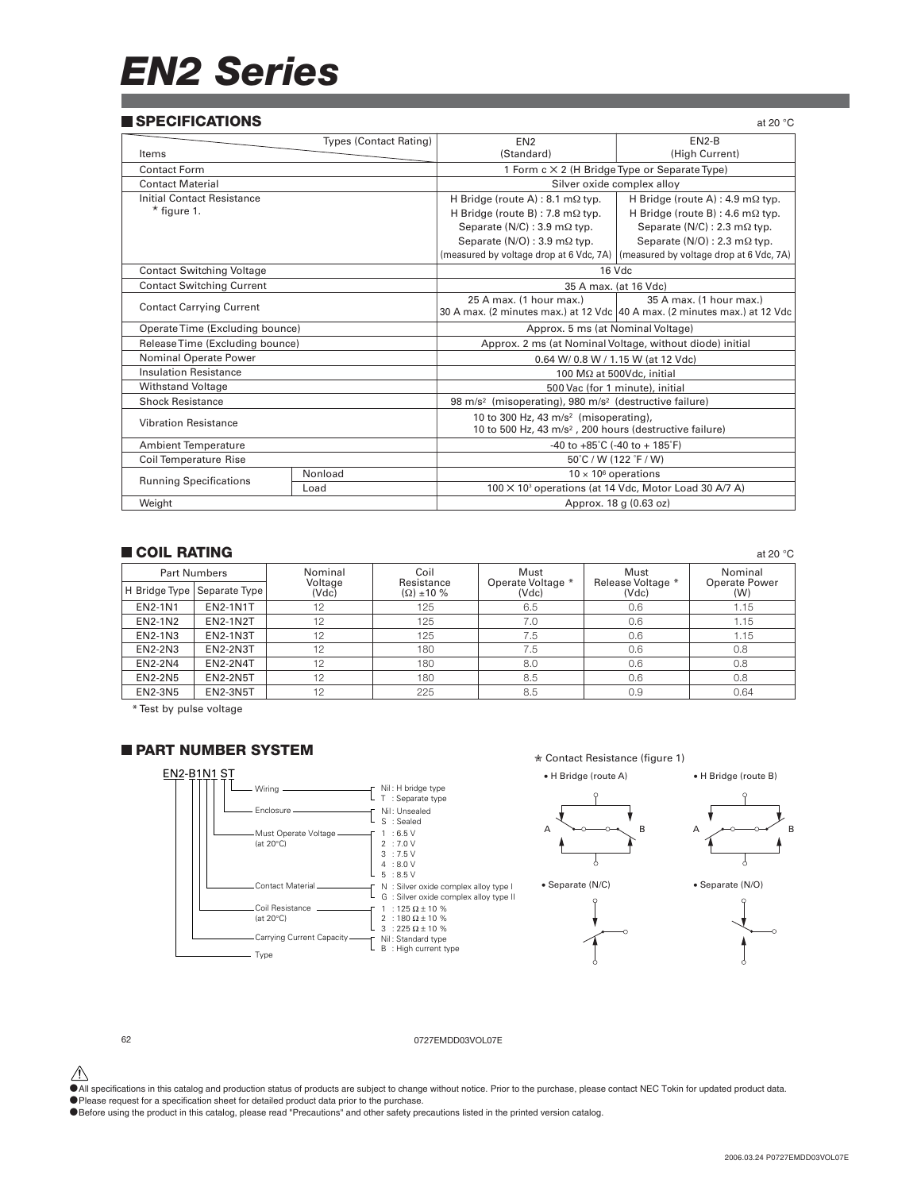# EN2 Series

## SPECIFICATIONS

at 20 °C

| Items | | EN2 (Standard) | EN2-B (High Current) |
|---|---|---|---|
| Contact Form | | 1 Form c × 2 (H Bridge Type or Separate Type) | |
| Contact Material | | Silver oxide complex alloy | |
| Initial Contact Resistance * figure 1. | | H Bridge (route A) : 8.1 mΩ typ.<br>H Bridge (route B) : 7.8 mΩ typ.<br>Separate (N/C) : 3.9 mΩ typ.<br>Separate (N/O) : 3.9 mΩ typ.<br>(measured by voltage drop at 6 Vdc, 7A) | H Bridge (route A) : 4.9 mΩ typ.<br>H Bridge (route B) : 4.6 mΩ typ.<br>Separate (N/C) : 2.3 mΩ typ.<br>Separate (N/O) : 2.3 mΩ typ.<br>(measured by voltage drop at 6 Vdc, 7A) |
| Contact Switching Voltage | | 16 Vdc | |
| Contact Switching Current | | 35 A max. (at 16 Vdc) | |
| Contact Carrying Current | | 25 A max. (1 hour max.)<br>30 A max. (2 minutes max.) at 12 Vdc | 35 A max. (1 hour max.)<br>40 A max. (2 minutes max.) at 12 Vdc |
| Operate Time (Excluding bounce) | | Approx. 5 ms (at Nominal Voltage) | |
| Release Time (Excluding bounce) | | Approx. 2 ms (at Nominal Voltage, without diode) initial | |
| Nominal Operate Power | | 0.64 W/ 0.8 W / 1.15 W (at 12 Vdc) | |
| Insulation Resistance | | 100 MΩ at 500Vdc, initial | |
| Withstand Voltage | | 500 Vac (for 1 minute), initial | |
| Shock Resistance | | 98 m/s² (misoperating), 980 m/s² (destructive failure) | |
| Vibration Resistance | | 10 to 300 Hz, 43 m/s² (misoperating),<br>10 to 500 Hz, 43 m/s², 200 hours (destructive failure) | |
| Ambient Temperature | | -40 to +85°C (-40 to + 185°F) | |
| Coil Temperature Rise | | 50°C / W (122 °F / W) | |
| Running Specifications | Nonload | $10 \times 10^6$ operations | |
| | Load | $100 \times 10^3$ operations (at 14 Vdc, Motor Load 30 A/7 A) | |
| Weight | | Approx. 18 g (0.63 oz) | |

## COIL RATING

at 20 °C

| Part Numbers | | Nominal Voltage (Vdc) | Coil Resistance (Ω) ±10 % | Must Operate Voltage * (Vdc) | Must Release Voltage * (Vdc) | Nominal Operate Power (W) |
|---|---|---|---|---|---|---|
| H Bridge Type | Separate Type | | | | | |
| EN2-1N1 | EN2-1N1T | 12 | 125 | 6.5 | 0.6 | 1.15 |
| EN2-1N2 | EN2-1N2T | 12 | 125 | 7.0 | 0.6 | 1.15 |
| EN2-1N3 | EN2-1N3T | 12 | 125 | 7.5 | 0.6 | 1.15 |
| EN2-2N3 | EN2-2N3T | 12 | 180 | 7.5 | 0.6 | 0.8 |
| EN2-2N4 | EN2-2N4T | 12 | 180 | 8.0 | 0.6 | 0.8 |
| EN2-2N5 | EN2-2N5T | 12 | 180 | 8.5 | 0.6 | 0.8 |
| EN2-3N5 | EN2-3N5T | 12 | 225 | 8.5 | 0.9 | 0.64 |

* Test by pulse voltage

## PART NUMBER SYSTEM

EN2-B1N1 ST

- Wiring — Nil : H bridge type; T : Separate type
- Enclosure — Nil : Unsealed; S : Sealed
- Must Operate Voltage (at 20°C) — 1 : 6.5 V; 2 : 7.0 V; 3 : 7.5 V; 4 : 8.0 V; 5 : 8.5 V
- Contact Material — N : Silver oxide complex alloy type I; G : Silver oxide complex alloy type II
- Coil Resistance (at 20°C) — 1 : 125 Ω ± 10 %; 2 : 180 Ω ± 10 %; 3 : 225 Ω ± 10 %
- Carrying Current Capacity — Nil : Standard type; B : High current type
- Type

* Contact Resistance (figure 1)

- H Bridge (route A)
- H Bridge (route B)
- Separate (N/C)
- Separate (N/O)

0727EMDD03VOL07E

- All specifications in this catalog and production status of products are subject to change without notice. Prior to the purchase, please contact NEC Tokin for updated product data.
- Please request for a specification sheet for detailed product data prior to the purchase.
- Before using the product in this catalog, please read "Precautions" and other safety precautions listed in the printed version catalog.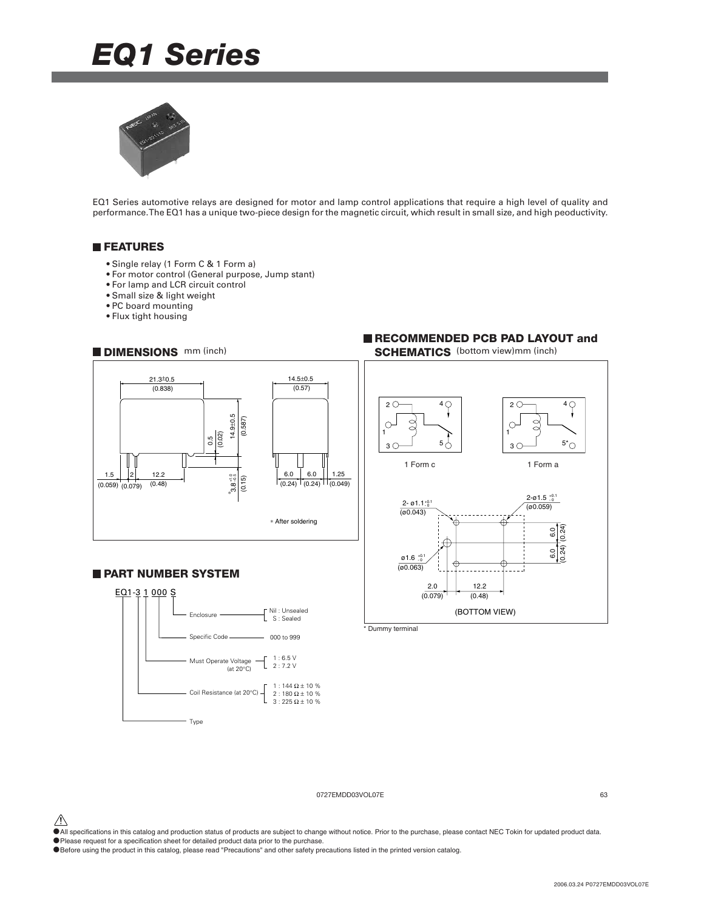# EQ1 Series

EQ1 Series automotive relays are designed for motor and lamp control applications that require a high level of quality and performance.The EQ1 has a unique two-piece design for the magnetic circuit, which result in small size, and high peoductivity.

## FEATURES

- Single relay (1 Form C & 1 Form a)
- For motor control (General purpose, Jump stant)
- For lamp and LCR circuit control
- Small size & light weight
- PC board mounting
- Flux tight housing

## DIMENSIONS mm (inch)

21.3±0.5 (0.838)

14.5±0.5 (0.57)

14.9±0.5 (0.587)

0.5 (0.02)

1.5 (0.059) 2 (0.079) 12.2 (0.48)

*3.8 $^{+1.0}_{-0.5}$ (0.15)

6.0 (0.24) 6.0 (0.24) 1.25 (0.049)

* After soldering

## RECOMMENDED PCB PAD LAYOUT and SCHEMATICS (bottom view)mm (inch)

1 Form c

1 Form a

2- ø1.1 $^{+0.1}_{0}$ (ø0.043)

2-ø1.5 $^{+0.1}_{0}$ (ø0.059)

ø1.6 $^{+0.1}_{-0}$ (ø0.063)

6.0 (0.24)

6.0 (0.24)

2.0 (0.079) 12.2 (0.48)

(BOTTOM VIEW)

* Dummy terminal

## PART NUMBER SYSTEM

EQ1-3 1 000 S

- Type: EQ1
- Coil Resistance (at 20°C): 1 : 144 Ω ± 10 %, 2 : 180 Ω ± 10 %, 3 : 225 Ω ± 10 %
- Must Operate Voltage (at 20°C): 1 : 6.5 V, 2 : 7.2 V
- Specific Code: 000 to 999
- Enclosure: Nil : Unsealed, S : Sealed

0727EMDD03VOL07E

- All specifications in this catalog and production status of products are subject to change without notice. Prior to the purchase, please contact NEC Tokin for updated product data.
- Please request for a specification sheet for detailed product data prior to the purchase.
- Before using the product in this catalog, please read "Precautions" and other safety precautions listed in the printed version catalog.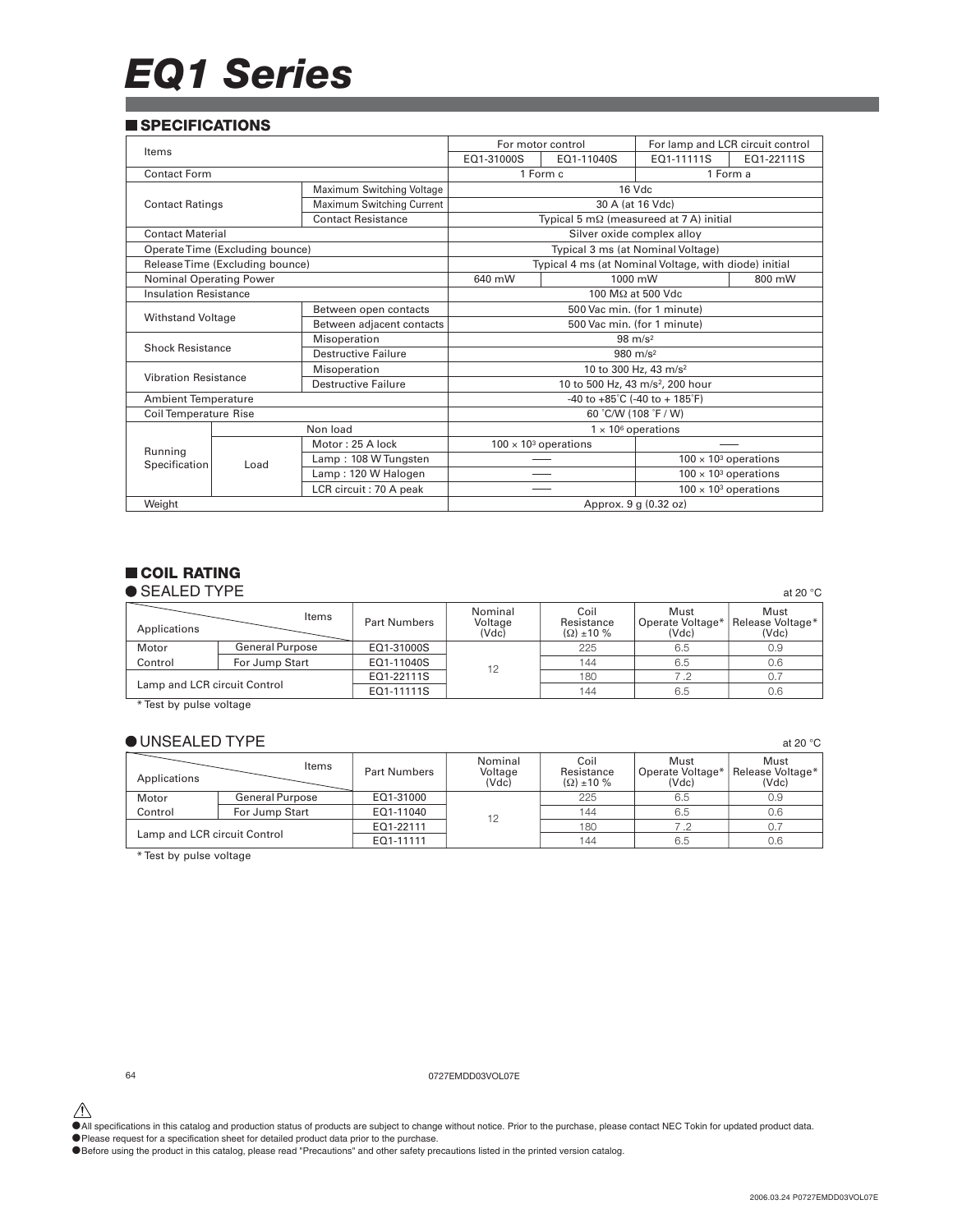# EQ1 Series

## SPECIFICATIONS

| Items | | | For motor control | | For lamp and LCR circuit control | |
|---|---|---|---|---|---|---|
| | | | EQ1-31000S | EQ1-11040S | EQ1-11111S | EQ1-22111S |
| Contact Form | | | 1 Form c | | 1 Form a | |
| Contact Ratings | | Maximum Switching Voltage | 16 Vdc | | | |
| | | Maximum Switching Current | 30 A (at 16 Vdc) | | | |
| | | Contact Resistance | Typical 5 mΩ (measureed at 7 A) initial | | | |
| Contact Material | | | Silver oxide complex alloy | | | |
| Operate Time (Excluding bounce) | | | Typical 3 ms (at Nominal Voltage) | | | |
| Release Time (Excluding bounce) | | | Typical 4 ms (at Nominal Voltage, with diode) initial | | | |
| Nominal Operating Power | | | 640 mW | 1000 mW | | 800 mW |
| Insulation Resistance | | | 100 MΩ at 500 Vdc | | | |
| Withstand Voltage | | Between open contacts | 500 Vac min. (for 1 minute) | | | |
| | | Between adjacent contacts | 500 Vac min. (for 1 minute) | | | |
| Shock Resistance | | Misoperation | 98 $m/s^2$ | | | |
| | | Destructive Failure | 980 $m/s^2$ | | | |
| Vibration Resistance | | Misoperation | 10 to 300 Hz, 43 $m/s^2$ | | | |
| | | Destructive Failure | 10 to 500 Hz, 43 $m/s^2$, 200 hour | | | |
| Ambient Temperature | | | -40 to +85˚C (-40 to + 185˚F) | | | |
| Coil Temperature Rise | | | 60 ˚C/W (108 ˚F / W) | | | |
| Running Specification | Non load | | $1 \times 10^6$ operations | | | |
| | Load | Motor : 25 A lock | $100 \times 10^3$ operations | | —— | |
| | | Lamp : 108 W Tungsten | —— | | $100 \times 10^3$ operations | |
| | | Lamp : 120 W Halogen | —— | | $100 \times 10^3$ operations | |
| | | LCR circuit : 70 A peak | —— | | $100 \times 10^3$ operations | |
| Weight | | | Approx. 9 g (0.32 oz) | | | |

## COIL RATING

### SEALED TYPE

at 20 °C

| Applications \ Items | | Part Numbers | Nominal Voltage (Vdc) | Coil Resistance (Ω) ±10 % | Must Operate Voltage* (Vdc) | Must Release Voltage* (Vdc) |
|---|---|---|---|---|---|---|
| Motor Control | General Purpose | EQ1-31000S | 12 | 225 | 6.5 | 0.9 |
| | For Jump Start | EQ1-11040S | | 144 | 6.5 | 0.6 |
| Lamp and LCR circuit Control | | EQ1-22111S | | 180 | 7.2 | 0.7 |
| | | EQ1-11111S | | 144 | 6.5 | 0.6 |

* Test by pulse voltage

### UNSEALED TYPE

at 20 °C

| Applications \ Items | | Part Numbers | Nominal Voltage (Vdc) | Coil Resistance (Ω) ±10 % | Must Operate Voltage* (Vdc) | Must Release Voltage* (Vdc) |
|---|---|---|---|---|---|---|
| Motor Control | General Purpose | EQ1-31000 | 12 | 225 | 6.5 | 0.9 |
| | For Jump Start | EQ1-11040 | | 144 | 6.5 | 0.6 |
| Lamp and LCR circuit Control | | EQ1-22111 | | 180 | 7.2 | 0.7 |
| | | EQ1-11111 | | 144 | 6.5 | 0.6 |

* Test by pulse voltage

0727EMDD03VOL07E

⚠

- All specifications in this catalog and production status of products are subject to change without notice. Prior to the purchase, please contact NEC Tokin for updated product data.
- Please request for a specification sheet for detailed product data prior to the purchase.
- Before using the product in this catalog, please read "Precautions" and other safety precautions listed in the printed version catalog.

2006.03.24 P0727EMDD03VOL07E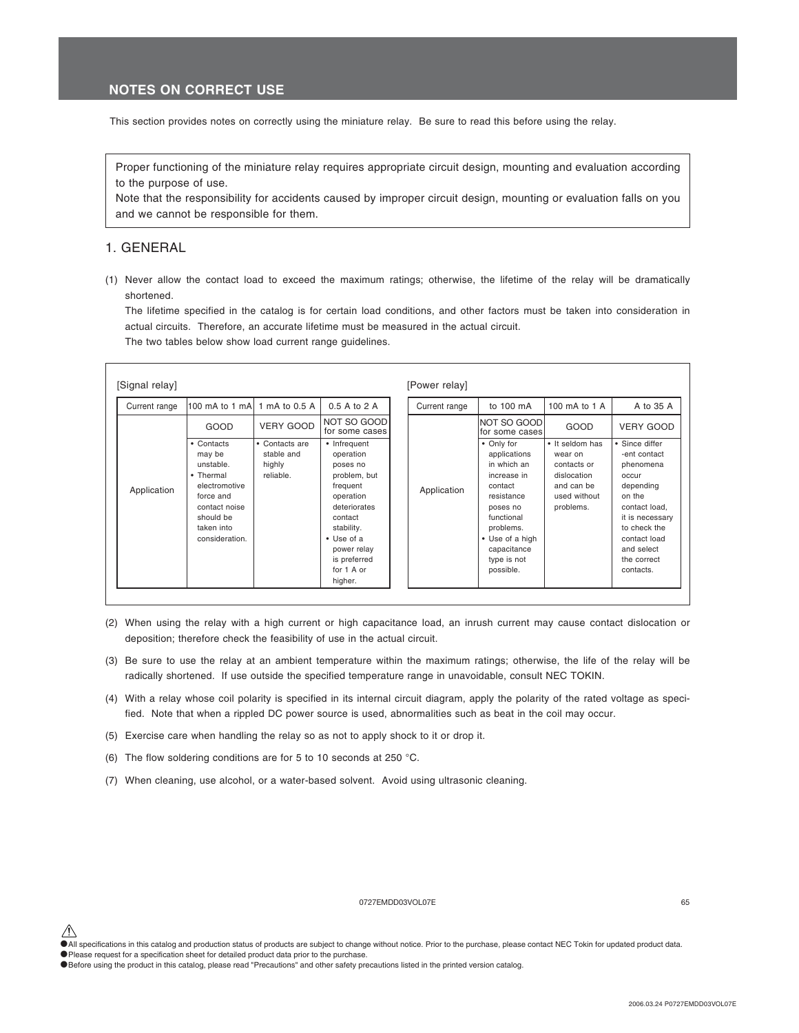## NOTES ON CORRECT USE

This section provides notes on correctly using the miniature relay. Be sure to read this before using the relay.

> Proper functioning of the miniature relay requires appropriate circuit design, mounting and evaluation according to the purpose of use.
> Note that the responsibility for accidents caused by improper circuit design, mounting or evaluation falls on you and we cannot be responsible for them.

## 1. GENERAL

(1) Never allow the contact load to exceed the maximum ratings; otherwise, the lifetime of the relay will be dramatically shortened.
The lifetime specified in the catalog is for certain load conditions, and other factors must be taken into consideration in actual circuits. Therefore, an accurate lifetime must be measured in the actual circuit.
The two tables below show load current range guidelines.

[Signal relay]

| Current range | 100 mA to 1 mA | 1 mA to 0.5 A | 0.5 A to 2 A |
|---|---|---|---|
| | GOOD | VERY GOOD | NOT SO GOOD for some cases |
| Application | • Contacts may be unstable.<br>• Thermal electromotive force and contact noise should be taken into consideration. | • Contacts are stable and highly reliable. | • Infrequent operation poses no problem, but frequent operation deteriorates contact stability.<br>• Use of a power relay is preferred for 1 A or higher. |

[Power relay]

| Current range | to 100 mA | 100 mA to 1 A | A to 35 A |
|---|---|---|---|
| | NOT SO GOOD for some cases | GOOD | VERY GOOD |
| Application | • Only for applications in which an increase in contact resistance poses no functional problems.<br>• Use of a high capacitance type is not possible. | • It seldom has wear on contacts or dislocation and can be used without problems. | • Since differ-ent contact phenomena occur depending on the contact load, it is necessary to check the contact load and select the correct contacts. |

(2) When using the relay with a high current or high capacitance load, an inrush current may cause contact dislocation or deposition; therefore check the feasibility of use in the actual circuit.

(3) Be sure to use the relay at an ambient temperature within the maximum ratings; otherwise, the life of the relay will be radically shortened. If use outside the specified temperature range in unavoidable, consult NEC TOKIN.

(4) With a relay whose coil polarity is specified in its internal circuit diagram, apply the polarity of the rated voltage as specified. Note that when a rippled DC power source is used, abnormalities such as beat in the coil may occur.

(5) Exercise care when handling the relay so as not to apply shock to it or drop it.

(6) The flow soldering conditions are for 5 to 10 seconds at 250 °C.

(7) When cleaning, use alcohol, or a water-based solvent. Avoid using ultrasonic cleaning.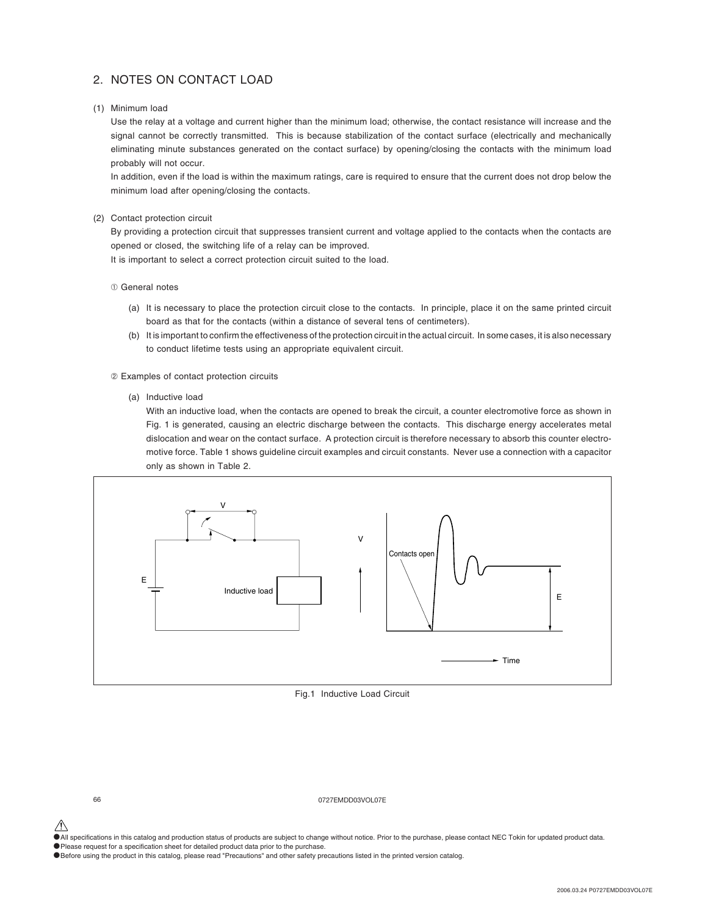## 2. NOTES ON CONTACT LOAD

(1) Minimum load

Use the relay at a voltage and current higher than the minimum load; otherwise, the contact resistance will increase and the signal cannot be correctly transmitted. This is because stabilization of the contact surface (electrically and mechanically eliminating minute substances generated on the contact surface) by opening/closing the contacts with the minimum load probably will not occur.

In addition, even if the load is within the maximum ratings, care is required to ensure that the current does not drop below the minimum load after opening/closing the contacts.

(2) Contact protection circuit

By providing a protection circuit that suppresses transient current and voltage applied to the contacts when the contacts are opened or closed, the switching life of a relay can be improved.

It is important to select a correct protection circuit suited to the load.

① General notes

(a) It is necessary to place the protection circuit close to the contacts. In principle, place it on the same printed circuit board as that for the contacts (within a distance of several tens of centimeters).

(b) It is important to confirm the effectiveness of the protection circuit in the actual circuit. In some cases, it is also necessary to conduct lifetime tests using an appropriate equivalent circuit.

② Examples of contact protection circuits

(a) Inductive load

With an inductive load, when the contacts are opened to break the circuit, a counter electromotive force as shown in Fig. 1 is generated, causing an electric discharge between the contacts. This discharge energy accelerates metal dislocation and wear on the contact surface. A protection circuit is therefore necessary to absorb this counter electromotive force. Table 1 shows guideline circuit examples and circuit constants. Never use a connection with a capacitor only as shown in Table 2.

Fig.1 Inductive Load Circuit

0727EMDD03VOL07E

⚠

- All specifications in this catalog and production status of products are subject to change without notice. Prior to the purchase, please contact NEC Tokin for updated product data.
- Please request for a specification sheet for detailed product data prior to the purchase.
- Before using the product in this catalog, please read "Precautions" and other safety precautions listed in the printed version catalog.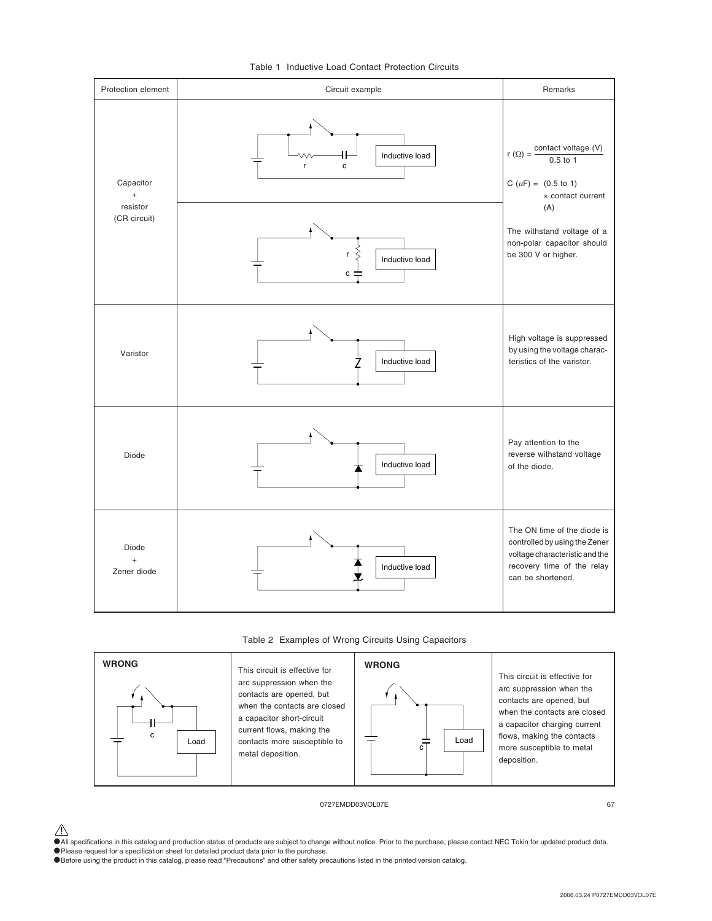Table 1 Inductive Load Contact Protection Circuits

| Protection element | Circuit example | Remarks |
|---|---|---|
| Capacitor + resistor (CR circuit) | r c Inductive load | $r\ (\Omega) = \dfrac{\text{contact voltage (V)}}{0.5 \text{ to } 1}$ <br> $C\ (\mu F) = (0.5 \text{ to } 1) \times \text{contact current (A)}$ <br> The withstand voltage of a non-polar capacitor should be 300 V or higher. |
| | r c Inductive load | |
| Varistor | Inductive load | High voltage is suppressed by using the voltage characteristics of the varistor. |
| Diode | Inductive load | Pay attention to the reverse withstand voltage of the diode. |
| Diode + Zener diode | Inductive load | The ON time of the diode is controlled by using the Zener voltage characteristic and the recovery time of the relay can be shortened. |

Table 2 Examples of Wrong Circuits Using Capacitors

| | | | |
|---|---|---|---|
| **WRONG** <br> c Load | This circuit is effective for arc suppression when the contacts are opened, but when the contacts are closed a capacitor short-circuit current flows, making the contacts more susceptible to metal deposition. | **WRONG** <br> c Load | This circuit is effective for arc suppression when the contacts are opened, but when the contacts are closed a capacitor charging current flows, making the contacts more susceptible to metal deposition. |

0727EMDD03VOL07E

- All specifications in this catalog and production status of products are subject to change without notice. Prior to the purchase, please contact NEC Tokin for updated product data.
- Please request for a specification sheet for detailed product data prior to the purchase.
- Before using the product in this catalog, please read "Precautions" and other safety precautions listed in the printed version catalog.

2006.03.24 P0727EMDD03VOL07E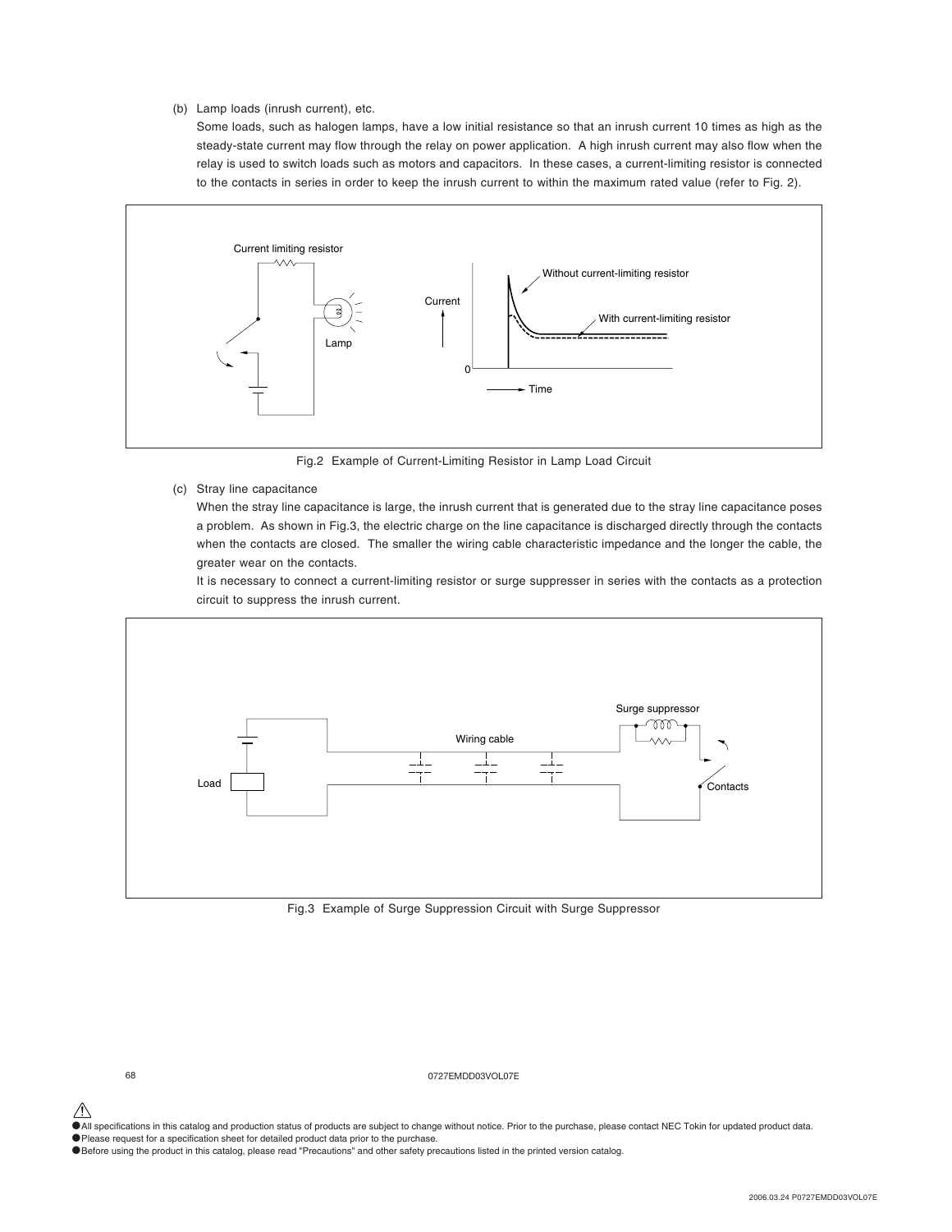(b) Lamp loads (inrush current), etc.

Some loads, such as halogen lamps, have a low initial resistance so that an inrush current 10 times as high as the steady-state current may flow through the relay on power application. A high inrush current may also flow when the relay is used to switch loads such as motors and capacitors. In these cases, a current-limiting resistor is connected to the contacts in series in order to keep the inrush current to within the maximum rated value (refer to Fig. 2).

Fig.2 Example of Current-Limiting Resistor in Lamp Load Circuit

(c) Stray line capacitance

When the stray line capacitance is large, the inrush current that is generated due to the stray line capacitance poses a problem. As shown in Fig.3, the electric charge on the line capacitance is discharged directly through the contacts when the contacts are closed. The smaller the wiring cable characteristic impedance and the longer the cable, the greater wear on the contacts.

It is necessary to connect a current-limiting resistor or surge suppresser in series with the contacts as a protection circuit to suppress the inrush current.

Fig.3 Example of Surge Suppression Circuit with Surge Suppressor

- All specifications in this catalog and production status of products are subject to change without notice. Prior to the purchase, please contact NEC Tokin for updated product data.
- Please request for a specification sheet for detailed product data prior to the purchase.
- Before using the product in this catalog, please read "Precautions" and other safety precautions listed in the printed version catalog.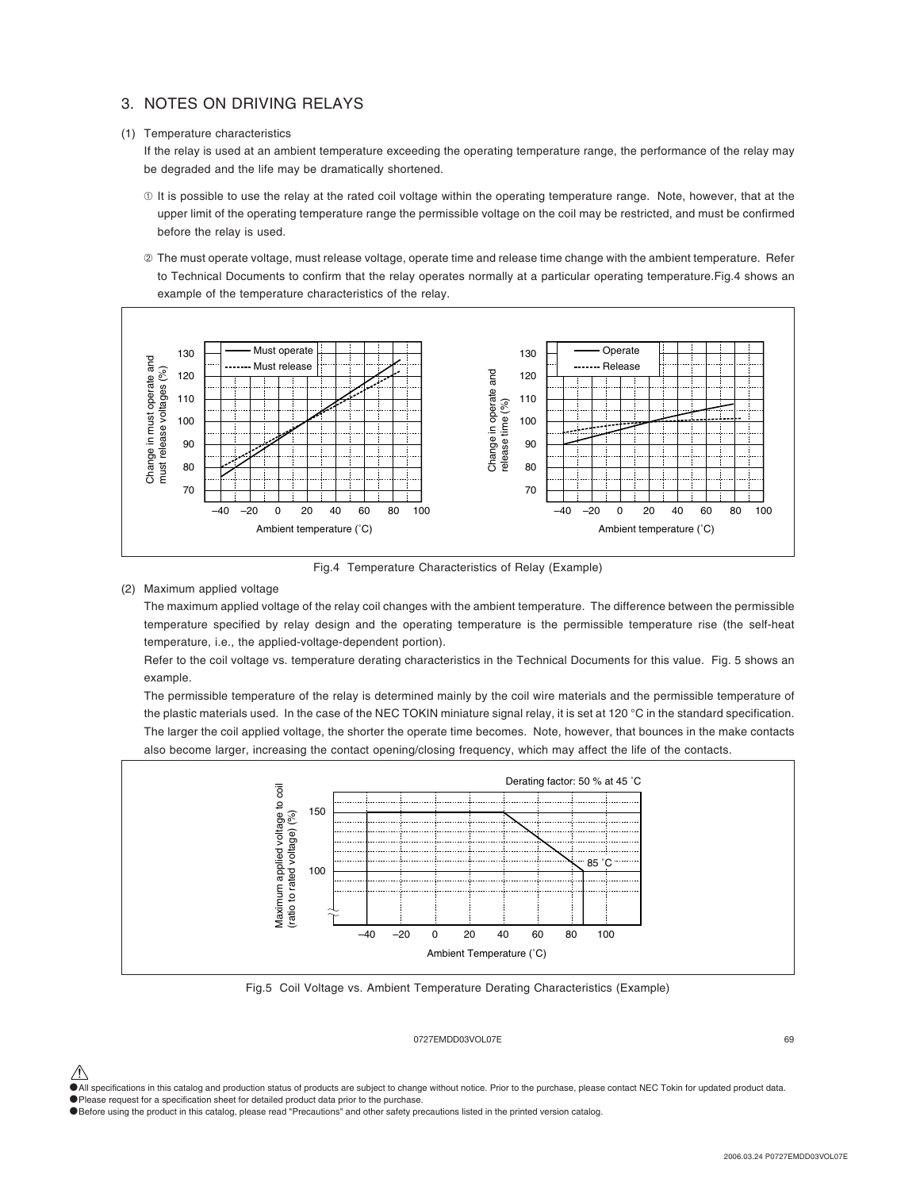## 3. NOTES ON DRIVING RELAYS

(1) Temperature characteristics

If the relay is used at an ambient temperature exceeding the operating temperature range, the performance of the relay may be degraded and the life may be dramatically shortened.

① It is possible to use the relay at the rated coil voltage within the operating temperature range. Note, however, that at the upper limit of the operating temperature range the permissible voltage on the coil may be restricted, and must be confirmed before the relay is used.

② The must operate voltage, must release voltage, operate time and release time change with the ambient temperature. Refer to Technical Documents to confirm that the relay operates normally at a particular operating temperature.Fig.4 shows an example of the temperature characteristics of the relay.

Fig.4 Temperature Characteristics of Relay (Example)

(2) Maximum applied voltage

The maximum applied voltage of the relay coil changes with the ambient temperature. The difference between the permissible temperature specified by relay design and the operating temperature is the permissible temperature rise (the self-heat temperature, i.e., the applied-voltage-dependent portion).

Refer to the coil voltage vs. temperature derating characteristics in the Technical Documents for this value. Fig. 5 shows an example.

The permissible temperature of the relay is determined mainly by the coil wire materials and the permissible temperature of the plastic materials used. In the case of the NEC TOKIN miniature signal relay, it is set at 120 °C in the standard specification. The larger the coil applied voltage, the shorter the operate time becomes. Note, however, that bounces in the make contacts also become larger, increasing the contact opening/closing frequency, which may affect the life of the contacts.

Fig.5 Coil Voltage vs. Ambient Temperature Derating Characteristics (Example)

- All specifications in this catalog and production status of products are subject to change without notice. Prior to the purchase, please contact NEC Tokin for updated product data.
- Please request for a specification sheet for detailed product data prior to the purchase.
- Before using the product in this catalog, please read "Precautions" and other safety precautions listed in the printed version catalog.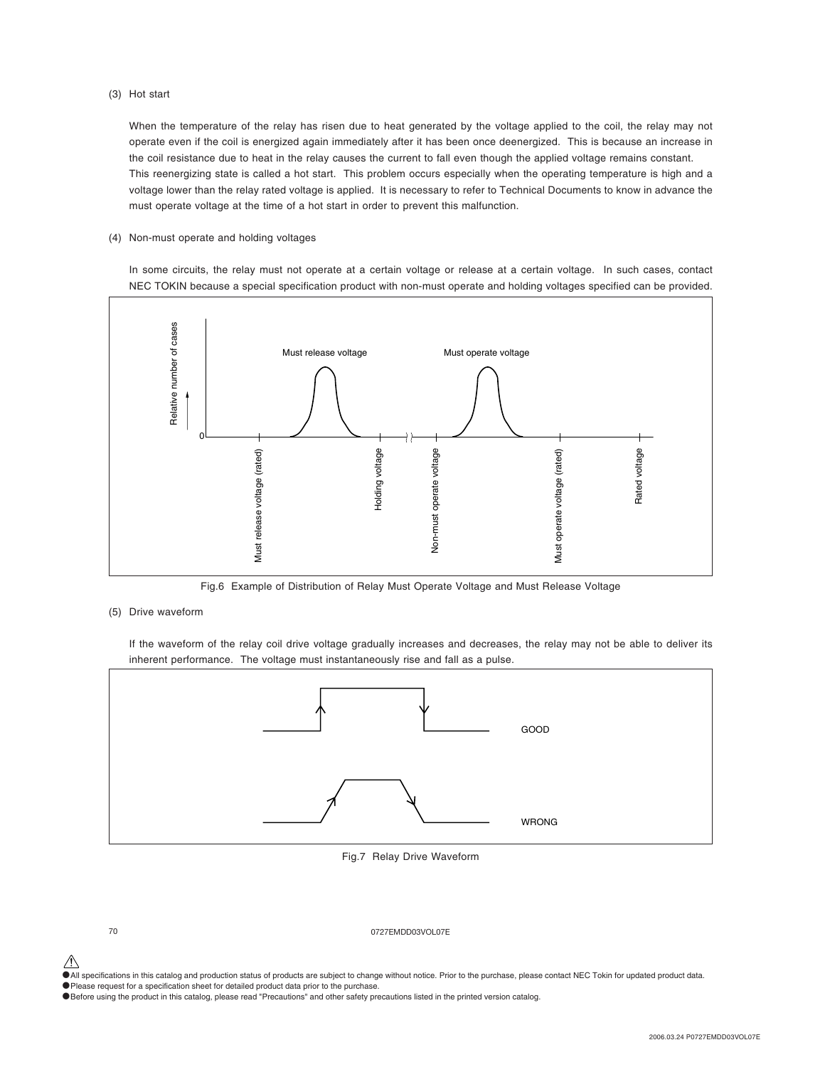(3) Hot start

When the temperature of the relay has risen due to heat generated by the voltage applied to the coil, the relay may not operate even if the coil is energized again immediately after it has been once deenergized. This is because an increase in the coil resistance due to heat in the relay causes the current to fall even though the applied voltage remains constant.
This reenergizing state is called a hot start. This problem occurs especially when the operating temperature is high and a voltage lower than the relay rated voltage is applied. It is necessary to refer to Technical Documents to know in advance the must operate voltage at the time of a hot start in order to prevent this malfunction.

(4) Non-must operate and holding voltages

In some circuits, the relay must not operate at a certain voltage or release at a certain voltage. In such cases, contact NEC TOKIN because a special specification product with non-must operate and holding voltages specified can be provided.

Fig.6 Example of Distribution of Relay Must Operate Voltage and Must Release Voltage

(5) Drive waveform

If the waveform of the relay coil drive voltage gradually increases and decreases, the relay may not be able to deliver its inherent performance. The voltage must instantaneously rise and fall as a pulse.

Fig.7 Relay Drive Waveform

0727EMDD03VOL07E

- All specifications in this catalog and production status of products are subject to change without notice. Prior to the purchase, please contact NEC Tokin for updated product data.
- Please request for a specification sheet for detailed product data prior to the purchase.
- Before using the product in this catalog, please read "Precautions" and other safety precautions listed in the printed version catalog.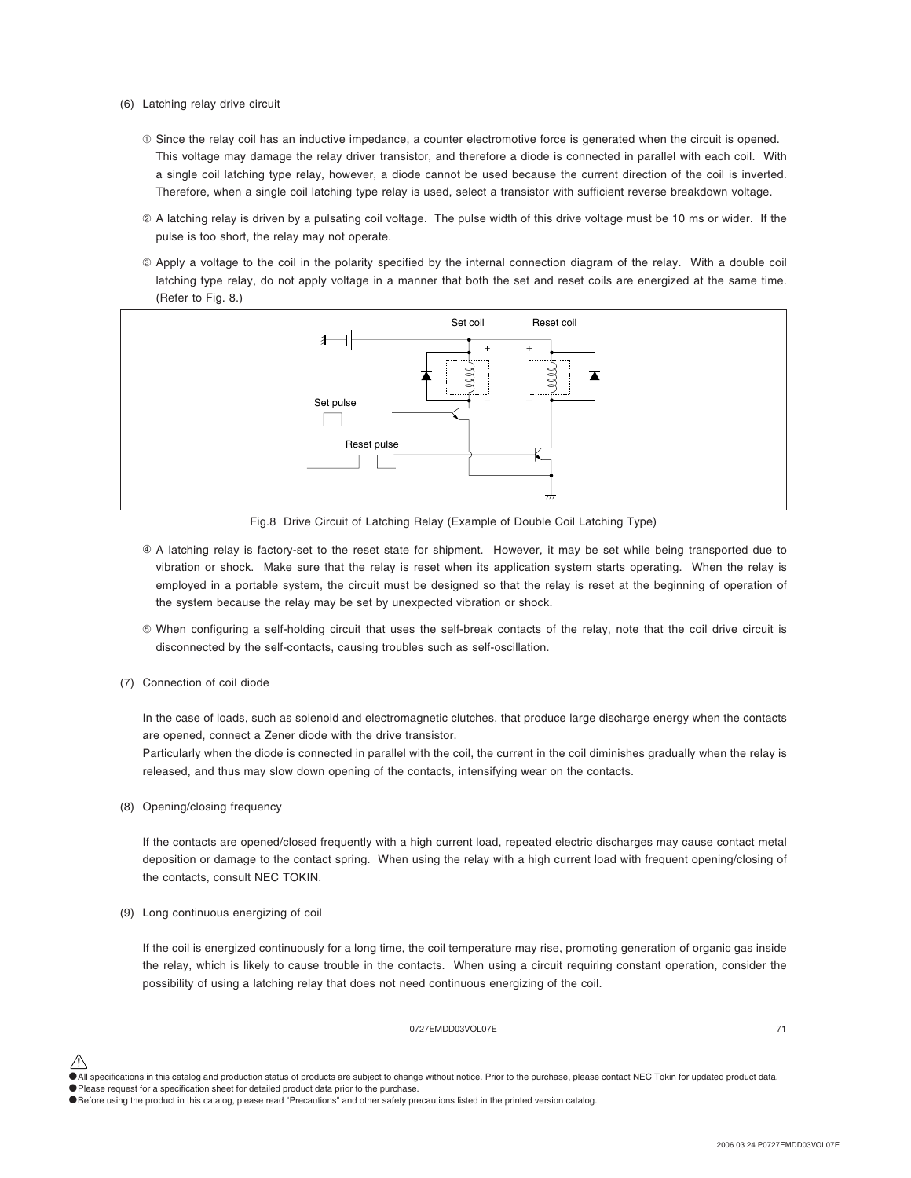(6) Latching relay drive circuit

① Since the relay coil has an inductive impedance, a counter electromotive force is generated when the circuit is opened. This voltage may damage the relay driver transistor, and therefore a diode is connected in parallel with each coil. With a single coil latching type relay, however, a diode cannot be used because the current direction of the coil is inverted. Therefore, when a single coil latching type relay is used, select a transistor with sufficient reverse breakdown voltage.

② A latching relay is driven by a pulsating coil voltage. The pulse width of this drive voltage must be 10 ms or wider. If the pulse is too short, the relay may not operate.

③ Apply a voltage to the coil in the polarity specified by the internal connection diagram of the relay. With a double coil latching type relay, do not apply voltage in a manner that both the set and reset coils are energized at the same time. (Refer to Fig. 8.)

Set coil Reset coil

Set pulse

Reset pulse

Fig.8 Drive Circuit of Latching Relay (Example of Double Coil Latching Type)

④ A latching relay is factory-set to the reset state for shipment. However, it may be set while being transported due to vibration or shock. Make sure that the relay is reset when its application system starts operating. When the relay is employed in a portable system, the circuit must be designed so that the relay is reset at the beginning of operation of the system because the relay may be set by unexpected vibration or shock.

⑤ When configuring a self-holding circuit that uses the self-break contacts of the relay, note that the coil drive circuit is disconnected by the self-contacts, causing troubles such as self-oscillation.

(7) Connection of coil diode

In the case of loads, such as solenoid and electromagnetic clutches, that produce large discharge energy when the contacts are opened, connect a Zener diode with the drive transistor.
Particularly when the diode is connected in parallel with the coil, the current in the coil diminishes gradually when the relay is released, and thus may slow down opening of the contacts, intensifying wear on the contacts.

(8) Opening/closing frequency

If the contacts are opened/closed frequently with a high current load, repeated electric discharges may cause contact metal deposition or damage to the contact spring. When using the relay with a high current load with frequent opening/closing of the contacts, consult NEC TOKIN.

(9) Long continuous energizing of coil

If the coil is energized continuously for a long time, the coil temperature may rise, promoting generation of organic gas inside the relay, which is likely to cause trouble in the contacts. When using a circuit requiring constant operation, consider the possibility of using a latching relay that does not need continuous energizing of the coil.

- All specifications in this catalog and production status of products are subject to change without notice. Prior to the purchase, please contact NEC Tokin for updated product data.
- Please request for a specification sheet for detailed product data prior to the purchase.
- Before using the product in this catalog, please read "Precautions" and other safety precautions listed in the printed version catalog.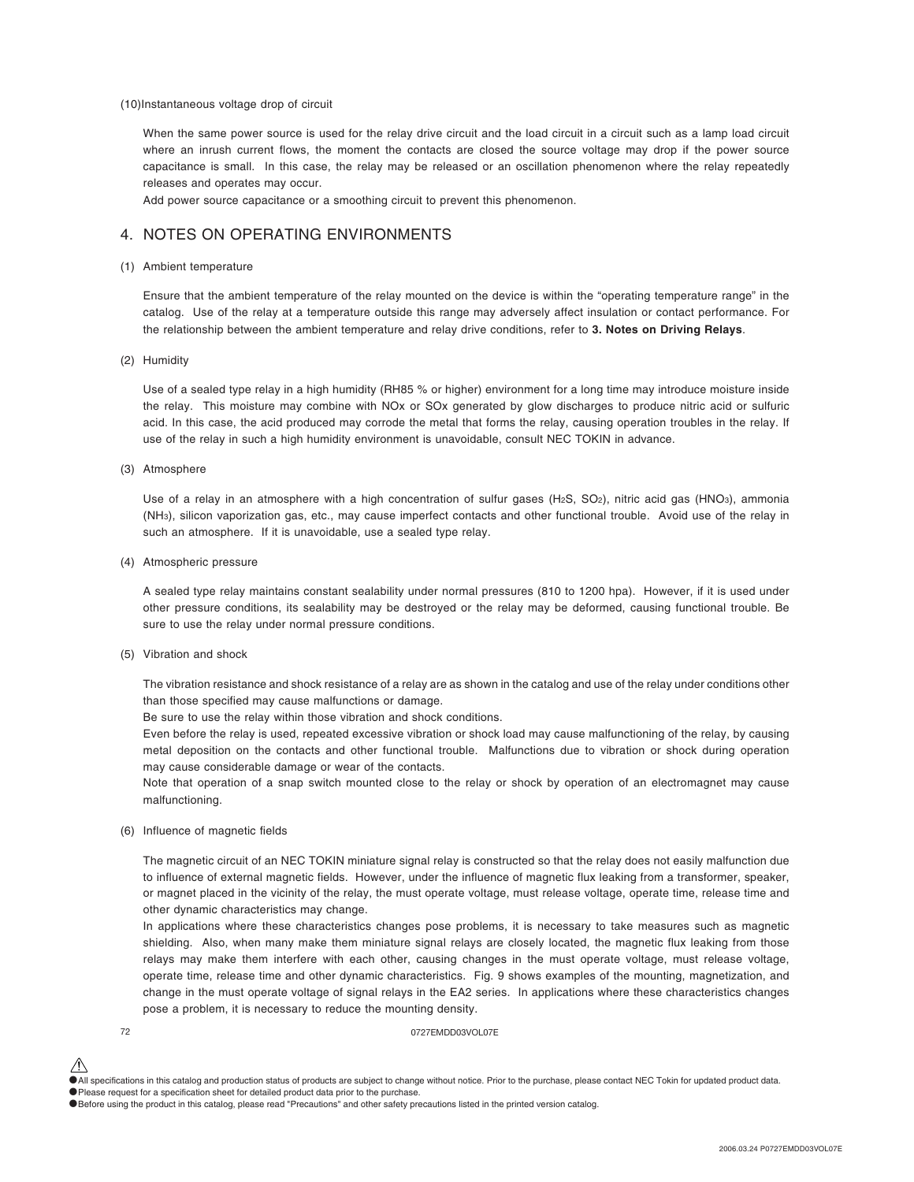(10)Instantaneous voltage drop of circuit

When the same power source is used for the relay drive circuit and the load circuit in a circuit such as a lamp load circuit where an inrush current flows, the moment the contacts are closed the source voltage may drop if the power source capacitance is small. In this case, the relay may be released or an oscillation phenomenon where the relay repeatedly releases and operates may occur.
Add power source capacitance or a smoothing circuit to prevent this phenomenon.

## 4. NOTES ON OPERATING ENVIRONMENTS

(1) Ambient temperature

Ensure that the ambient temperature of the relay mounted on the device is within the "operating temperature range" in the catalog. Use of the relay at a temperature outside this range may adversely affect insulation or contact performance. For the relationship between the ambient temperature and relay drive conditions, refer to **3. Notes on Driving Relays**.

(2) Humidity

Use of a sealed type relay in a high humidity (RH85 % or higher) environment for a long time may introduce moisture inside the relay. This moisture may combine with NOx or SOx generated by glow discharges to produce nitric acid or sulfuric acid. In this case, the acid produced may corrode the metal that forms the relay, causing operation troubles in the relay. If use of the relay in such a high humidity environment is unavoidable, consult NEC TOKIN in advance.

(3) Atmosphere

Use of a relay in an atmosphere with a high concentration of sulfur gases ($H_2S$, $SO_2$), nitric acid gas ($HNO_3$), ammonia ($NH_3$), silicon vaporization gas, etc., may cause imperfect contacts and other functional trouble. Avoid use of the relay in such an atmosphere. If it is unavoidable, use a sealed type relay.

(4) Atmospheric pressure

A sealed type relay maintains constant sealability under normal pressures (810 to 1200 hpa). However, if it is used under other pressure conditions, its sealability may be destroyed or the relay may be deformed, causing functional trouble. Be sure to use the relay under normal pressure conditions.

(5) Vibration and shock

The vibration resistance and shock resistance of a relay are as shown in the catalog and use of the relay under conditions other than those specified may cause malfunctions or damage.
Be sure to use the relay within those vibration and shock conditions.
Even before the relay is used, repeated excessive vibration or shock load may cause malfunctioning of the relay, by causing metal deposition on the contacts and other functional trouble. Malfunctions due to vibration or shock during operation may cause considerable damage or wear of the contacts.
Note that operation of a snap switch mounted close to the relay or shock by operation of an electromagnet may cause malfunctioning.

(6) Influence of magnetic fields

The magnetic circuit of an NEC TOKIN miniature signal relay is constructed so that the relay does not easily malfunction due to influence of external magnetic fields. However, under the influence of magnetic flux leaking from a transformer, speaker, or magnet placed in the vicinity of the relay, the must operate voltage, must release voltage, operate time, release time and other dynamic characteristics may change.
In applications where these characteristics changes pose problems, it is necessary to take measures such as magnetic shielding. Also, when many make them miniature signal relays are closely located, the magnetic flux leaking from those relays may make them interfere with each other, causing changes in the must operate voltage, must release voltage, operate time, release time and other dynamic characteristics. Fig. 9 shows examples of the mounting, magnetization, and change in the must operate voltage of signal relays in the EA2 series. In applications where these characteristics changes pose a problem, it is necessary to reduce the mounting density.

- All specifications in this catalog and production status of products are subject to change without notice. Prior to the purchase, please contact NEC Tokin for updated product data.
- Please request for a specification sheet for detailed product data prior to the purchase.
- Before using the product in this catalog, please read "Precautions" and other safety precautions listed in the printed version catalog.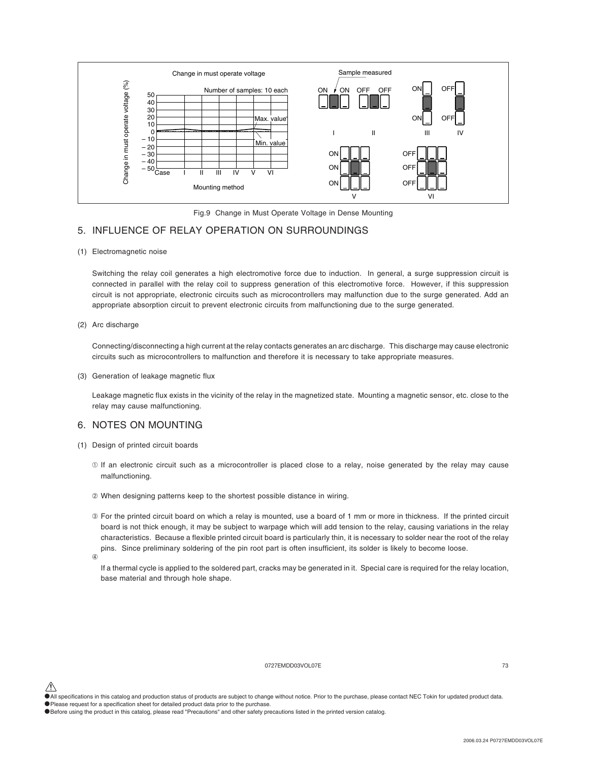Fig.9 Change in Must Operate Voltage in Dense Mounting

## 5. INFLUENCE OF RELAY OPERATION ON SURROUNDINGS

(1) Electromagnetic noise

Switching the relay coil generates a high electromotive force due to induction. In general, a surge suppression circuit is connected in parallel with the relay coil to suppress generation of this electromotive force. However, if this suppression circuit is not appropriate, electronic circuits such as microcontrollers may malfunction due to the surge generated. Add an appropriate absorption circuit to prevent electronic circuits from malfunctioning due to the surge generated.

(2) Arc discharge

Connecting/disconnecting a high current at the relay contacts generates an arc discharge. This discharge may cause electronic circuits such as microcontrollers to malfunction and therefore it is necessary to take appropriate measures.

(3) Generation of leakage magnetic flux

Leakage magnetic flux exists in the vicinity of the relay in the magnetized state. Mounting a magnetic sensor, etc. close to the relay may cause malfunctioning.

## 6. NOTES ON MOUNTING

(1) Design of printed circuit boards

① If an electronic circuit such as a microcontroller is placed close to a relay, noise generated by the relay may cause malfunctioning.

② When designing patterns keep to the shortest possible distance in wiring.

③ For the printed circuit board on which a relay is mounted, use a board of 1 mm or more in thickness. If the printed circuit board is not thick enough, it may be subject to warpage which will add tension to the relay, causing variations in the relay characteristics. Because a flexible printed circuit board is particularly thin, it is necessary to solder near the root of the relay pins. Since preliminary soldering of the pin root part is often insufficient, its solder is likely to become loose.

④

If a thermal cycle is applied to the soldered part, cracks may be generated in it. Special care is required for the relay location, base material and through hole shape.

●All specifications in this catalog and production status of products are subject to change without notice. Prior to the purchase, please contact NEC Tokin for updated product data.
●Please request for a specification sheet for detailed product data prior to the purchase.
●Before using the product in this catalog, please read "Precautions" and other safety precautions listed in the printed version catalog.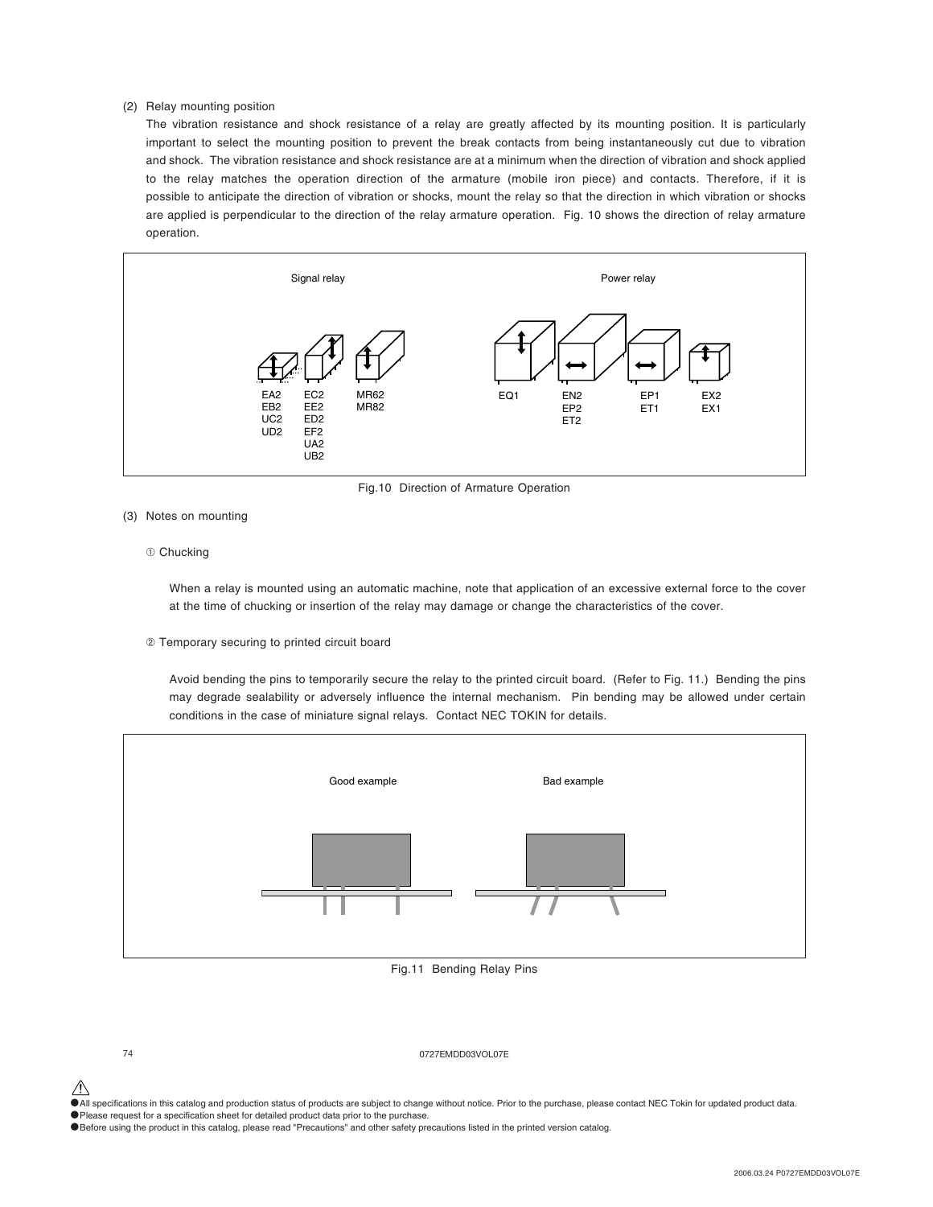(2) Relay mounting position

The vibration resistance and shock resistance of a relay are greatly affected by its mounting position. It is particularly important to select the mounting position to prevent the break contacts from being instantaneously cut due to vibration and shock. The vibration resistance and shock resistance are at a minimum when the direction of vibration and shock applied to the relay matches the operation direction of the armature (mobile iron piece) and contacts. Therefore, if it is possible to anticipate the direction of vibration or shocks, mount the relay so that the direction in which vibration or shocks are applied is perpendicular to the direction of the relay armature operation. Fig. 10 shows the direction of relay armature operation.

Signal relay

EA2
EB2
UC2
UD2

EC2
EE2
ED2
EF2
UA2
UB2

MR62
MR82

Power relay

EQ1

EN2
EP2
ET2

EP1
ET1

EX2
EX1

Fig.10 Direction of Armature Operation

(3) Notes on mounting

① Chucking

When a relay is mounted using an automatic machine, note that application of an excessive external force to the cover at the time of chucking or insertion of the relay may damage or change the characteristics of the cover.

② Temporary securing to printed circuit board

Avoid bending the pins to temporarily secure the relay to the printed circuit board. (Refer to Fig. 11.) Bending the pins may degrade sealability or adversely influence the internal mechanism. Pin bending may be allowed under certain conditions in the case of miniature signal relays. Contact NEC TOKIN for details.

Good example

Bad example

Fig.11 Bending Relay Pins

0727EMDD03VOL07E

- All specifications in this catalog and production status of products are subject to change without notice. Prior to the purchase, please contact NEC Tokin for updated product data.
- Please request for a specification sheet for detailed product data prior to the purchase.
- Before using the product in this catalog, please read "Precautions" and other safety precautions listed in the printed version catalog.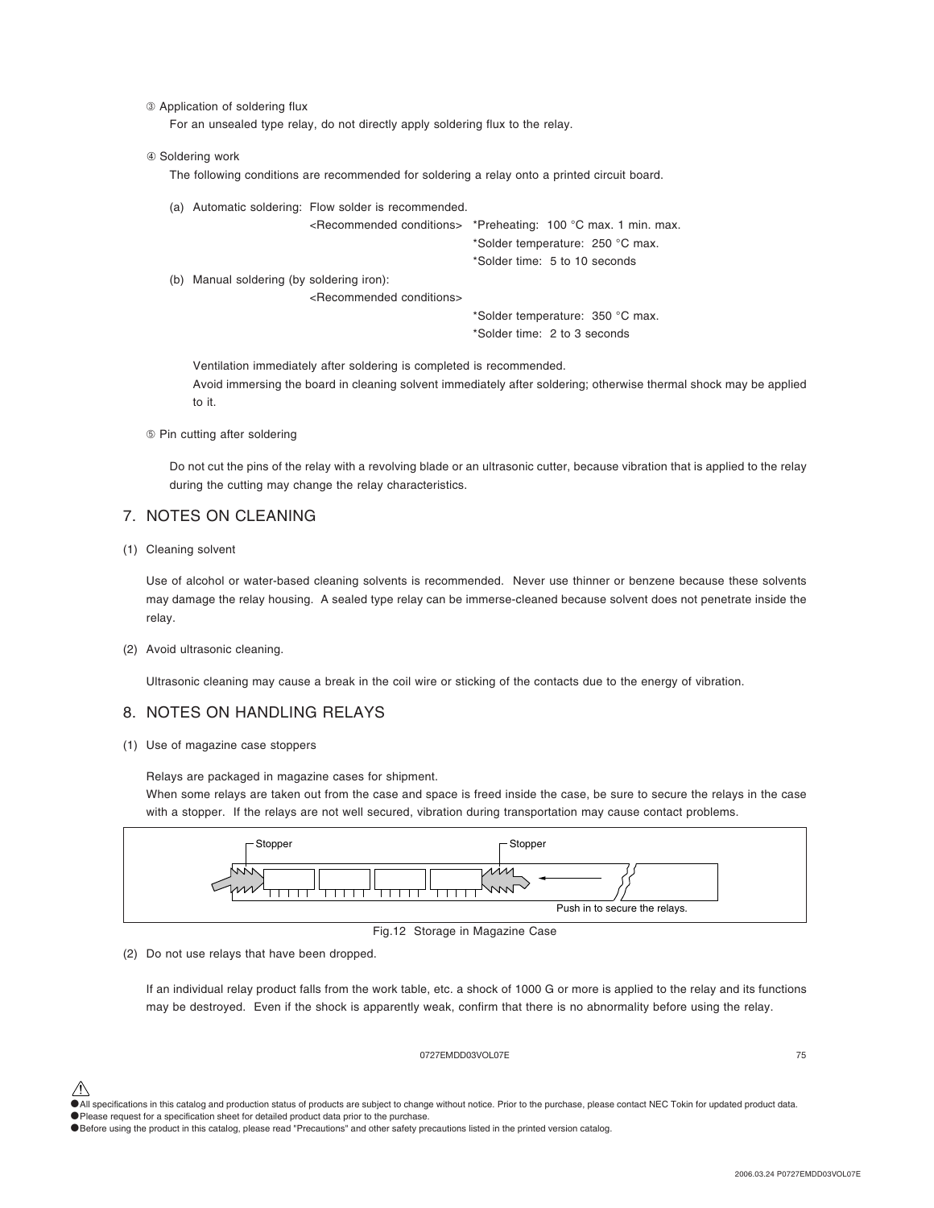③ Application of soldering flux

For an unsealed type relay, do not directly apply soldering flux to the relay.

④ Soldering work

The following conditions are recommended for soldering a relay onto a printed circuit board.

(a) Automatic soldering: Flow solder is recommended.
<Recommended conditions>
*Preheating: 100 °C max. 1 min. max.
*Solder temperature: 250 °C max.
*Solder time: 5 to 10 seconds

(b) Manual soldering (by soldering iron):
<Recommended conditions>
*Solder temperature: 350 °C max.
*Solder time: 2 to 3 seconds

Ventilation immediately after soldering is completed is recommended.
Avoid immersing the board in cleaning solvent immediately after soldering; otherwise thermal shock may be applied to it.

⑤ Pin cutting after soldering

Do not cut the pins of the relay with a revolving blade or an ultrasonic cutter, because vibration that is applied to the relay during the cutting may change the relay characteristics.

## 7. NOTES ON CLEANING

(1) Cleaning solvent

Use of alcohol or water-based cleaning solvents is recommended. Never use thinner or benzene because these solvents may damage the relay housing. A sealed type relay can be immerse-cleaned because solvent does not penetrate inside the relay.

(2) Avoid ultrasonic cleaning.

Ultrasonic cleaning may cause a break in the coil wire or sticking of the contacts due to the energy of vibration.

## 8. NOTES ON HANDLING RELAYS

(1) Use of magazine case stoppers

Relays are packaged in magazine cases for shipment.
When some relays are taken out from the case and space is freed inside the case, be sure to secure the relays in the case with a stopper. If the relays are not well secured, vibration during transportation may cause contact problems.

Stopper Stopper

Push in to secure the relays.

Fig.12 Storage in Magazine Case

(2) Do not use relays that have been dropped.

If an individual relay product falls from the work table, etc. a shock of 1000 G or more is applied to the relay and its functions may be destroyed. Even if the shock is apparently weak, confirm that there is no abnormality before using the relay.

0727EMDD03VOL07E

- All specifications in this catalog and production status of products are subject to change without notice. Prior to the purchase, please contact NEC Tokin for updated product data.
- Please request for a specification sheet for detailed product data prior to the purchase.
- Before using the product in this catalog, please read "Precautions" and other safety precautions listed in the printed version catalog.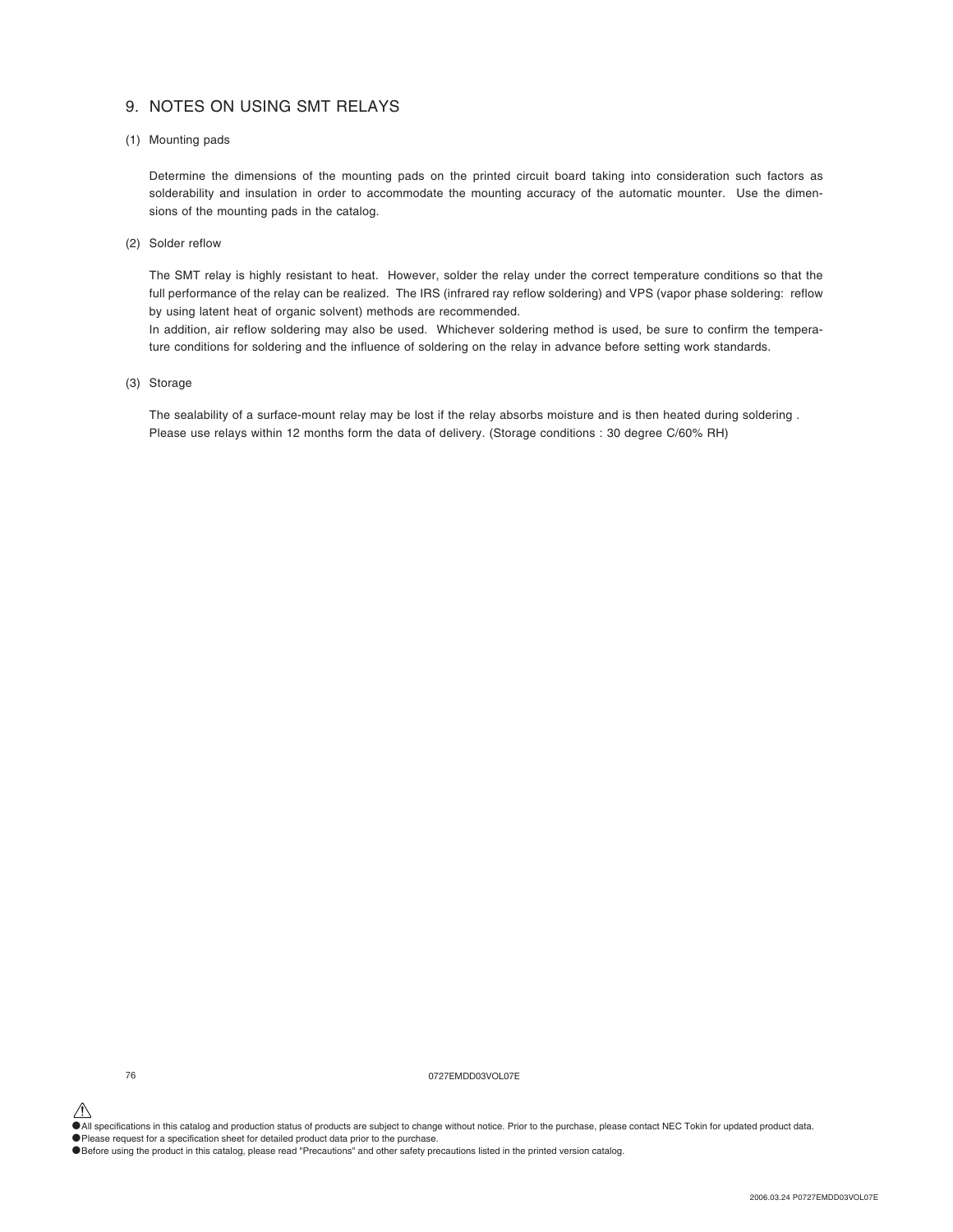## 9. NOTES ON USING SMT RELAYS

(1) Mounting pads

Determine the dimensions of the mounting pads on the printed circuit board taking into consideration such factors as solderability and insulation in order to accommodate the mounting accuracy of the automatic mounter. Use the dimensions of the mounting pads in the catalog.

(2) Solder reflow

The SMT relay is highly resistant to heat. However, solder the relay under the correct temperature conditions so that the full performance of the relay can be realized. The IRS (infrared ray reflow soldering) and VPS (vapor phase soldering: reflow by using latent heat of organic solvent) methods are recommended.
In addition, air reflow soldering may also be used. Whichever soldering method is used, be sure to confirm the temperature conditions for soldering and the influence of soldering on the relay in advance before setting work standards.

(3) Storage

The sealability of a surface-mount relay may be lost if the relay absorbs moisture and is then heated during soldering .
Please use relays within 12 months form the data of delivery. (Storage conditions : 30 degree C/60% RH)

0727EMDD03VOL07E

- All specifications in this catalog and production status of products are subject to change without notice. Prior to the purchase, please contact NEC Tokin for updated product data.
- Please request for a specification sheet for detailed product data prior to the purchase.
- Before using the product in this catalog, please read "Precautions" and other safety precautions listed in the printed version catalog.

2006.03.24 P0727EMDD03VOL07E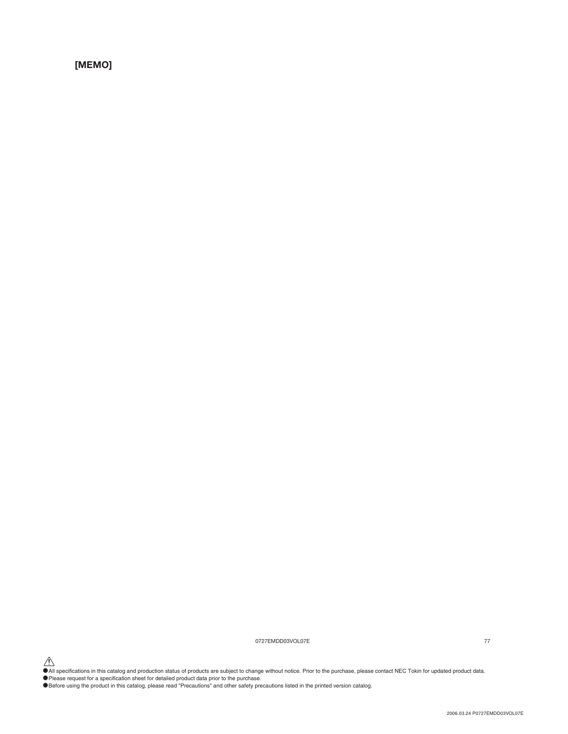**[MEMO]**

⚠

- All specifications in this catalog and production status of products are subject to change without notice. Prior to the purchase, please contact NEC Tokin for updated product data.
- Please request for a specification sheet for detailed product data prior to the purchase.
- Before using the product in this catalog, please read "Precautions" and other safety precautions listed in the printed version catalog.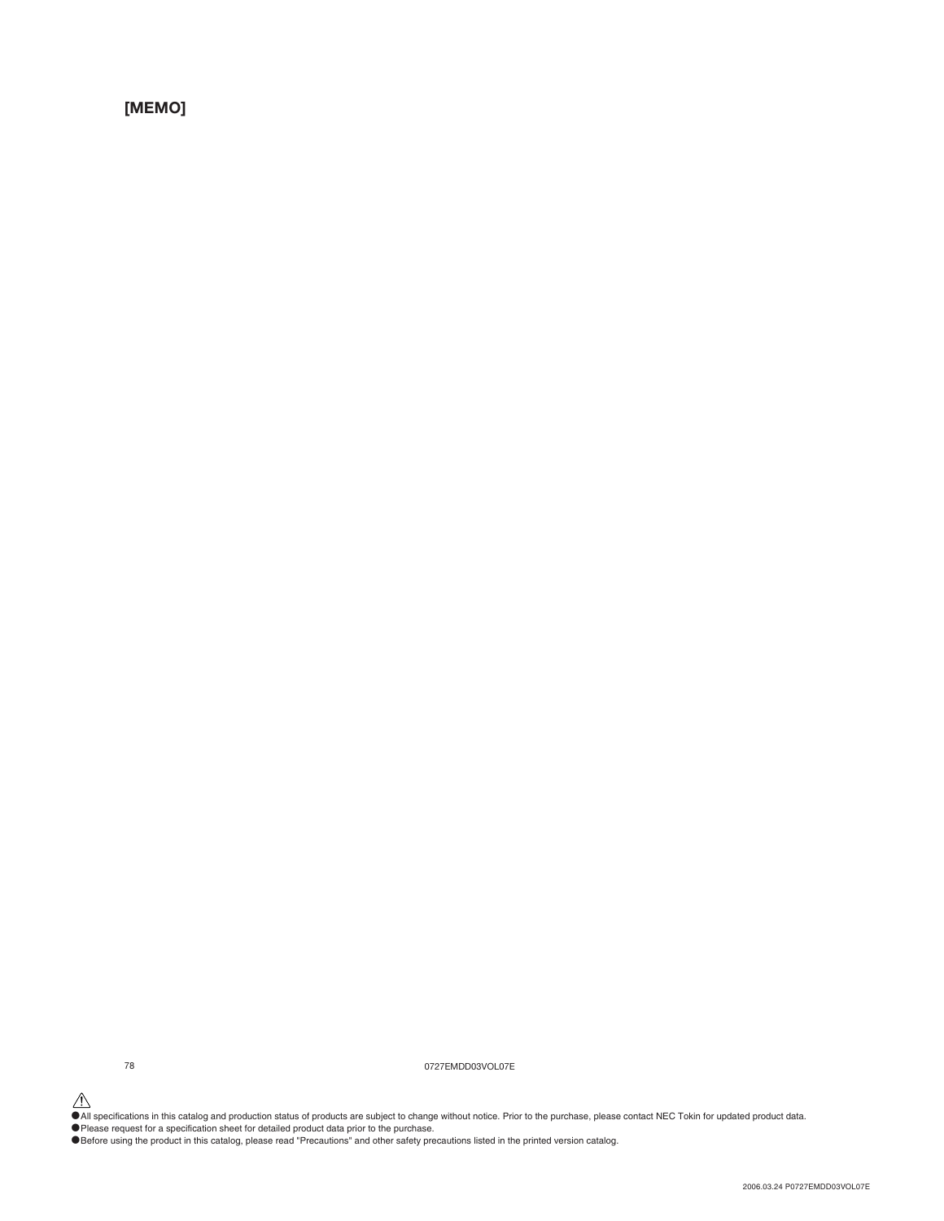**[MEMO]**

⚠

- All specifications in this catalog and production status of products are subject to change without notice. Prior to the purchase, please contact NEC Tokin for updated product data.
- Please request for a specification sheet for detailed product data prior to the purchase.
- Before using the product in this catalog, please read "Precautions" and other safety precautions listed in the printed version catalog.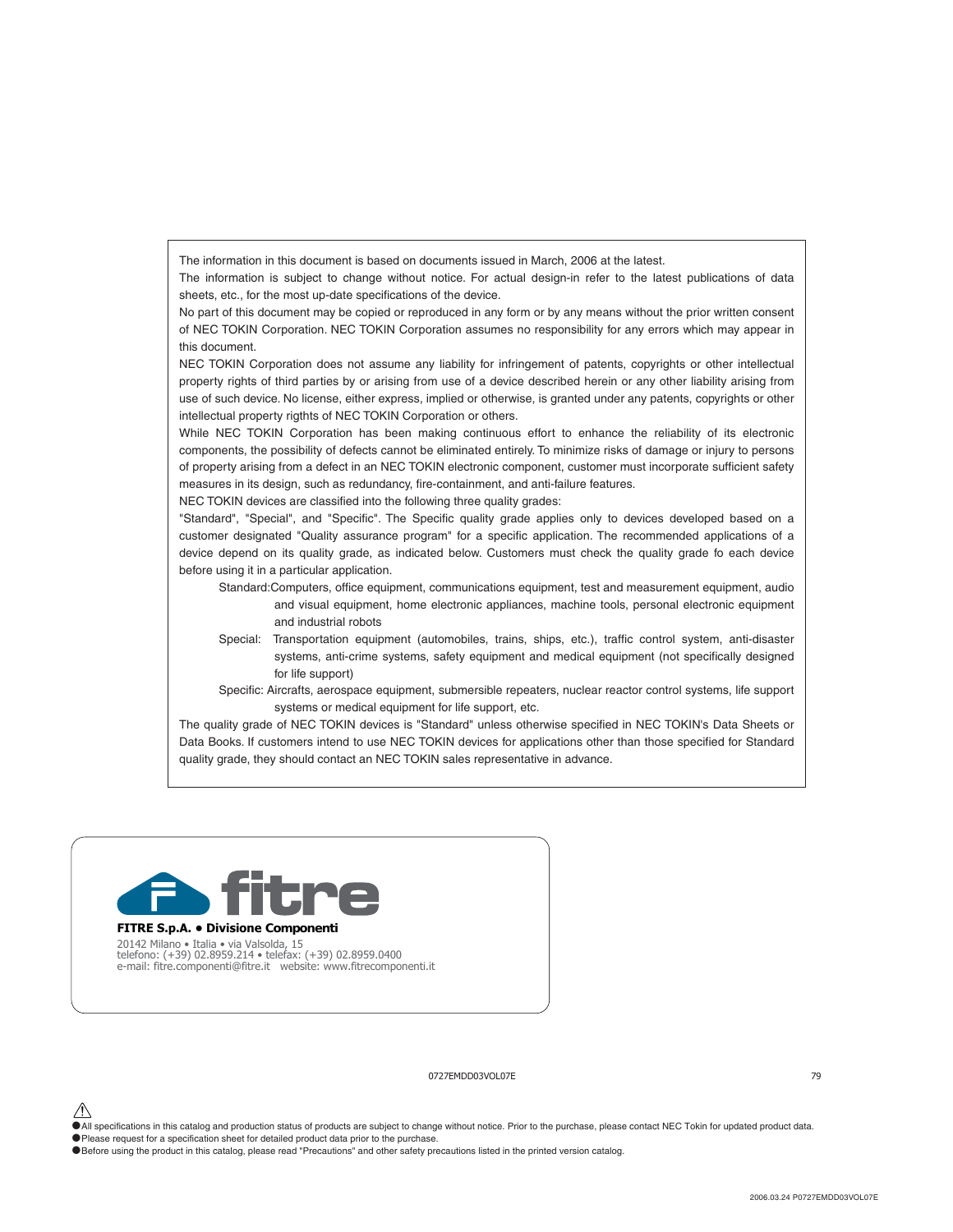The information in this document is based on documents issued in March, 2006 at the latest.

The information is subject to change without notice. For actual design-in refer to the latest publications of data sheets, etc., for the most up-date specifications of the device.

No part of this document may be copied or reproduced in any form or by any means without the prior written consent of NEC TOKIN Corporation. NEC TOKIN Corporation assumes no responsibility for any errors which may appear in this document.

NEC TOKIN Corporation does not assume any liability for infringement of patents, copyrights or other intellectual property rights of third parties by or arising from use of a device described herein or any other liability arising from use of such device. No license, either express, implied or otherwise, is granted under any patents, copyrights or other intellectual property rigths of NEC TOKIN Corporation or others.

While NEC TOKIN Corporation has been making continuous effort to enhance the reliability of its electronic components, the possibility of defects cannot be eliminated entirely. To minimize risks of damage or injury to persons of property arising from a defect in an NEC TOKIN electronic component, customer must incorporate sufficient safety measures in its design, such as redundancy, fire-containment, and anti-failure features.

NEC TOKIN devices are classified into the following three quality grades:

"Standard", "Special", and "Specific". The Specific quality grade applies only to devices developed based on a customer designated "Quality assurance program" for a specific application. The recommended applications of a device depend on its quality grade, as indicated below. Customers must check the quality grade fo each device before using it in a particular application.

Standard: Computers, office equipment, communications equipment, test and measurement equipment, audio and visual equipment, home electronic appliances, machine tools, personal electronic equipment and industrial robots

Special: Transportation equipment (automobiles, trains, ships, etc.), traffic control system, anti-disaster systems, anti-crime systems, safety equipment and medical equipment (not specifically designed for life support)

Specific: Aircrafts, aerospace equipment, submersible repeaters, nuclear reactor control systems, life support systems or medical equipment for life support, etc.

The quality grade of NEC TOKIN devices is "Standard" unless otherwise specified in NEC TOKIN's Data Sheets or Data Books. If customers intend to use NEC TOKIN devices for applications other than those specified for Standard quality grade, they should contact an NEC TOKIN sales representative in advance.

fitre

**FITRE S.p.A. • Divisione Componenti**

20142 Milano • Italia • via Valsolda, 15
telefono: (+39) 02.8959.214 • telefax: (+39) 02.8959.0400
e-mail: fitre.componenti@fitre.it website: www.fitrecomponenti.it

0727EMDD03VOL07E

⚠
- All specifications in this catalog and production status of products are subject to change without notice. Prior to the purchase, please contact NEC Tokin for updated product data.
- Please request for a specification sheet for detailed product data prior to the purchase.
- Before using the product in this catalog, please read "Precautions" and other safety precautions listed in the printed version catalog.

2006.03.24 P0727EMDD03VOL07E